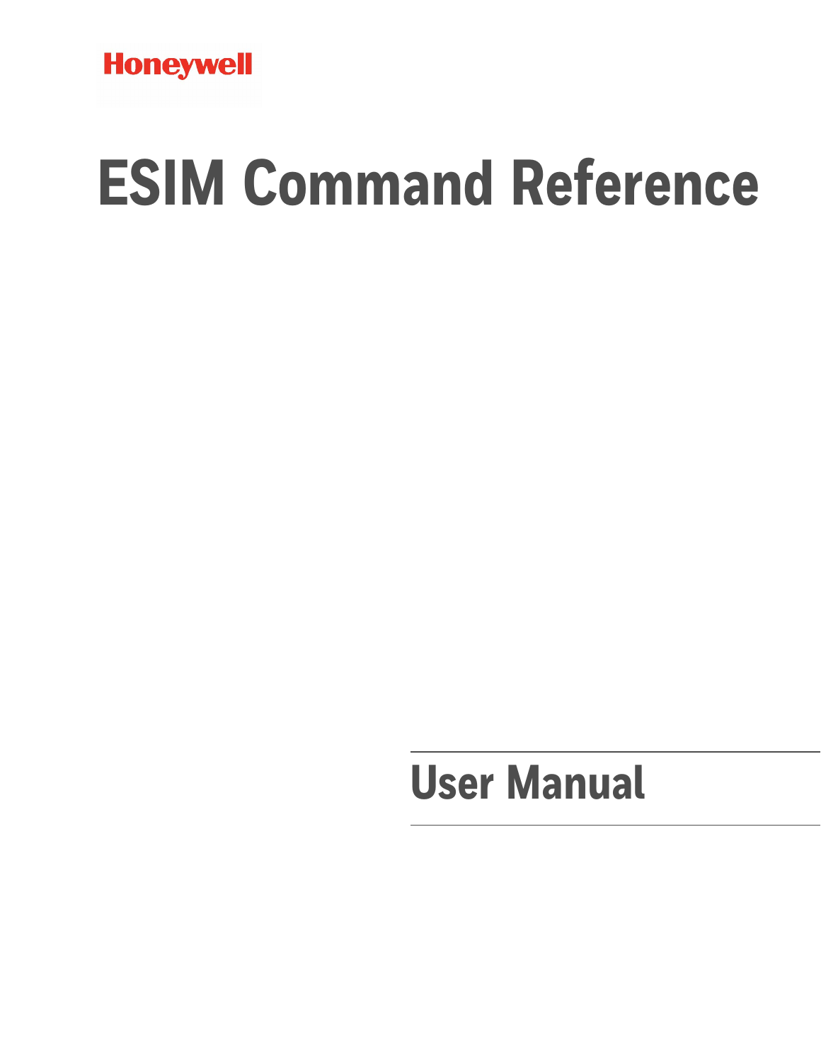Honeywell

# ESIM Command Reference

## User Manual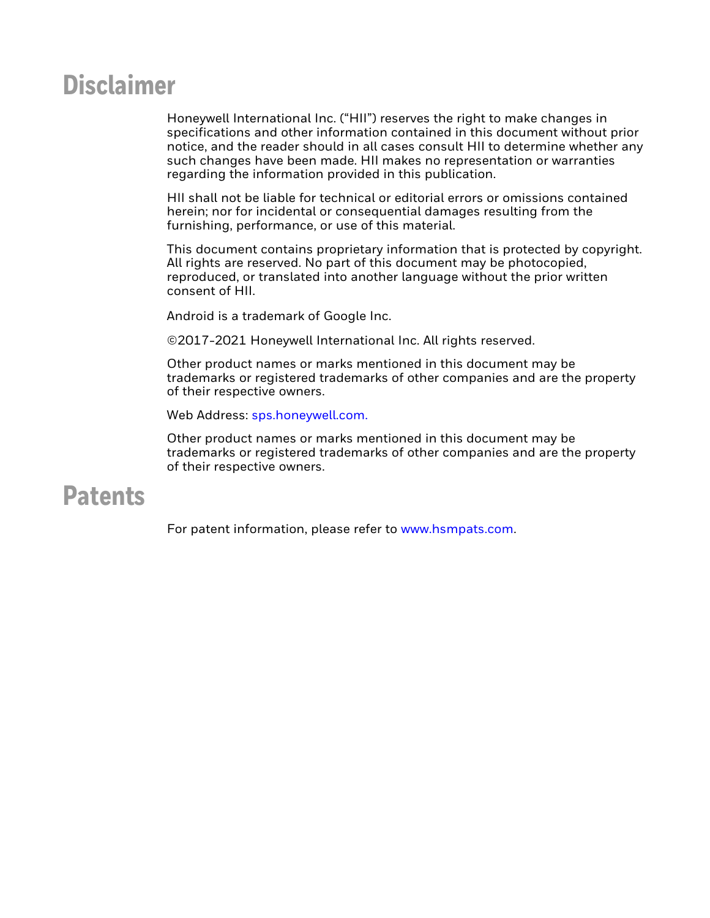# Disclaimer

Honeywell International Inc. ("HII") reserves the right to make changes in specifications and other information contained in this document without prior notice, and the reader should in all cases consult HII to determine whether any such changes have been made. HII makes no representation or warranties regarding the information provided in this publication.

HII shall not be liable for technical or editorial errors or omissions contained herein; nor for incidental or consequential damages resulting from the furnishing, performance, or use of this material.

This document contains proprietary information that is protected by copyright. All rights are reserved. No part of this document may be photocopied, reproduced, or translated into another language without the prior written consent of HII.

Android is a trademark of Google Inc.

©2017-2021 Honeywell International Inc. All rights reserved.

Other product names or marks mentioned in this document may be trademarks or registered trademarks of other companies and are the property of their respective owners.

Web Address: sps.honeywell.com.

Other product names or marks mentioned in this document may be trademarks or registered trademarks of other companies and are the property of their respective owners.

# Patents

For patent information, please refer to www.hsmpats.com.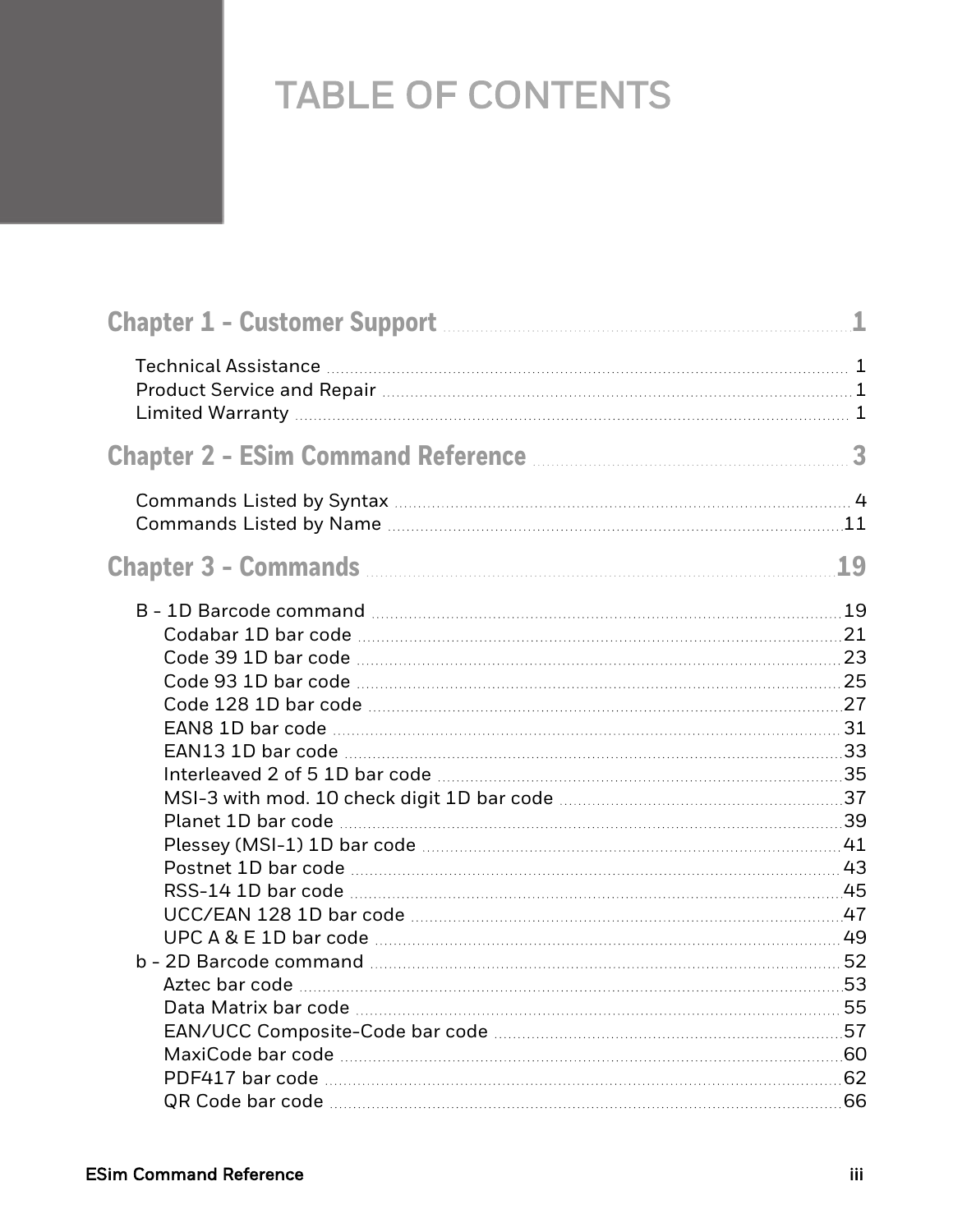# TABLE OF CONTENTS

**Chapter 1 - Customer Support** ..... 1

- Technical Assistance ..... 1
- Product Service and Repair ..... 1
- Limited Warranty ..... 1

**Chapter 2 - ESim Command Reference** ..... 3

- Commands Listed by Syntax ..... 4
- Commands Listed by Name ..... 11

**Chapter 3 - Commands** ..... 19

- B - 1D Barcode command ..... 19
  - Codabar 1D bar code ..... 21
  - Code 39 1D bar code ..... 23
  - Code 93 1D bar code ..... 25
  - Code 128 1D bar code ..... 27
  - EAN8 1D bar code ..... 31
  - EAN13 1D bar code ..... 33
  - Interleaved 2 of 5 1D bar code ..... 35
  - MSI-3 with mod. 10 check digit 1D bar code ..... 37
  - Planet 1D bar code ..... 39
  - Plessey (MSI-1) 1D bar code ..... 41
  - Postnet 1D bar code ..... 43
  - RSS-14 1D bar code ..... 45
  - UCC/EAN 128 1D bar code ..... 47
  - UPC A & E 1D bar code ..... 49
- b - 2D Barcode command ..... 52
  - Aztec bar code ..... 53
  - Data Matrix bar code ..... 55
  - EAN/UCC Composite-Code bar code ..... 57
  - MaxiCode bar code ..... 60
  - PDF417 bar code ..... 62
  - QR Code bar code ..... 66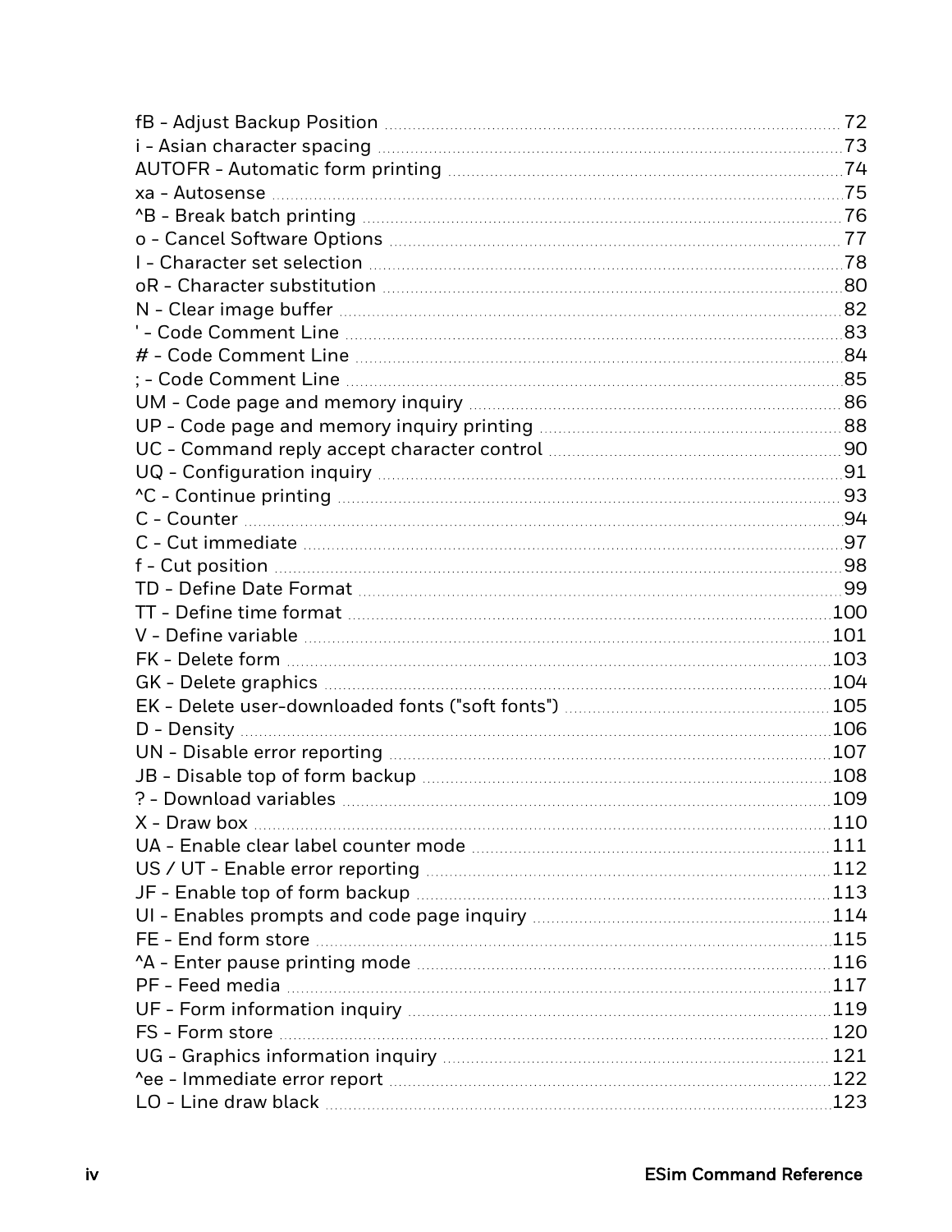fB - Adjust Backup Position 72
i - Asian character spacing 73
AUTOFR - Automatic form printing 74
xa - Autosense 75
^B - Break batch printing 76
o - Cancel Software Options 77
I - Character set selection 78
oR - Character substitution 80
N - Clear image buffer 82
' - Code Comment Line 83
# - Code Comment Line 84
; - Code Comment Line 85
UM - Code page and memory inquiry 86
UP - Code page and memory inquiry printing 88
UC - Command reply accept character control 90
UQ - Configuration inquiry 91
^C - Continue printing 93
C - Counter 94
C - Cut immediate 97
f - Cut position 98
TD - Define Date Format 99
TT - Define time format 100
V - Define variable 101
FK - Delete form 103
GK - Delete graphics 104
EK - Delete user-downloaded fonts ("soft fonts") 105
D - Density 106
UN - Disable error reporting 107
JB - Disable top of form backup 108
? - Download variables 109
X - Draw box 110
UA - Enable clear label counter mode 111
US / UT - Enable error reporting 112
JF - Enable top of form backup 113
UI - Enables prompts and code page inquiry 114
FE - End form store 115
^A - Enter pause printing mode 116
PF - Feed media 117
UF - Form information inquiry 119
FS - Form store 120
UG - Graphics information inquiry 121
^ee - Immediate error report 122
LO - Line draw black 123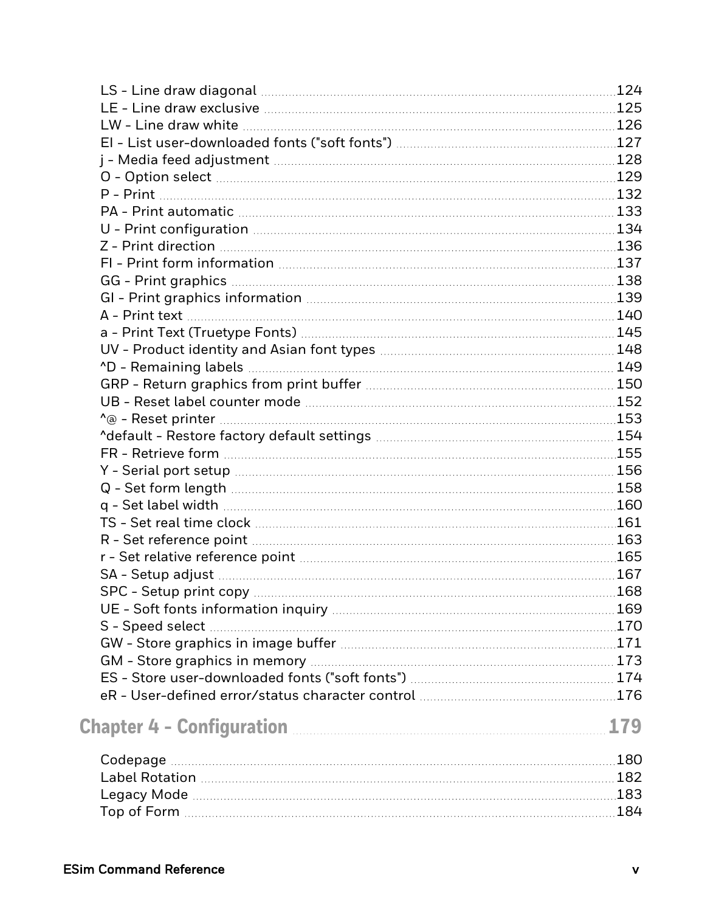LS - Line draw diagonal 124
LE - Line draw exclusive 125
LW - Line draw white 126
EI - List user-downloaded fonts ("soft fonts") 127
j - Media feed adjustment 128
O - Option select 129
P - Print 132
PA - Print automatic 133
U - Print configuration 134
Z - Print direction 136
FI - Print form information 137
GG - Print graphics 138
GI - Print graphics information 139
A - Print text 140
a - Print Text (Truetype Fonts) 145
UV - Product identity and Asian font types 148
^D - Remaining labels 149
GRP - Return graphics from print buffer 150
UB - Reset label counter mode 152
^@ - Reset printer 153
^default - Restore factory default settings 154
FR - Retrieve form 155
Y - Serial port setup 156
Q - Set form length 158
q - Set label width 160
TS - Set real time clock 161
R - Set reference point 163
r - Set relative reference point 165
SA - Setup adjust 167
SPC - Setup print copy 168
UE - Soft fonts information inquiry 169
S - Speed select 170
GW - Store graphics in image buffer 171
GM - Store graphics in memory 173
ES - Store user-downloaded fonts ("soft fonts") 174
eR - User-defined error/status character control 176

## Chapter 4 - Configuration 179

Codepage 180
Label Rotation 182
Legacy Mode 183
Top of Form 184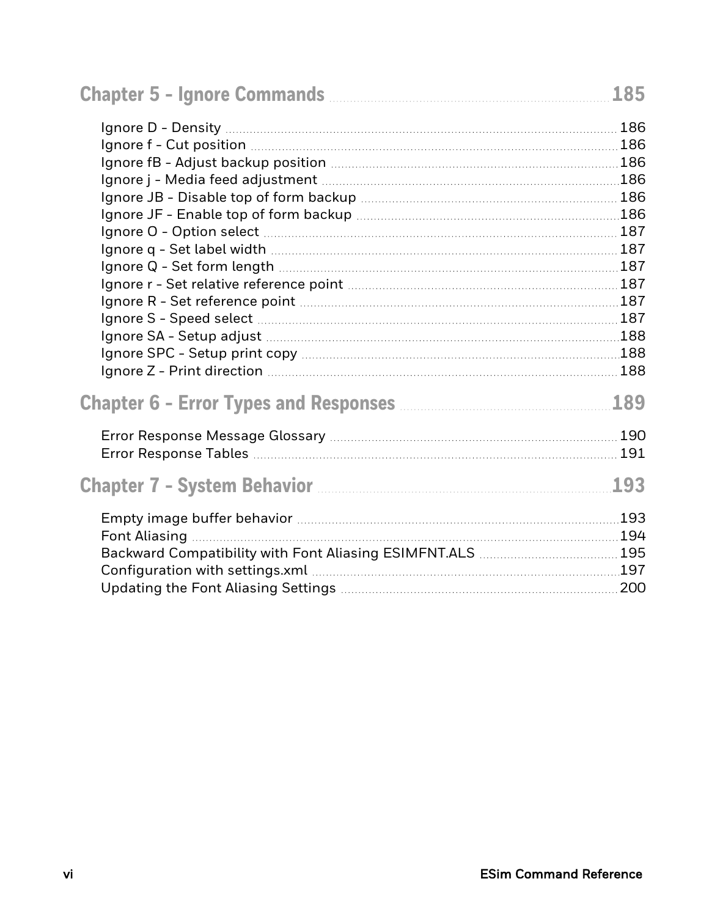## Chapter 5 - Ignore Commands ........ 185

Ignore D - Density ........ 186
Ignore f - Cut position ........ 186
Ignore fB - Adjust backup position ........ 186
Ignore j - Media feed adjustment ........ 186
Ignore JB - Disable top of form backup ........ 186
Ignore JF - Enable top of form backup ........ 186
Ignore O - Option select ........ 187
Ignore q - Set label width ........ 187
Ignore Q - Set form length ........ 187
Ignore r - Set relative reference point ........ 187
Ignore R - Set reference point ........ 187
Ignore S - Speed select ........ 187
Ignore SA - Setup adjust ........ 188
Ignore SPC - Setup print copy ........ 188
Ignore Z - Print direction ........ 188

## Chapter 6 - Error Types and Responses ........ 189

Error Response Message Glossary ........ 190
Error Response Tables ........ 191

## Chapter 7 - System Behavior ........ 193

Empty image buffer behavior ........ 193
Font Aliasing ........ 194
Backward Compatibility with Font Aliasing ESIMFNT.ALS ........ 195
Configuration with settings.xml ........ 197
Updating the Font Aliasing Settings ........ 200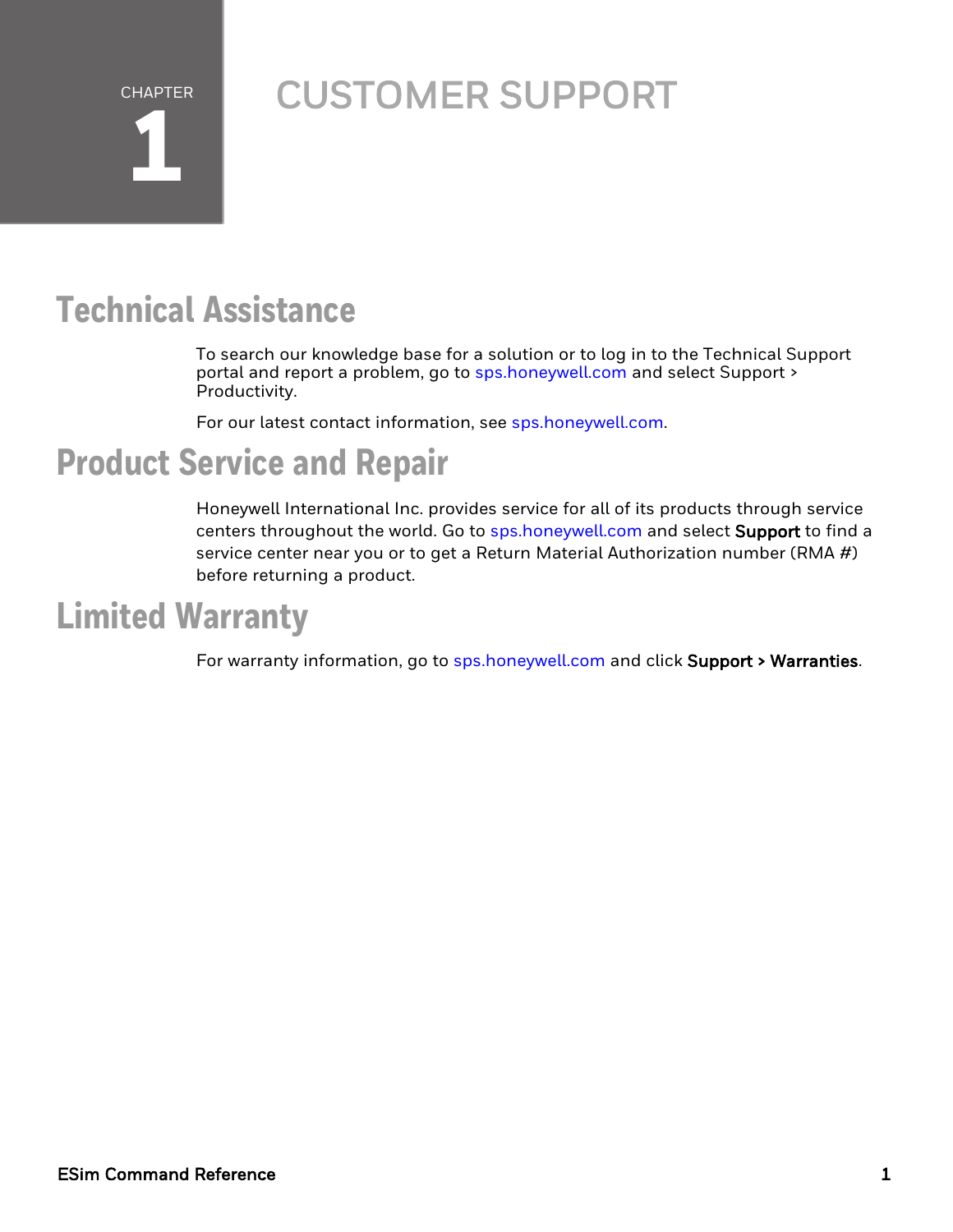# CHAPTER 1 CUSTOMER SUPPORT

## Technical Assistance

To search our knowledge base for a solution or to log in to the Technical Support portal and report a problem, go to sps.honeywell.com and select Support > Productivity.

For our latest contact information, see sps.honeywell.com.

## Product Service and Repair

Honeywell International Inc. provides service for all of its products through service centers throughout the world. Go to sps.honeywell.com and select **Support** to find a service center near you or to get a Return Material Authorization number (RMA #) before returning a product.

## Limited Warranty

For warranty information, go to sps.honeywell.com and click **Support > Warranties**.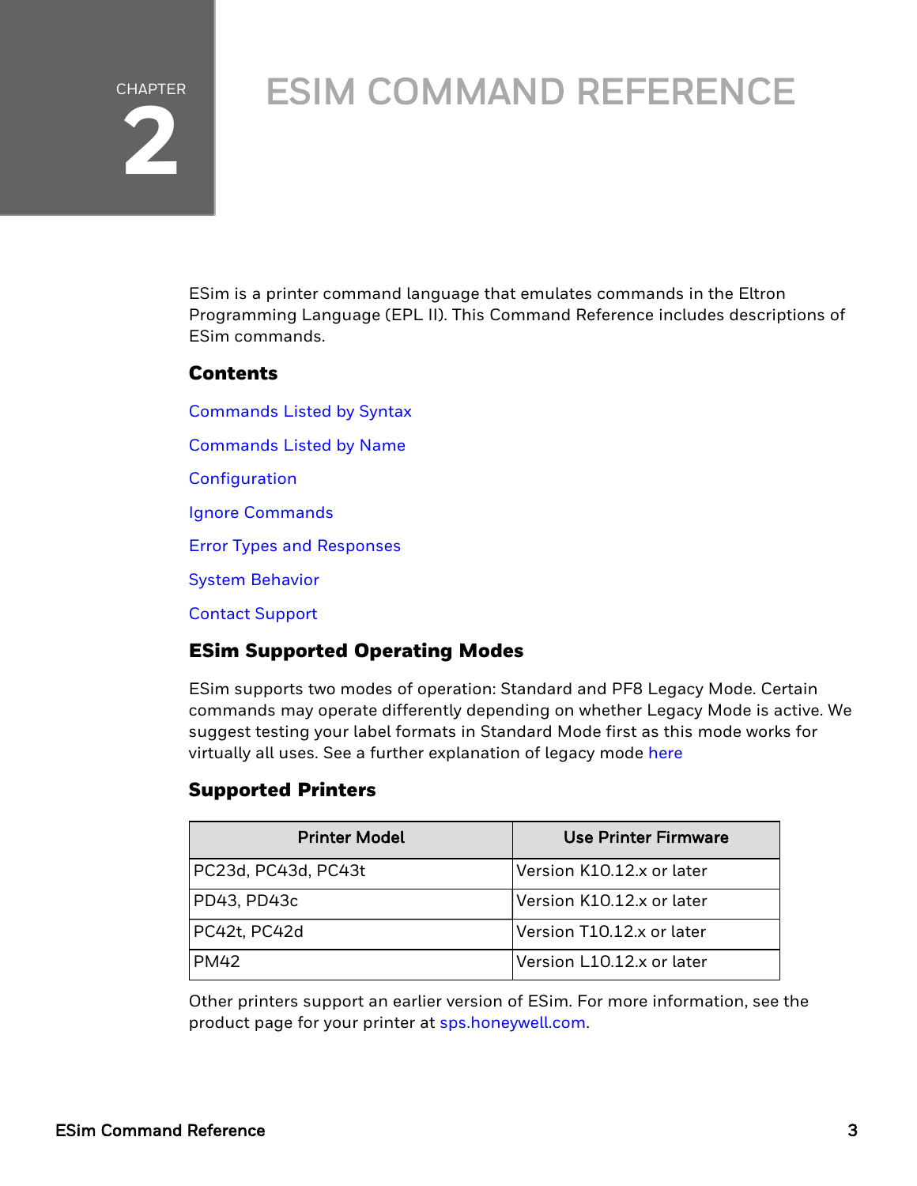CHAPTER

# 2

# ESIM COMMAND REFERENCE

ESim is a printer command language that emulates commands in the Eltron Programming Language (EPL II). This Command Reference includes descriptions of ESim commands.

### Contents

Commands Listed by Syntax

Commands Listed by Name

Configuration

Ignore Commands

Error Types and Responses

System Behavior

Contact Support

### ESim Supported Operating Modes

ESim supports two modes of operation: Standard and PF8 Legacy Mode. Certain commands may operate differently depending on whether Legacy Mode is active. We suggest testing your label formats in Standard Mode first as this mode works for virtually all uses. See a further explanation of legacy mode here

### Supported Printers

| Printer Model | Use Printer Firmware |
| --- | --- |
| PC23d, PC43d, PC43t | Version K10.12.x or later |
| PD43, PD43c | Version K10.12.x or later |
| PC42t, PC42d | Version T10.12.x or later |
| PM42 | Version L10.12.x or later |

Other printers support an earlier version of ESim. For more information, see the product page for your printer at sps.honeywell.com.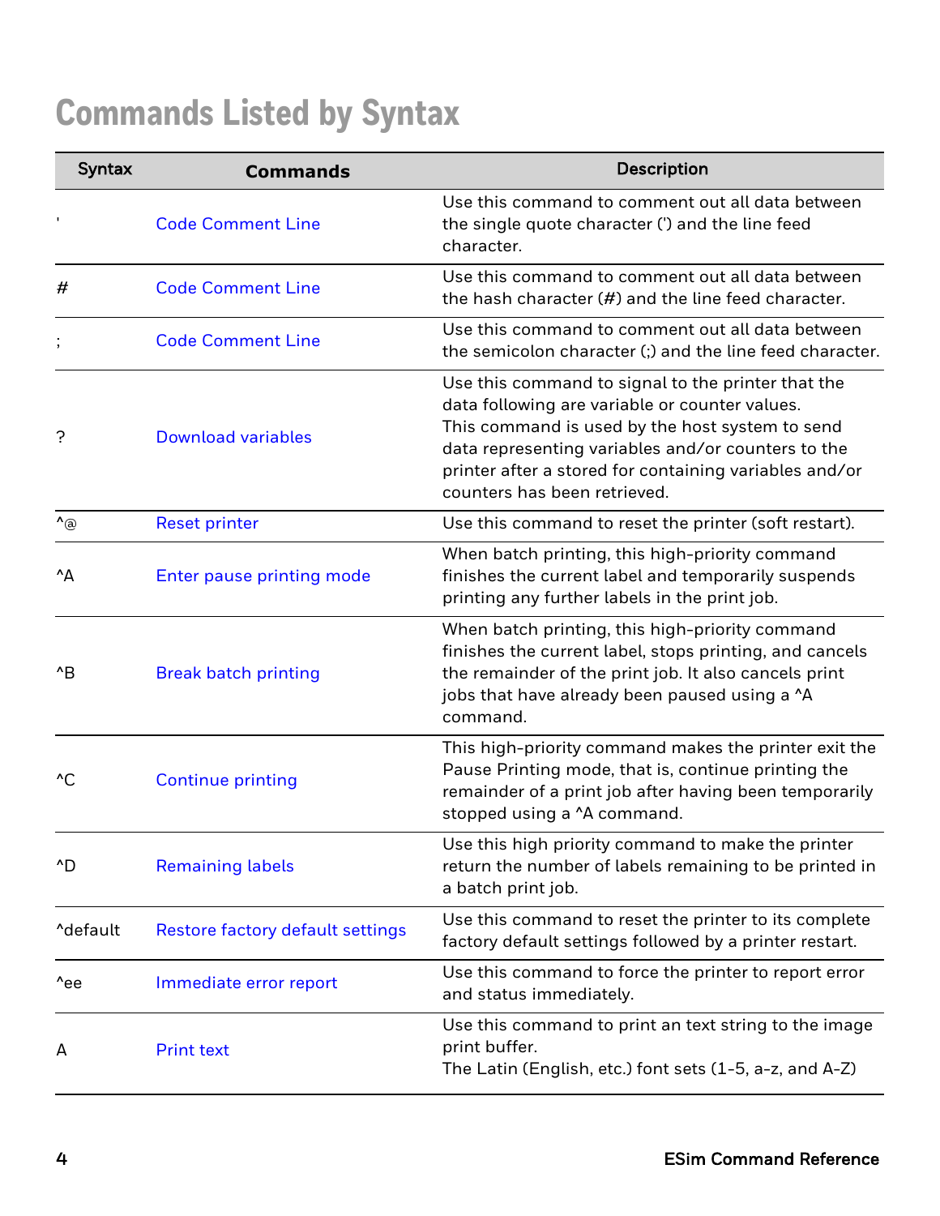# Commands Listed by Syntax

| Syntax | Commands | Description |
|---|---|---|
| ' | Code Comment Line | Use this command to comment out all data between the single quote character (') and the line feed character. |
| # | Code Comment Line | Use this command to comment out all data between the hash character (#) and the line feed character. |
| ; | Code Comment Line | Use this command to comment out all data between the semicolon character (;) and the line feed character. |
| ? | Download variables | Use this command to signal to the printer that the data following are variable or counter values. This command is used by the host system to send data representing variables and/or counters to the printer after a stored for containing variables and/or counters has been retrieved. |
| ^@ | Reset printer | Use this command to reset the printer (soft restart). |
| ^A | Enter pause printing mode | When batch printing, this high-priority command finishes the current label and temporarily suspends printing any further labels in the print job. |
| ^B | Break batch printing | When batch printing, this high-priority command finishes the current label, stops printing, and cancels the remainder of the print job. It also cancels print jobs that have already been paused using a ^A command. |
| ^C | Continue printing | This high-priority command makes the printer exit the Pause Printing mode, that is, continue printing the remainder of a print job after having been temporarily stopped using a ^A command. |
| ^D | Remaining labels | Use this high priority command to make the printer return the number of labels remaining to be printed in a batch print job. |
| ^default | Restore factory default settings | Use this command to reset the printer to its complete factory default settings followed by a printer restart. |
| ^ee | Immediate error report | Use this command to force the printer to report error and status immediately. |
| A | Print text | Use this command to print an text string to the image print buffer. The Latin (English, etc.) font sets (1-5, a-z, and A-Z) |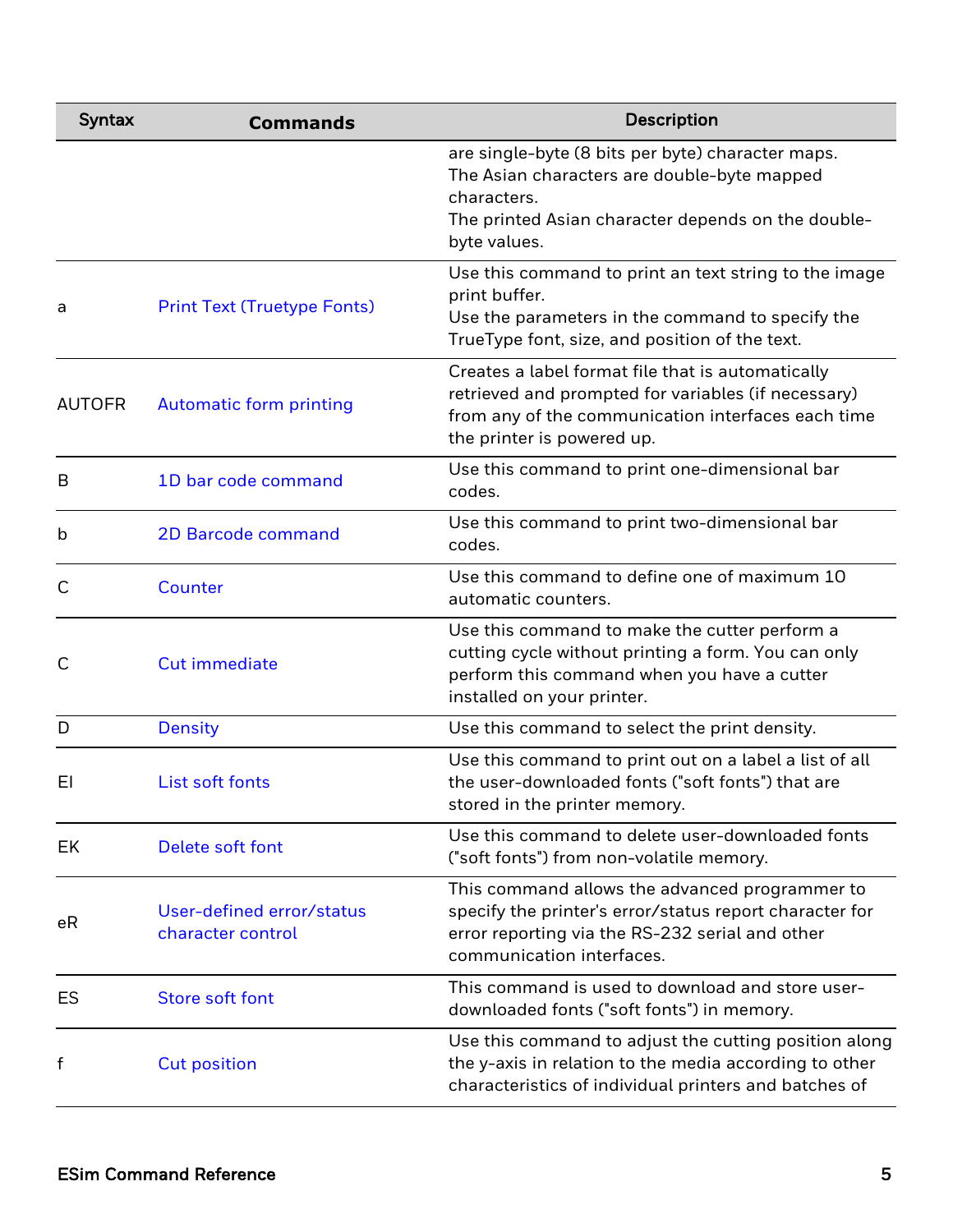| Syntax | Commands | Description |
| --- | --- | --- |
| | | are single-byte (8 bits per byte) character maps.<br>The Asian characters are double-byte mapped characters.<br>The printed Asian character depends on the double-byte values. |
| a | Print Text (Truetype Fonts) | Use this command to print an text string to the image print buffer.<br>Use the parameters in the command to specify the TrueType font, size, and position of the text. |
| AUTOFR | Automatic form printing | Creates a label format file that is automatically retrieved and prompted for variables (if necessary) from any of the communication interfaces each time the printer is powered up. |
| B | 1D bar code command | Use this command to print one-dimensional bar codes. |
| b | 2D Barcode command | Use this command to print two-dimensional bar codes. |
| C | Counter | Use this command to define one of maximum 10 automatic counters. |
| C | Cut immediate | Use this command to make the cutter perform a cutting cycle without printing a form. You can only perform this command when you have a cutter installed on your printer. |
| D | Density | Use this command to select the print density. |
| EI | List soft fonts | Use this command to print out on a label a list of all the user-downloaded fonts ("soft fonts") that are stored in the printer memory. |
| EK | Delete soft font | Use this command to delete user-downloaded fonts ("soft fonts") from non-volatile memory. |
| eR | User-defined error/status character control | This command allows the advanced programmer to specify the printer's error/status report character for error reporting via the RS-232 serial and other communication interfaces. |
| ES | Store soft font | This command is used to download and store user-downloaded fonts ("soft fonts") in memory. |
| f | Cut position | Use this command to adjust the cutting position along the y-axis in relation to the media according to other characteristics of individual printers and batches of |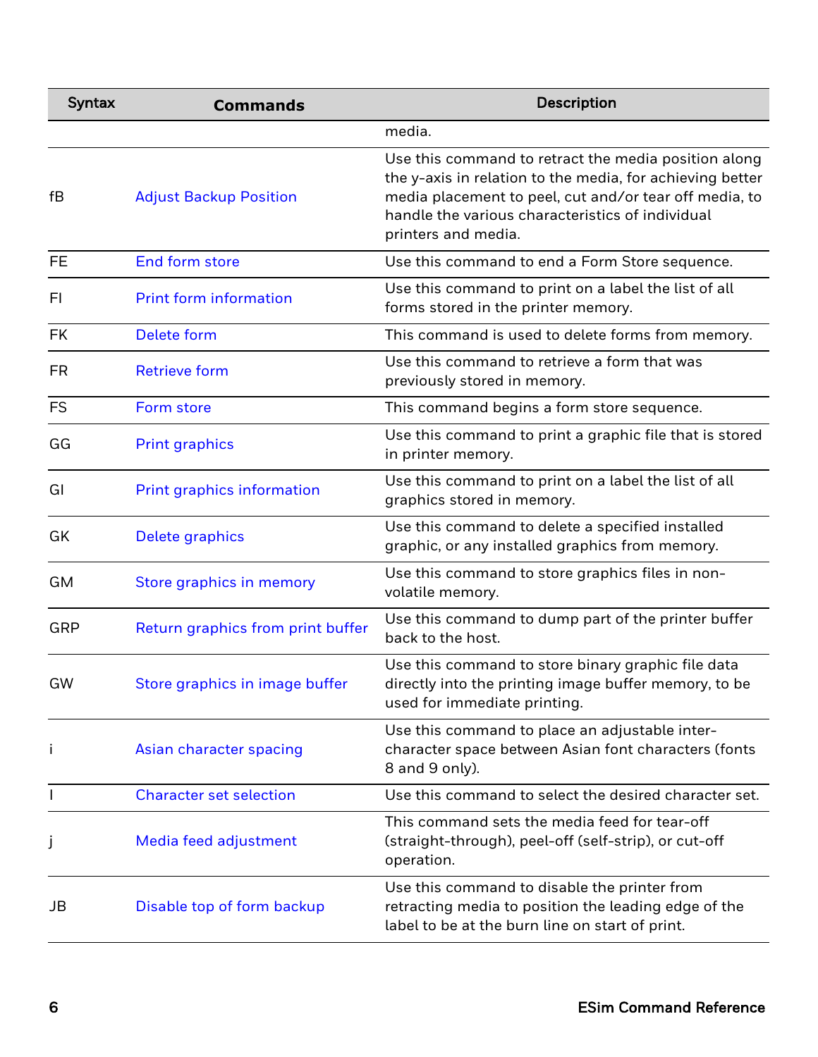| Syntax | Commands | Description |
|---|---|---|
| | | media. |
| fB | Adjust Backup Position | Use this command to retract the media position along the y-axis in relation to the media, for achieving better media placement to peel, cut and/or tear off media, to handle the various characteristics of individual printers and media. |
| FE | End form store | Use this command to end a Form Store sequence. |
| FI | Print form information | Use this command to print on a label the list of all forms stored in the printer memory. |
| FK | Delete form | This command is used to delete forms from memory. |
| FR | Retrieve form | Use this command to retrieve a form that was previously stored in memory. |
| FS | Form store | This command begins a form store sequence. |
| GG | Print graphics | Use this command to print a graphic file that is stored in printer memory. |
| GI | Print graphics information | Use this command to print on a label the list of all graphics stored in memory. |
| GK | Delete graphics | Use this command to delete a specified installed graphic, or any installed graphics from memory. |
| GM | Store graphics in memory | Use this command to store graphics files in non-volatile memory. |
| GRP | Return graphics from print buffer | Use this command to dump part of the printer buffer back to the host. |
| GW | Store graphics in image buffer | Use this command to store binary graphic file data directly into the printing image buffer memory, to be used for immediate printing. |
| i | Asian character spacing | Use this command to place an adjustable inter-character space between Asian font characters (fonts 8 and 9 only). |
| I | Character set selection | Use this command to select the desired character set. |
| j | Media feed adjustment | This command sets the media feed for tear-off (straight-through), peel-off (self-strip), or cut-off operation. |
| JB | Disable top of form backup | Use this command to disable the printer from retracting media to position the leading edge of the label to be at the burn line on start of print. |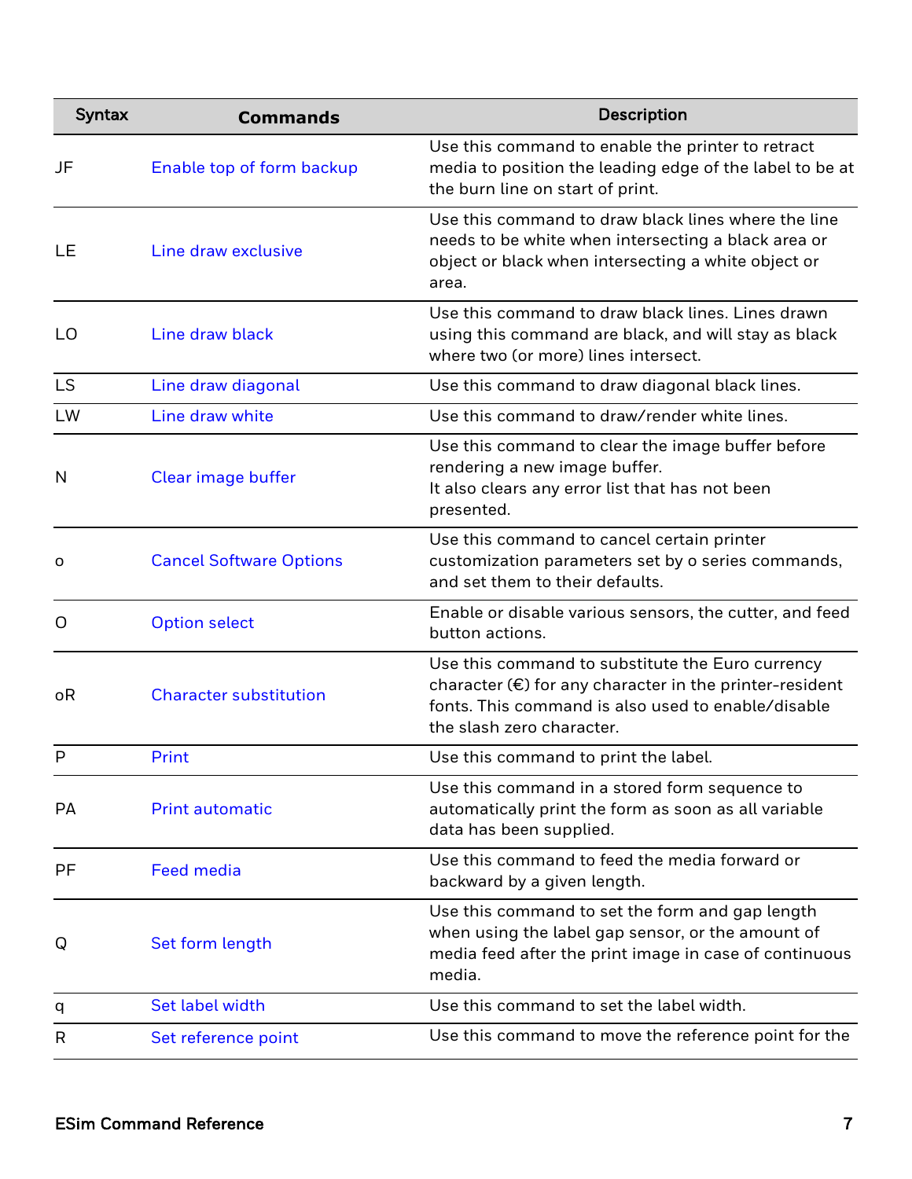| Syntax | Commands | Description |
|---|---|---|
| JF | Enable top of form backup | Use this command to enable the printer to retract media to position the leading edge of the label to be at the burn line on start of print. |
| LE | Line draw exclusive | Use this command to draw black lines where the line needs to be white when intersecting a black area or object or black when intersecting a white object or area. |
| LO | Line draw black | Use this command to draw black lines. Lines drawn using this command are black, and will stay as black where two (or more) lines intersect. |
| LS | Line draw diagonal | Use this command to draw diagonal black lines. |
| LW | Line draw white | Use this command to draw/render white lines. |
| N | Clear image buffer | Use this command to clear the image buffer before rendering a new image buffer.<br>It also clears any error list that has not been presented. |
| o | Cancel Software Options | Use this command to cancel certain printer customization parameters set by o series commands, and set them to their defaults. |
| O | Option select | Enable or disable various sensors, the cutter, and feed button actions. |
| oR | Character substitution | Use this command to substitute the Euro currency character (€) for any character in the printer-resident fonts. This command is also used to enable/disable the slash zero character. |
| P | Print | Use this command to print the label. |
| PA | Print automatic | Use this command in a stored form sequence to automatically print the form as soon as all variable data has been supplied. |
| PF | Feed media | Use this command to feed the media forward or backward by a given length. |
| Q | Set form length | Use this command to set the form and gap length when using the label gap sensor, or the amount of media feed after the print image in case of continuous media. |
| q | Set label width | Use this command to set the label width. |
| R | Set reference point | Use this command to move the reference point for the |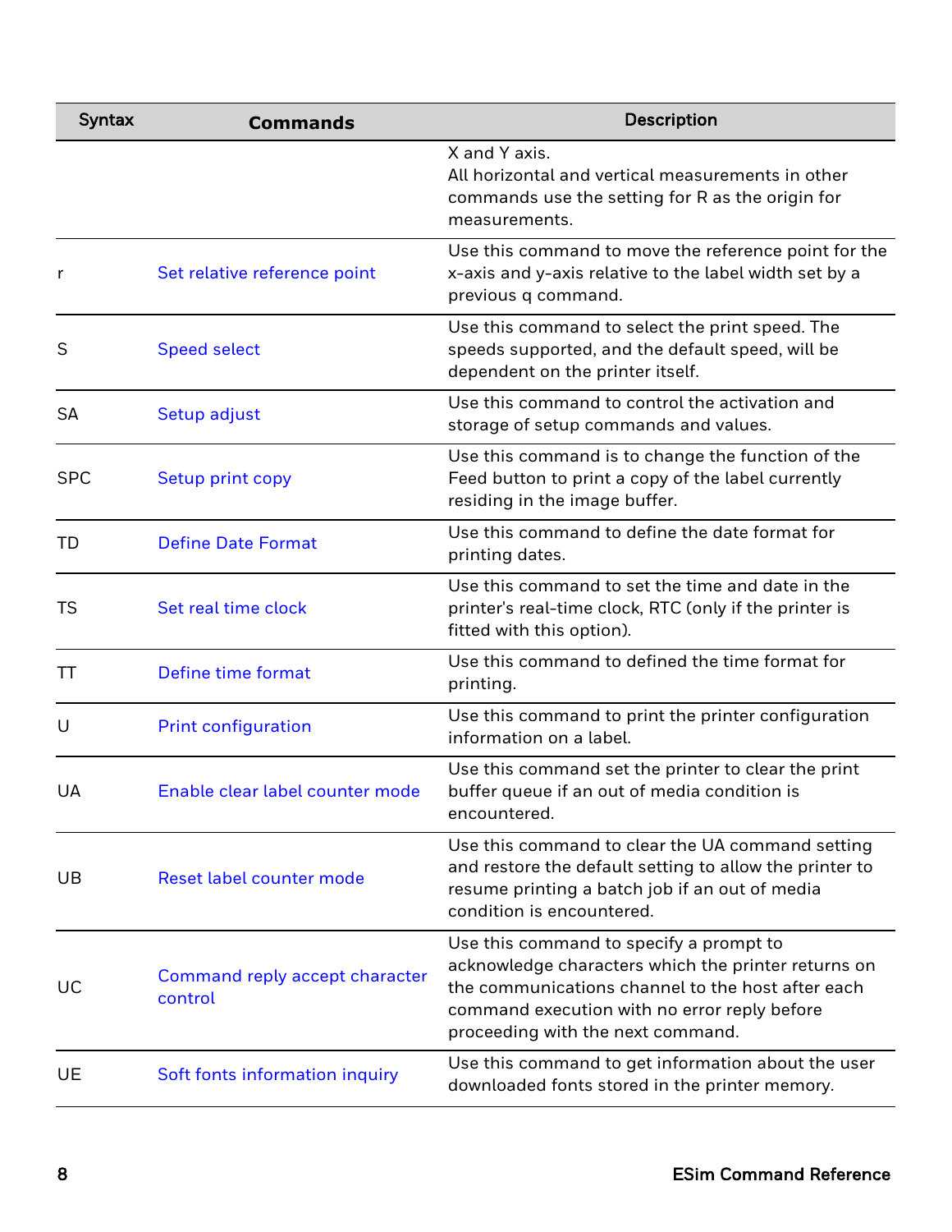| Syntax | Commands | Description |
|---|---|---|
| | | X and Y axis.<br>All horizontal and vertical measurements in other commands use the setting for R as the origin for measurements. |
| r | Set relative reference point | Use this command to move the reference point for the x-axis and y-axis relative to the label width set by a previous q command. |
| S | Speed select | Use this command to select the print speed. The speeds supported, and the default speed, will be dependent on the printer itself. |
| SA | Setup adjust | Use this command to control the activation and storage of setup commands and values. |
| SPC | Setup print copy | Use this command is to change the function of the Feed button to print a copy of the label currently residing in the image buffer. |
| TD | Define Date Format | Use this command to define the date format for printing dates. |
| TS | Set real time clock | Use this command to set the time and date in the printer's real-time clock, RTC (only if the printer is fitted with this option). |
| TT | Define time format | Use this command to defined the time format for printing. |
| U | Print configuration | Use this command to print the printer configuration information on a label. |
| UA | Enable clear label counter mode | Use this command set the printer to clear the print buffer queue if an out of media condition is encountered. |
| UB | Reset label counter mode | Use this command to clear the UA command setting and restore the default setting to allow the printer to resume printing a batch job if an out of media condition is encountered. |
| UC | Command reply accept character control | Use this command to specify a prompt to acknowledge characters which the printer returns on the communications channel to the host after each command execution with no error reply before proceeding with the next command. |
| UE | Soft fonts information inquiry | Use this command to get information about the user downloaded fonts stored in the printer memory. |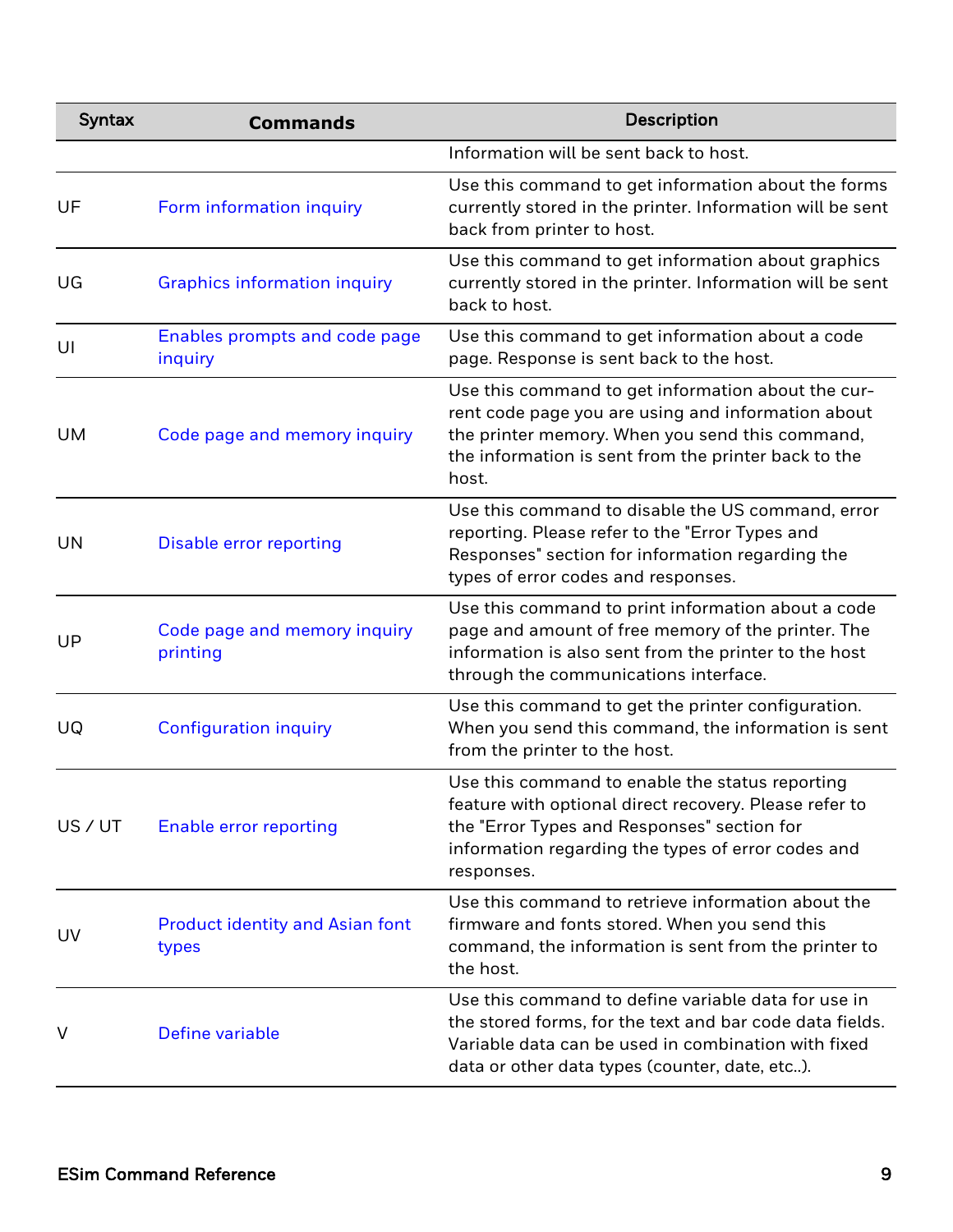| Syntax | Commands | Description |
|---|---|---|
| | | Information will be sent back to host. |
| UF | Form information inquiry | Use this command to get information about the forms currently stored in the printer. Information will be sent back from printer to host. |
| UG | Graphics information inquiry | Use this command to get information about graphics currently stored in the printer. Information will be sent back to host. |
| UI | Enables prompts and code page inquiry | Use this command to get information about a code page. Response is sent back to the host. |
| UM | Code page and memory inquiry | Use this command to get information about the current code page you are using and information about the printer memory. When you send this command, the information is sent from the printer back to the host. |
| UN | Disable error reporting | Use this command to disable the US command, error reporting. Please refer to the "Error Types and Responses" section for information regarding the types of error codes and responses. |
| UP | Code page and memory inquiry printing | Use this command to print information about a code page and amount of free memory of the printer. The information is also sent from the printer to the host through the communications interface. |
| UQ | Configuration inquiry | Use this command to get the printer configuration. When you send this command, the information is sent from the printer to the host. |
| US / UT | Enable error reporting | Use this command to enable the status reporting feature with optional direct recovery. Please refer to the "Error Types and Responses" section for information regarding the types of error codes and responses. |
| UV | Product identity and Asian font types | Use this command to retrieve information about the firmware and fonts stored. When you send this command, the information is sent from the printer to the host. |
| V | Define variable | Use this command to define variable data for use in the stored forms, for the text and bar code data fields. Variable data can be used in combination with fixed data or other data types (counter, date, etc..). |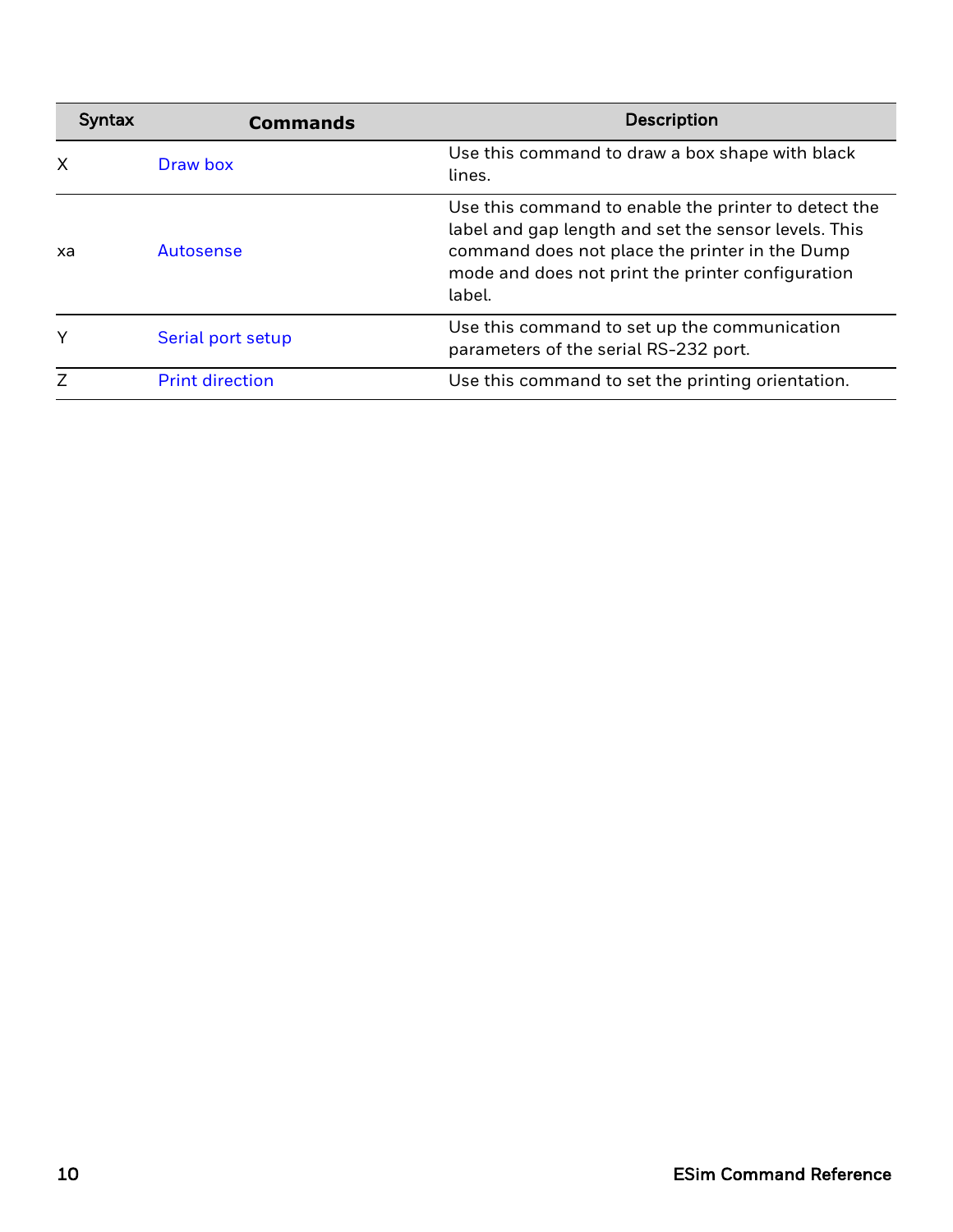| Syntax | Commands | Description |
|---|---|---|
| X | Draw box | Use this command to draw a box shape with black lines. |
| xa | Autosense | Use this command to enable the printer to detect the label and gap length and set the sensor levels. This command does not place the printer in the Dump mode and does not print the printer configuration label. |
| Y | Serial port setup | Use this command to set up the communication parameters of the serial RS-232 port. |
| Z | Print direction | Use this command to set the printing orientation. |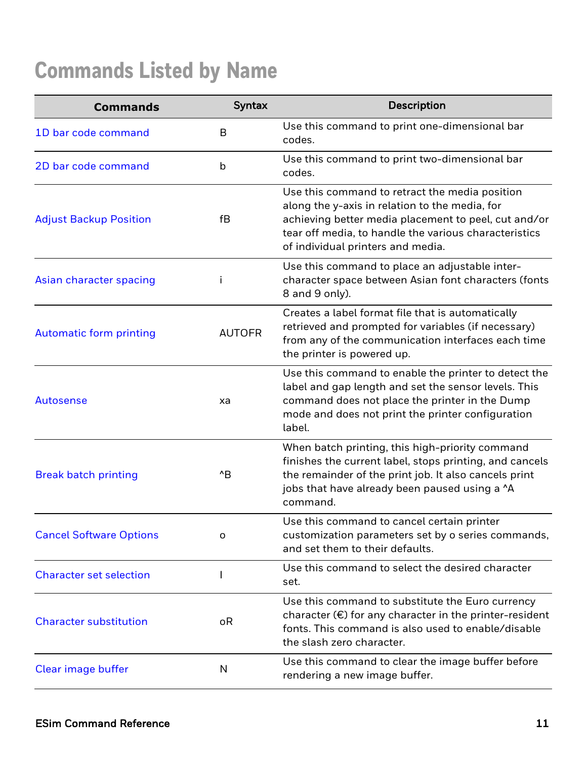# Commands Listed by Name

| Commands | Syntax | Description |
|---|---|---|
| 1D bar code command | B | Use this command to print one-dimensional bar codes. |
| 2D bar code command | b | Use this command to print two-dimensional bar codes. |
| Adjust Backup Position | fB | Use this command to retract the media position along the y-axis in relation to the media, for achieving better media placement to peel, cut and/or tear off media, to handle the various characteristics of individual printers and media. |
| Asian character spacing | i | Use this command to place an adjustable inter-character space between Asian font characters (fonts 8 and 9 only). |
| Automatic form printing | AUTOFR | Creates a label format file that is automatically retrieved and prompted for variables (if necessary) from any of the communication interfaces each time the printer is powered up. |
| Autosense | xa | Use this command to enable the printer to detect the label and gap length and set the sensor levels. This command does not place the printer in the Dump mode and does not print the printer configuration label. |
| Break batch printing | ^B | When batch printing, this high-priority command finishes the current label, stops printing, and cancels the remainder of the print job. It also cancels print jobs that have already been paused using a ^A command. |
| Cancel Software Options | o | Use this command to cancel certain printer customization parameters set by o series commands, and set them to their defaults. |
| Character set selection | I | Use this command to select the desired character set. |
| Character substitution | oR | Use this command to substitute the Euro currency character (€) for any character in the printer-resident fonts. This command is also used to enable/disable the slash zero character. |
| Clear image buffer | N | Use this command to clear the image buffer before rendering a new image buffer. |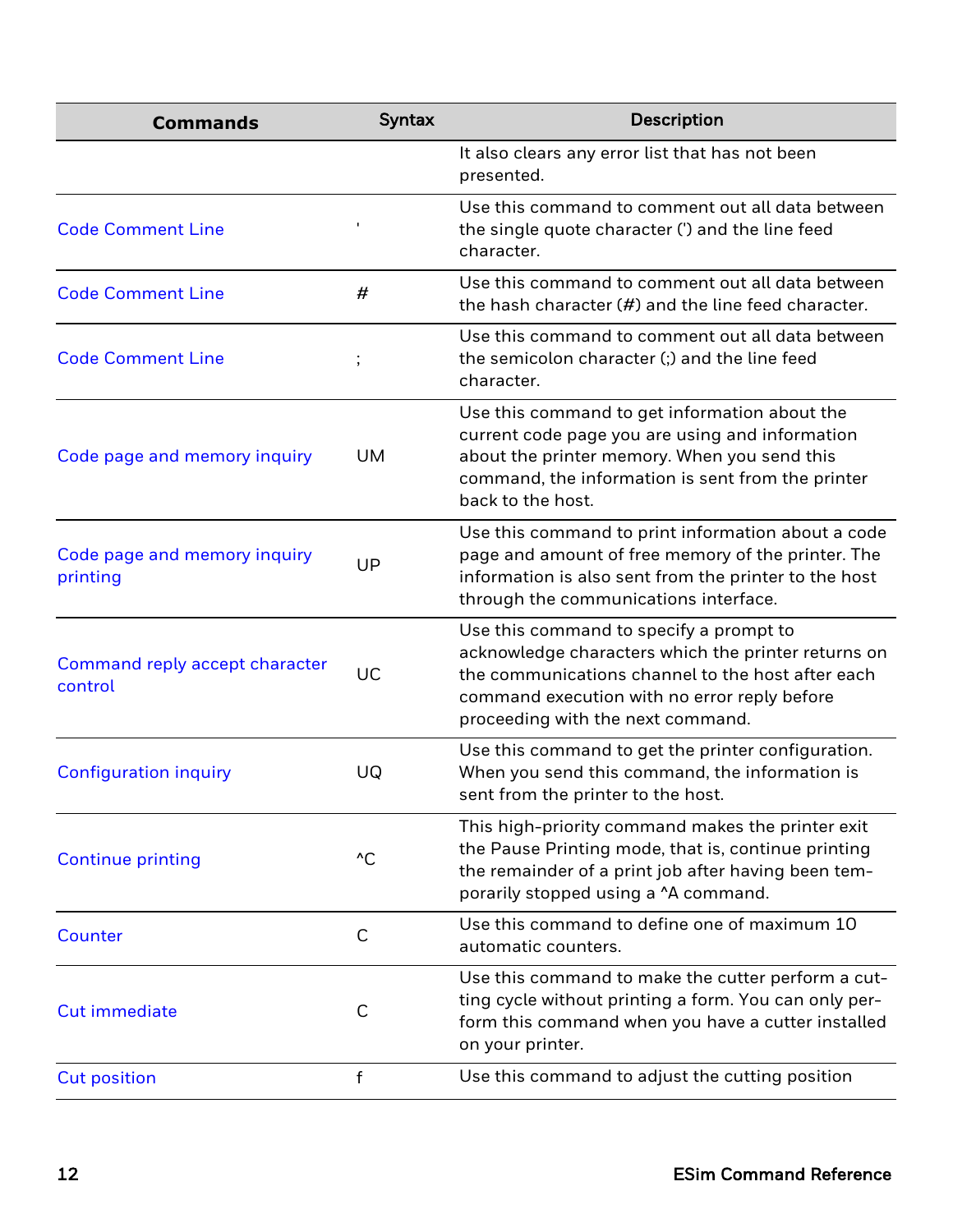| Commands | Syntax | Description |
|---|---|---|
| | | It also clears any error list that has not been presented. |
| Code Comment Line | ' | Use this command to comment out all data between the single quote character (') and the line feed character. |
| Code Comment Line | # | Use this command to comment out all data between the hash character (#) and the line feed character. |
| Code Comment Line | ; | Use this command to comment out all data between the semicolon character (;) and the line feed character. |
| Code page and memory inquiry | UM | Use this command to get information about the current code page you are using and information about the printer memory. When you send this command, the information is sent from the printer back to the host. |
| Code page and memory inquiry printing | UP | Use this command to print information about a code page and amount of free memory of the printer. The information is also sent from the printer to the host through the communications interface. |
| Command reply accept character control | UC | Use this command to specify a prompt to acknowledge characters which the printer returns on the communications channel to the host after each command execution with no error reply before proceeding with the next command. |
| Configuration inquiry | UQ | Use this command to get the printer configuration. When you send this command, the information is sent from the printer to the host. |
| Continue printing | ^C | This high-priority command makes the printer exit the Pause Printing mode, that is, continue printing the remainder of a print job after having been temporarily stopped using a ^A command. |
| Counter | C | Use this command to define one of maximum 10 automatic counters. |
| Cut immediate | C | Use this command to make the cutter perform a cutting cycle without printing a form. You can only perform this command when you have a cutter installed on your printer. |
| Cut position | f | Use this command to adjust the cutting position |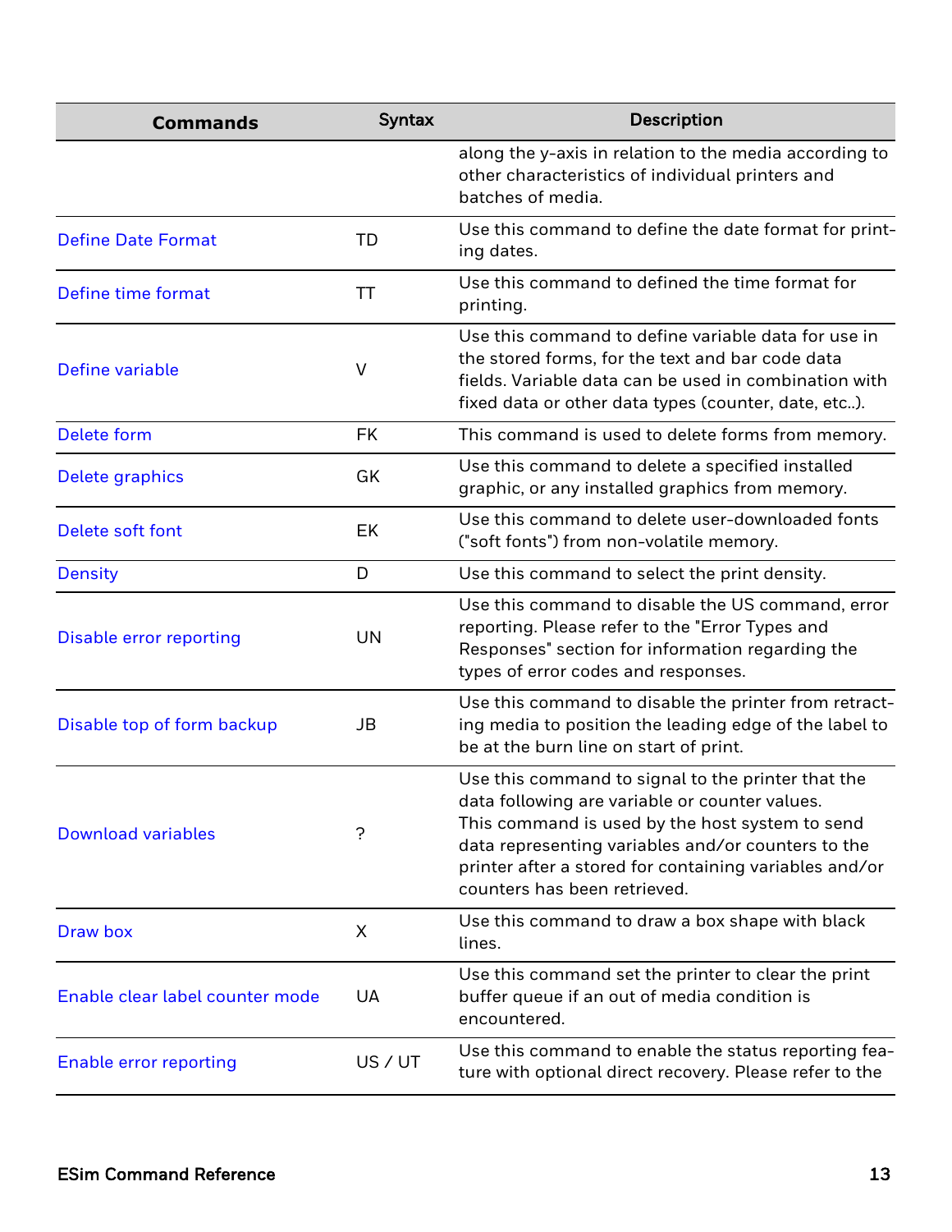| Commands | Syntax | Description |
|---|---|---|
| | | along the y-axis in relation to the media according to other characteristics of individual printers and batches of media. |
| Define Date Format | TD | Use this command to define the date format for printing dates. |
| Define time format | TT | Use this command to defined the time format for printing. |
| Define variable | V | Use this command to define variable data for use in the stored forms, for the text and bar code data fields. Variable data can be used in combination with fixed data or other data types (counter, date, etc..). |
| Delete form | FK | This command is used to delete forms from memory. |
| Delete graphics | GK | Use this command to delete a specified installed graphic, or any installed graphics from memory. |
| Delete soft font | EK | Use this command to delete user-downloaded fonts ("soft fonts") from non-volatile memory. |
| Density | D | Use this command to select the print density. |
| Disable error reporting | UN | Use this command to disable the US command, error reporting. Please refer to the "Error Types and Responses" section for information regarding the types of error codes and responses. |
| Disable top of form backup | JB | Use this command to disable the printer from retracting media to position the leading edge of the label to be at the burn line on start of print. |
| Download variables | ? | Use this command to signal to the printer that the data following are variable or counter values. This command is used by the host system to send data representing variables and/or counters to the printer after a stored for containing variables and/or counters has been retrieved. |
| Draw box | X | Use this command to draw a box shape with black lines. |
| Enable clear label counter mode | UA | Use this command set the printer to clear the print buffer queue if an out of media condition is encountered. |
| Enable error reporting | US / UT | Use this command to enable the status reporting feature with optional direct recovery. Please refer to the |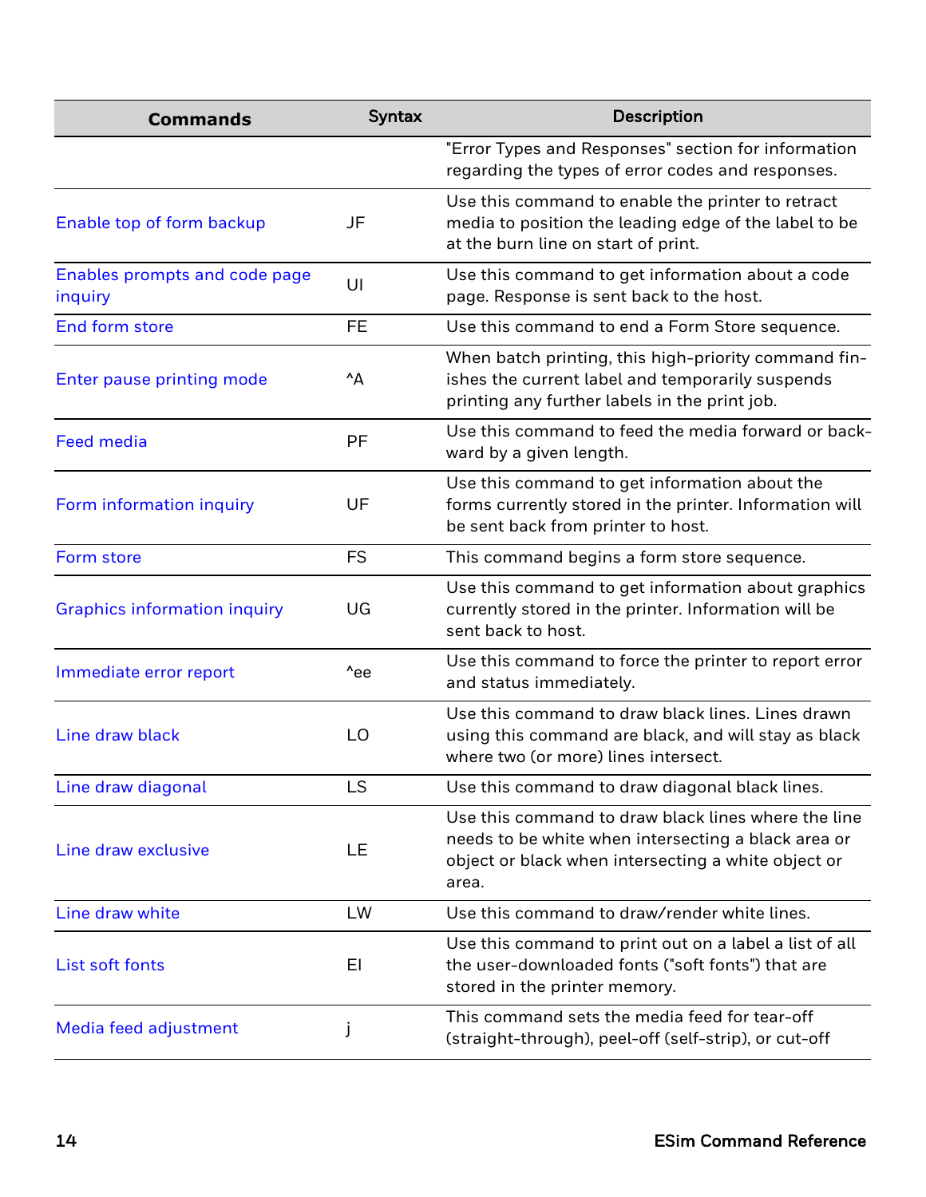| Commands | Syntax | Description |
| --- | --- | --- |
| | | "Error Types and Responses" section for information regarding the types of error codes and responses. |
| Enable top of form backup | JF | Use this command to enable the printer to retract media to position the leading edge of the label to be at the burn line on start of print. |
| Enables prompts and code page inquiry | UI | Use this command to get information about a code page. Response is sent back to the host. |
| End form store | FE | Use this command to end a Form Store sequence. |
| Enter pause printing mode | ^A | When batch printing, this high-priority command finishes the current label and temporarily suspends printing any further labels in the print job. |
| Feed media | PF | Use this command to feed the media forward or backward by a given length. |
| Form information inquiry | UF | Use this command to get information about the forms currently stored in the printer. Information will be sent back from printer to host. |
| Form store | FS | This command begins a form store sequence. |
| Graphics information inquiry | UG | Use this command to get information about graphics currently stored in the printer. Information will be sent back to host. |
| Immediate error report | ^ee | Use this command to force the printer to report error and status immediately. |
| Line draw black | LO | Use this command to draw black lines. Lines drawn using this command are black, and will stay as black where two (or more) lines intersect. |
| Line draw diagonal | LS | Use this command to draw diagonal black lines. |
| Line draw exclusive | LE | Use this command to draw black lines where the line needs to be white when intersecting a black area or object or black when intersecting a white object or area. |
| Line draw white | LW | Use this command to draw/render white lines. |
| List soft fonts | EI | Use this command to print out on a label a list of all the user-downloaded fonts ("soft fonts") that are stored in the printer memory. |
| Media feed adjustment | j | This command sets the media feed for tear-off (straight-through), peel-off (self-strip), or cut-off |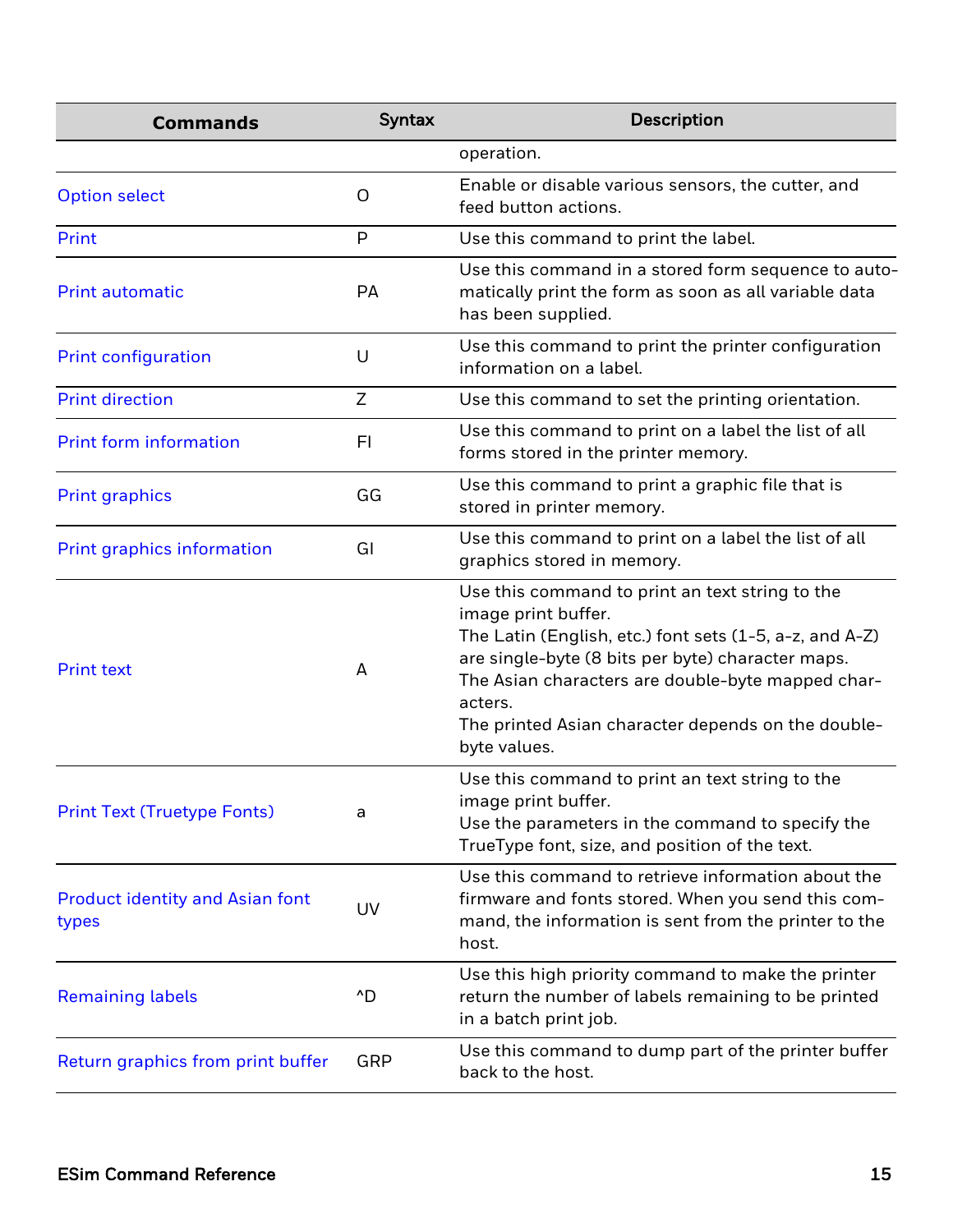| Commands | Syntax | Description |
|---|---|---|
| | | operation. |
| Option select | O | Enable or disable various sensors, the cutter, and feed button actions. |
| Print | P | Use this command to print the label. |
| Print automatic | PA | Use this command in a stored form sequence to automatically print the form as soon as all variable data has been supplied. |
| Print configuration | U | Use this command to print the printer configuration information on a label. |
| Print direction | Z | Use this command to set the printing orientation. |
| Print form information | FI | Use this command to print on a label the list of all forms stored in the printer memory. |
| Print graphics | GG | Use this command to print a graphic file that is stored in printer memory. |
| Print graphics information | GI | Use this command to print on a label the list of all graphics stored in memory. |
| Print text | A | Use this command to print an text string to the image print buffer.<br>The Latin (English, etc.) font sets (1-5, a-z, and A-Z) are single-byte (8 bits per byte) character maps.<br>The Asian characters are double-byte mapped characters.<br>The printed Asian character depends on the double-byte values. |
| Print Text (Truetype Fonts) | a | Use this command to print an text string to the image print buffer.<br>Use the parameters in the command to specify the TrueType font, size, and position of the text. |
| Product identity and Asian font types | UV | Use this command to retrieve information about the firmware and fonts stored. When you send this command, the information is sent from the printer to the host. |
| Remaining labels | ^D | Use this high priority command to make the printer return the number of labels remaining to be printed in a batch print job. |
| Return graphics from print buffer | GRP | Use this command to dump part of the printer buffer back to the host. |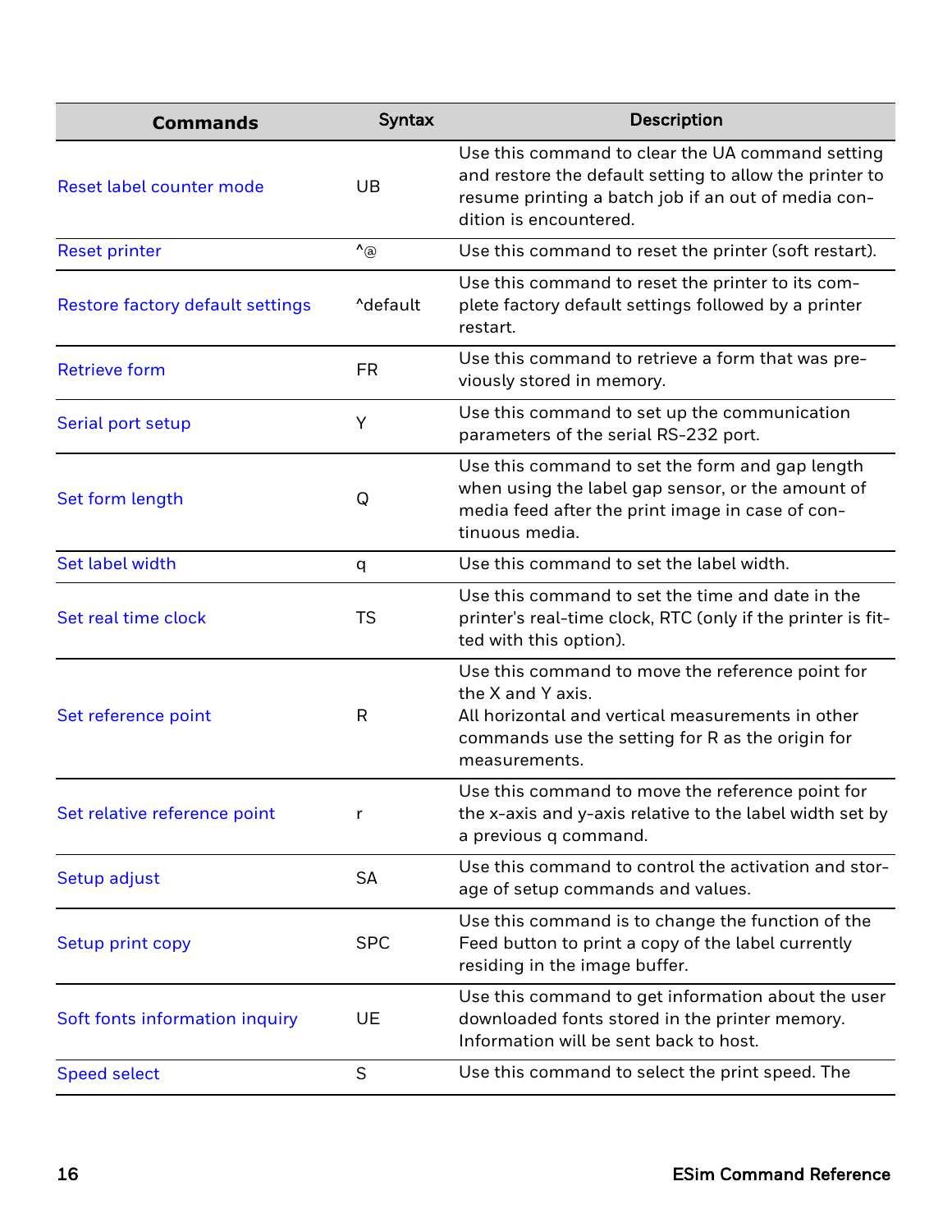| Commands | Syntax | Description |
|---|---|---|
| Reset label counter mode | UB | Use this command to clear the UA command setting and restore the default setting to allow the printer to resume printing a batch job if an out of media condition is encountered. |
| Reset printer | ^@ | Use this command to reset the printer (soft restart). |
| Restore factory default settings | ^default | Use this command to reset the printer to its complete factory default settings followed by a printer restart. |
| Retrieve form | FR | Use this command to retrieve a form that was previously stored in memory. |
| Serial port setup | Y | Use this command to set up the communication parameters of the serial RS-232 port. |
| Set form length | Q | Use this command to set the form and gap length when using the label gap sensor, or the amount of media feed after the print image in case of continuous media. |
| Set label width | q | Use this command to set the label width. |
| Set real time clock | TS | Use this command to set the time and date in the printer's real-time clock, RTC (only if the printer is fitted with this option). |
| Set reference point | R | Use this command to move the reference point for the X and Y axis.<br>All horizontal and vertical measurements in other commands use the setting for R as the origin for measurements. |
| Set relative reference point | r | Use this command to move the reference point for the x-axis and y-axis relative to the label width set by a previous q command. |
| Setup adjust | SA | Use this command to control the activation and storage of setup commands and values. |
| Setup print copy | SPC | Use this command is to change the function of the Feed button to print a copy of the label currently residing in the image buffer. |
| Soft fonts information inquiry | UE | Use this command to get information about the user downloaded fonts stored in the printer memory. Information will be sent back to host. |
| Speed select | S | Use this command to select the print speed. The |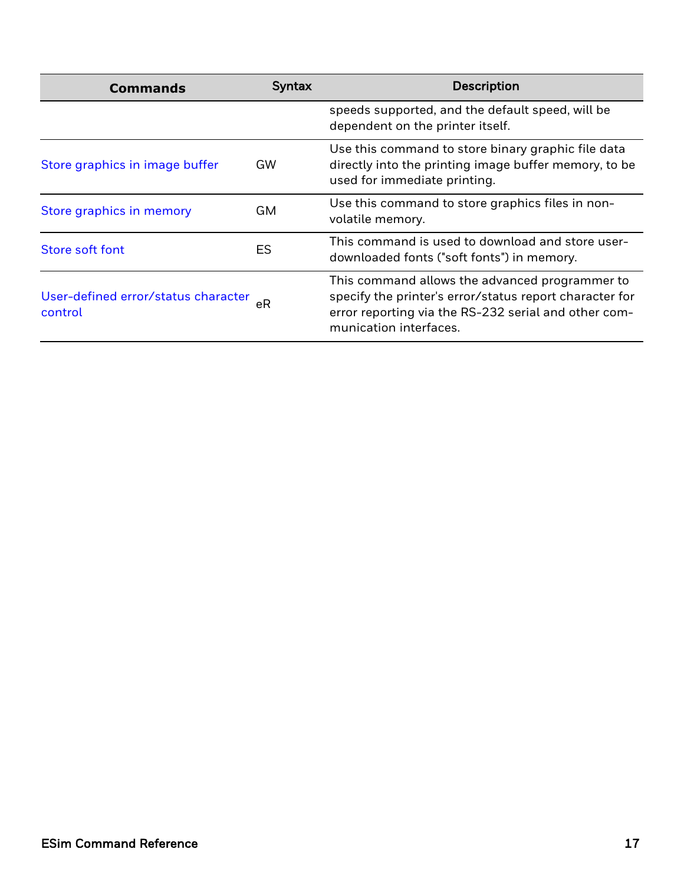| Commands | Syntax | Description |
| --- | --- | --- |
| | | speeds supported, and the default speed, will be dependent on the printer itself. |
| Store graphics in image buffer | GW | Use this command to store binary graphic file data directly into the printing image buffer memory, to be used for immediate printing. |
| Store graphics in memory | GM | Use this command to store graphics files in non-volatile memory. |
| Store soft font | ES | This command is used to download and store user-downloaded fonts ("soft fonts") in memory. |
| User-defined error/status character control | eR | This command allows the advanced programmer to specify the printer's error/status report character for error reporting via the RS-232 serial and other communication interfaces. |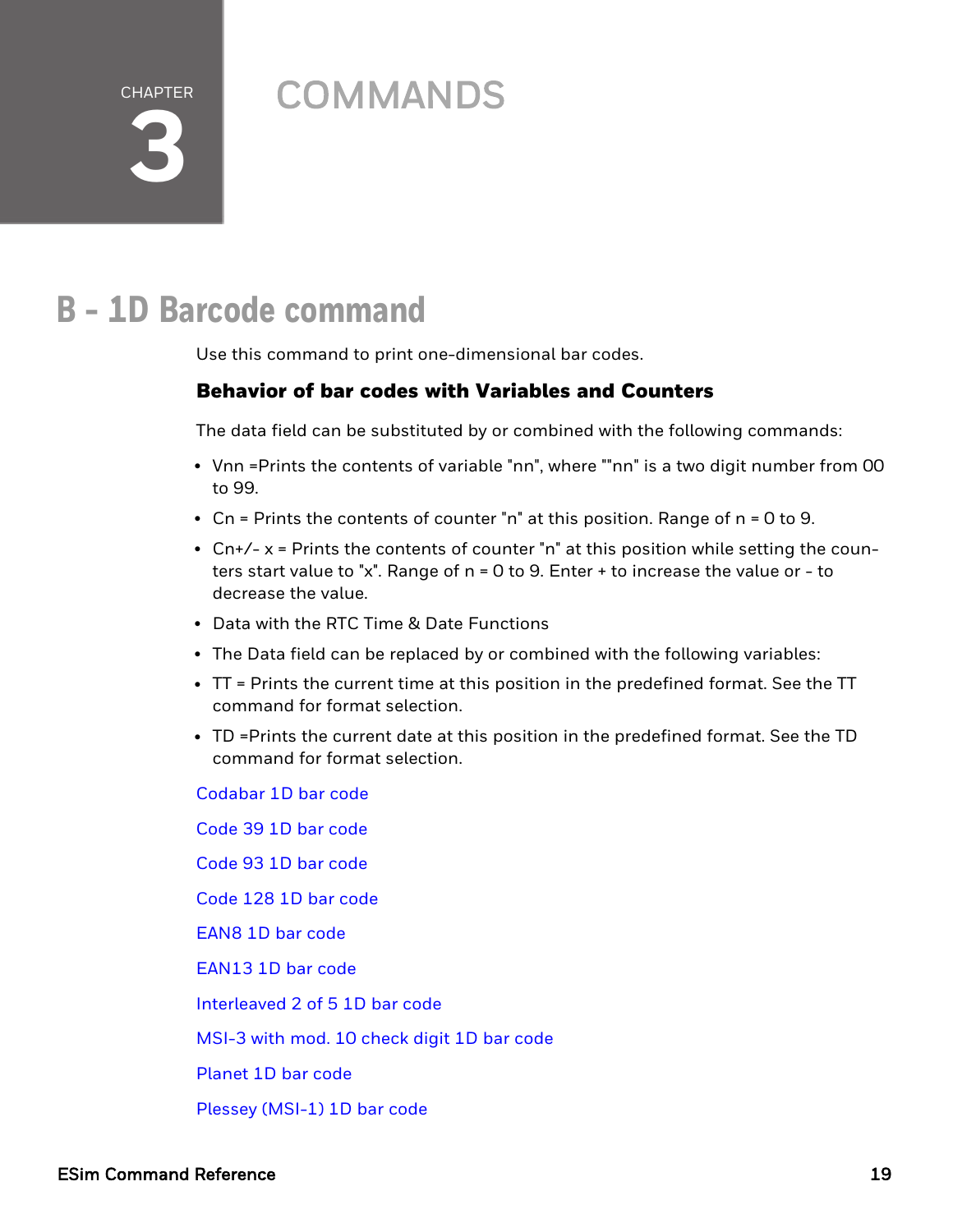CHAPTER

3

# COMMANDS

## B – 1D Barcode command

Use this command to print one-dimensional bar codes.

### Behavior of bar codes with Variables and Counters

The data field can be substituted by or combined with the following commands:

- Vnn =Prints the contents of variable "nn", where ""nn" is a two digit number from 00 to 99.
- Cn = Prints the contents of counter "n" at this position. Range of n = 0 to 9.
- Cn+/- x = Prints the contents of counter "n" at this position while setting the counters start value to "x". Range of n = 0 to 9. Enter + to increase the value or - to decrease the value.
- Data with the RTC Time & Date Functions
- The Data field can be replaced by or combined with the following variables:
- TT = Prints the current time at this position in the predefined format. See the TT command for format selection.
- TD =Prints the current date at this position in the predefined format. See the TD command for format selection.

Codabar 1D bar code

Code 39 1D bar code

Code 93 1D bar code

Code 128 1D bar code

EAN8 1D bar code

EAN13 1D bar code

Interleaved 2 of 5 1D bar code

MSI-3 with mod. 10 check digit 1D bar code

Planet 1D bar code

Plessey (MSI-1) 1D bar code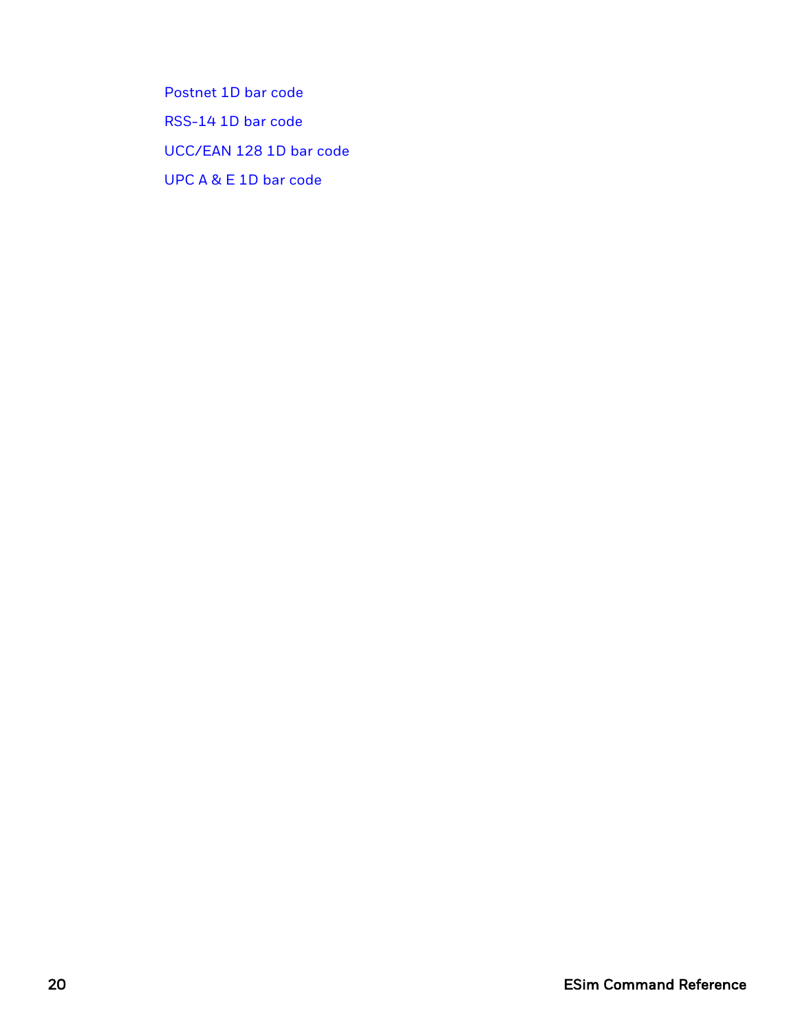Postnet 1D bar code

RSS-14 1D bar code

UCC/EAN 128 1D bar code

UPC A & E 1D bar code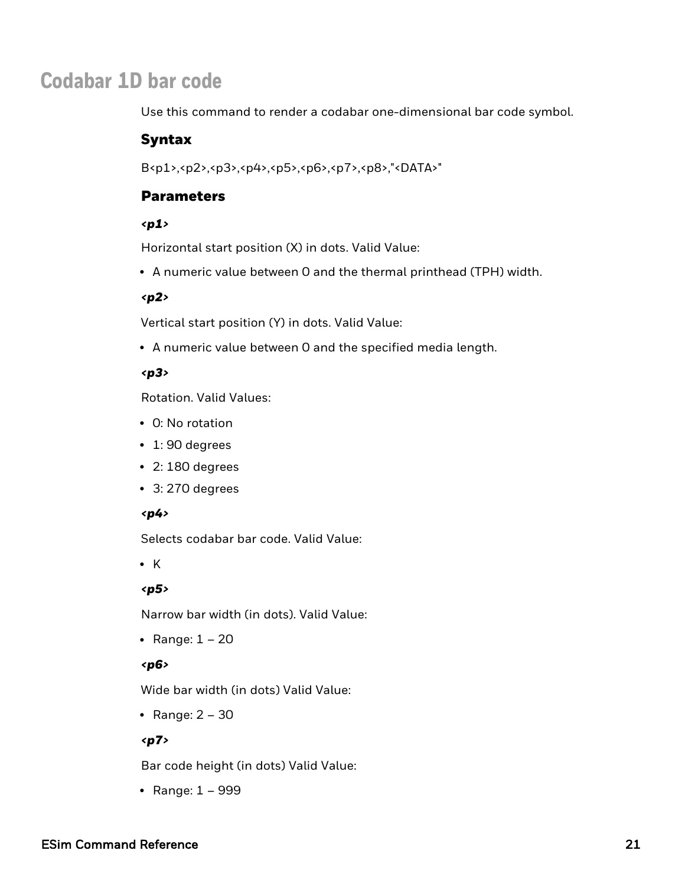# Codabar 1D bar code

Use this command to render a codabar one-dimensional bar code symbol.

## Syntax

B<p1>,<p2>,<p3>,<p4>,<p5>,<p6>,<p7>,<p8>,"<DATA>"

## Parameters

***<p1>***

Horizontal start position (X) in dots. Valid Value:

- A numeric value between 0 and the thermal printhead (TPH) width.

***<p2>***

Vertical start position (Y) in dots. Valid Value:

- A numeric value between 0 and the specified media length.

***<p3>***

Rotation. Valid Values:

- 0: No rotation
- 1: 90 degrees
- 2: 180 degrees
- 3: 270 degrees

***<p4>***

Selects codabar bar code. Valid Value:

- K

***<p5>***

Narrow bar width (in dots). Valid Value:

- Range: 1 – 20

***<p6>***

Wide bar width (in dots) Valid Value:

- Range: 2 – 30

***<p7>***

Bar code height (in dots) Valid Value:

- Range: 1 – 999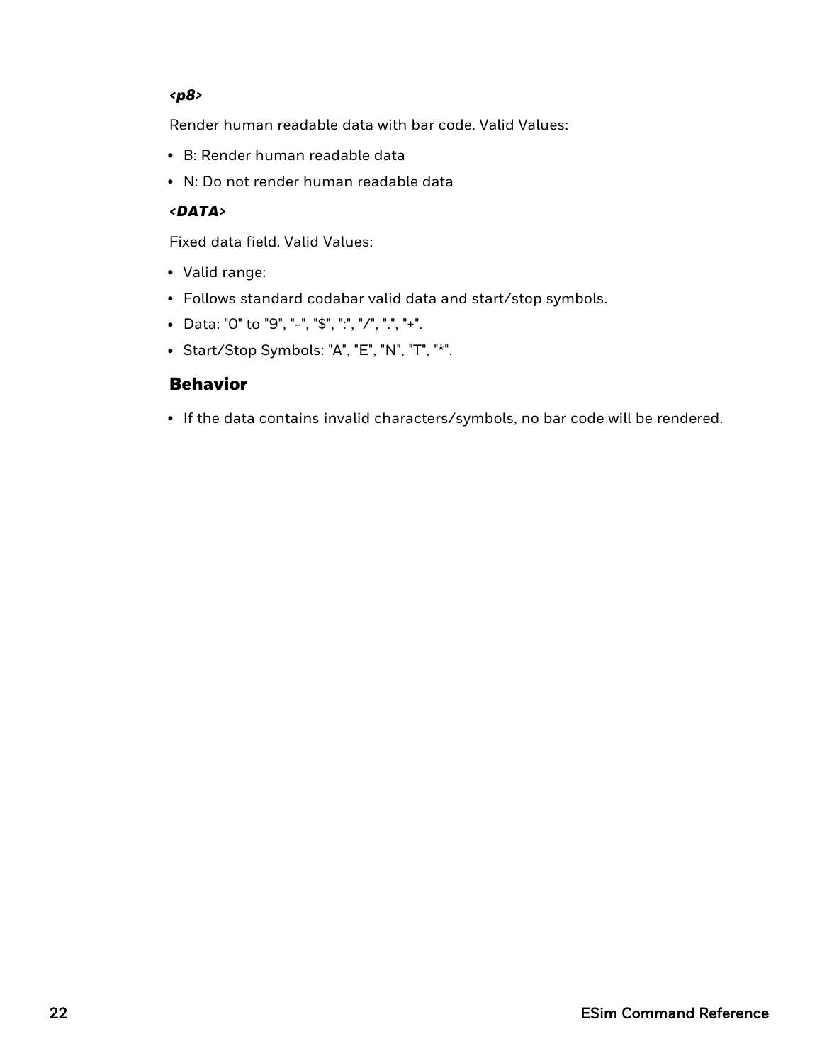***<p8>***

Render human readable data with bar code. Valid Values:

- B: Render human readable data
- N: Do not render human readable data

***<DATA>***

Fixed data field. Valid Values:

- Valid range:
- Follows standard codabar valid data and start/stop symbols.
- Data: "0" to "9", "-", "$", ":", "/", ".", "+".
- Start/Stop Symbols: "A", "E", "N", "T", "*".

## Behavior

- If the data contains invalid characters/symbols, no bar code will be rendered.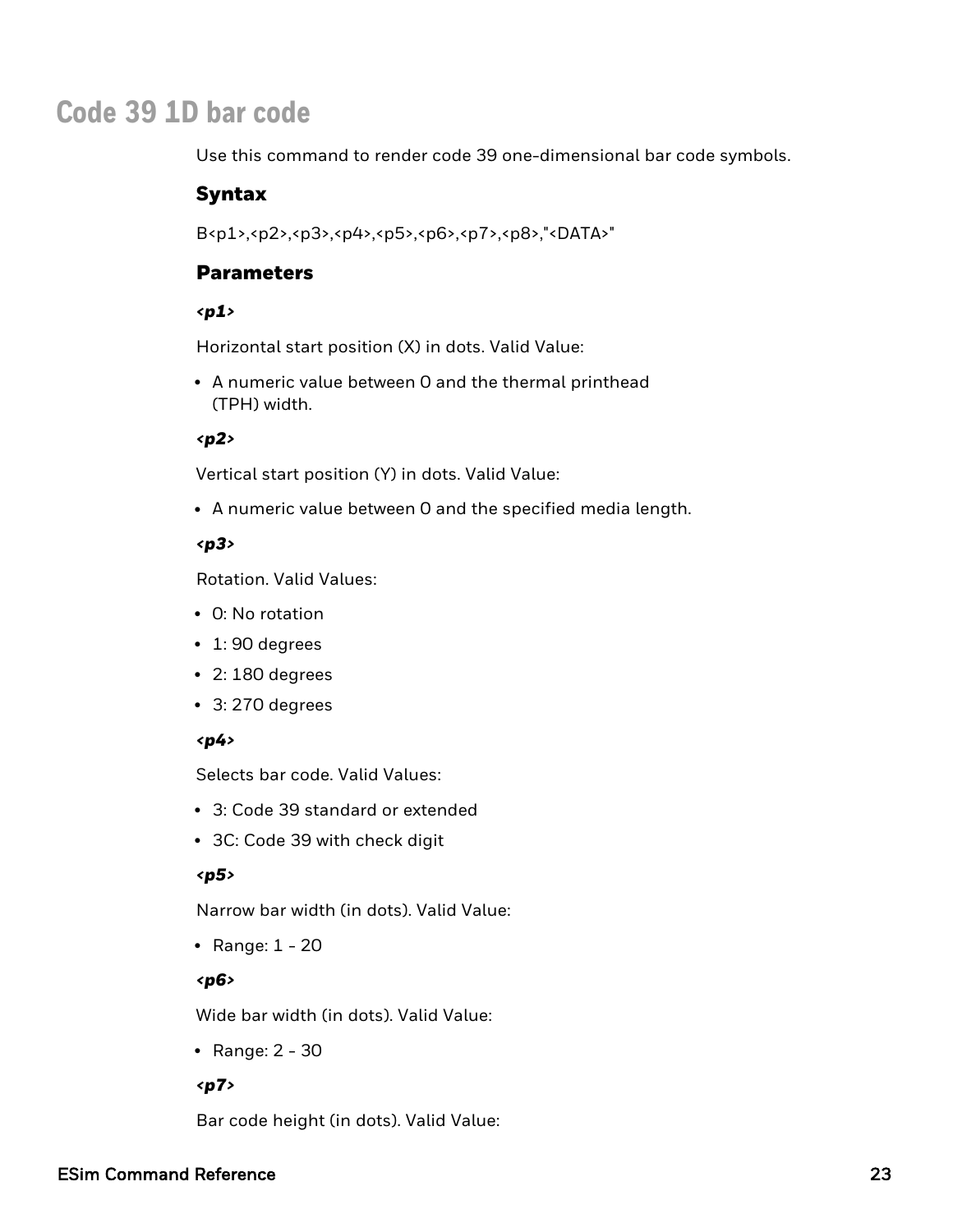# Code 39 1D bar code

Use this command to render code 39 one-dimensional bar code symbols.

## Syntax

B<p1>,<p2>,<p3>,<p4>,<p5>,<p6>,<p7>,<p8>,"<DATA>"

## Parameters

### *<p1>*

Horizontal start position (X) in dots. Valid Value:

- A numeric value between 0 and the thermal printhead (TPH) width.

### *<p2>*

Vertical start position (Y) in dots. Valid Value:

- A numeric value between 0 and the specified media length.

### *<p3>*

Rotation. Valid Values:

- 0: No rotation
- 1: 90 degrees
- 2: 180 degrees
- 3: 270 degrees

### *<p4>*

Selects bar code. Valid Values:

- 3: Code 39 standard or extended
- 3C: Code 39 with check digit

### *<p5>*

Narrow bar width (in dots). Valid Value:

- Range: 1 - 20

### *<p6>*

Wide bar width (in dots). Valid Value:

- Range: 2 - 30

### *<p7>*

Bar code height (in dots). Valid Value: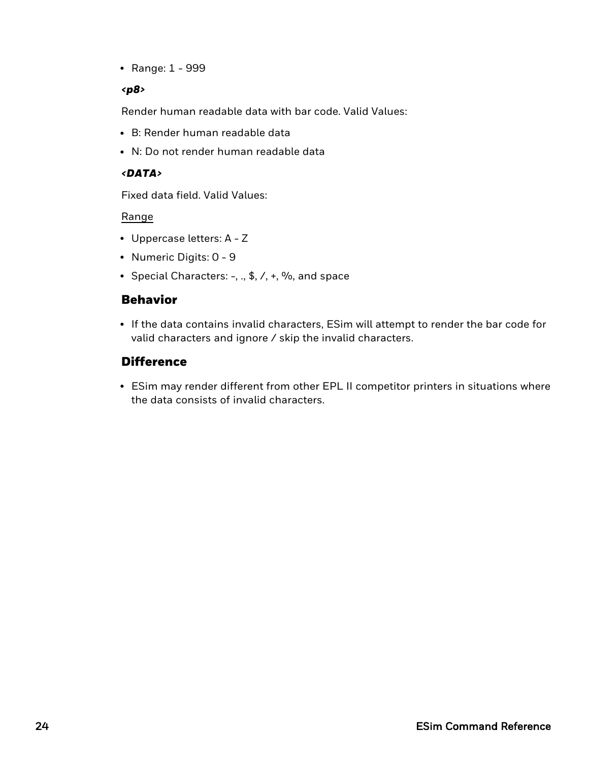- Range: 1 - 999

***<p8>***

Render human readable data with bar code. Valid Values:

- B: Render human readable data
- N: Do not render human readable data

***<DATA>***

Fixed data field. Valid Values:

Range

- Uppercase letters: A - Z
- Numeric Digits: 0 - 9
- Special Characters: -, ., $, /, +, %, and space

## Behavior

- If the data contains invalid characters, ESim will attempt to render the bar code for valid characters and ignore / skip the invalid characters.

## Difference

- ESim may render different from other EPL II competitor printers in situations where the data consists of invalid characters.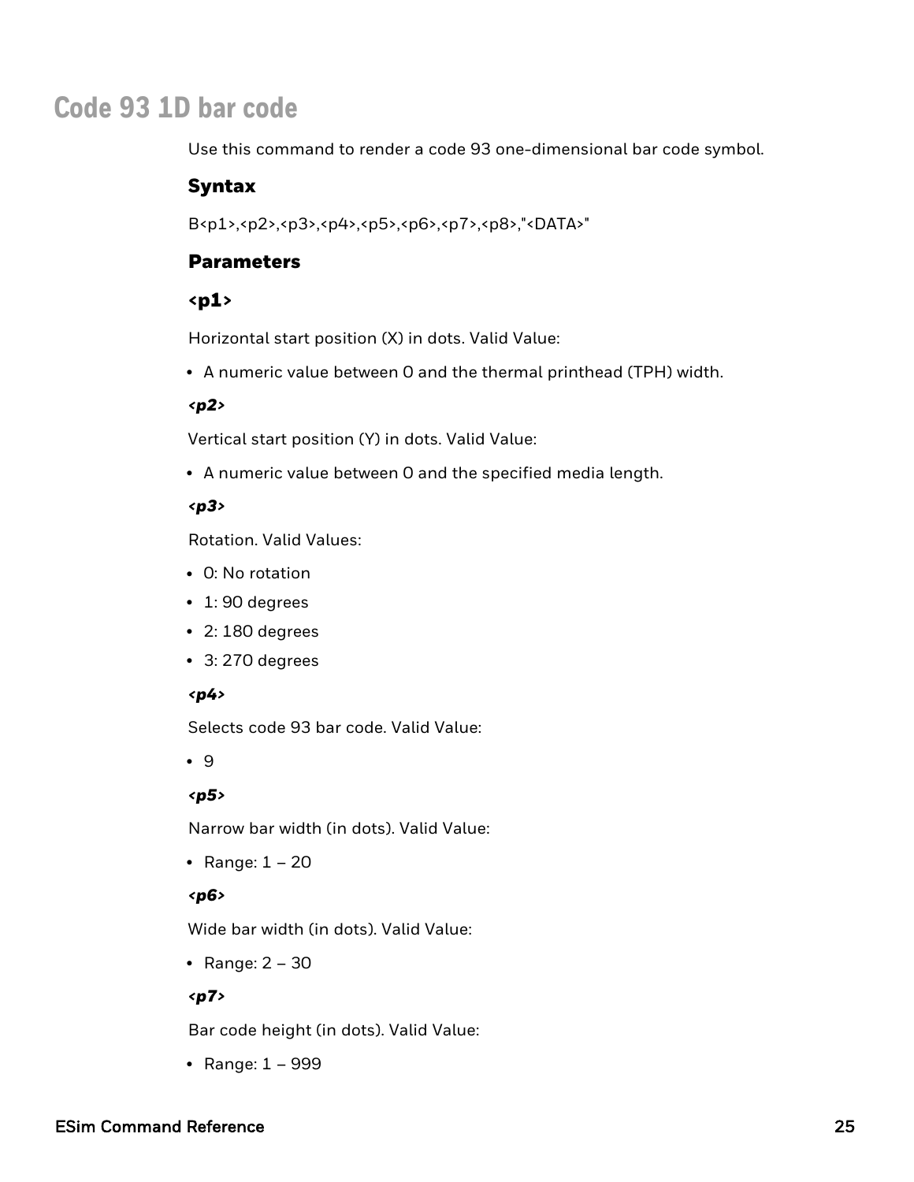# Code 93 1D bar code

Use this command to render a code 93 one-dimensional bar code symbol.

### Syntax

B<p1>,<p2>,<p3>,<p4>,<p5>,<p6>,<p7>,<p8>,"<DATA>"

### Parameters

### <p1>

Horizontal start position (X) in dots. Valid Value:

- A numeric value between 0 and the thermal printhead (TPH) width.

#### *<p2>*

Vertical start position (Y) in dots. Valid Value:

- A numeric value between 0 and the specified media length.

#### *<p3>*

Rotation. Valid Values:

- 0: No rotation
- 1: 90 degrees
- 2: 180 degrees
- 3: 270 degrees

#### *<p4>*

Selects code 93 bar code. Valid Value:

- 9

#### *<p5>*

Narrow bar width (in dots). Valid Value:

- Range: 1 – 20

#### *<p6>*

Wide bar width (in dots). Valid Value:

- Range: 2 – 30

#### *<p7>*

Bar code height (in dots). Valid Value:

- Range: 1 – 999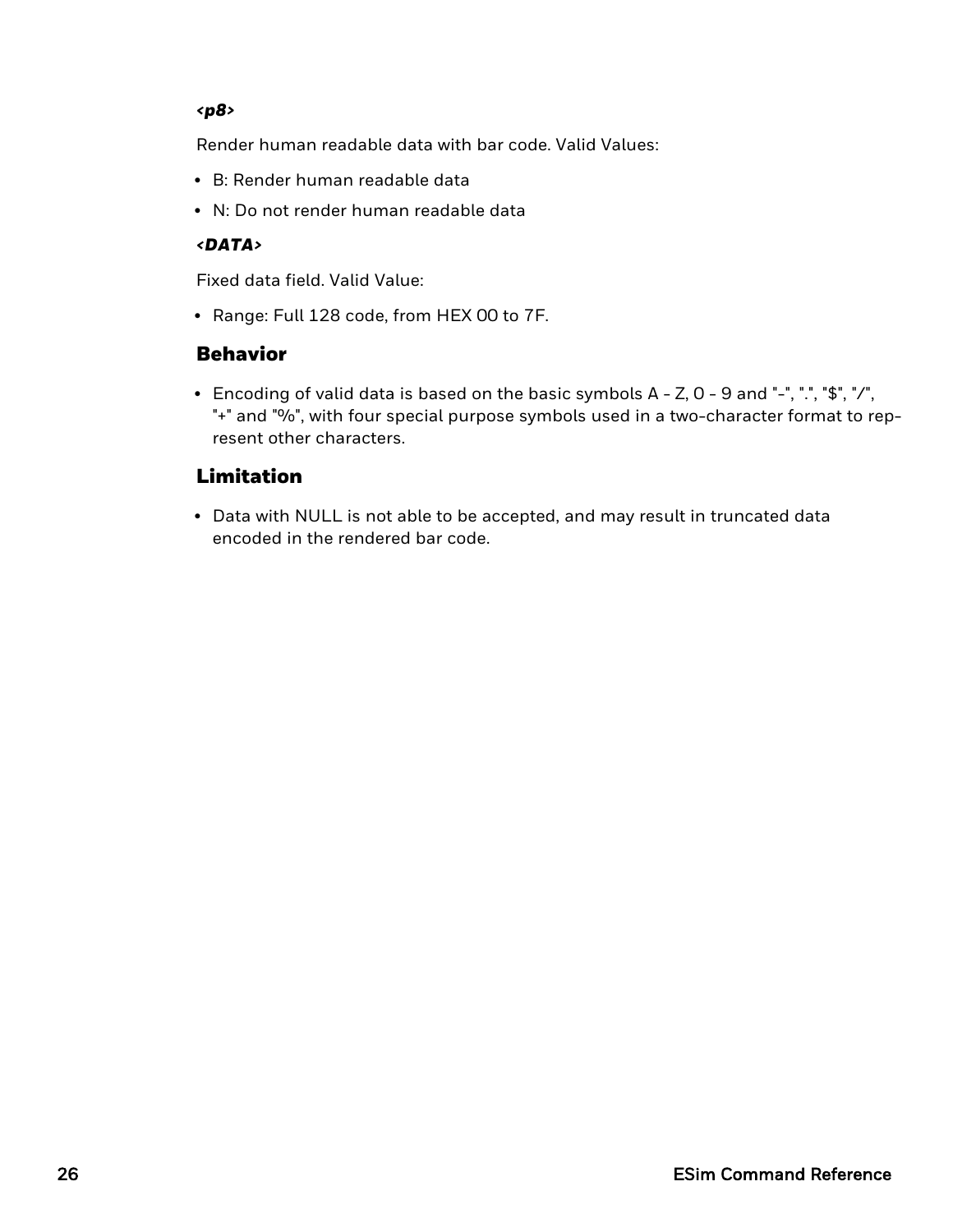***<p8>***

Render human readable data with bar code. Valid Values:

- B: Render human readable data
- N: Do not render human readable data

***<DATA>***

Fixed data field. Valid Value:

- Range: Full 128 code, from HEX 00 to 7F.

## Behavior

- Encoding of valid data is based on the basic symbols A - Z, 0 - 9 and "-", ".", "$", "/", "+" and "%", with four special purpose symbols used in a two-character format to represent other characters.

## Limitation

- Data with NULL is not able to be accepted, and may result in truncated data encoded in the rendered bar code.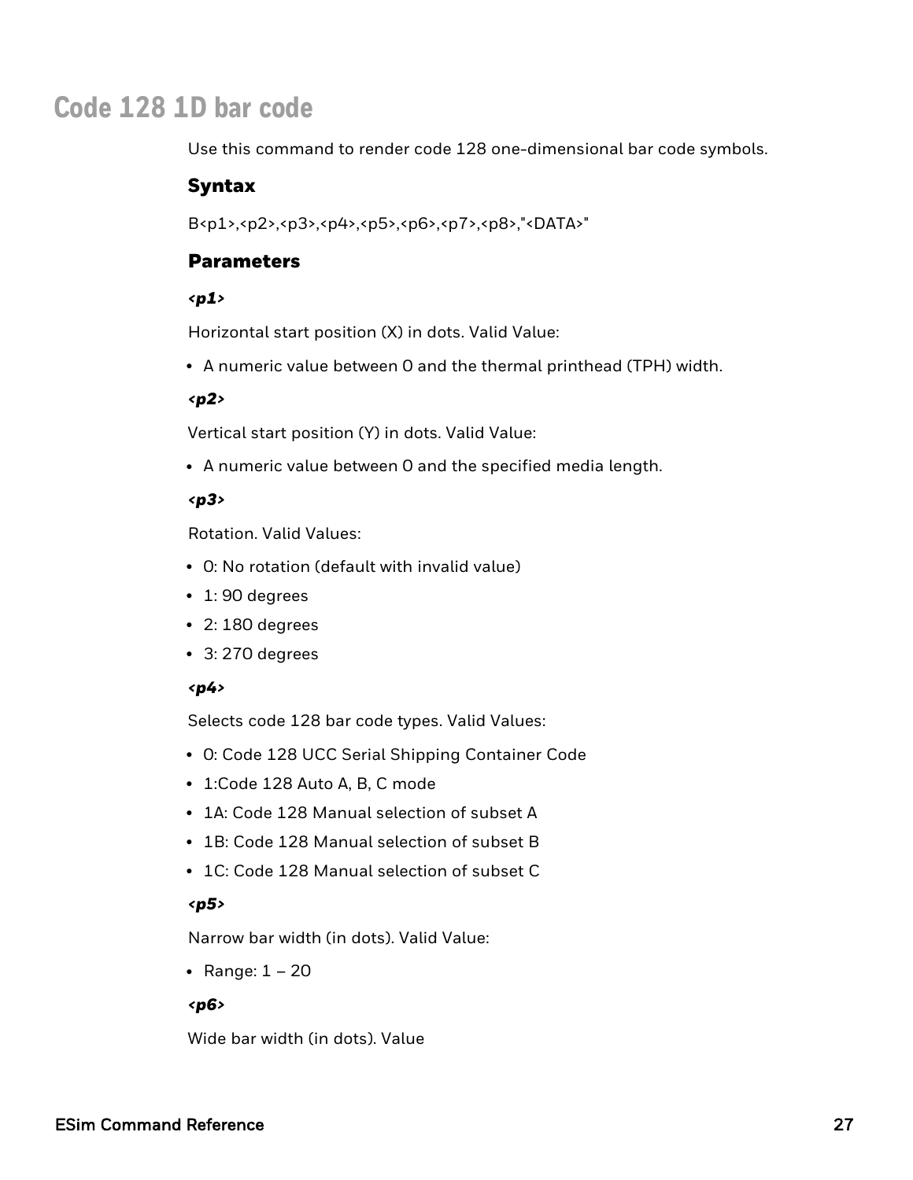# Code 128 1D bar code

Use this command to render code 128 one-dimensional bar code symbols.

## Syntax

B<p1>,<p2>,<p3>,<p4>,<p5>,<p6>,<p7>,<p8>,"<DATA>"

## Parameters

***<p1>***

Horizontal start position (X) in dots. Valid Value:

- A numeric value between 0 and the thermal printhead (TPH) width.

***<p2>***

Vertical start position (Y) in dots. Valid Value:

- A numeric value between 0 and the specified media length.

***<p3>***

Rotation. Valid Values:

- 0: No rotation (default with invalid value)
- 1: 90 degrees
- 2: 180 degrees
- 3: 270 degrees

***<p4>***

Selects code 128 bar code types. Valid Values:

- 0: Code 128 UCC Serial Shipping Container Code
- 1:Code 128 Auto A, B, C mode
- 1A: Code 128 Manual selection of subset A
- 1B: Code 128 Manual selection of subset B
- 1C: Code 128 Manual selection of subset C

***<p5>***

Narrow bar width (in dots). Valid Value:

- Range: 1 – 20

***<p6>***

Wide bar width (in dots). Value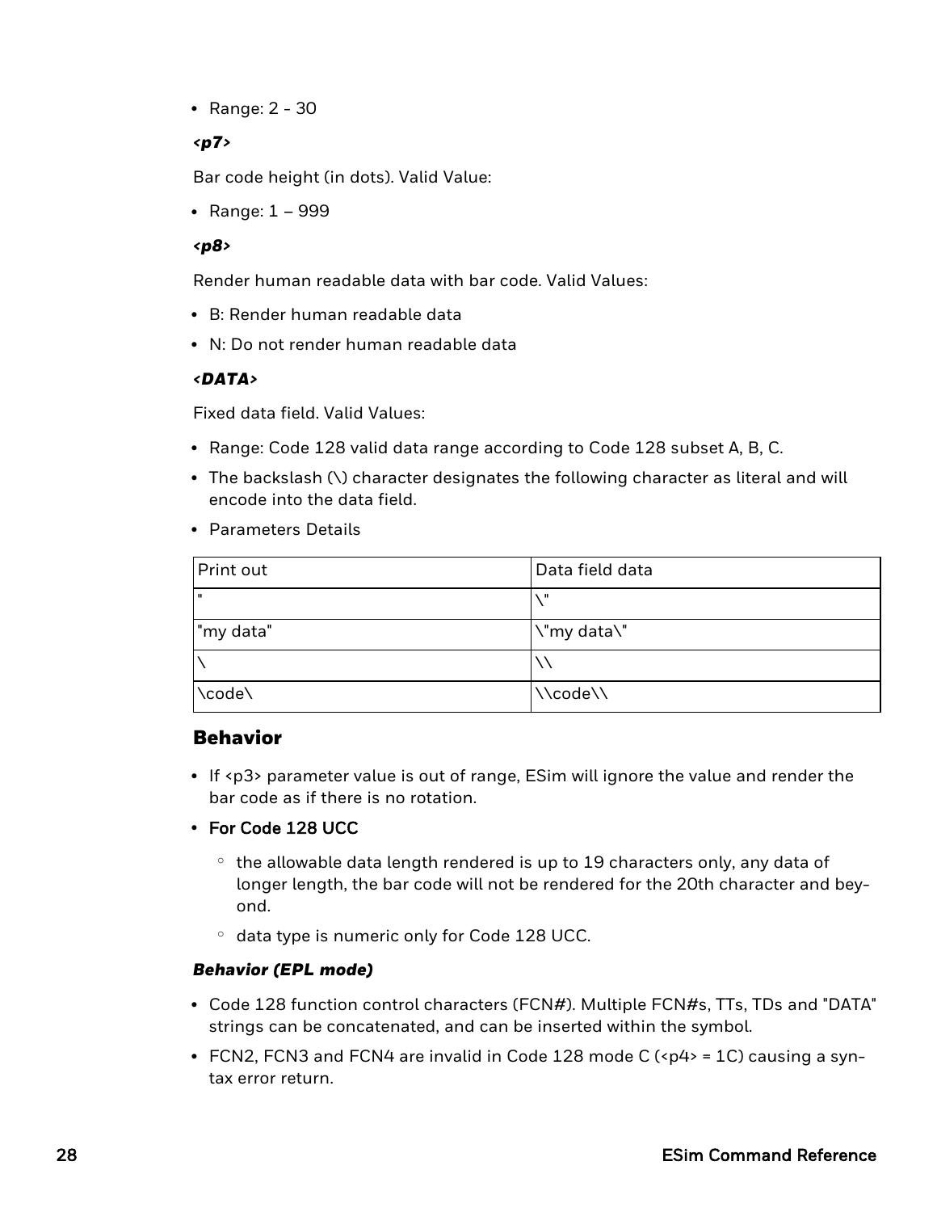- Range: 2 - 30

***<p7>***

Bar code height (in dots). Valid Value:

- Range: 1 – 999

***<p8>***

Render human readable data with bar code. Valid Values:

- B: Render human readable data
- N: Do not render human readable data

***<DATA>***

Fixed data field. Valid Values:

- Range: Code 128 valid data range according to Code 128 subset A, B, C.
- The backslash (\) character designates the following character as literal and will encode into the data field.
- Parameters Details

| Print out | Data field data |
|---|---|
| " | \" |
| "my data" | \"my data\" |
| \ | \\ |
| \code\ | \\code\\ |

## Behavior

- If <p3> parameter value is out of range, ESim will ignore the value and render the bar code as if there is no rotation.
- For Code 128 UCC
  - the allowable data length rendered is up to 19 characters only, any data of longer length, the bar code will not be rendered for the 20th character and beyond.
  - data type is numeric only for Code 128 UCC.

***Behavior (EPL mode)***

- Code 128 function control characters (FCN#). Multiple FCN#s, TTs, TDs and "DATA" strings can be concatenated, and can be inserted within the symbol.
- FCN2, FCN3 and FCN4 are invalid in Code 128 mode C (<p4> = 1C) causing a syntax error return.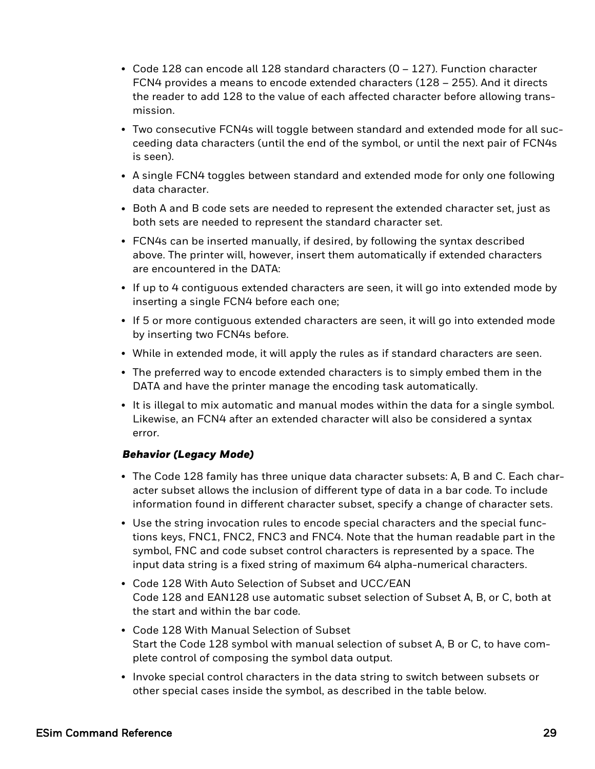- Code 128 can encode all 128 standard characters (0 – 127). Function character FCN4 provides a means to encode extended characters (128 – 255). And it directs the reader to add 128 to the value of each affected character before allowing transmission.
- Two consecutive FCN4s will toggle between standard and extended mode for all succeeding data characters (until the end of the symbol, or until the next pair of FCN4s is seen).
- A single FCN4 toggles between standard and extended mode for only one following data character.
- Both A and B code sets are needed to represent the extended character set, just as both sets are needed to represent the standard character set.
- FCN4s can be inserted manually, if desired, by following the syntax described above. The printer will, however, insert them automatically if extended characters are encountered in the DATA:
- If up to 4 contiguous extended characters are seen, it will go into extended mode by inserting a single FCN4 before each one;
- If 5 or more contiguous extended characters are seen, it will go into extended mode by inserting two FCN4s before.
- While in extended mode, it will apply the rules as if standard characters are seen.
- The preferred way to encode extended characters is to simply embed them in the DATA and have the printer manage the encoding task automatically.
- It is illegal to mix automatic and manual modes within the data for a single symbol. Likewise, an FCN4 after an extended character will also be considered a syntax error.

***Behavior (Legacy Mode)***

- The Code 128 family has three unique data character subsets: A, B and C. Each character subset allows the inclusion of different type of data in a bar code. To include information found in different character subset, specify a change of character sets.
- Use the string invocation rules to encode special characters and the special functions keys, FNC1, FNC2, FNC3 and FNC4. Note that the human readable part in the symbol, FNC and code subset control characters is represented by a space. The input data string is a fixed string of maximum 64 alpha-numerical characters.
- Code 128 With Auto Selection of Subset and UCC/EAN
  Code 128 and EAN128 use automatic subset selection of Subset A, B, or C, both at the start and within the bar code.
- Code 128 With Manual Selection of Subset
  Start the Code 128 symbol with manual selection of subset A, B or C, to have complete control of composing the symbol data output.
- Invoke special control characters in the data string to switch between subsets or other special cases inside the symbol, as described in the table below.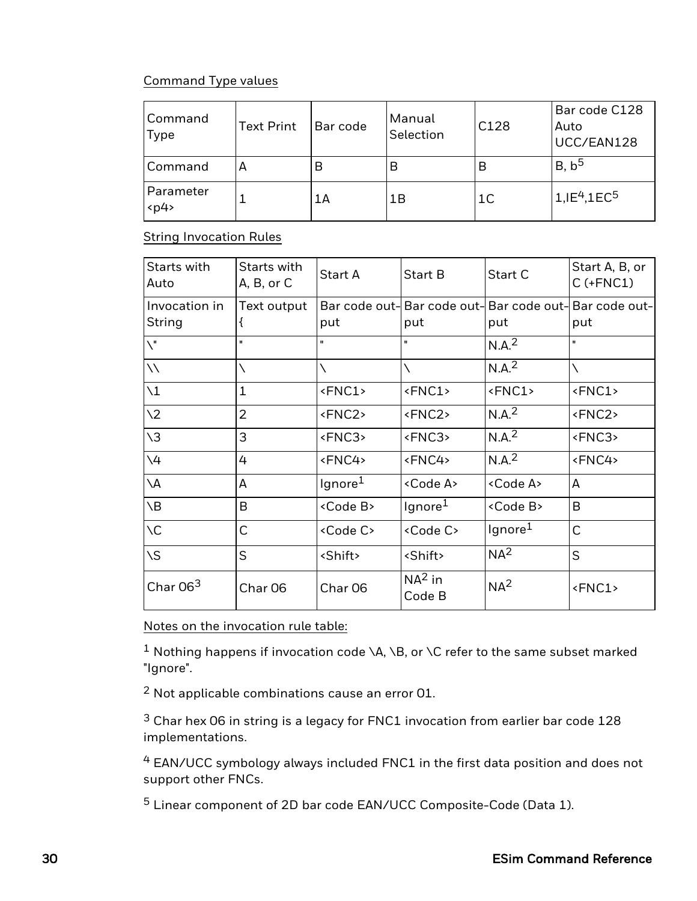Command Type values

| Command Type | Text Print | Bar code | Manual Selection | C128 | Bar code C128 Auto UCC/EAN128 |
|---|---|---|---|---|---|
| Command | A | B | B | B | B, b[5] |
| Parameter <p4> | 1 | 1A | 1B | 1C | 1,IE[4],1EC[5] |

String Invocation Rules

| Starts with Auto | Starts with A, B, or C | Start A | Start B | Start C | Start A, B, or C (+FNC1) |
|---|---|---|---|---|---|
| Invocation in String | Text output { | Bar code output | Bar code output | Bar code output | Bar code output |
| \" | " | " | " | N.A.[2] | " |
| \\ | \ | \ | \ | N.A.[2] | \ |
| \1 | 1 | <FNC1> | <FNC1> | <FNC1> | <FNC1> |
| \2 | 2 | <FNC2> | <FNC2> | N.A.[2] | <FNC2> |
| \3 | 3 | <FNC3> | <FNC3> | N.A.[2] | <FNC3> |
| \4 | 4 | <FNC4> | <FNC4> | N.A.[2] | <FNC4> |
| \A | A | Ignore[1] | <Code A> | <Code A> | A |
| \B | B | <Code B> | Ignore[1] | <Code B> | B |
| \C | C | <Code C> | <Code C> | Ignore[1] | C |
| \S | S | <Shift> | <Shift> | NA[2] | S |
| Char 06[3] | Char 06 | Char 06 | NA[2] in Code B | NA[2] | <FNC1> |

Notes on the invocation rule table:

[1] Nothing happens if invocation code \A, \B, or \C refer to the same subset marked "Ignore".

[2] Not applicable combinations cause an error 01.

[3] Char hex 06 in string is a legacy for FNC1 invocation from earlier bar code 128 implementations.

[4] EAN/UCC symbology always included FNC1 in the first data position and does not support other FNCs.

[5] Linear component of 2D bar code EAN/UCC Composite-Code (Data 1).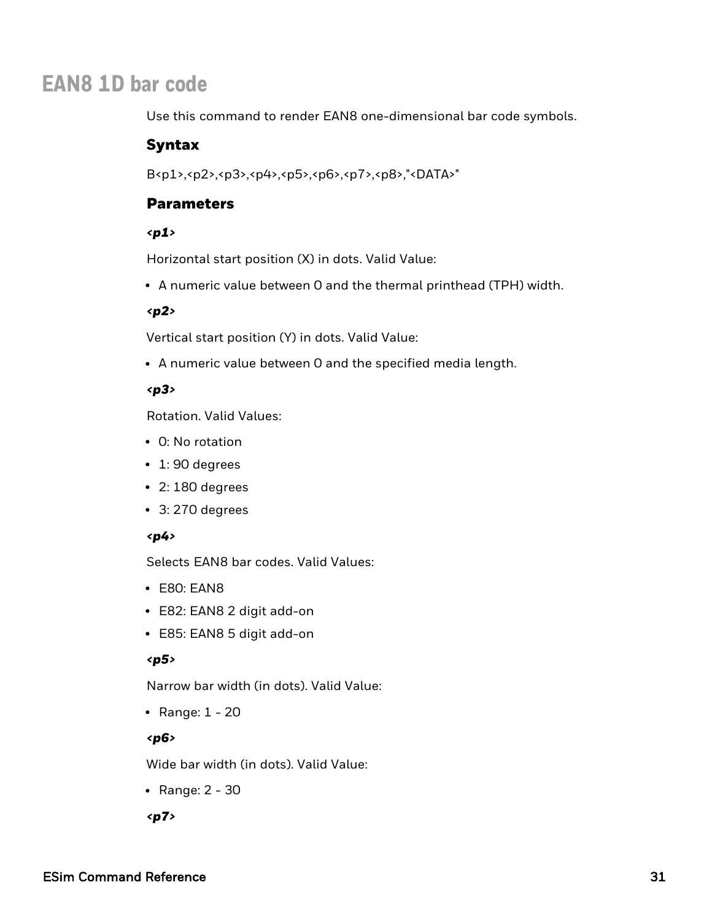# EAN8 1D bar code

Use this command to render EAN8 one-dimensional bar code symbols.

## Syntax

B<p1>,<p2>,<p3>,<p4>,<p5>,<p6>,<p7>,<p8>,"<DATA>"

## Parameters

### *<p1>*

Horizontal start position (X) in dots. Valid Value:

- A numeric value between 0 and the thermal printhead (TPH) width.

### *<p2>*

Vertical start position (Y) in dots. Valid Value:

- A numeric value between 0 and the specified media length.

### *<p3>*

Rotation. Valid Values:

- 0: No rotation
- 1: 90 degrees
- 2: 180 degrees
- 3: 270 degrees

### *<p4>*

Selects EAN8 bar codes. Valid Values:

- E80: EAN8
- E82: EAN8 2 digit add-on
- E85: EAN8 5 digit add-on

### *<p5>*

Narrow bar width (in dots). Valid Value:

- Range: 1 - 20

### *<p6>*

Wide bar width (in dots). Valid Value:

- Range: 2 - 30

### *<p7>*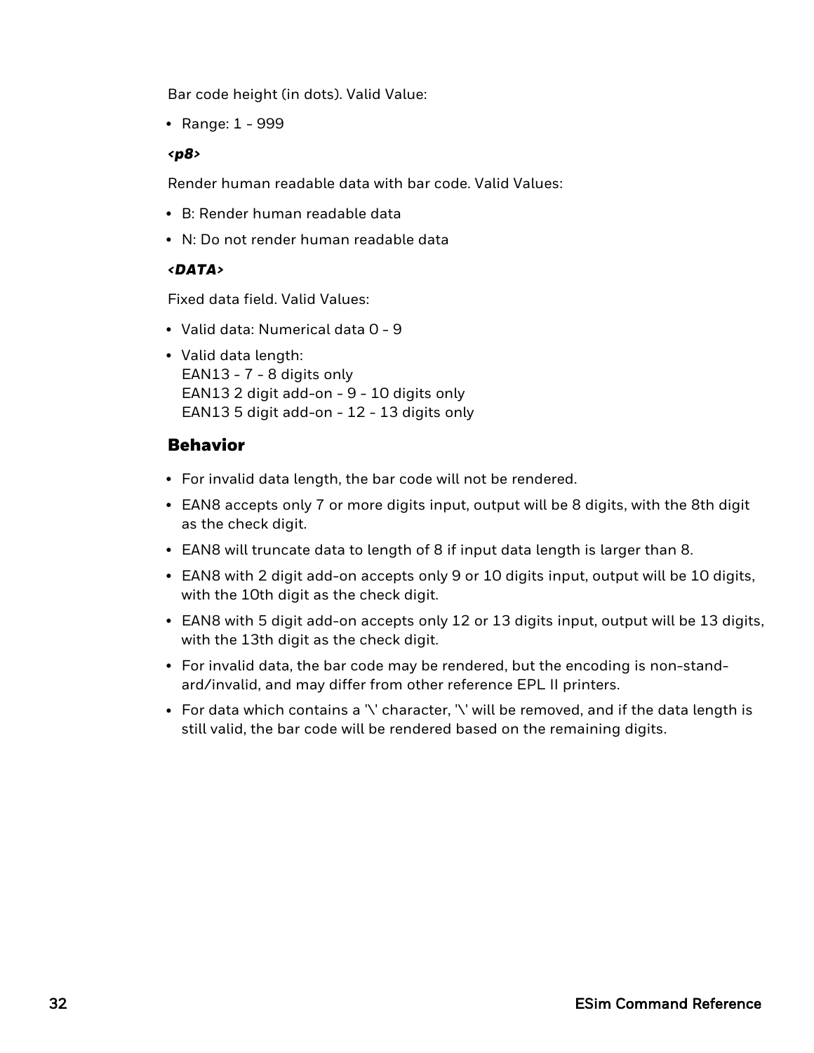Bar code height (in dots). Valid Value:

- Range: 1 - 999

***<p8>***

Render human readable data with bar code. Valid Values:

- B: Render human readable data
- N: Do not render human readable data

***<DATA>***

Fixed data field. Valid Values:

- Valid data: Numerical data 0 - 9
- Valid data length:
  EAN13 - 7 - 8 digits only
  EAN13 2 digit add-on - 9 - 10 digits only
  EAN13 5 digit add-on - 12 - 13 digits only

## Behavior

- For invalid data length, the bar code will not be rendered.
- EAN8 accepts only 7 or more digits input, output will be 8 digits, with the 8th digit as the check digit.
- EAN8 will truncate data to length of 8 if input data length is larger than 8.
- EAN8 with 2 digit add-on accepts only 9 or 10 digits input, output will be 10 digits, with the 10th digit as the check digit.
- EAN8 with 5 digit add-on accepts only 12 or 13 digits input, output will be 13 digits, with the 13th digit as the check digit.
- For invalid data, the bar code may be rendered, but the encoding is non-standard/invalid, and may differ from other reference EPL II printers.
- For data which contains a '\' character, '\' will be removed, and if the data length is still valid, the bar code will be rendered based on the remaining digits.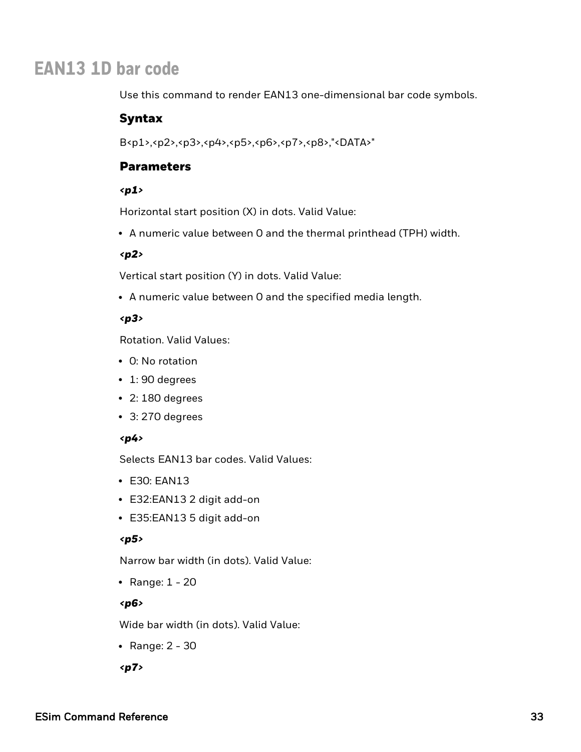# EAN13 1D bar code

Use this command to render EAN13 one-dimensional bar code symbols.

### Syntax

B<p1>,<p2>,<p3>,<p4>,<p5>,<p6>,<p7>,<p8>,"<DATA>"

### Parameters

***<p1>***

Horizontal start position (X) in dots. Valid Value:

- A numeric value between 0 and the thermal printhead (TPH) width.

***<p2>***

Vertical start position (Y) in dots. Valid Value:

- A numeric value between 0 and the specified media length.

***<p3>***

Rotation. Valid Values:

- 0: No rotation
- 1: 90 degrees
- 2: 180 degrees
- 3: 270 degrees

***<p4>***

Selects EAN13 bar codes. Valid Values:

- E30: EAN13
- E32:EAN13 2 digit add-on
- E35:EAN13 5 digit add-on

***<p5>***

Narrow bar width (in dots). Valid Value:

- Range: 1 - 20

***<p6>***

Wide bar width (in dots). Valid Value:

- Range: 2 - 30

***<p7>***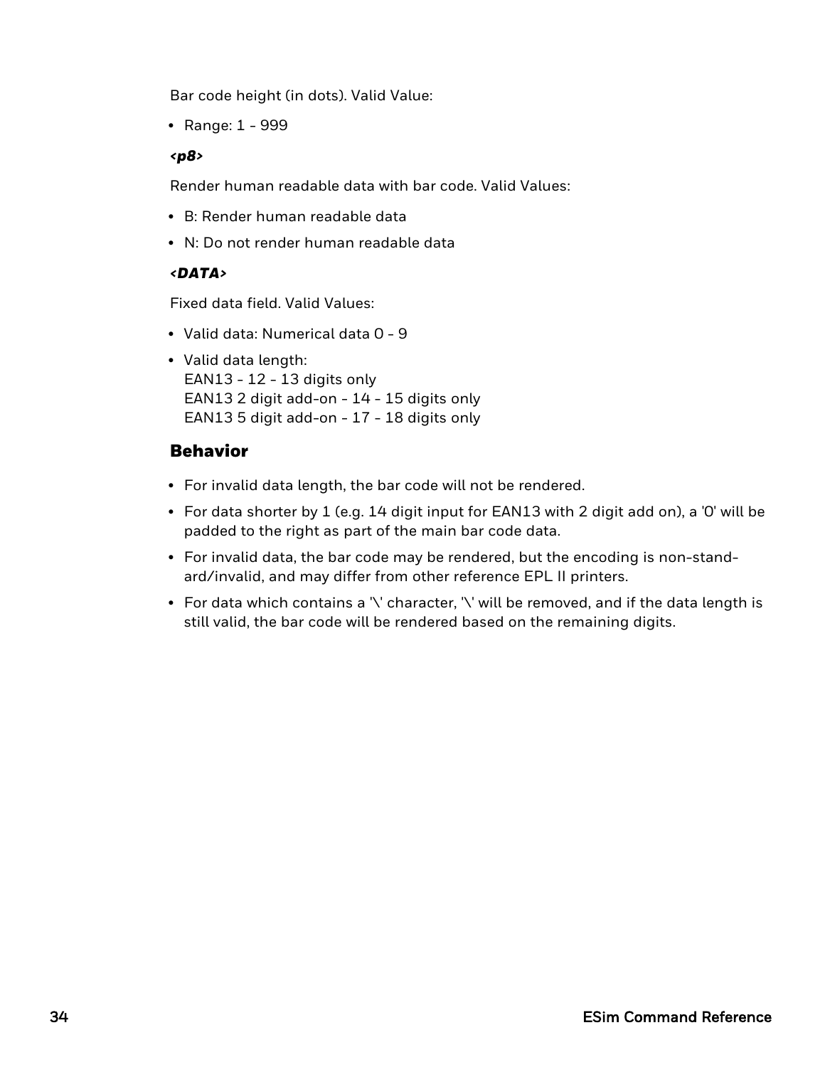Bar code height (in dots). Valid Value:

- Range: 1 - 999

***<p8>***

Render human readable data with bar code. Valid Values:

- B: Render human readable data
- N: Do not render human readable data

***<DATA>***

Fixed data field. Valid Values:

- Valid data: Numerical data 0 - 9
- Valid data length:
  EAN13 - 12 - 13 digits only
  EAN13 2 digit add-on - 14 - 15 digits only
  EAN13 5 digit add-on - 17 - 18 digits only

## Behavior

- For invalid data length, the bar code will not be rendered.
- For data shorter by 1 (e.g. 14 digit input for EAN13 with 2 digit add on), a '0' will be padded to the right as part of the main bar code data.
- For invalid data, the bar code may be rendered, but the encoding is non-standard/invalid, and may differ from other reference EPL II printers.
- For data which contains a '\' character, '\' will be removed, and if the data length is still valid, the bar code will be rendered based on the remaining digits.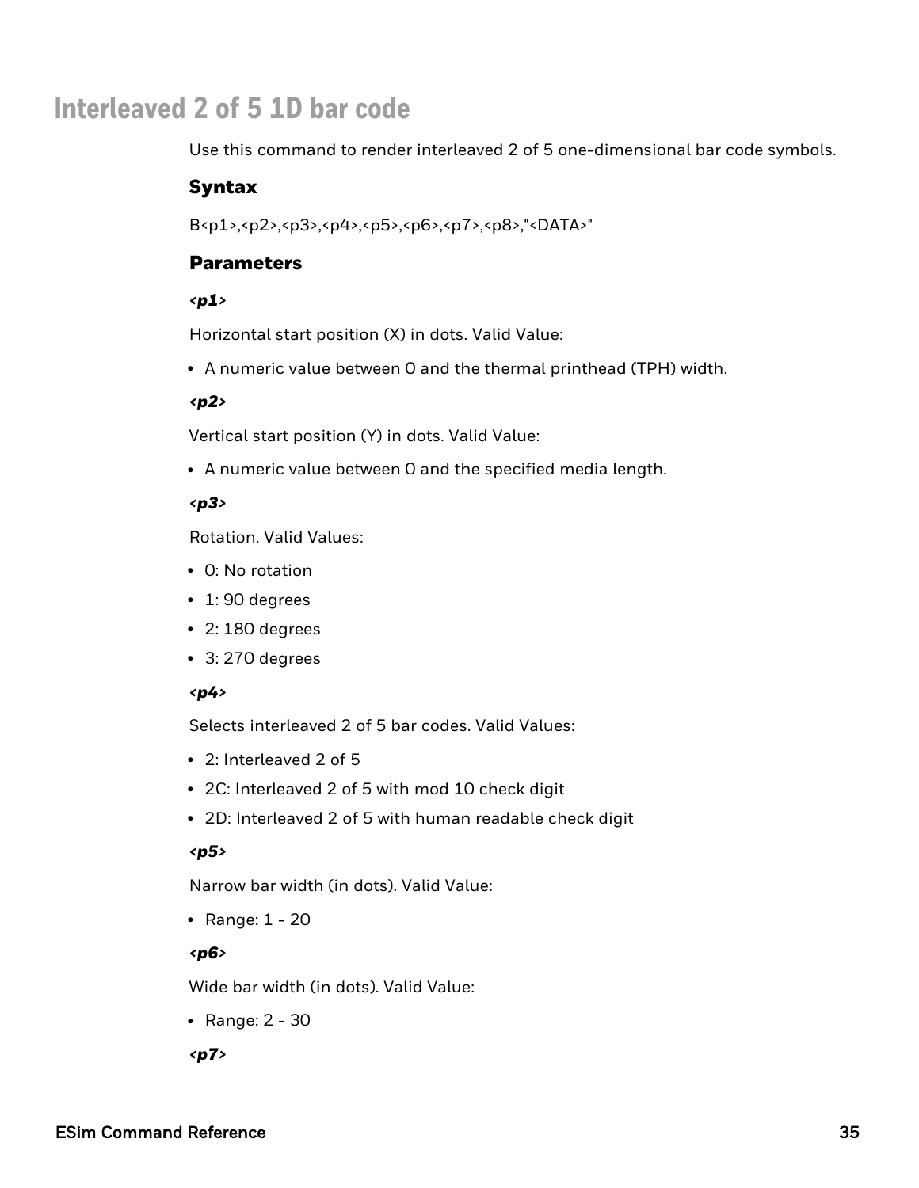# Interleaved 2 of 5 1D bar code

Use this command to render interleaved 2 of 5 one-dimensional bar code symbols.

## Syntax

B<p1>,<p2>,<p3>,<p4>,<p5>,<p6>,<p7>,<p8>,"<DATA>"

## Parameters

### *<p1>*

Horizontal start position (X) in dots. Valid Value:

- A numeric value between 0 and the thermal printhead (TPH) width.

### *<p2>*

Vertical start position (Y) in dots. Valid Value:

- A numeric value between 0 and the specified media length.

### *<p3>*

Rotation. Valid Values:

- 0: No rotation
- 1: 90 degrees
- 2: 180 degrees
- 3: 270 degrees

### *<p4>*

Selects interleaved 2 of 5 bar codes. Valid Values:

- 2: Interleaved 2 of 5
- 2C: Interleaved 2 of 5 with mod 10 check digit
- 2D: Interleaved 2 of 5 with human readable check digit

### *<p5>*

Narrow bar width (in dots). Valid Value:

- Range: 1 - 20

### *<p6>*

Wide bar width (in dots). Valid Value:

- Range: 2 - 30

### *<p7>*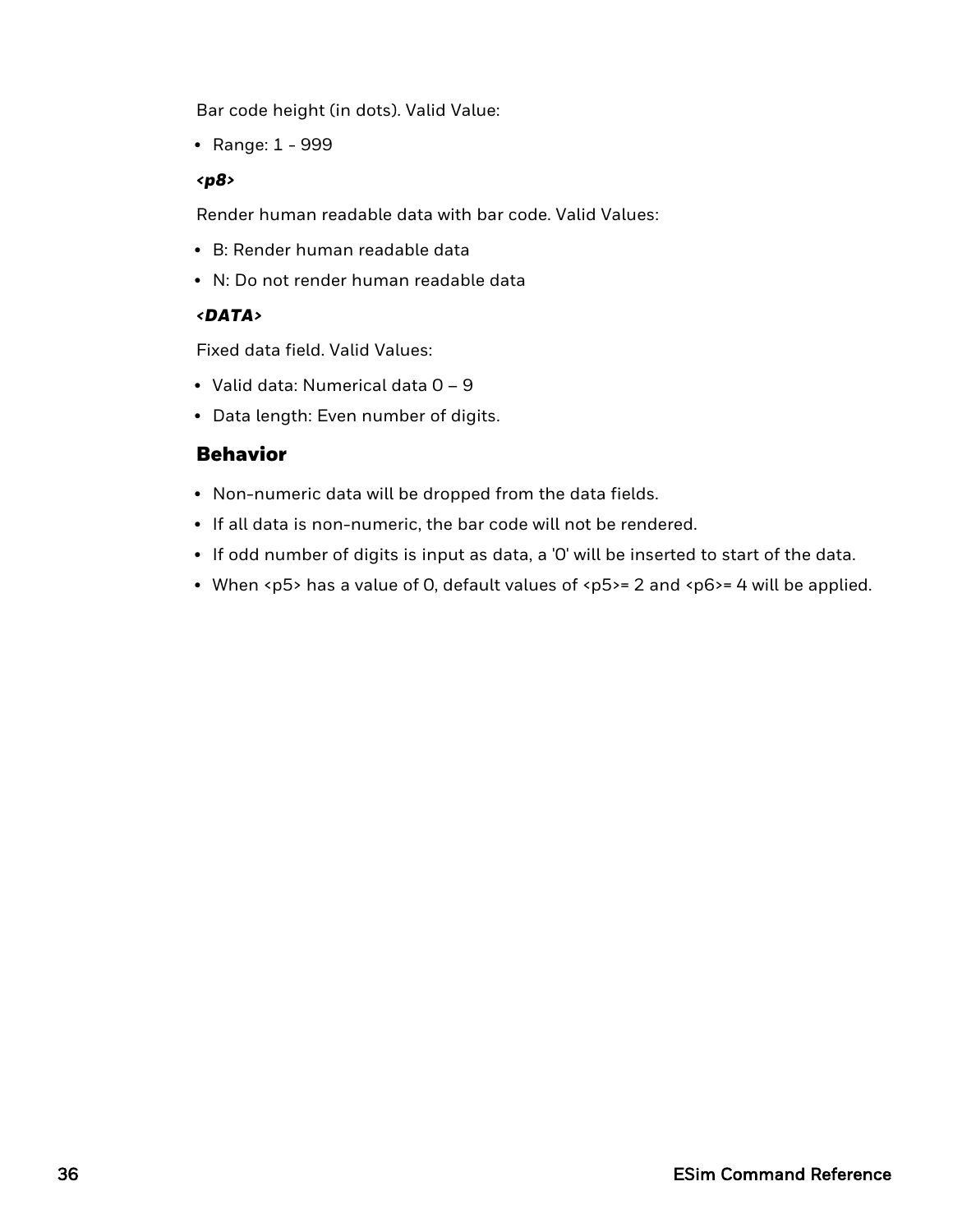Bar code height (in dots). Valid Value:

- Range: 1 - 999

***<p8>***

Render human readable data with bar code. Valid Values:

- B: Render human readable data
- N: Do not render human readable data

***<DATA>***

Fixed data field. Valid Values:

- Valid data: Numerical data 0 – 9
- Data length: Even number of digits.

## Behavior

- Non-numeric data will be dropped from the data fields.
- If all data is non-numeric, the bar code will not be rendered.
- If odd number of digits is input as data, a '0' will be inserted to start of the data.
- When <p5> has a value of 0, default values of <p5>= 2 and <p6>= 4 will be applied.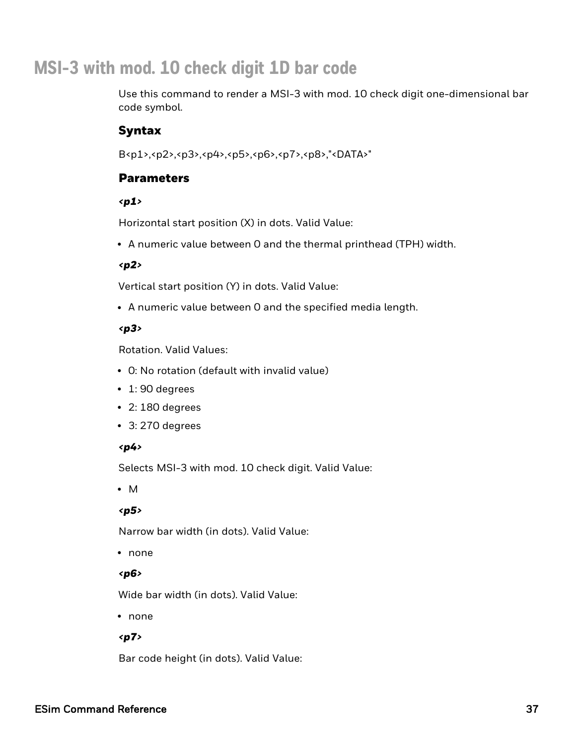# MSI-3 with mod. 10 check digit 1D bar code

Use this command to render a MSI-3 with mod. 10 check digit one-dimensional bar code symbol.

## Syntax

B<p1>,<p2>,<p3>,<p4>,<p5>,<p6>,<p7>,<p8>,"<DATA>"

## Parameters

***<p1>***

Horizontal start position (X) in dots. Valid Value:

- A numeric value between 0 and the thermal printhead (TPH) width.

***<p2>***

Vertical start position (Y) in dots. Valid Value:

- A numeric value between 0 and the specified media length.

***<p3>***

Rotation. Valid Values:

- 0: No rotation (default with invalid value)
- 1: 90 degrees
- 2: 180 degrees
- 3: 270 degrees

***<p4>***

Selects MSI-3 with mod. 10 check digit. Valid Value:

- M

***<p5>***

Narrow bar width (in dots). Valid Value:

- none

***<p6>***

Wide bar width (in dots). Valid Value:

- none

***<p7>***

Bar code height (in dots). Valid Value: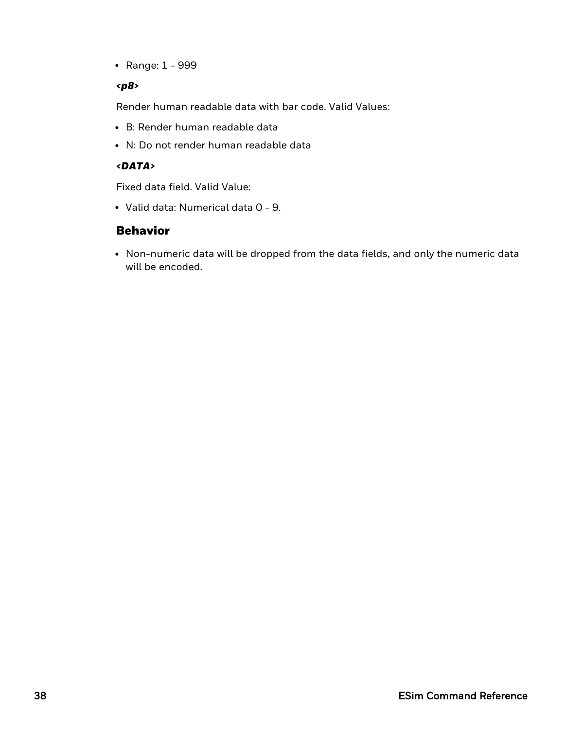- Range: 1 - 999

***<p8>***

Render human readable data with bar code. Valid Values:

- B: Render human readable data
- N: Do not render human readable data

***<DATA>***

Fixed data field. Valid Value:

- Valid data: Numerical data 0 - 9.

## Behavior

- Non-numeric data will be dropped from the data fields, and only the numeric data will be encoded.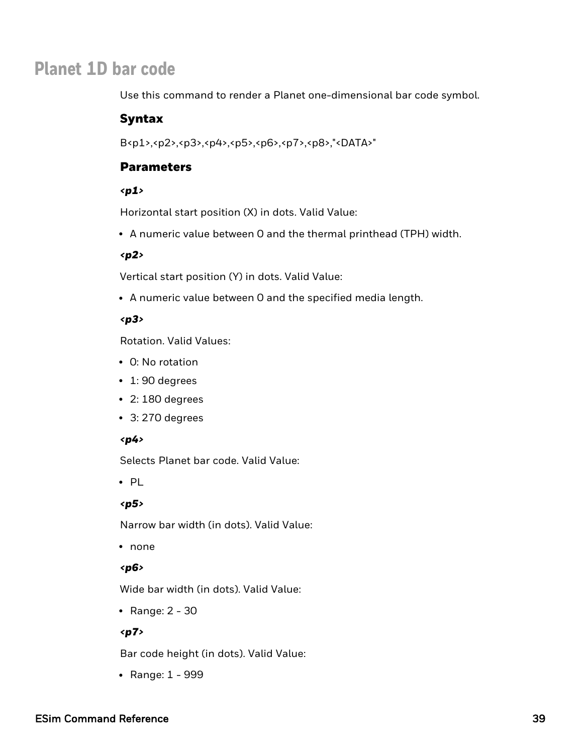# Planet 1D bar code

Use this command to render a Planet one-dimensional bar code symbol.

## Syntax

B<p1>,<p2>,<p3>,<p4>,<p5>,<p6>,<p7>,<p8>,"<DATA>"

## Parameters

***<p1>***

Horizontal start position (X) in dots. Valid Value:

- A numeric value between 0 and the thermal printhead (TPH) width.

***<p2>***

Vertical start position (Y) in dots. Valid Value:

- A numeric value between 0 and the specified media length.

***<p3>***

Rotation. Valid Values:

- 0: No rotation
- 1: 90 degrees
- 2: 180 degrees
- 3: 270 degrees

***<p4>***

Selects Planet bar code. Valid Value:

- PL

***<p5>***

Narrow bar width (in dots). Valid Value:

- none

***<p6>***

Wide bar width (in dots). Valid Value:

- Range: 2 - 30

***<p7>***

Bar code height (in dots). Valid Value:

- Range: 1 - 999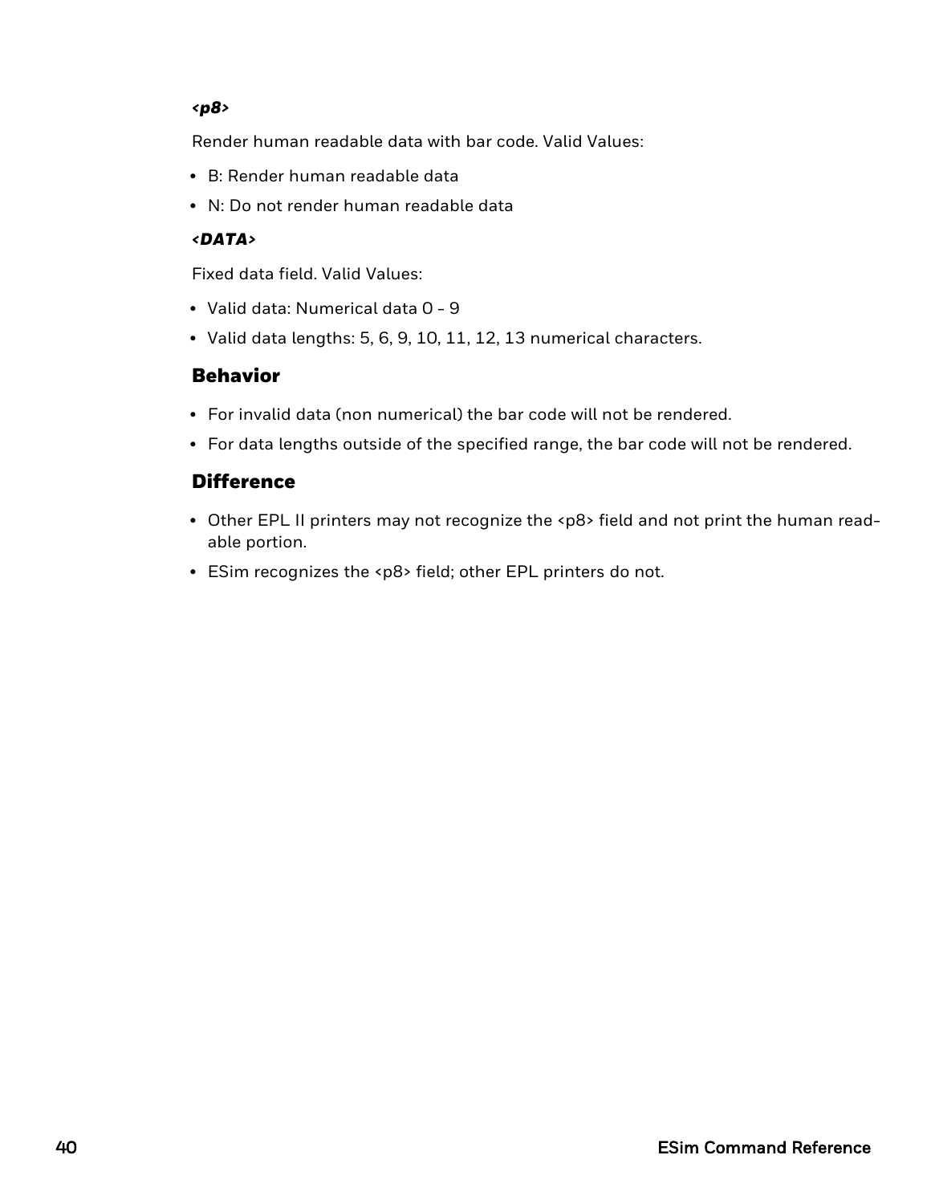***<p8>***

Render human readable data with bar code. Valid Values:

- B: Render human readable data
- N: Do not render human readable data

***<DATA>***

Fixed data field. Valid Values:

- Valid data: Numerical data 0 - 9
- Valid data lengths: 5, 6, 9, 10, 11, 12, 13 numerical characters.

## Behavior

- For invalid data (non numerical) the bar code will not be rendered.
- For data lengths outside of the specified range, the bar code will not be rendered.

## Difference

- Other EPL II printers may not recognize the <p8> field and not print the human readable portion.
- ESim recognizes the <p8> field; other EPL printers do not.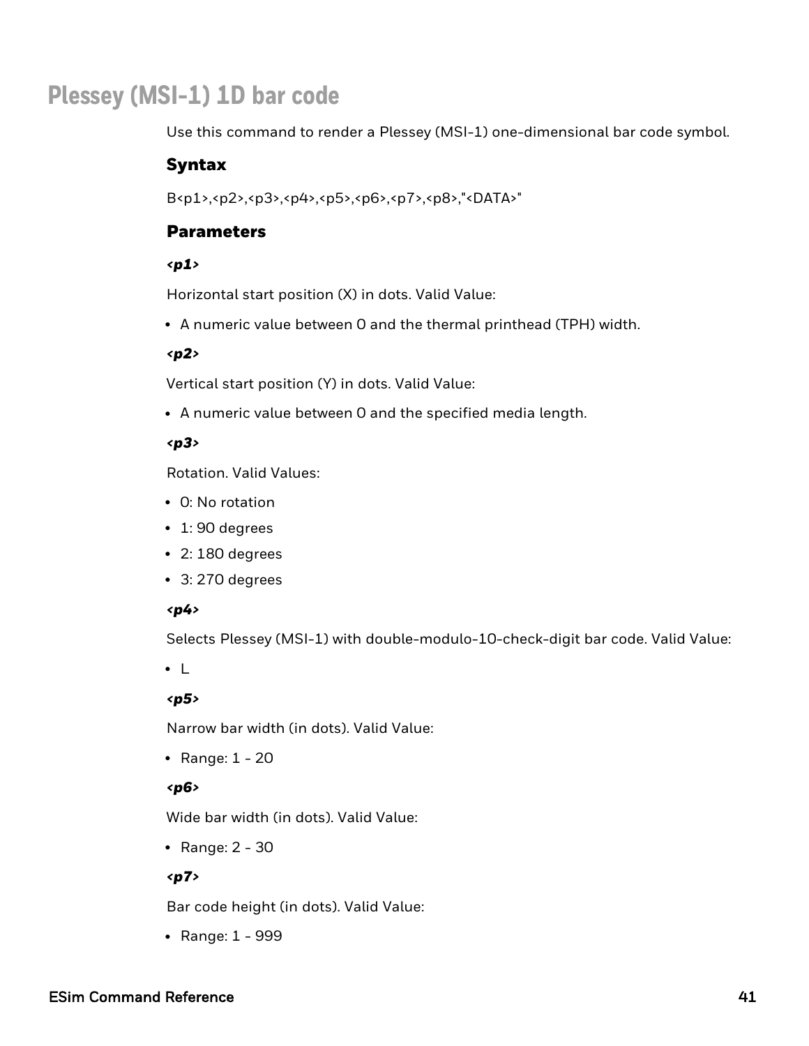# Plessey (MSI-1) 1D bar code

Use this command to render a Plessey (MSI-1) one-dimensional bar code symbol.

## Syntax

B<p1>,<p2>,<p3>,<p4>,<p5>,<p6>,<p7>,<p8>,"<DATA>"

## Parameters

***<p1>***

Horizontal start position (X) in dots. Valid Value:

- A numeric value between 0 and the thermal printhead (TPH) width.

***<p2>***

Vertical start position (Y) in dots. Valid Value:

- A numeric value between 0 and the specified media length.

***<p3>***

Rotation. Valid Values:

- 0: No rotation
- 1: 90 degrees
- 2: 180 degrees
- 3: 270 degrees

***<p4>***

Selects Plessey (MSI-1) with double-modulo-10-check-digit bar code. Valid Value:

- L

***<p5>***

Narrow bar width (in dots). Valid Value:

- Range: 1 - 20

***<p6>***

Wide bar width (in dots). Valid Value:

- Range: 2 - 30

***<p7>***

Bar code height (in dots). Valid Value:

- Range: 1 - 999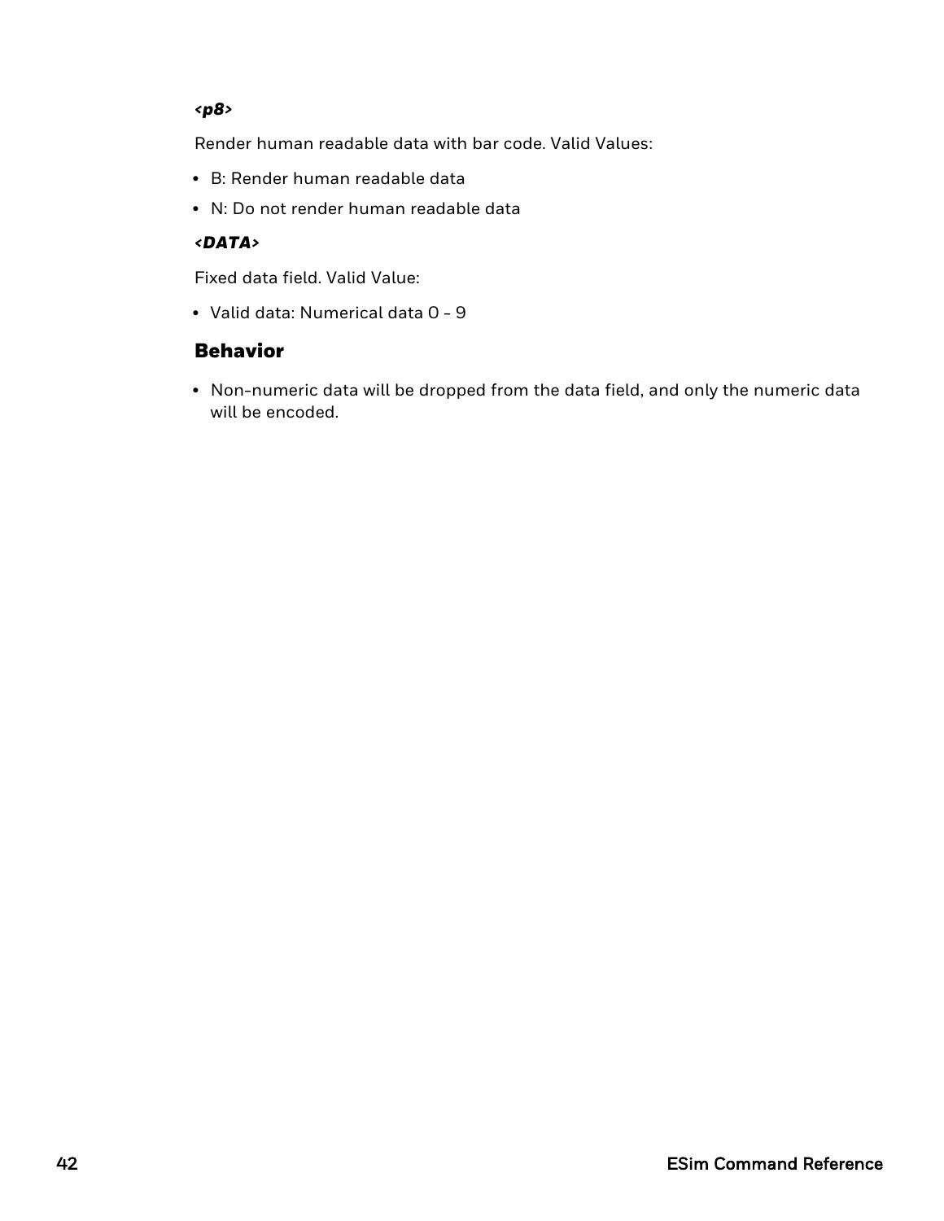***<p8>***

Render human readable data with bar code. Valid Values:

- B: Render human readable data
- N: Do not render human readable data

***<DATA>***

Fixed data field. Valid Value:

- Valid data: Numerical data 0 - 9

## Behavior

- Non-numeric data will be dropped from the data field, and only the numeric data will be encoded.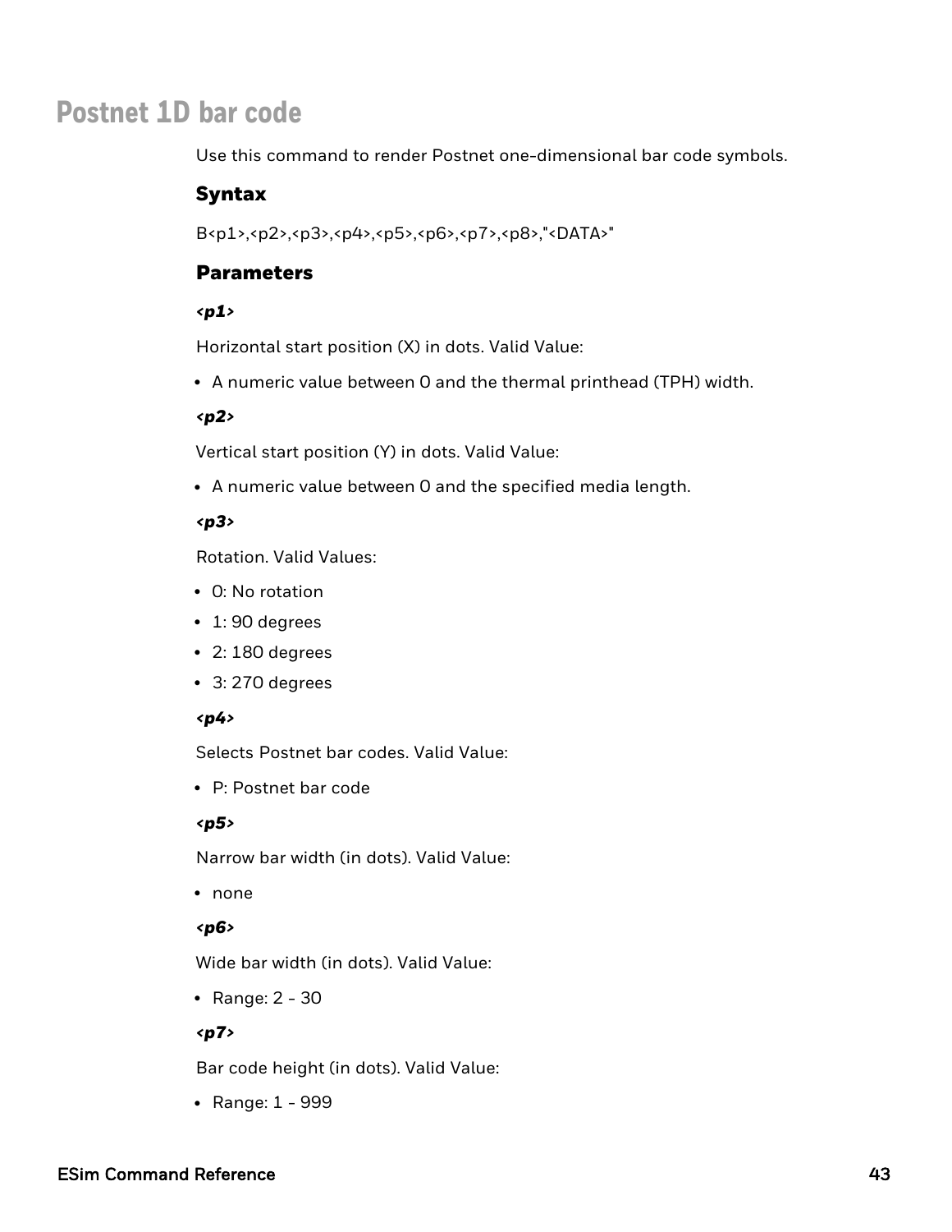# Postnet 1D bar code

Use this command to render Postnet one-dimensional bar code symbols.

## Syntax

B<p1>,<p2>,<p3>,<p4>,<p5>,<p6>,<p7>,<p8>,"<DATA>"

## Parameters

### *<p1>*

Horizontal start position (X) in dots. Valid Value:

- A numeric value between 0 and the thermal printhead (TPH) width.

### *<p2>*

Vertical start position (Y) in dots. Valid Value:

- A numeric value between 0 and the specified media length.

### *<p3>*

Rotation. Valid Values:

- 0: No rotation
- 1: 90 degrees
- 2: 180 degrees
- 3: 270 degrees

### *<p4>*

Selects Postnet bar codes. Valid Value:

- P: Postnet bar code

### *<p5>*

Narrow bar width (in dots). Valid Value:

- none

### *<p6>*

Wide bar width (in dots). Valid Value:

- Range: 2 - 30

### *<p7>*

Bar code height (in dots). Valid Value:

- Range: 1 - 999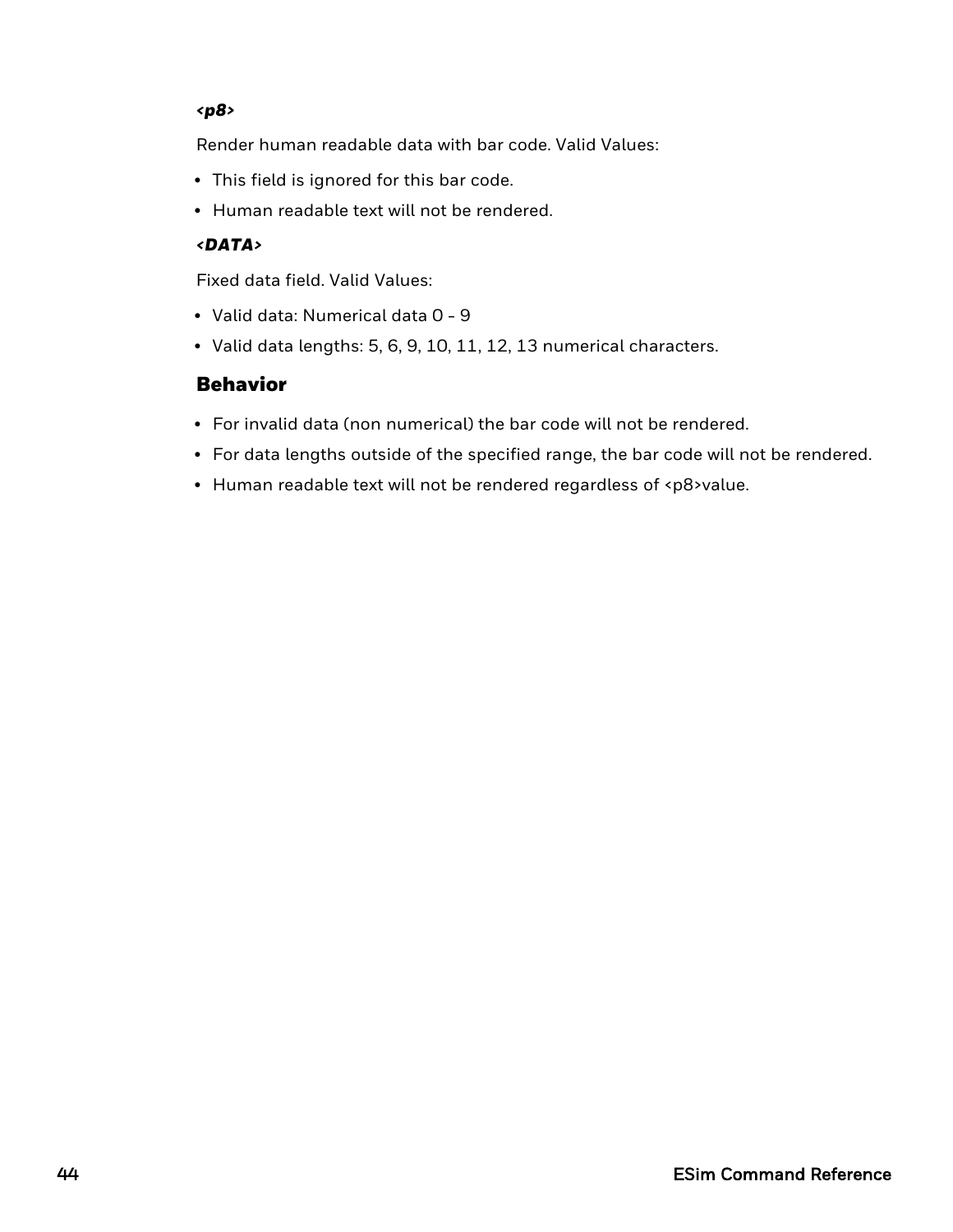*<p8>*

Render human readable data with bar code. Valid Values:

- This field is ignored for this bar code.
- Human readable text will not be rendered.

*<DATA>*

Fixed data field. Valid Values:

- Valid data: Numerical data 0 - 9
- Valid data lengths: 5, 6, 9, 10, 11, 12, 13 numerical characters.

## Behavior

- For invalid data (non numerical) the bar code will not be rendered.
- For data lengths outside of the specified range, the bar code will not be rendered.
- Human readable text will not be rendered regardless of <p8>value.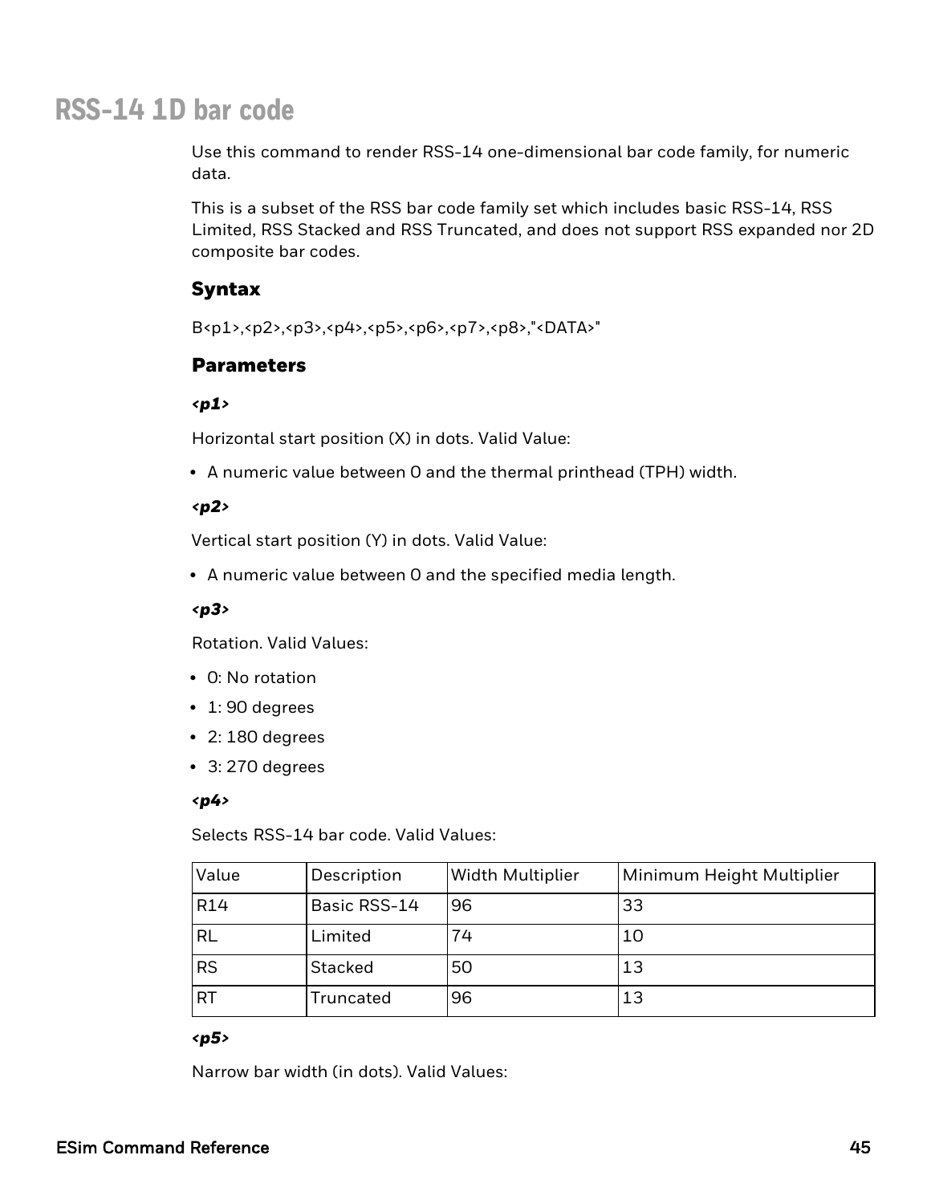# RSS-14 1D bar code

Use this command to render RSS-14 one-dimensional bar code family, for numeric data.

This is a subset of the RSS bar code family set which includes basic RSS-14, RSS Limited, RSS Stacked and RSS Truncated, and does not support RSS expanded nor 2D composite bar codes.

## Syntax

B<p1>,<p2>,<p3>,<p4>,<p5>,<p6>,<p7>,<p8>,"<DATA>"

## Parameters

***<p1>***

Horizontal start position (X) in dots. Valid Value:

- A numeric value between 0 and the thermal printhead (TPH) width.

***<p2>***

Vertical start position (Y) in dots. Valid Value:

- A numeric value between 0 and the specified media length.

***<p3>***

Rotation. Valid Values:

- 0: No rotation
- 1: 90 degrees
- 2: 180 degrees
- 3: 270 degrees

***<p4>***

Selects RSS-14 bar code. Valid Values:

| Value | Description | Width Multiplier | Minimum Height Multiplier |
|---|---|---|---|
| R14 | Basic RSS-14 | 96 | 33 |
| RL | Limited | 74 | 10 |
| RS | Stacked | 50 | 13 |
| RT | Truncated | 96 | 13 |

***<p5>***

Narrow bar width (in dots). Valid Values: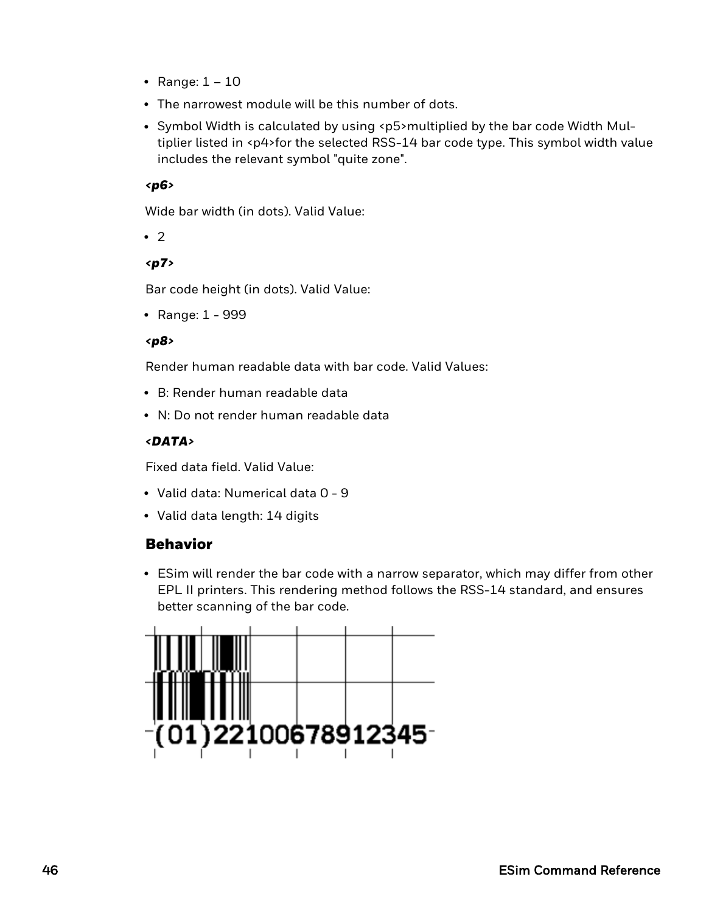- Range: 1 – 10
- The narrowest module will be this number of dots.
- Symbol Width is calculated by using <p5>multiplied by the bar code Width Multiplier listed in <p4>for the selected RSS-14 bar code type. This symbol width value includes the relevant symbol "quite zone".

***<p6>***

Wide bar width (in dots). Valid Value:

- 2

***<p7>***

Bar code height (in dots). Valid Value:

- Range: 1 - 999

***<p8>***

Render human readable data with bar code. Valid Values:

- B: Render human readable data
- N: Do not render human readable data

***<DATA>***

Fixed data field. Valid Value:

- Valid data: Numerical data 0 - 9
- Valid data length: 14 digits

## Behavior

- ESim will render the bar code with a narrow separator, which may differ from other EPL II printers. This rendering method follows the RSS-14 standard, and ensures better scanning of the bar code.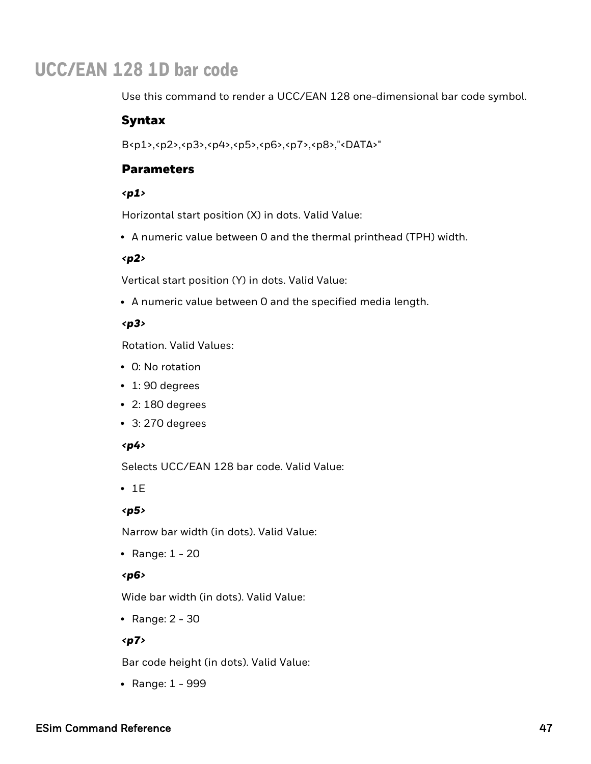# UCC/EAN 128 1D bar code

Use this command to render a UCC/EAN 128 one-dimensional bar code symbol.

## Syntax

B<p1>,<p2>,<p3>,<p4>,<p5>,<p6>,<p7>,<p8>,"<DATA>"

## Parameters

***<p1>***

Horizontal start position (X) in dots. Valid Value:

- A numeric value between 0 and the thermal printhead (TPH) width.

***<p2>***

Vertical start position (Y) in dots. Valid Value:

- A numeric value between 0 and the specified media length.

***<p3>***

Rotation. Valid Values:

- 0: No rotation
- 1: 90 degrees
- 2: 180 degrees
- 3: 270 degrees

***<p4>***

Selects UCC/EAN 128 bar code. Valid Value:

- 1E

***<p5>***

Narrow bar width (in dots). Valid Value:

- Range: 1 - 20

***<p6>***

Wide bar width (in dots). Valid Value:

- Range: 2 - 30

***<p7>***

Bar code height (in dots). Valid Value:

- Range: 1 - 999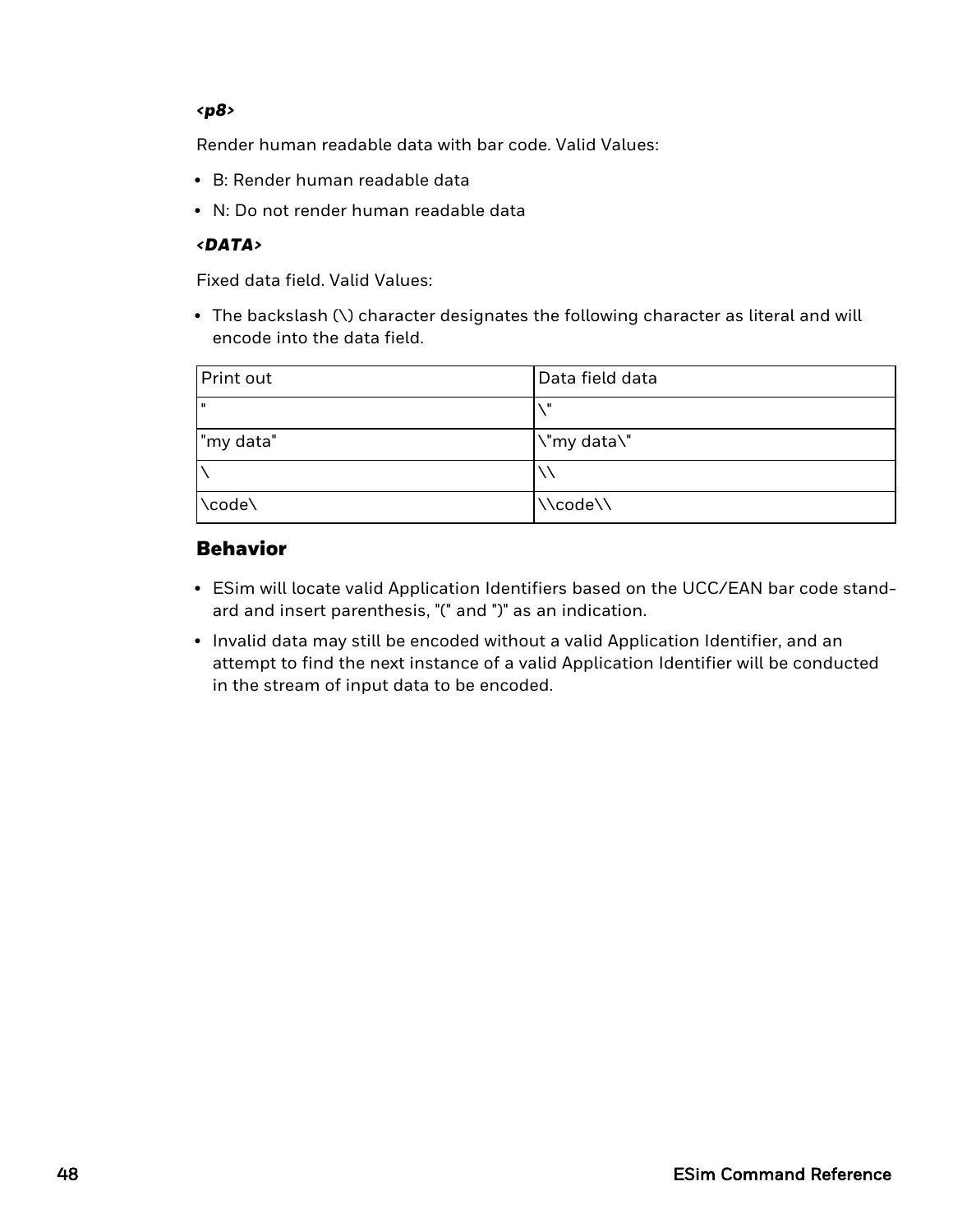***<p8>***

Render human readable data with bar code. Valid Values:

- B: Render human readable data
- N: Do not render human readable data

***<DATA>***

Fixed data field. Valid Values:

- The backslash (\) character designates the following character as literal and will encode into the data field.

| Print out | Data field data |
|---|---|
| " | \" |
| "my data" | \"my data\" |
| \ | \\ |
| \code\ | \\code\\ |

## Behavior

- ESim will locate valid Application Identifiers based on the UCC/EAN bar code standard and insert parenthesis, "(" and ")" as an indication.
- Invalid data may still be encoded without a valid Application Identifier, and an attempt to find the next instance of a valid Application Identifier will be conducted in the stream of input data to be encoded.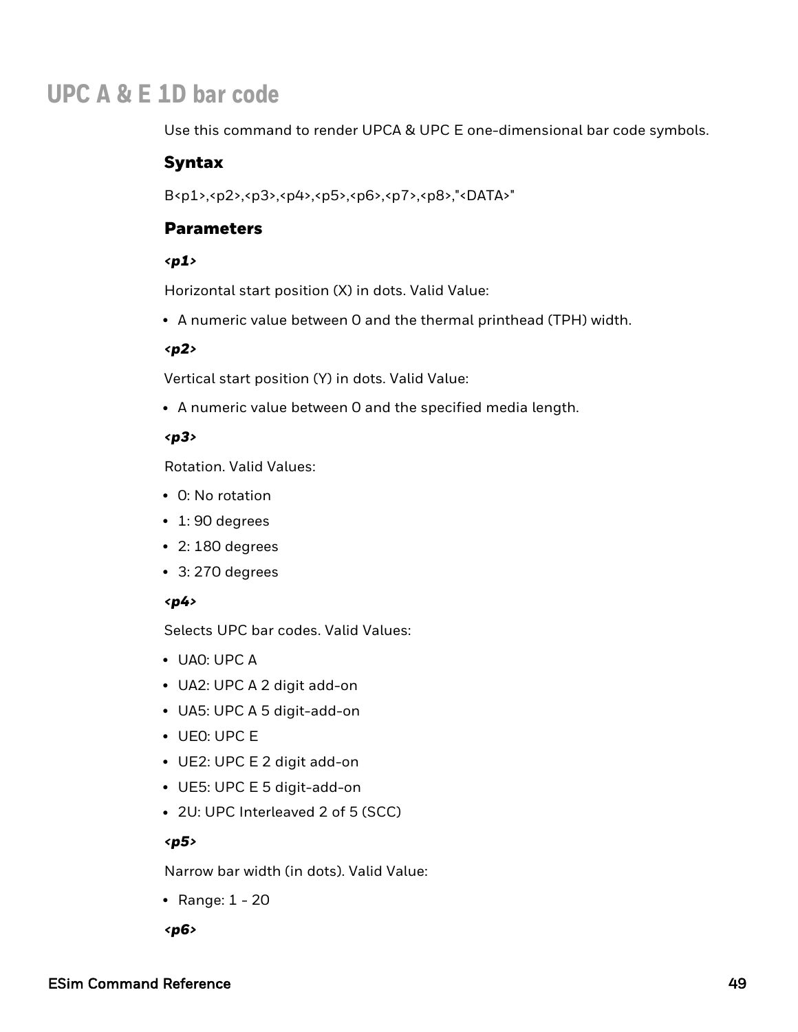# UPC A & E 1D bar code

Use this command to render UPCA & UPC E one-dimensional bar code symbols.

### Syntax

B<p1>,<p2>,<p3>,<p4>,<p5>,<p6>,<p7>,<p8>,"<DATA>"

### Parameters

***<p1>***

Horizontal start position (X) in dots. Valid Value:

- A numeric value between 0 and the thermal printhead (TPH) width.

***<p2>***

Vertical start position (Y) in dots. Valid Value:

- A numeric value between 0 and the specified media length.

***<p3>***

Rotation. Valid Values:

- 0: No rotation
- 1: 90 degrees
- 2: 180 degrees
- 3: 270 degrees

***<p4>***

Selects UPC bar codes. Valid Values:

- UA0: UPC A
- UA2: UPC A 2 digit add-on
- UA5: UPC A 5 digit-add-on
- UE0: UPC E
- UE2: UPC E 2 digit add-on
- UE5: UPC E 5 digit-add-on
- 2U: UPC Interleaved 2 of 5 (SCC)

***<p5>***

Narrow bar width (in dots). Valid Value:

- Range: 1 - 20

***<p6>***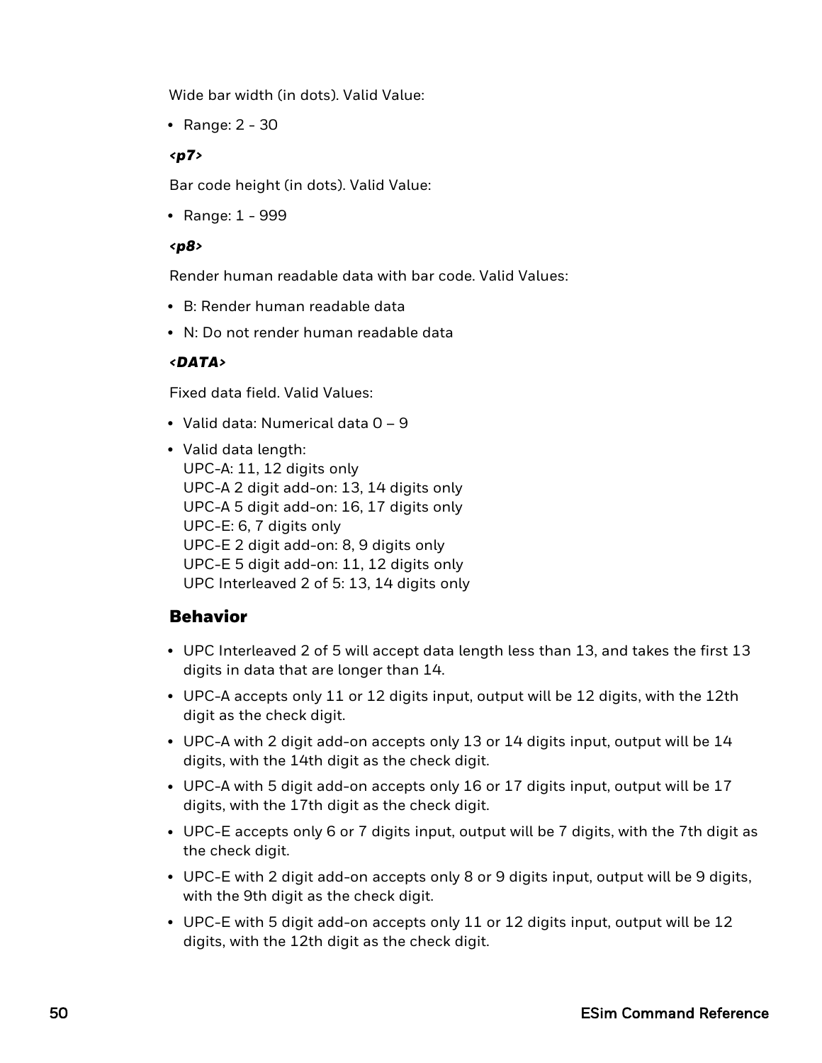Wide bar width (in dots). Valid Value:

- Range: 2 - 30

***<p7>***

Bar code height (in dots). Valid Value:

- Range: 1 - 999

***<p8>***

Render human readable data with bar code. Valid Values:

- B: Render human readable data
- N: Do not render human readable data

***<DATA>***

Fixed data field. Valid Values:

- Valid data: Numerical data 0 – 9
- Valid data length:
  UPC-A: 11, 12 digits only
  UPC-A 2 digit add-on: 13, 14 digits only
  UPC-A 5 digit add-on: 16, 17 digits only
  UPC-E: 6, 7 digits only
  UPC-E 2 digit add-on: 8, 9 digits only
  UPC-E 5 digit add-on: 11, 12 digits only
  UPC Interleaved 2 of 5: 13, 14 digits only

## Behavior

- UPC Interleaved 2 of 5 will accept data length less than 13, and takes the first 13 digits in data that are longer than 14.
- UPC-A accepts only 11 or 12 digits input, output will be 12 digits, with the 12th digit as the check digit.
- UPC-A with 2 digit add-on accepts only 13 or 14 digits input, output will be 14 digits, with the 14th digit as the check digit.
- UPC-A with 5 digit add-on accepts only 16 or 17 digits input, output will be 17 digits, with the 17th digit as the check digit.
- UPC-E accepts only 6 or 7 digits input, output will be 7 digits, with the 7th digit as the check digit.
- UPC-E with 2 digit add-on accepts only 8 or 9 digits input, output will be 9 digits, with the 9th digit as the check digit.
- UPC-E with 5 digit add-on accepts only 11 or 12 digits input, output will be 12 digits, with the 12th digit as the check digit.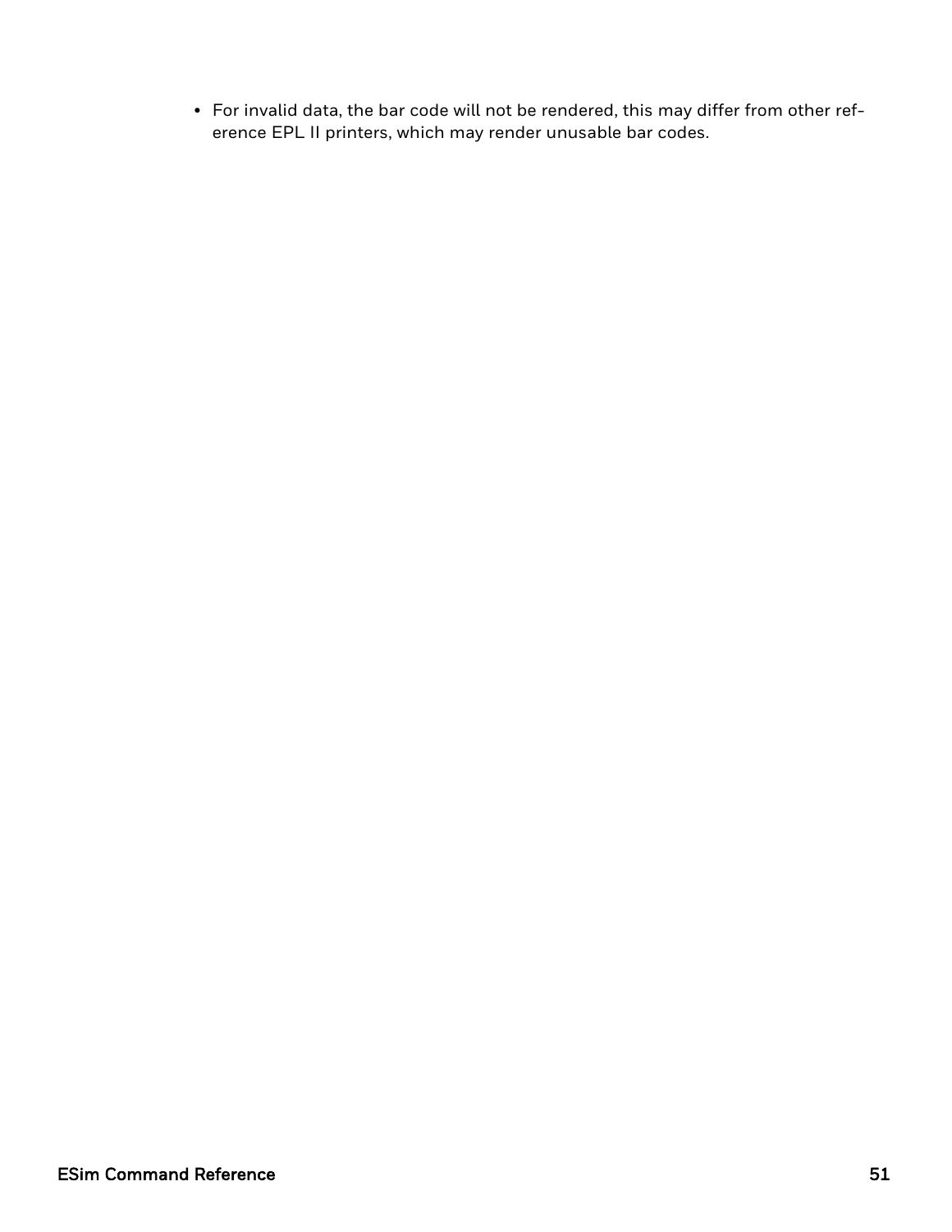- For invalid data, the bar code will not be rendered, this may differ from other reference EPL II printers, which may render unusable bar codes.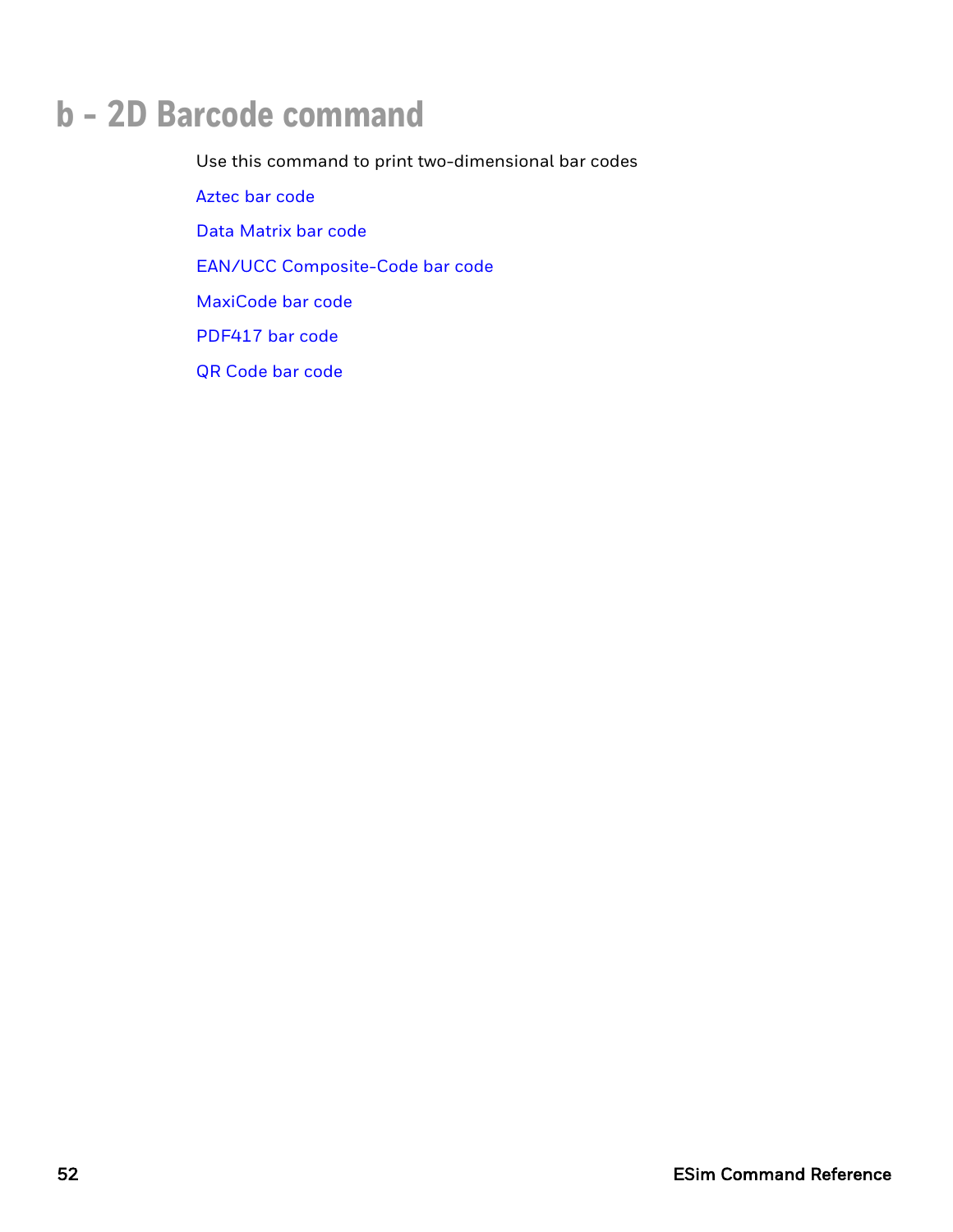# b - 2D Barcode command

Use this command to print two-dimensional bar codes

Aztec bar code

Data Matrix bar code

EAN/UCC Composite-Code bar code

MaxiCode bar code

PDF417 bar code

QR Code bar code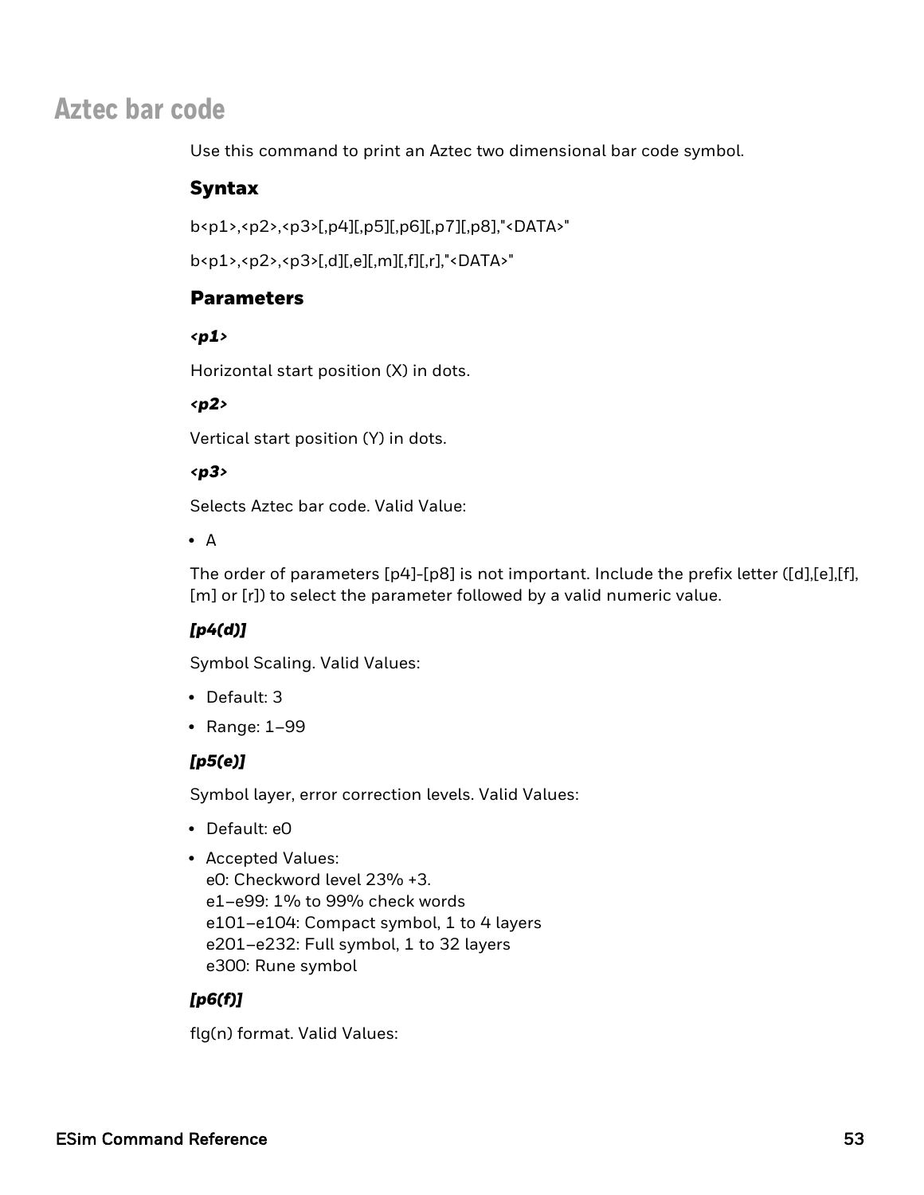# Aztec bar code

Use this command to print an Aztec two dimensional bar code symbol.

### Syntax

b<p1>,<p2>,<p3>[,p4][,p5][,p6][,p7][,p8],"<DATA>"

b<p1>,<p2>,<p3>[,d][,e][,m][,f][,r],"<DATA>"

### Parameters

#### *<p1>*

Horizontal start position (X) in dots.

#### *<p2>*

Vertical start position (Y) in dots.

#### *<p3>*

Selects Aztec bar code. Valid Value:

- A

The order of parameters [p4]-[p8] is not important. Include the prefix letter ([d],[e],[f],[m] or [r]) to select the parameter followed by a valid numeric value.

#### *[p4(d)]*

Symbol Scaling. Valid Values:

- Default: 3
- Range: 1–99

#### *[p5(e)]*

Symbol layer, error correction levels. Valid Values:

- Default: e0
- Accepted Values:
  e0: Checkword level 23% +3.
  e1–e99: 1% to 99% check words
  e101–e104: Compact symbol, 1 to 4 layers
  e201–e232: Full symbol, 1 to 32 layers
  e300: Rune symbol

#### *[p6(f)]*

flg(n) format. Valid Values: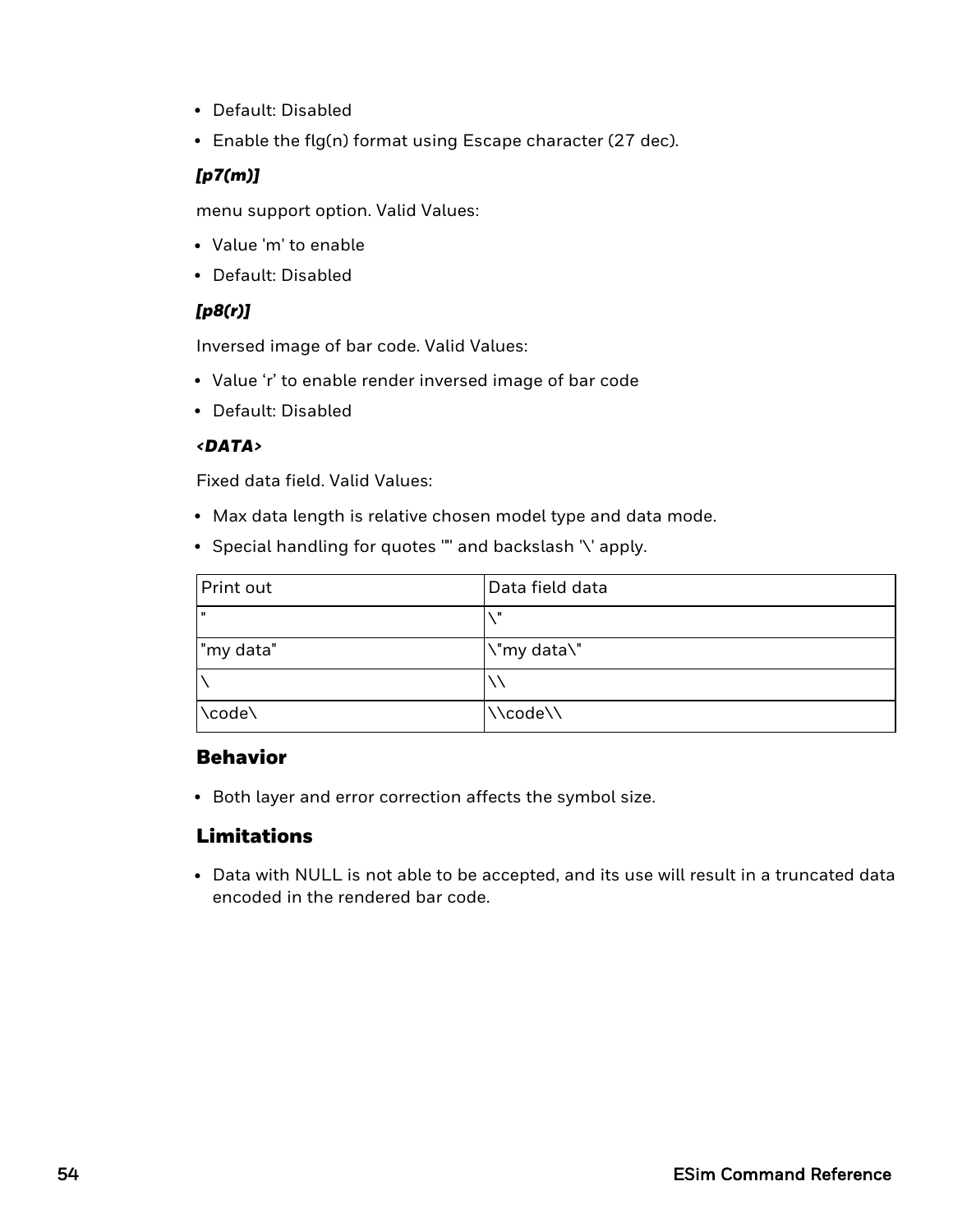- Default: Disabled
- Enable the flg(n) format using Escape character (27 dec).

***[p7(m)]***

menu support option. Valid Values:

- Value 'm' to enable
- Default: Disabled

***[p8(r)]***

Inversed image of bar code. Valid Values:

- Value ‘r’ to enable render inversed image of bar code
- Default: Disabled

***<DATA>***

Fixed data field. Valid Values:

- Max data length is relative chosen model type and data mode.
- Special handling for quotes "" and backslash '\' apply.

| Print out | Data field data |
| --- | --- |
| " | \" |
| "my data" | \"my data\" |
| \ | \\ |
| \code\ | \\code\\ |

## Behavior

- Both layer and error correction affects the symbol size.

## Limitations

- Data with NULL is not able to be accepted, and its use will result in a truncated data encoded in the rendered bar code.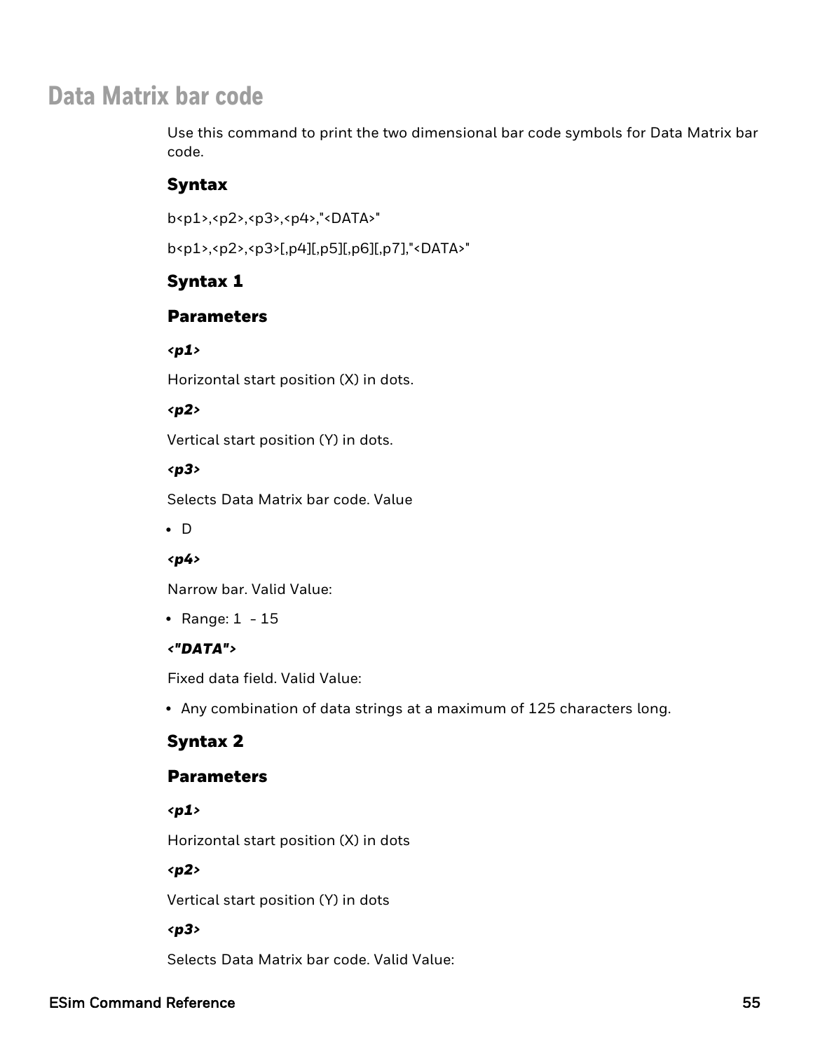# Data Matrix bar code

Use this command to print the two dimensional bar code symbols for Data Matrix bar code.

## Syntax

b<p1>,<p2>,<p3>,<p4>,"<DATA>"

b<p1>,<p2>,<p3>[,p4][,p5][,p6][,p7],"<DATA>"

## Syntax 1

## Parameters

***<p1>***

Horizontal start position (X) in dots.

***<p2>***

Vertical start position (Y) in dots.

***<p3>***

Selects Data Matrix bar code. Value

- D

***<p4>***

Narrow bar. Valid Value:

- Range: 1 - 15

***<"DATA">***

Fixed data field. Valid Value:

- Any combination of data strings at a maximum of 125 characters long.

## Syntax 2

## Parameters

***<p1>***

Horizontal start position (X) in dots

***<p2>***

Vertical start position (Y) in dots

***<p3>***

Selects Data Matrix bar code. Valid Value: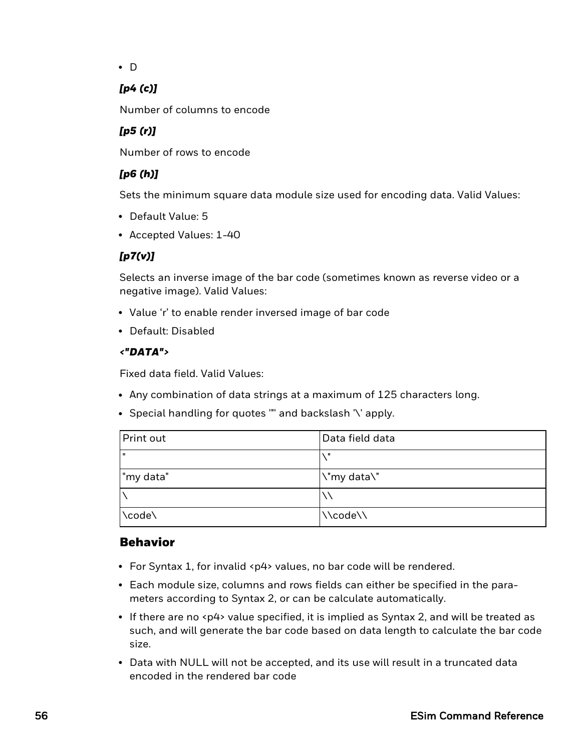- D

***[p4 (c)]***

Number of columns to encode

***[p5 (r)]***

Number of rows to encode

***[p6 (h)]***

Sets the minimum square data module size used for encoding data. Valid Values:

- Default Value: 5
- Accepted Values: 1-40

***[p7(v)]***

Selects an inverse image of the bar code (sometimes known as reverse video or a negative image). Valid Values:

- Value 'r' to enable render inversed image of bar code
- Default: Disabled

***<"DATA">***

Fixed data field. Valid Values:

- Any combination of data strings at a maximum of 125 characters long.
- Special handling for quotes '"' and backslash '\' apply.

| Print out | Data field data |
|---|---|
| " | \" |
| "my data" | \"my data\" |
| \ | \\ |
| \code\ | \\code\\ |

## Behavior

- For Syntax 1, for invalid <p4> values, no bar code will be rendered.
- Each module size, columns and rows fields can either be specified in the parameters according to Syntax 2, or can be calculate automatically.
- If there are no <p4> value specified, it is implied as Syntax 2, and will be treated as such, and will generate the bar code based on data length to calculate the bar code size.
- Data with NULL will not be accepted, and its use will result in a truncated data encoded in the rendered bar code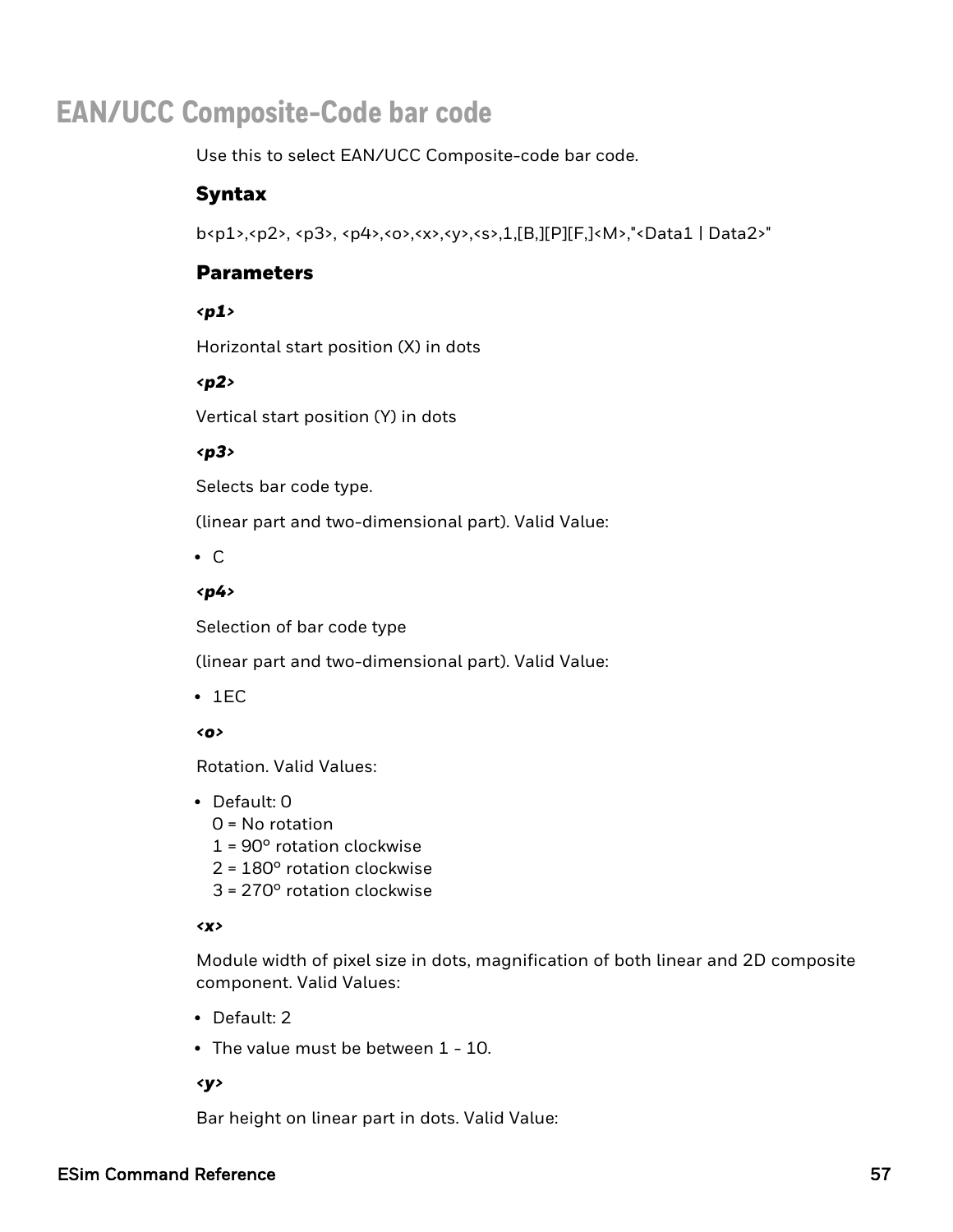# EAN/UCC Composite-Code bar code

Use this to select EAN/UCC Composite-code bar code.

## Syntax

b<p1>,<p2>, <p3>, <p4>,<o>,<x>,<y>,<s>,1,[B,][P][F,]<M>,"<Data1 | Data2>"

## Parameters

***<p1>***

Horizontal start position (X) in dots

***<p2>***

Vertical start position (Y) in dots

***<p3>***

Selects bar code type.

(linear part and two-dimensional part). Valid Value:

- C

***<p4>***

Selection of bar code type

(linear part and two-dimensional part). Valid Value:

- 1EC

***<o>***

Rotation. Valid Values:

- Default: 0
  0 = No rotation
  1 = 90° rotation clockwise
  2 = 180° rotation clockwise
  3 = 270° rotation clockwise

***<x>***

Module width of pixel size in dots, magnification of both linear and 2D composite component. Valid Values:

- Default: 2
- The value must be between 1 - 10.

***<y>***

Bar height on linear part in dots. Valid Value: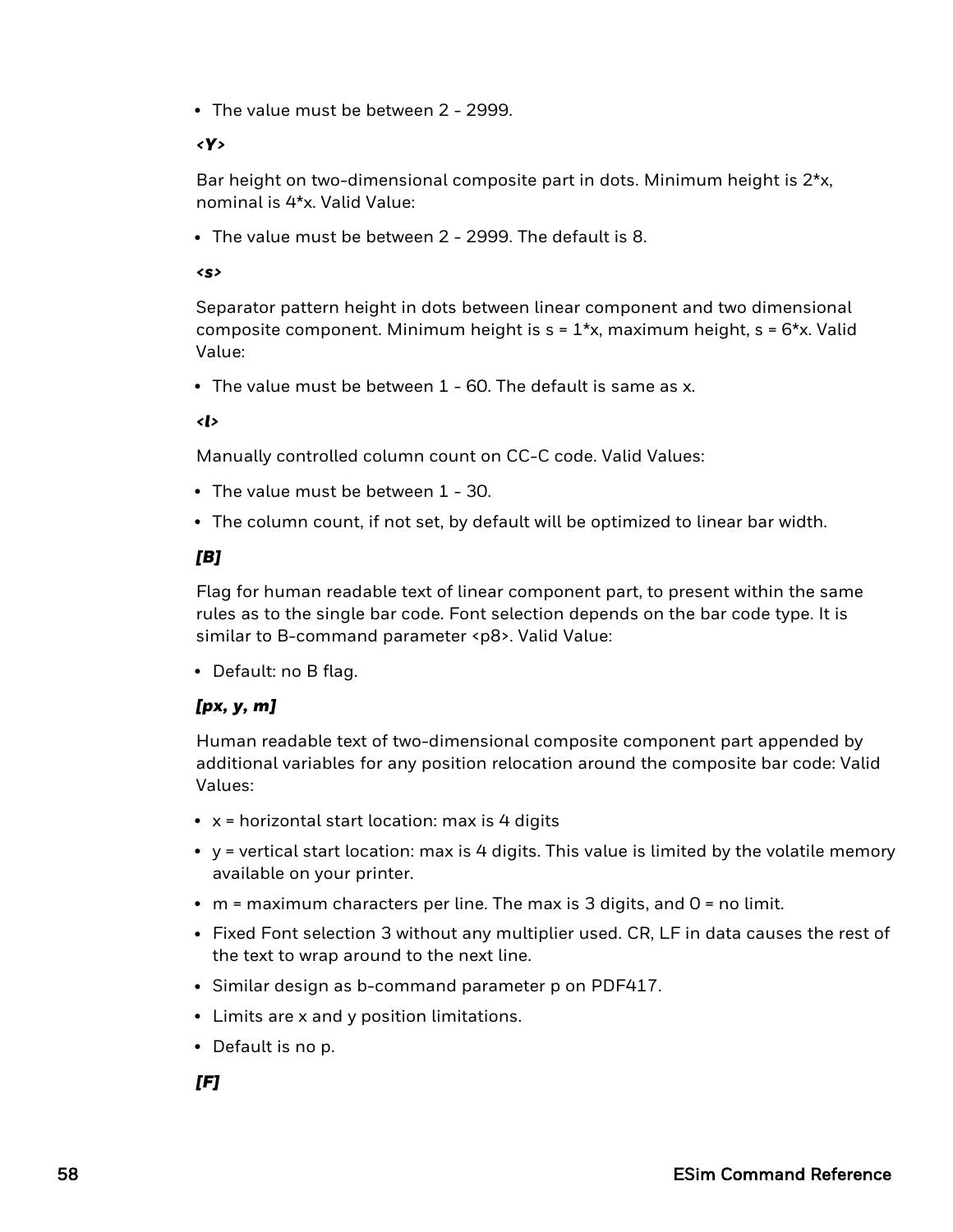- The value must be between 2 - 2999.

***<Y>***

Bar height on two-dimensional composite part in dots. Minimum height is 2*x, nominal is 4*x. Valid Value:

- The value must be between 2 - 2999. The default is 8.

***<s>***

Separator pattern height in dots between linear component and two dimensional composite component. Minimum height is s = 1*x, maximum height, s = 6*x. Valid Value:

- The value must be between 1 - 60. The default is same as x.

***<l>***

Manually controlled column count on CC-C code. Valid Values:

- The value must be between 1 - 30.
- The column count, if not set, by default will be optimized to linear bar width.

### *[B]*

Flag for human readable text of linear component part, to present within the same rules as to the single bar code. Font selection depends on the bar code type. It is similar to B-command parameter <p8>. Valid Value:

- Default: no B flag.

### *[px, y, m]*

Human readable text of two-dimensional composite component part appended by additional variables for any position relocation around the composite bar code: Valid Values:

- x = horizontal start location: max is 4 digits
- y = vertical start location: max is 4 digits. This value is limited by the volatile memory available on your printer.
- m = maximum characters per line. The max is 3 digits, and 0 = no limit.
- Fixed Font selection 3 without any multiplier used. CR, LF in data causes the rest of the text to wrap around to the next line.
- Similar design as b-command parameter p on PDF417.
- Limits are x and y position limitations.
- Default is no p.

### *[F]*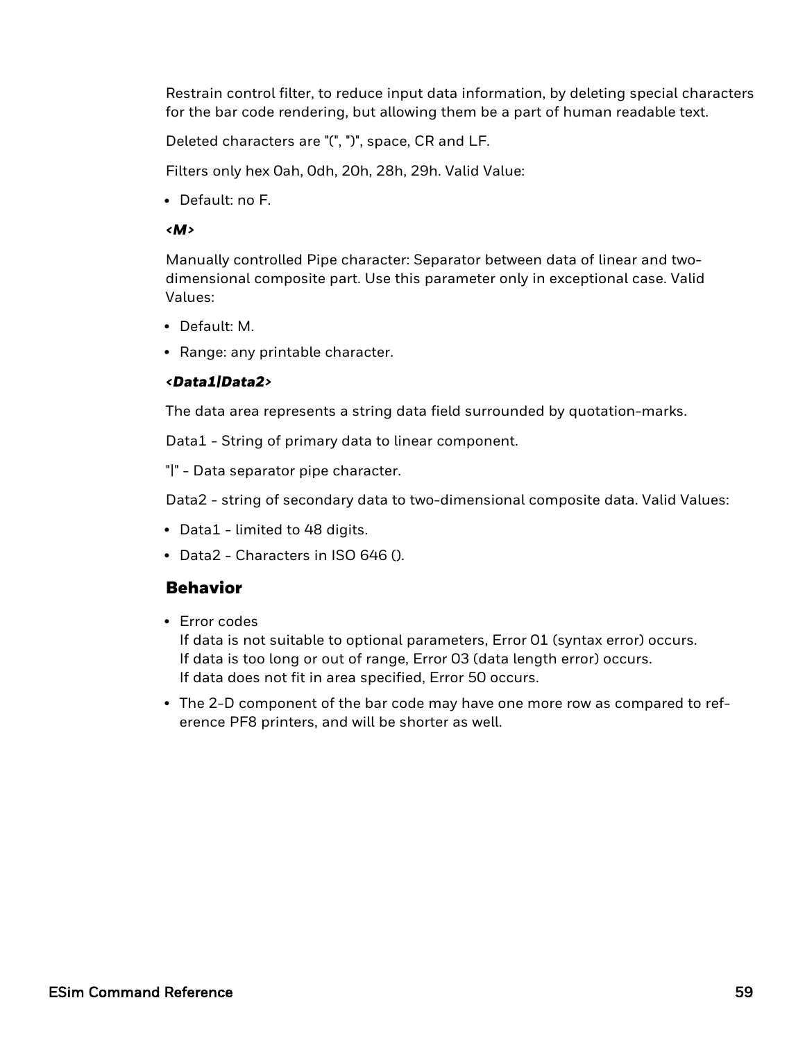Restrain control filter, to reduce input data information, by deleting special characters for the bar code rendering, but allowing them be a part of human readable text.

Deleted characters are "(", ")", space, CR and LF.

Filters only hex 0ah, 0dh, 20h, 28h, 29h. Valid Value:

- Default: no F.

***<M>***

Manually controlled Pipe character: Separator between data of linear and two-dimensional composite part. Use this parameter only in exceptional case. Valid Values:

- Default: M.
- Range: any printable character.

***<Data1|Data2>***

The data area represents a string data field surrounded by quotation-marks.

Data1 - String of primary data to linear component.

"|" - Data separator pipe character.

Data2 - string of secondary data to two-dimensional composite data. Valid Values:

- Data1 - limited to 48 digits.
- Data2 - Characters in ISO 646 ().

## Behavior

- Error codes
  If data is not suitable to optional parameters, Error 01 (syntax error) occurs.
  If data is too long or out of range, Error 03 (data length error) occurs.
  If data does not fit in area specified, Error 50 occurs.
- The 2-D component of the bar code may have one more row as compared to reference PF8 printers, and will be shorter as well.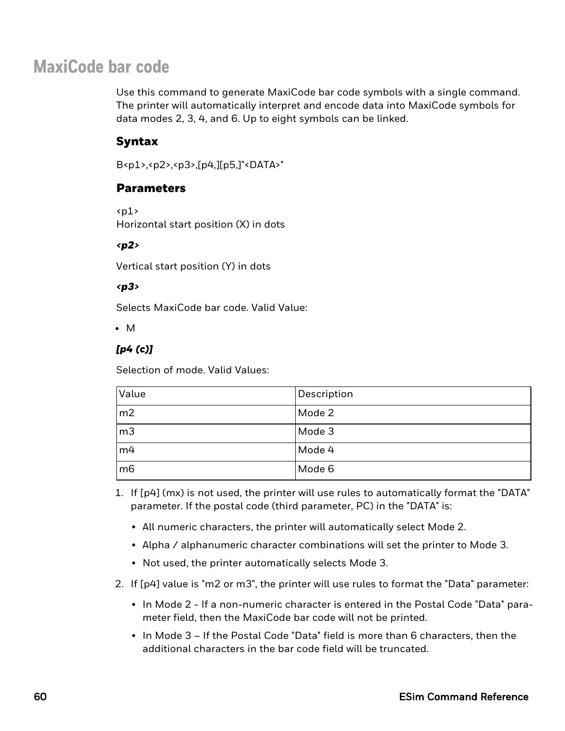# MaxiCode bar code

Use this command to generate MaxiCode bar code symbols with a single command. The printer will automatically interpret and encode data into MaxiCode symbols for data modes 2, 3, 4, and 6. Up to eight symbols can be linked.

## Syntax

B<p1>,<p2>,<p3>,[p4,][p5,]"<DATA>"

## Parameters

<p1>
Horizontal start position (X) in dots

***<p2>***

Vertical start position (Y) in dots

***<p3>***

Selects MaxiCode bar code. Valid Value:

- M

***[p4 (c)]***

Selection of mode. Valid Values:

| Value | Description |
|---|---|
| m2 | Mode 2 |
| m3 | Mode 3 |
| m4 | Mode 4 |
| m6 | Mode 6 |

1. If [p4] (mx) is not used, the printer will use rules to automatically format the "DATA" parameter. If the postal code (third parameter, PC) in the "DATA" is:
   - All numeric characters, the printer will automatically select Mode 2.
   - Alpha / alphanumeric character combinations will set the printer to Mode 3.
   - Not used, the printer automatically selects Mode 3.
2. If [p4] value is "m2 or m3", the printer will use rules to format the "Data" parameter:
   - In Mode 2 - If a non-numeric character is entered in the Postal Code "Data" parameter field, then the MaxiCode bar code will not be printed.
   - In Mode 3 – If the Postal Code "Data" field is more than 6 characters, then the additional characters in the bar code field will be truncated.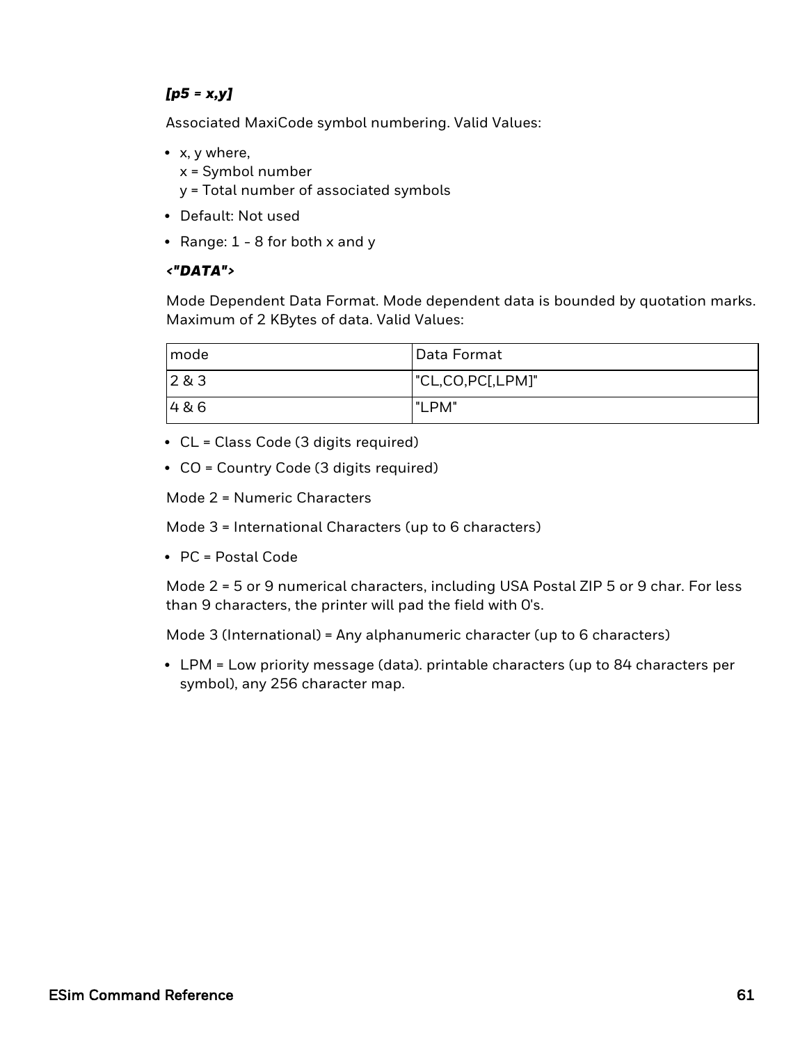***[p5 = x,y]***

Associated MaxiCode symbol numbering. Valid Values:

- x, y where,
  x = Symbol number
  y = Total number of associated symbols
- Default: Not used
- Range: 1 - 8 for both x and y

***<"DATA">***

Mode Dependent Data Format. Mode dependent data is bounded by quotation marks. Maximum of 2 KBytes of data. Valid Values:

| mode | Data Format |
| --- | --- |
| 2 & 3 | "CL,CO,PC[,LPM]" |
| 4 & 6 | "LPM" |

- CL = Class Code (3 digits required)
- CO = Country Code (3 digits required)

Mode 2 = Numeric Characters

Mode 3 = International Characters (up to 6 characters)

- PC = Postal Code

Mode 2 = 5 or 9 numerical characters, including USA Postal ZIP 5 or 9 char. For less than 9 characters, the printer will pad the field with 0's.

Mode 3 (International) = Any alphanumeric character (up to 6 characters)

- LPM = Low priority message (data). printable characters (up to 84 characters per symbol), any 256 character map.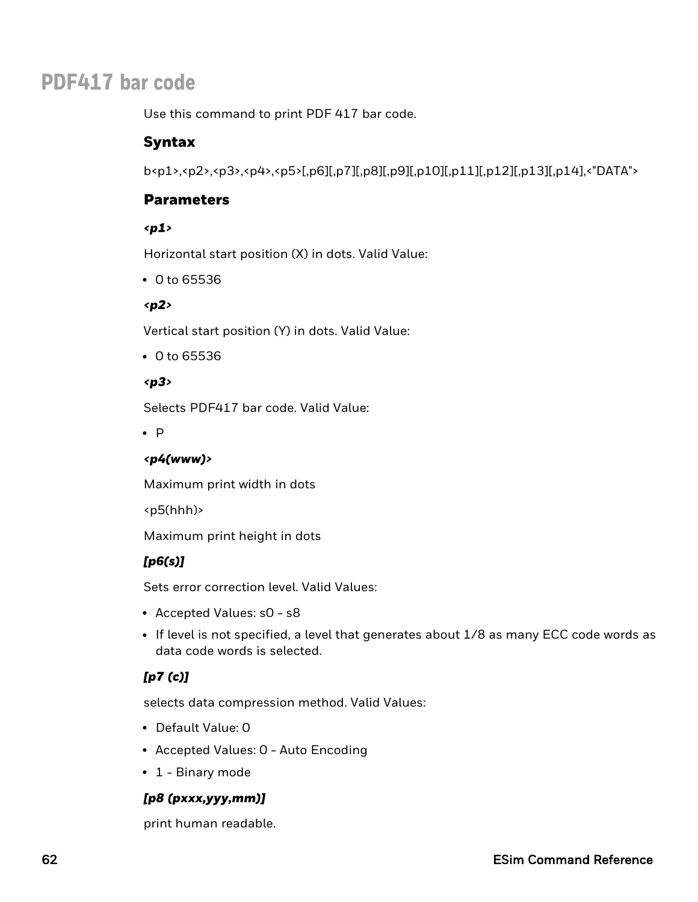# PDF417 bar code

Use this command to print PDF 417 bar code.

### Syntax

b<p1>,<p2>,<p3>,<p4>,<p5>[,p6][,p7][,p8][,p9][,p10][,p11][,p12][,p13][,p14],<"DATA">

### Parameters

***<p1>***

Horizontal start position (X) in dots. Valid Value:

- 0 to 65536

***<p2>***

Vertical start position (Y) in dots. Valid Value:

- 0 to 65536

***<p3>***

Selects PDF417 bar code. Valid Value:

- P

***<p4(www)>***

Maximum print width in dots

<p5(hhh)>

Maximum print height in dots

***[p6(s)]***

Sets error correction level. Valid Values:

- Accepted Values: s0 - s8
- If level is not specified, a level that generates about 1/8 as many ECC code words as data code words is selected.

***[p7 (c)]***

selects data compression method. Valid Values:

- Default Value: 0
- Accepted Values: 0 - Auto Encoding
- 1 - Binary mode

***[p8 (pxxx,yyy,mm)]***

print human readable.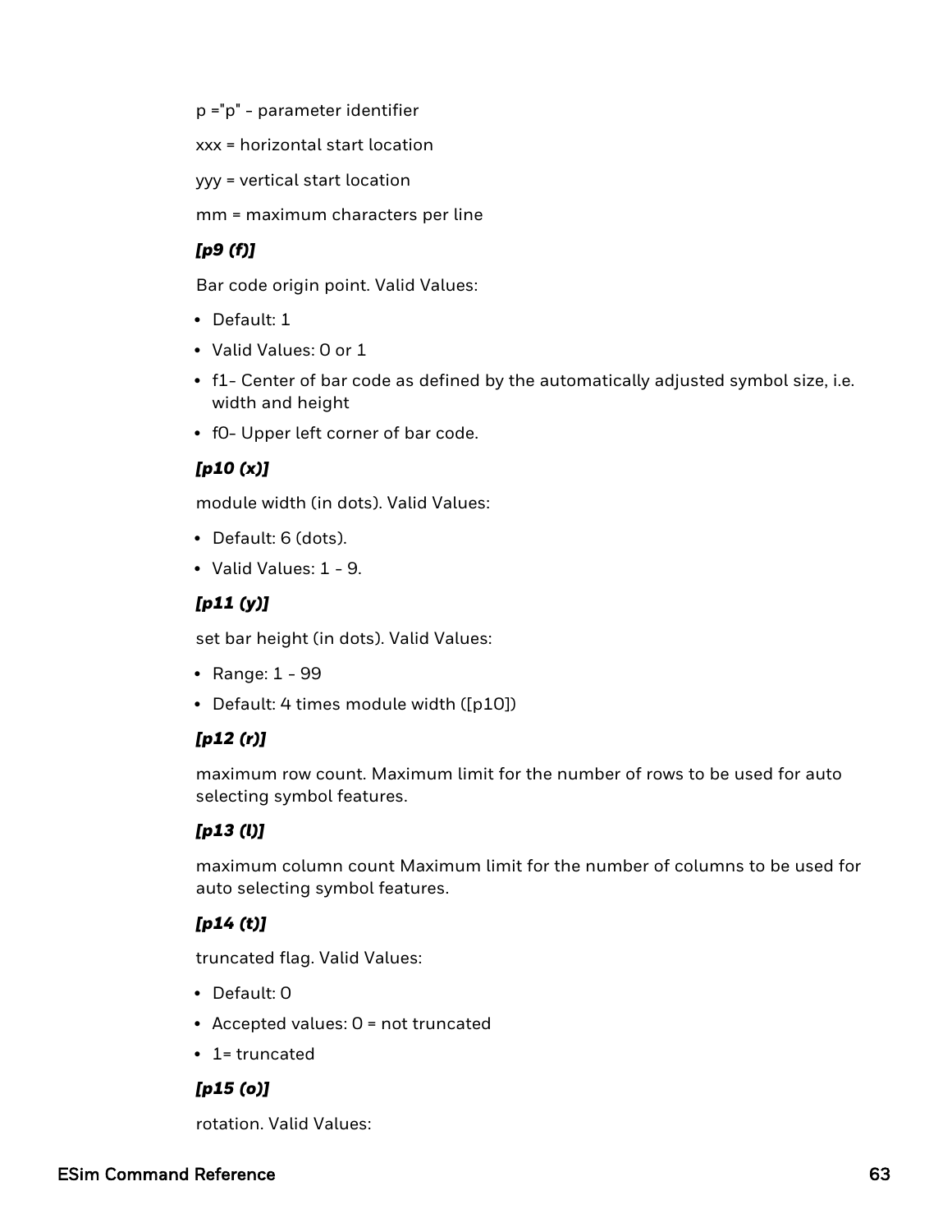p ="p" - parameter identifier

xxx = horizontal start location

yyy = vertical start location

mm = maximum characters per line

***[p9 (f)]***

Bar code origin point. Valid Values:

- Default: 1
- Valid Values: 0 or 1
- f1- Center of bar code as defined by the automatically adjusted symbol size, i.e. width and height
- f0- Upper left corner of bar code.

***[p10 (x)]***

module width (in dots). Valid Values:

- Default: 6 (dots).
- Valid Values: 1 - 9.

***[p11 (y)]***

set bar height (in dots). Valid Values:

- Range: 1 - 99
- Default: 4 times module width ([p10])

***[p12 (r)]***

maximum row count. Maximum limit for the number of rows to be used for auto selecting symbol features.

***[p13 (l)]***

maximum column count Maximum limit for the number of columns to be used for auto selecting symbol features.

***[p14 (t)]***

truncated flag. Valid Values:

- Default: 0
- Accepted values: 0 = not truncated
- 1= truncated

***[p15 (o)]***

rotation. Valid Values: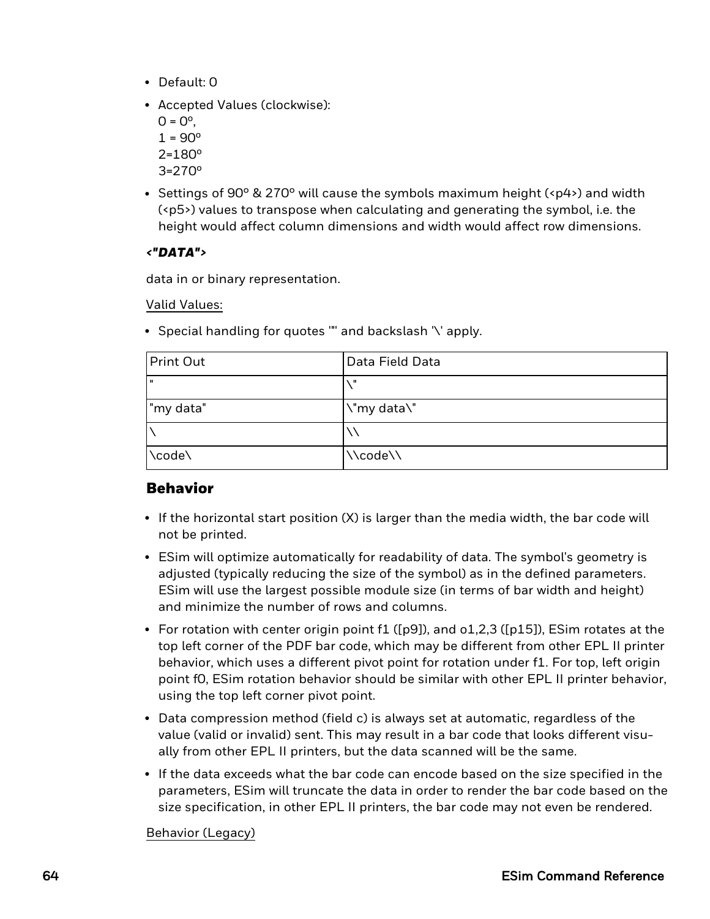- Default: 0
- Accepted Values (clockwise):
  0 = 0º,
  1 = 90º
  2=180º
  3=270º
- Settings of 90º & 270º will cause the symbols maximum height (<p4>) and width (<p5>) values to transpose when calculating and generating the symbol, i.e. the height would affect column dimensions and width would affect row dimensions.

***<"DATA">***

data in or binary representation.

Valid Values:

- Special handling for quotes '"' and backslash '\' apply.

| Print Out | Data Field Data |
|---|---|
| " | \" |
| "my data" | \"my data\" |
| \ | \\ |
| \code\ | \\code\\ |

## Behavior

- If the horizontal start position (X) is larger than the media width, the bar code will not be printed.
- ESim will optimize automatically for readability of data. The symbol's geometry is adjusted (typically reducing the size of the symbol) as in the defined parameters. ESim will use the largest possible module size (in terms of bar width and height) and minimize the number of rows and columns.
- For rotation with center origin point f1 ([p9]), and o1,2,3 ([p15]), ESim rotates at the top left corner of the PDF bar code, which may be different from other EPL II printer behavior, which uses a different pivot point for rotation under f1. For top, left origin point f0, ESim rotation behavior should be similar with other EPL II printer behavior, using the top left corner pivot point.
- Data compression method (field c) is always set at automatic, regardless of the value (valid or invalid) sent. This may result in a bar code that looks different visually from other EPL II printers, but the data scanned will be the same.
- If the data exceeds what the bar code can encode based on the size specified in the parameters, ESim will truncate the data in order to render the bar code based on the size specification, in other EPL II printers, the bar code may not even be rendered.

Behavior (Legacy)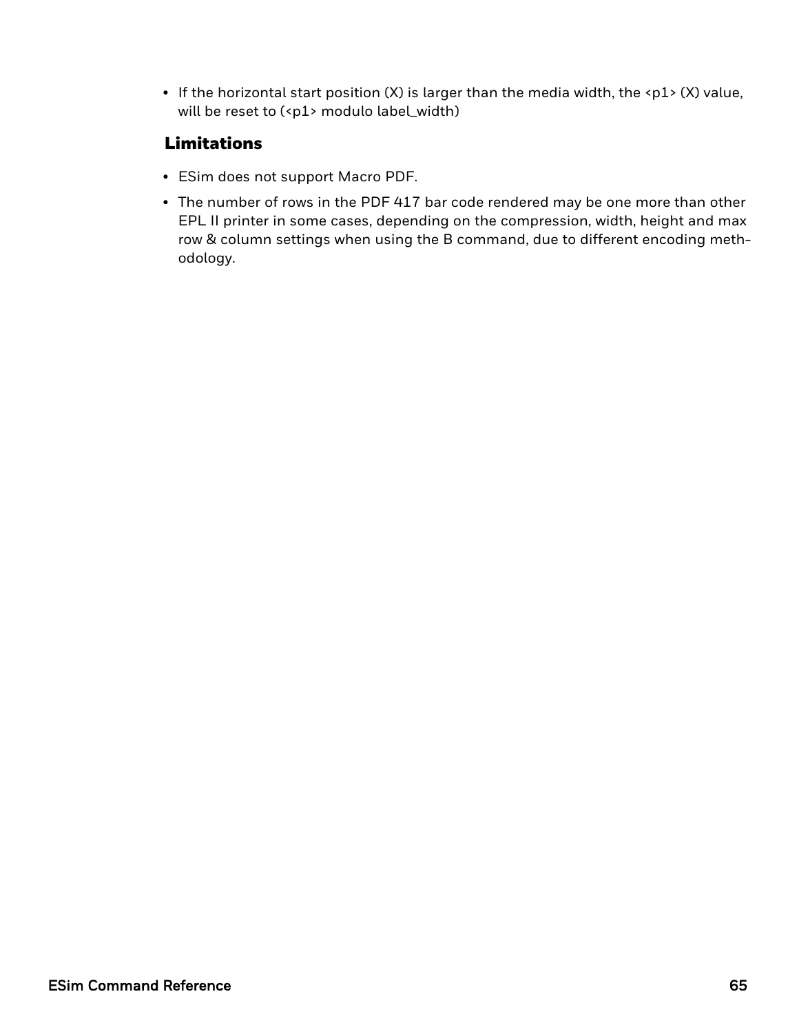- If the horizontal start position (X) is larger than the media width, the <p1> (X) value, will be reset to (<p1> modulo label_width)

### Limitations

- ESim does not support Macro PDF.
- The number of rows in the PDF 417 bar code rendered may be one more than other EPL II printer in some cases, depending on the compression, width, height and max row & column settings when using the B command, due to different encoding methodology.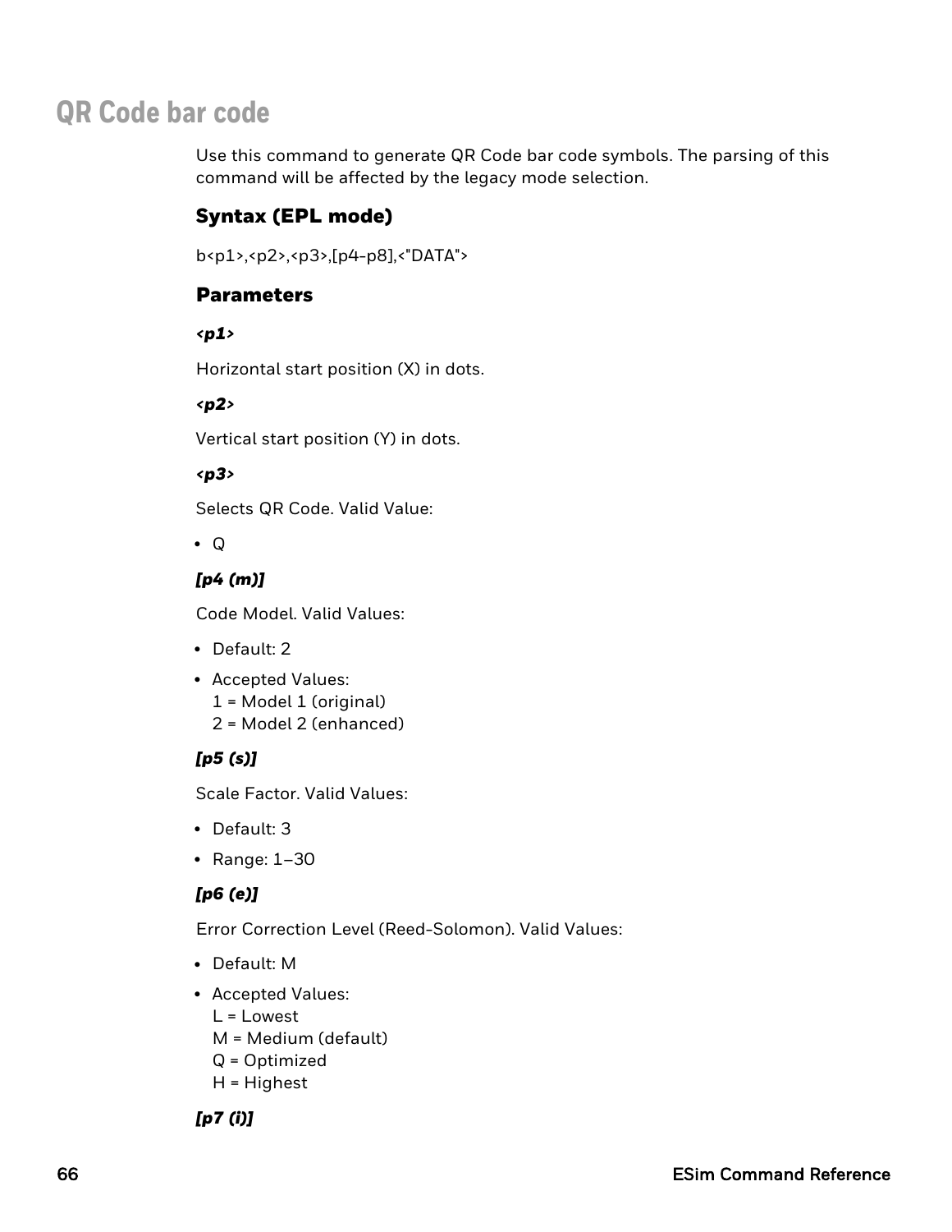# QR Code bar code

Use this command to generate QR Code bar code symbols. The parsing of this command will be affected by the legacy mode selection.

## Syntax (EPL mode)

b<p1>,<p2>,<p3>,[p4-p8],<"DATA">

## Parameters

***<p1>***

Horizontal start position (X) in dots.

***<p2>***

Vertical start position (Y) in dots.

***<p3>***

Selects QR Code. Valid Value:

- Q

***[p4 (m)]***

Code Model. Valid Values:

- Default: 2
- Accepted Values:
  1 = Model 1 (original)
  2 = Model 2 (enhanced)

***[p5 (s)]***

Scale Factor. Valid Values:

- Default: 3
- Range: 1–30

***[p6 (e)]***

Error Correction Level (Reed-Solomon). Valid Values:

- Default: M
- Accepted Values:
  L = Lowest
  M = Medium (default)
  Q = Optimized
  H = Highest

***[p7 (i)]***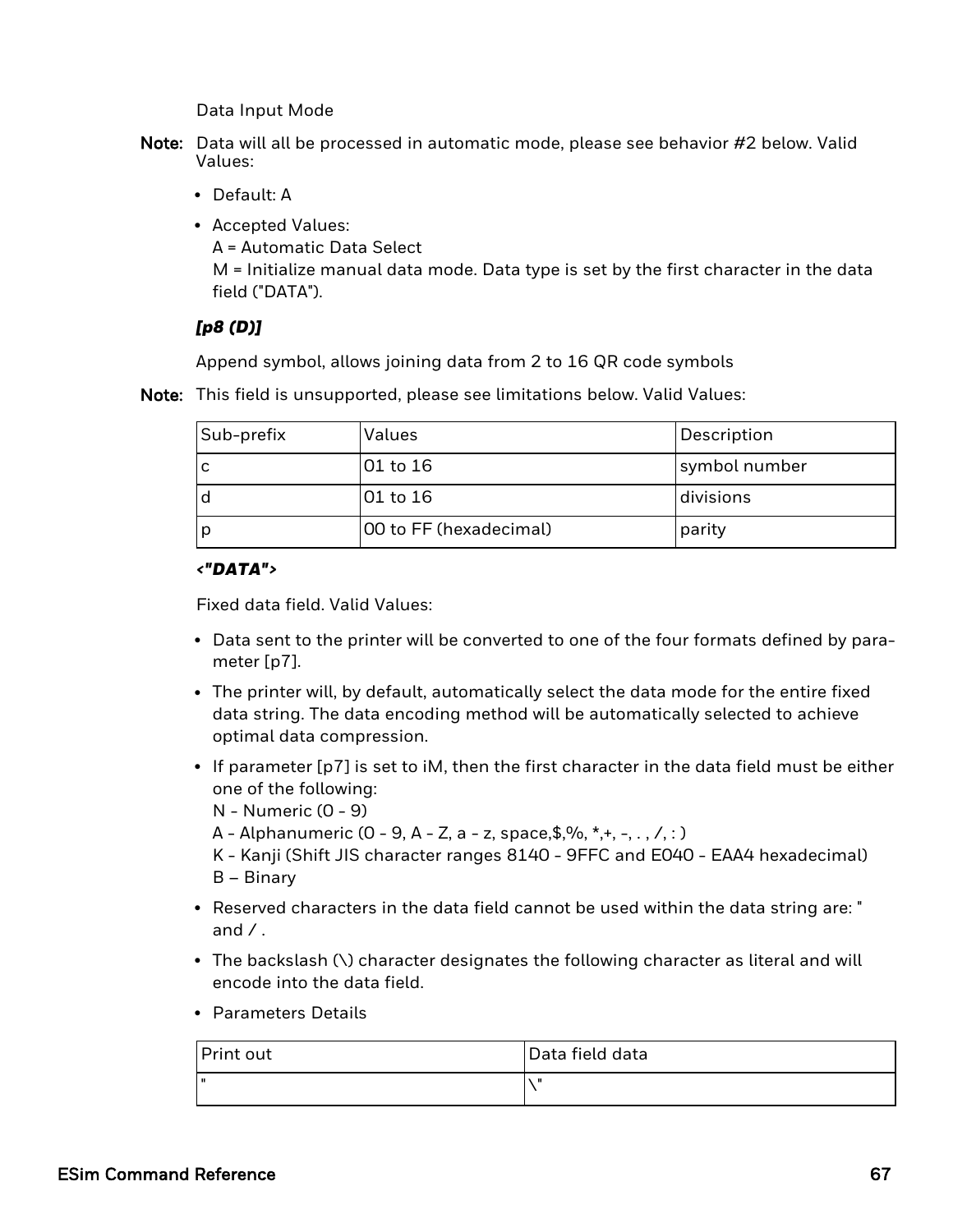Data Input Mode

**Note:** Data will all be processed in automatic mode, please see behavior #2 below. Valid Values:

- Default: A
- Accepted Values:
  A = Automatic Data Select
  M = Initialize manual data mode. Data type is set by the first character in the data field ("DATA").

***[p8 (D)]***

Append symbol, allows joining data from 2 to 16 QR code symbols

**Note:** This field is unsupported, please see limitations below. Valid Values:

| Sub-prefix | Values | Description |
|---|---|---|
| c | 01 to 16 | symbol number |
| d | 01 to 16 | divisions |
| p | 00 to FF (hexadecimal) | parity |

***<"DATA">***

Fixed data field. Valid Values:

- Data sent to the printer will be converted to one of the four formats defined by parameter [p7].
- The printer will, by default, automatically select the data mode for the entire fixed data string. The data encoding method will be automatically selected to achieve optimal data compression.
- If parameter [p7] is set to iM, then the first character in the data field must be either one of the following:
  N - Numeric (0 - 9)
  A - Alphanumeric (0 - 9, A - Z, a - z, space,$,%, *,+, -, . , /, : )
  K - Kanji (Shift JIS character ranges 8140 - 9FFC and E040 - EAA4 hexadecimal)
  B – Binary
- Reserved characters in the data field cannot be used within the data string are: " and / .
- The backslash (\) character designates the following character as literal and will encode into the data field.
- Parameters Details

| Print out | Data field data |
|---|---|
| " | \" |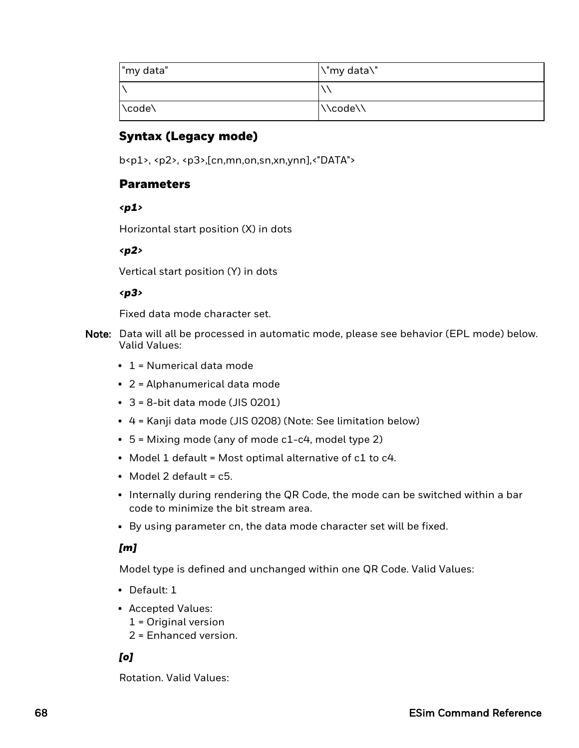| "my data" | \"my data\" |
|---|---|
| \ | \\ |
| \code\ | \\code\\ |

### Syntax (Legacy mode)

b<p1>, <p2>, <p3>,[cn,mn,on,sn,xn,ynn],<"DATA">

### Parameters

***<p1>***

Horizontal start position (X) in dots

***<p2>***

Vertical start position (Y) in dots

***<p3>***

Fixed data mode character set.

**Note:** Data will all be processed in automatic mode, please see behavior (EPL mode) below. Valid Values:

- 1 = Numerical data mode
- 2 = Alphanumerical data mode
- 3 = 8-bit data mode (JIS 0201)
- 4 = Kanji data mode (JIS 0208) (Note: See limitation below)
- 5 = Mixing mode (any of mode c1-c4, model type 2)
- Model 1 default = Most optimal alternative of c1 to c4.
- Model 2 default = c5.
- Internally during rendering the QR Code, the mode can be switched within a bar code to minimize the bit stream area.
- By using parameter cn, the data mode character set will be fixed.

***[m]***

Model type is defined and unchanged within one QR Code. Valid Values:

- Default: 1
- Accepted Values:
  1 = Original version
  2 = Enhanced version.

***[o]***

Rotation. Valid Values: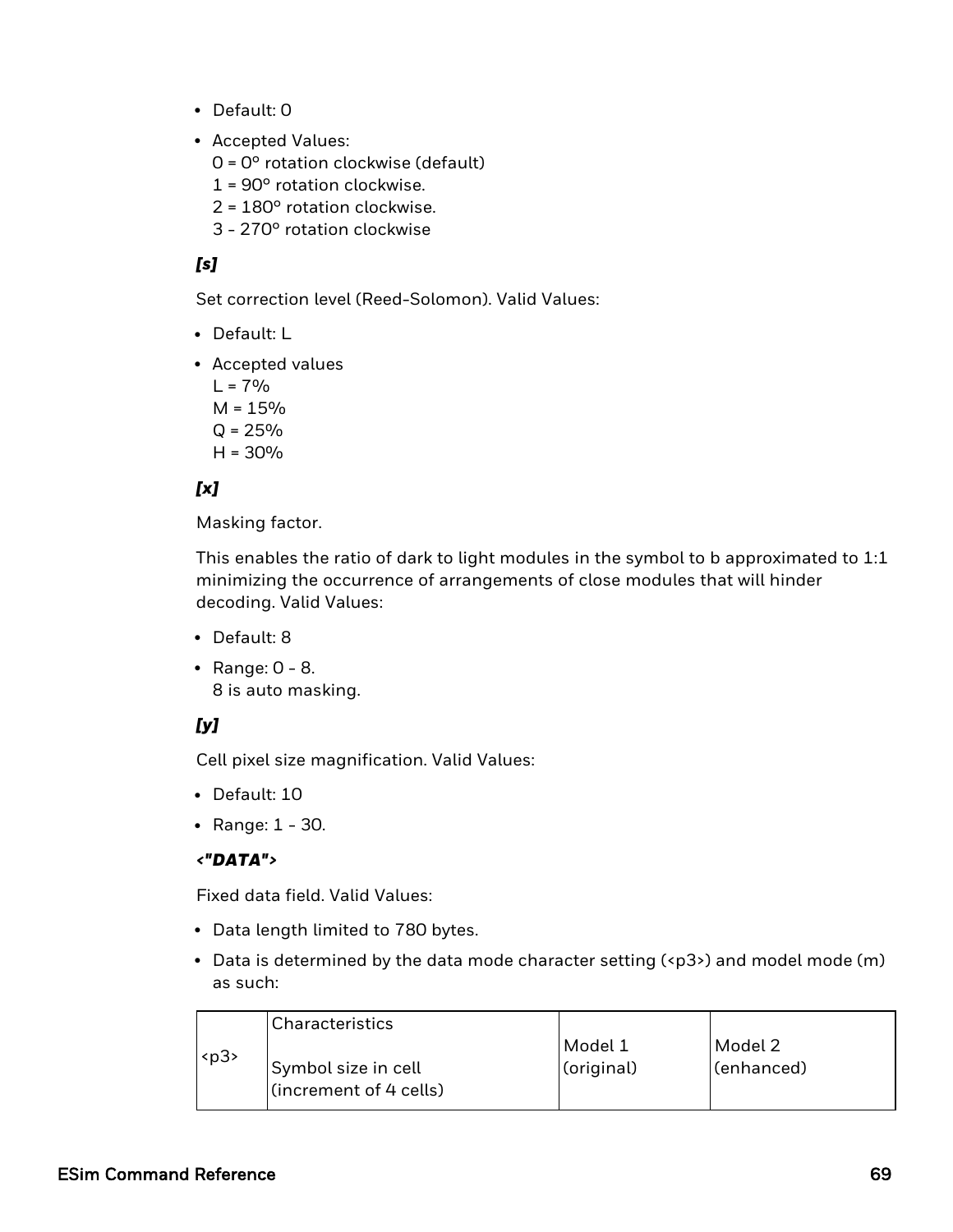- Default: 0
- Accepted Values:
  0 = 0° rotation clockwise (default)
  1 = 90° rotation clockwise.
  2 = 180° rotation clockwise.
  3 - 270° rotation clockwise

### *[s]*

Set correction level (Reed-Solomon). Valid Values:

- Default: L
- Accepted values
  L = 7%
  M = 15%
  Q = 25%
  H = 30%

### *[x]*

Masking factor.

This enables the ratio of dark to light modules in the symbol to b approximated to 1:1 minimizing the occurrence of arrangements of close modules that will hinder decoding. Valid Values:

- Default: 8
- Range: 0 - 8.
  8 is auto masking.

### *[y]*

Cell pixel size magnification. Valid Values:

- Default: 10
- Range: 1 - 30.

### *<"DATA">*

Fixed data field. Valid Values:

- Data length limited to 780 bytes.
- Data is determined by the data mode character setting (<p3>) and model mode (m) as such:

| <p3> | Characteristics<br><br>Symbol size in cell (increment of 4 cells) | Model 1 (original) | Model 2 (enhanced) |
|---|---|---|---|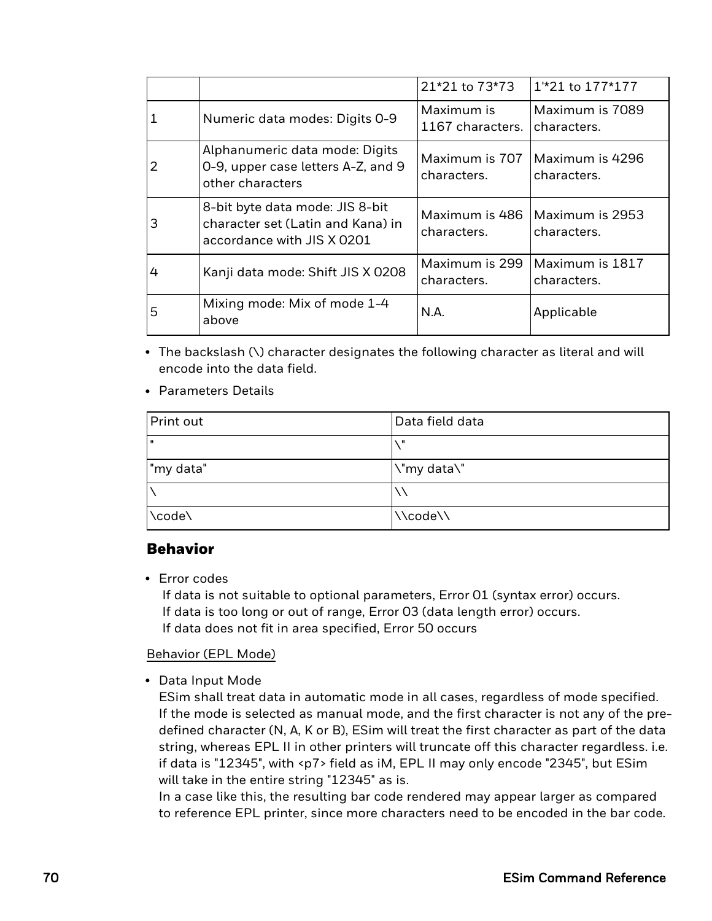| | | 21*21 to 73*73 | 1'*21 to 177*177 |
|---|---|---|---|
| 1 | Numeric data modes: Digits 0-9 | Maximum is 1167 characters. | Maximum is 7089 characters. |
| 2 | Alphanumeric data mode: Digits 0-9, upper case letters A-Z, and 9 other characters | Maximum is 707 characters. | Maximum is 4296 characters. |
| 3 | 8-bit byte data mode: JIS 8-bit character set (Latin and Kana) in accordance with JIS X 0201 | Maximum is 486 characters. | Maximum is 2953 characters. |
| 4 | Kanji data mode: Shift JIS X 0208 | Maximum is 299 characters. | Maximum is 1817 characters. |
| 5 | Mixing mode: Mix of mode 1-4 above | N.A. | Applicable |

- The backslash (\) character designates the following character as literal and will encode into the data field.
- Parameters Details

| Print out | Data field data |
|---|---|
| " | \" |
| "my data" | \"my data\" |
| \ | \\ |
| \code\ | \\code\\ |

## Behavior

- Error codes
  If data is not suitable to optional parameters, Error 01 (syntax error) occurs.
  If data is too long or out of range, Error 03 (data length error) occurs.
  If data does not fit in area specified, Error 50 occurs

Behavior (EPL Mode)

- Data Input Mode
  ESim shall treat data in automatic mode in all cases, regardless of mode specified. If the mode is selected as manual mode, and the first character is not any of the pre-defined character (N, A, K or B), ESim will treat the first character as part of the data string, whereas EPL II in other printers will truncate off this character regardless. i.e. if data is "12345", with <p7> field as iM, EPL II may only encode "2345", but ESim will take in the entire string "12345" as is.
  In a case like this, the resulting bar code rendered may appear larger as compared to reference EPL printer, since more characters need to be encoded in the bar code.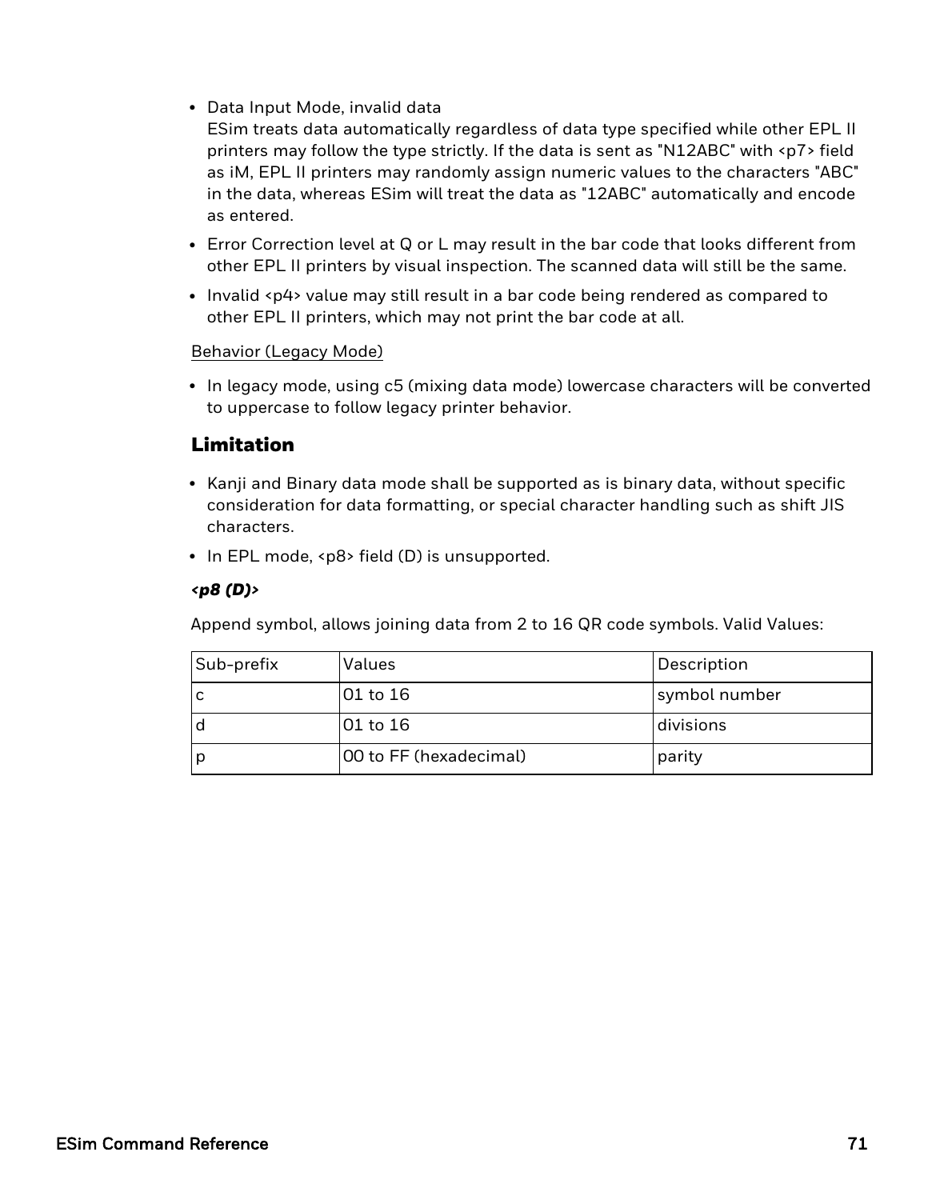- Data Input Mode, invalid data
  ESim treats data automatically regardless of data type specified while other EPL II printers may follow the type strictly. If the data is sent as "N12ABC" with <p7> field as iM, EPL II printers may randomly assign numeric values to the characters "ABC" in the data, whereas ESim will treat the data as "12ABC" automatically and encode as entered.
- Error Correction level at Q or L may result in the bar code that looks different from other EPL II printers by visual inspection. The scanned data will still be the same.
- Invalid <p4> value may still result in a bar code being rendered as compared to other EPL II printers, which may not print the bar code at all.

Behavior (Legacy Mode)

- In legacy mode, using c5 (mixing data mode) lowercase characters will be converted to uppercase to follow legacy printer behavior.

## Limitation

- Kanji and Binary data mode shall be supported as is binary data, without specific consideration for data formatting, or special character handling such as shift JIS characters.
- In EPL mode, <p8> field (D) is unsupported.

***<p8 (D)>***

Append symbol, allows joining data from 2 to 16 QR code symbols. Valid Values:

| Sub-prefix | Values | Description |
|---|---|---|
| c | 01 to 16 | symbol number |
| d | 01 to 16 | divisions |
| p | 00 to FF (hexadecimal) | parity |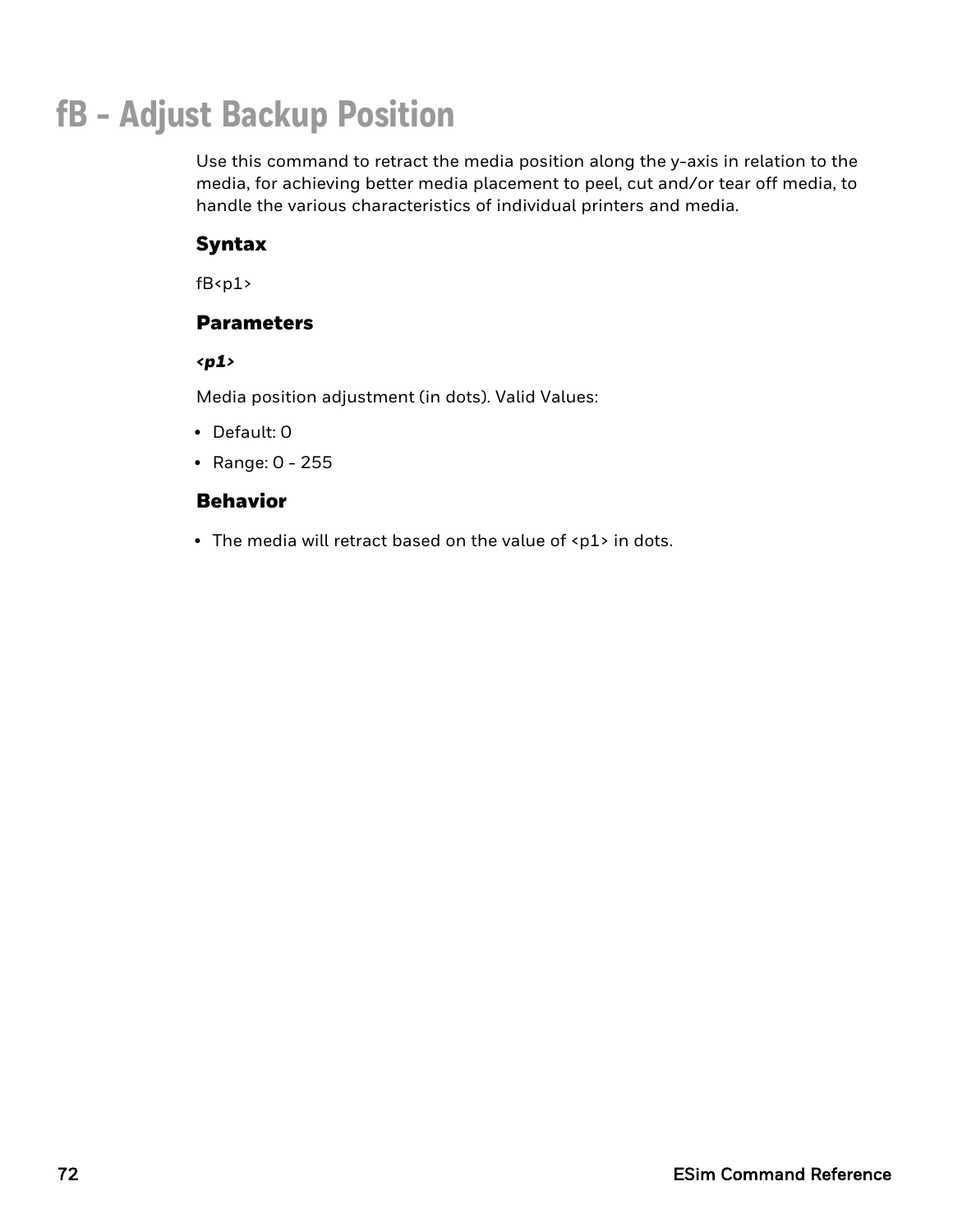# fB - Adjust Backup Position

Use this command to retract the media position along the y-axis in relation to the media, for achieving better media placement to peel, cut and/or tear off media, to handle the various characteristics of individual printers and media.

## Syntax

fB<p1>

## Parameters

***<p1>***

Media position adjustment (in dots). Valid Values:

- Default: 0
- Range: 0 - 255

## Behavior

- The media will retract based on the value of <p1> in dots.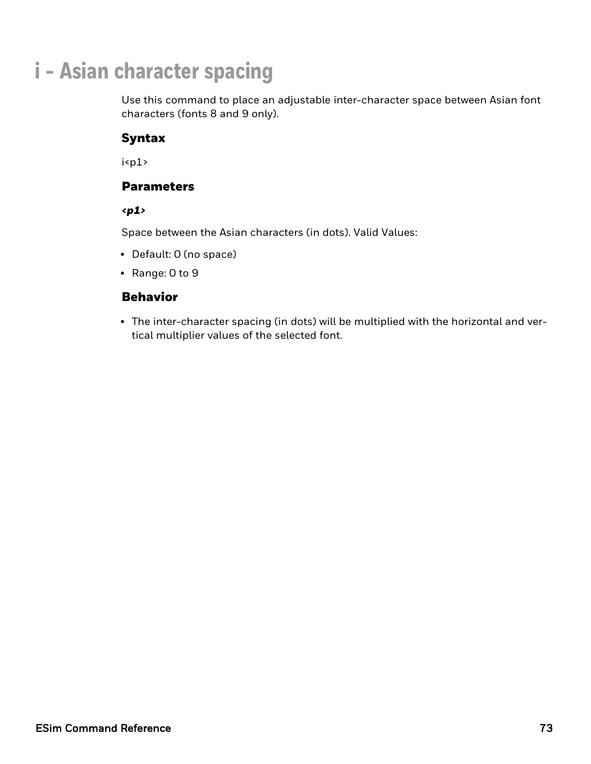# i - Asian character spacing

Use this command to place an adjustable inter-character space between Asian font characters (fonts 8 and 9 only).

## Syntax

i<p1>

## Parameters

### *<p1>*

Space between the Asian characters (in dots). Valid Values:

- Default: 0 (no space)
- Range: 0 to 9

## Behavior

- The inter-character spacing (in dots) will be multiplied with the horizontal and vertical multiplier values of the selected font.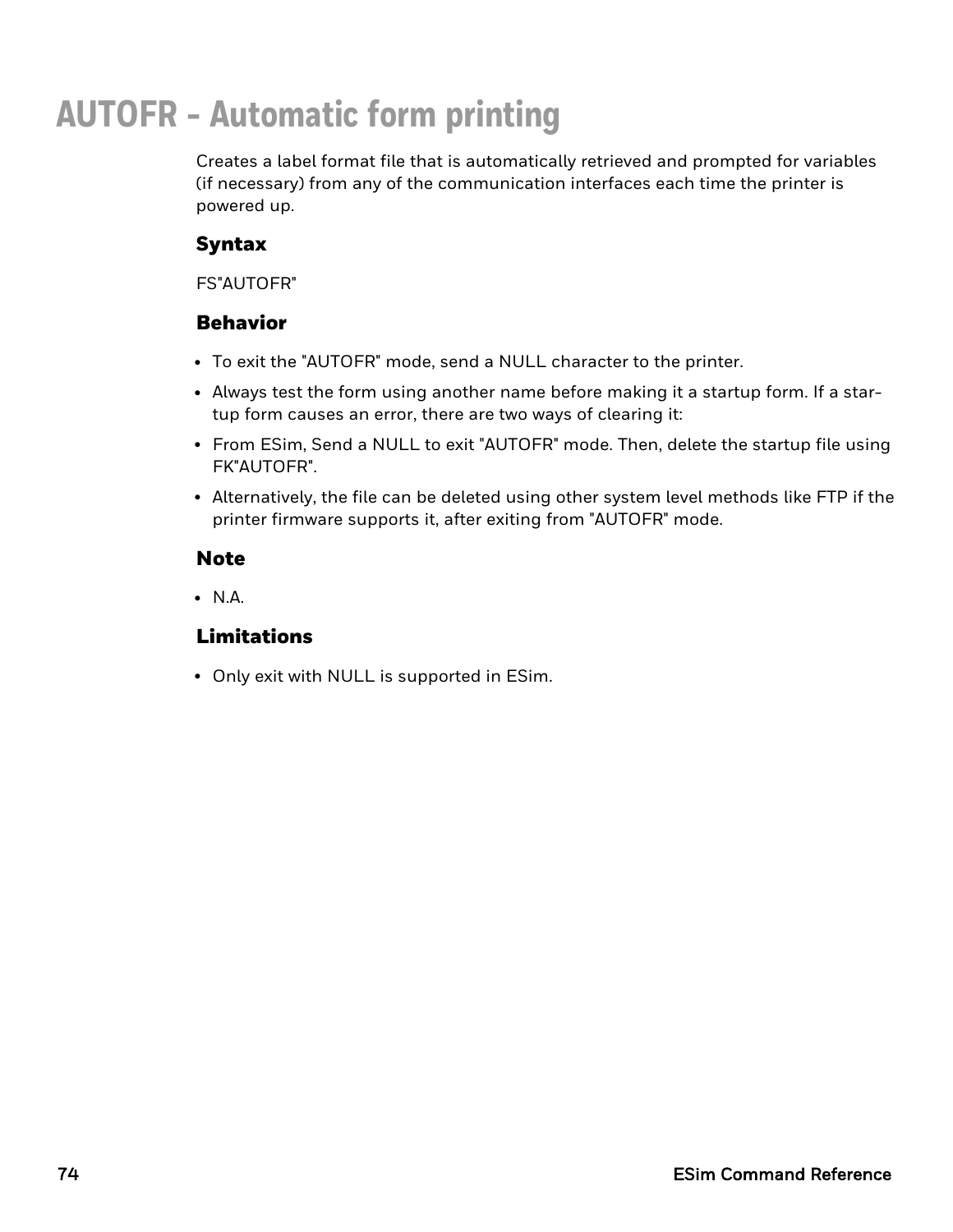# AUTOFR - Automatic form printing

Creates a label format file that is automatically retrieved and prompted for variables (if necessary) from any of the communication interfaces each time the printer is powered up.

### Syntax

FS"AUTOFR"

### Behavior

- To exit the "AUTOFR" mode, send a NULL character to the printer.
- Always test the form using another name before making it a startup form. If a startup form causes an error, there are two ways of clearing it:
- From ESim, Send a NULL to exit "AUTOFR" mode. Then, delete the startup file using FK"AUTOFR".
- Alternatively, the file can be deleted using other system level methods like FTP if the printer firmware supports it, after exiting from "AUTOFR" mode.

### Note

- N.A.

### Limitations

- Only exit with NULL is supported in ESim.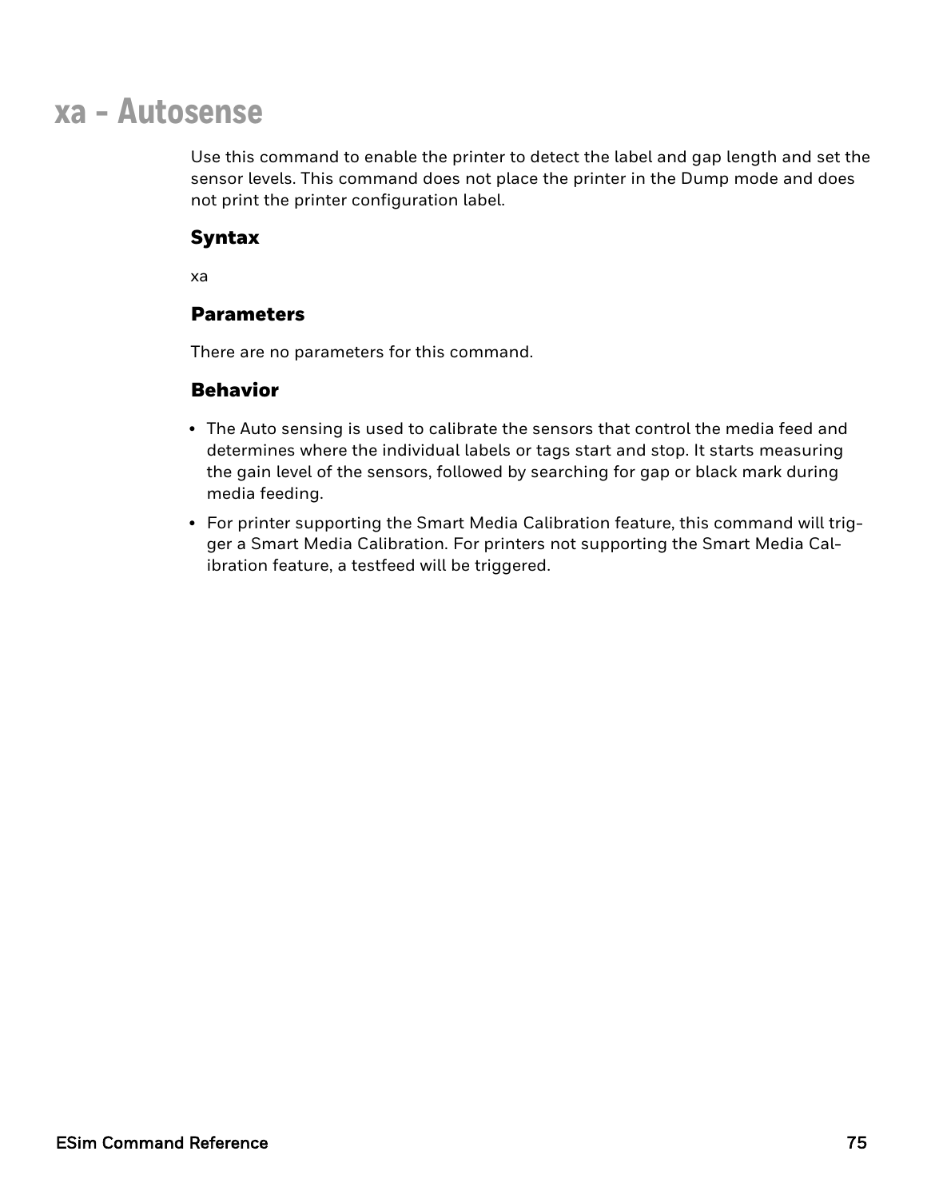# xa - Autosense

Use this command to enable the printer to detect the label and gap length and set the sensor levels. This command does not place the printer in the Dump mode and does not print the printer configuration label.

## Syntax

xa

## Parameters

There are no parameters for this command.

## Behavior

- The Auto sensing is used to calibrate the sensors that control the media feed and determines where the individual labels or tags start and stop. It starts measuring the gain level of the sensors, followed by searching for gap or black mark during media feeding.
- For printer supporting the Smart Media Calibration feature, this command will trigger a Smart Media Calibration. For printers not supporting the Smart Media Calibration feature, a testfeed will be triggered.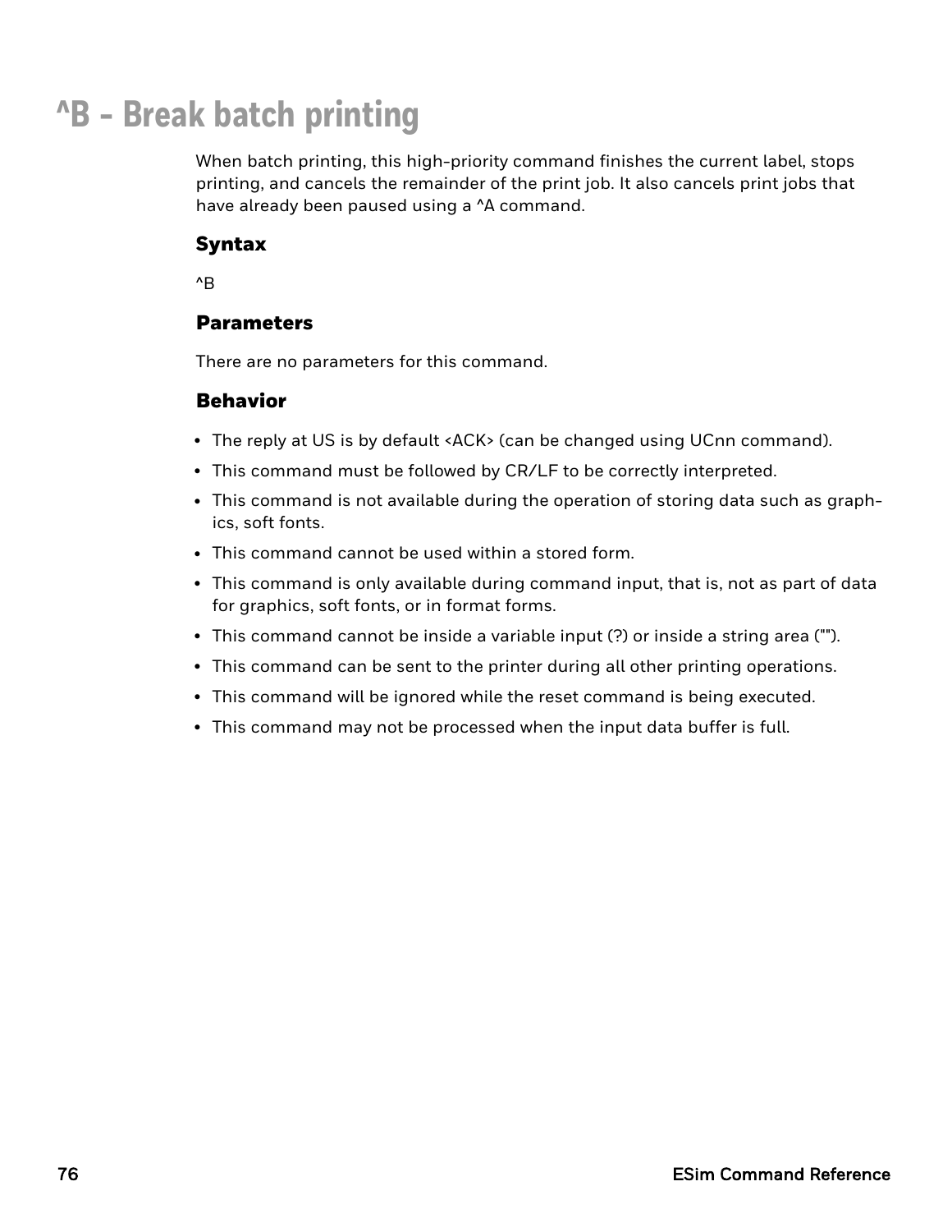# ^B - Break batch printing

When batch printing, this high-priority command finishes the current label, stops printing, and cancels the remainder of the print job. It also cancels print jobs that have already been paused using a ^A command.

### Syntax

^B

### Parameters

There are no parameters for this command.

### Behavior

- The reply at US is by default <ACK> (can be changed using UCnn command).
- This command must be followed by CR/LF to be correctly interpreted.
- This command is not available during the operation of storing data such as graphics, soft fonts.
- This command cannot be used within a stored form.
- This command is only available during command input, that is, not as part of data for graphics, soft fonts, or in format forms.
- This command cannot be inside a variable input (?) or inside a string area ("").
- This command can be sent to the printer during all other printing operations.
- This command will be ignored while the reset command is being executed.
- This command may not be processed when the input data buffer is full.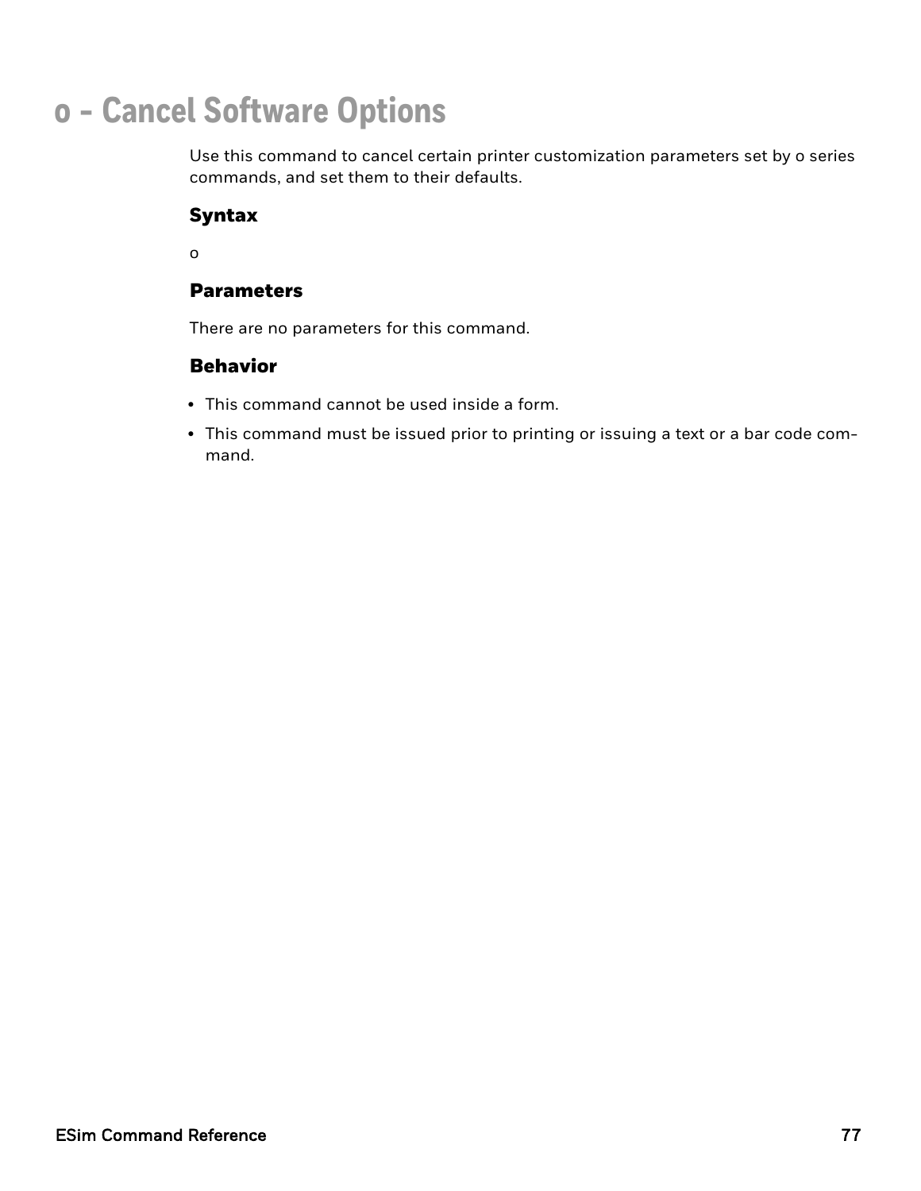# o - Cancel Software Options

Use this command to cancel certain printer customization parameters set by o series commands, and set them to their defaults.

## Syntax

o

## Parameters

There are no parameters for this command.

## Behavior

- This command cannot be used inside a form.
- This command must be issued prior to printing or issuing a text or a bar code command.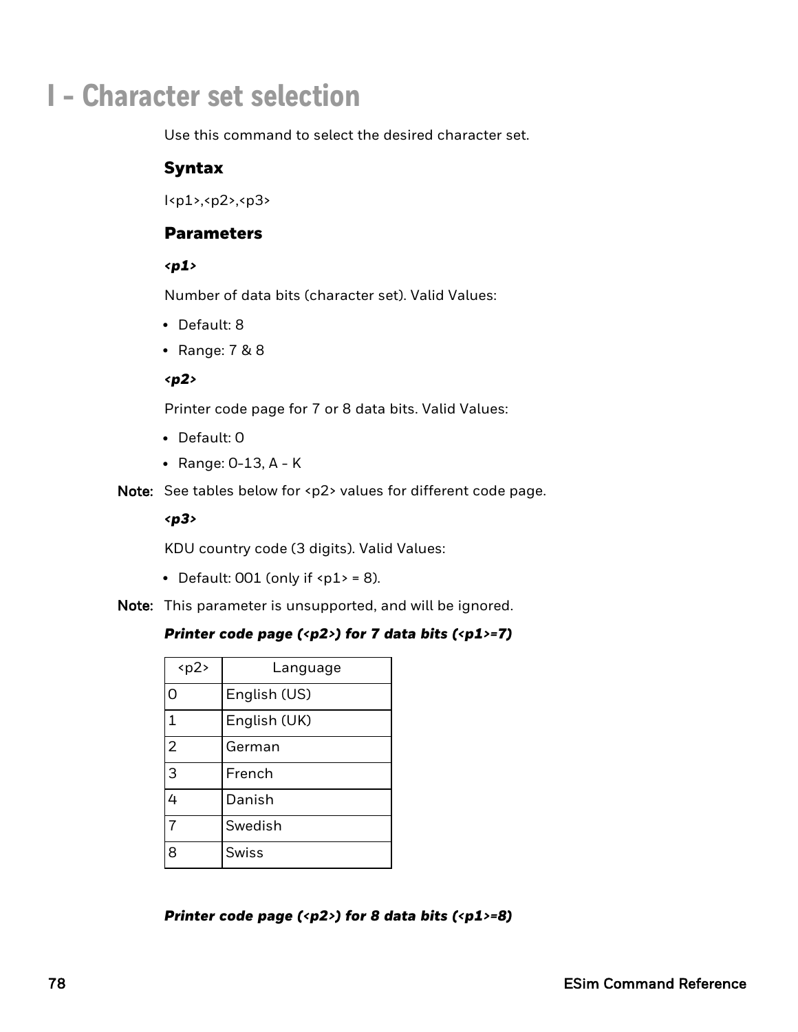# I - Character set selection

Use this command to select the desired character set.

## Syntax

I<p1>,<p2>,<p3>

## Parameters

***<p1>***

Number of data bits (character set). Valid Values:

- Default: 8
- Range: 7 & 8

***<p2>***

Printer code page for 7 or 8 data bits. Valid Values:

- Default: 0
- Range: 0-13, A - K

**Note:** See tables below for <p2> values for different code page.

***<p3>***

KDU country code (3 digits). Valid Values:

- Default: 001 (only if <p1> = 8).

**Note:** This parameter is unsupported, and will be ignored.

***Printer code page (<p2>) for 7 data bits (<p1>=7)***

| <p2> | Language |
|---|---|
| 0 | English (US) |
| 1 | English (UK) |
| 2 | German |
| 3 | French |
| 4 | Danish |
| 7 | Swedish |
| 8 | Swiss |

***Printer code page (<p2>) for 8 data bits (<p1>=8)***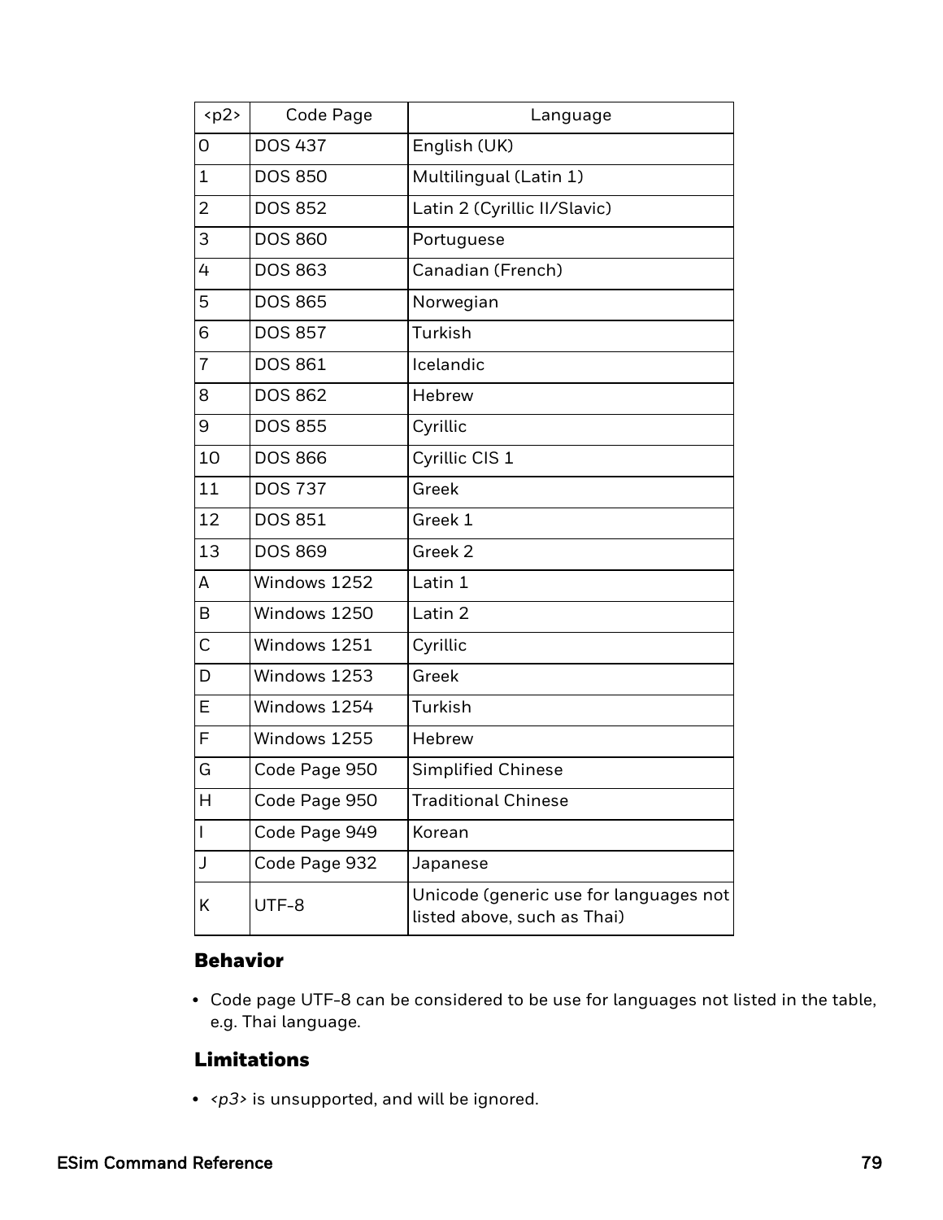| <p2> | Code Page | Language |
| --- | --- | --- |
| 0 | DOS 437 | English (UK) |
| 1 | DOS 850 | Multilingual (Latin 1) |
| 2 | DOS 852 | Latin 2 (Cyrillic II/Slavic) |
| 3 | DOS 860 | Portuguese |
| 4 | DOS 863 | Canadian (French) |
| 5 | DOS 865 | Norwegian |
| 6 | DOS 857 | Turkish |
| 7 | DOS 861 | Icelandic |
| 8 | DOS 862 | Hebrew |
| 9 | DOS 855 | Cyrillic |
| 10 | DOS 866 | Cyrillic CIS 1 |
| 11 | DOS 737 | Greek |
| 12 | DOS 851 | Greek 1 |
| 13 | DOS 869 | Greek 2 |
| A | Windows 1252 | Latin 1 |
| B | Windows 1250 | Latin 2 |
| C | Windows 1251 | Cyrillic |
| D | Windows 1253 | Greek |
| E | Windows 1254 | Turkish |
| F | Windows 1255 | Hebrew |
| G | Code Page 950 | Simplified Chinese |
| H | Code Page 950 | Traditional Chinese |
| I | Code Page 949 | Korean |
| J | Code Page 932 | Japanese |
| K | UTF-8 | Unicode (generic use for languages not listed above, such as Thai) |

### Behavior

- Code page UTF-8 can be considered to be use for languages not listed in the table, e.g. Thai language.

### Limitations

- *<p3>* is unsupported, and will be ignored.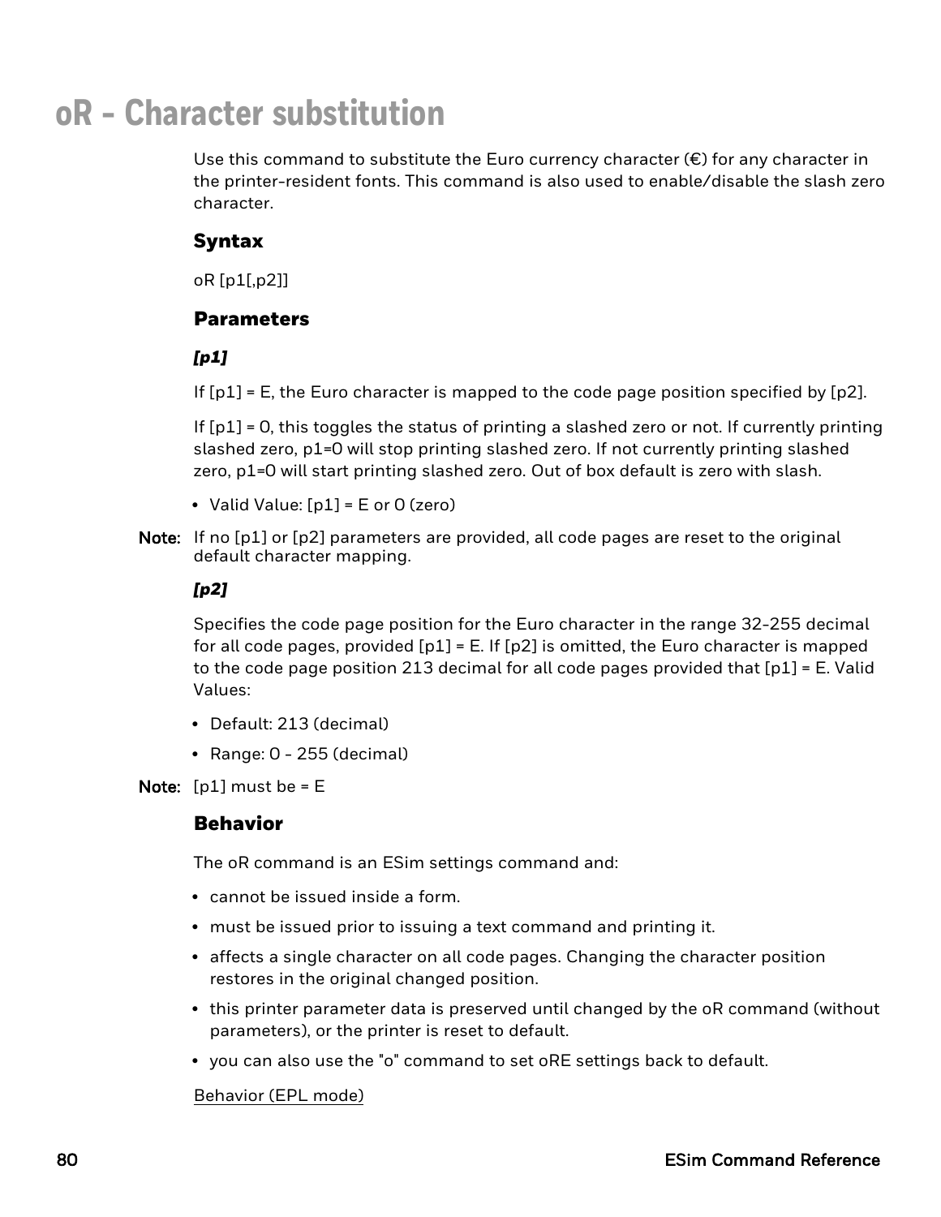# oR - Character substitution

Use this command to substitute the Euro currency character (€) for any character in the printer-resident fonts. This command is also used to enable/disable the slash zero character.

## Syntax

oR [p1[,p2]]

## Parameters

### *[p1]*

If [p1] = E, the Euro character is mapped to the code page position specified by [p2].

If [p1] = 0, this toggles the status of printing a slashed zero or not. If currently printing slashed zero, p1=0 will stop printing slashed zero. If not currently printing slashed zero, p1=0 will start printing slashed zero. Out of box default is zero with slash.

- Valid Value: [p1] = E or 0 (zero)

**Note:** If no [p1] or [p2] parameters are provided, all code pages are reset to the original default character mapping.

### *[p2]*

Specifies the code page position for the Euro character in the range 32-255 decimal for all code pages, provided [p1] = E. If [p2] is omitted, the Euro character is mapped to the code page position 213 decimal for all code pages provided that [p1] = E. Valid Values:

- Default: 213 (decimal)
- Range: 0 - 255 (decimal)

**Note:** [p1] must be = E

## Behavior

The oR command is an ESim settings command and:

- cannot be issued inside a form.
- must be issued prior to issuing a text command and printing it.
- affects a single character on all code pages. Changing the character position restores in the original changed position.
- this printer parameter data is preserved until changed by the oR command (without parameters), or the printer is reset to default.
- you can also use the "o" command to set oRE settings back to default.

Behavior (EPL mode)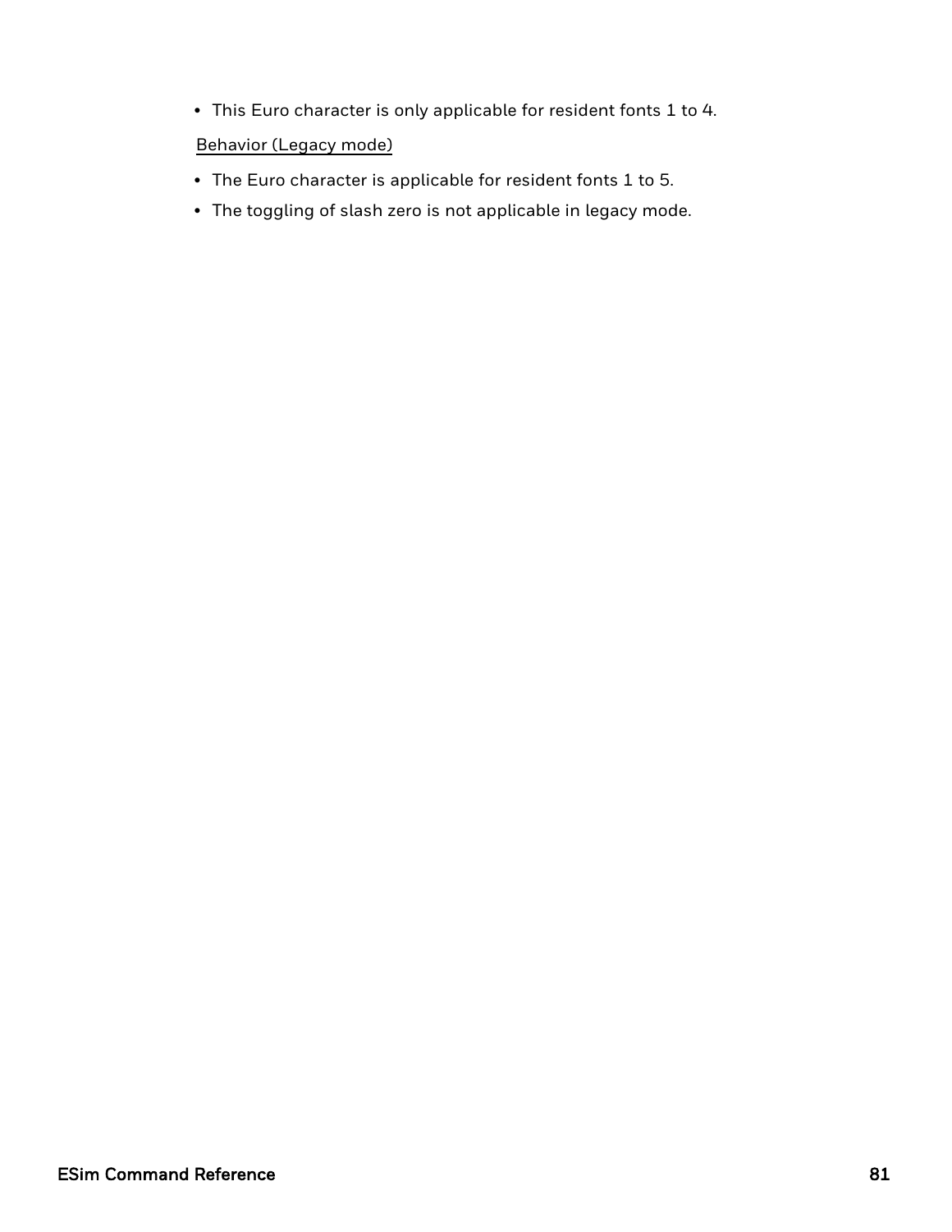- This Euro character is only applicable for resident fonts 1 to 4.

<u>Behavior (Legacy mode)</u>

- The Euro character is applicable for resident fonts 1 to 5.
- The toggling of slash zero is not applicable in legacy mode.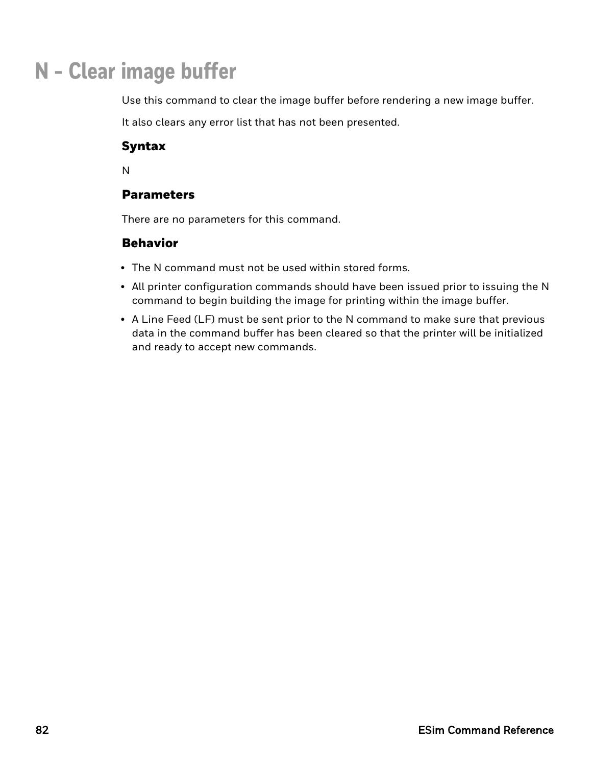# N - Clear image buffer

Use this command to clear the image buffer before rendering a new image buffer.

It also clears any error list that has not been presented.

### Syntax

N

### Parameters

There are no parameters for this command.

### Behavior

- The N command must not be used within stored forms.
- All printer configuration commands should have been issued prior to issuing the N command to begin building the image for printing within the image buffer.
- A Line Feed (LF) must be sent prior to the N command to make sure that previous data in the command buffer has been cleared so that the printer will be initialized and ready to accept new commands.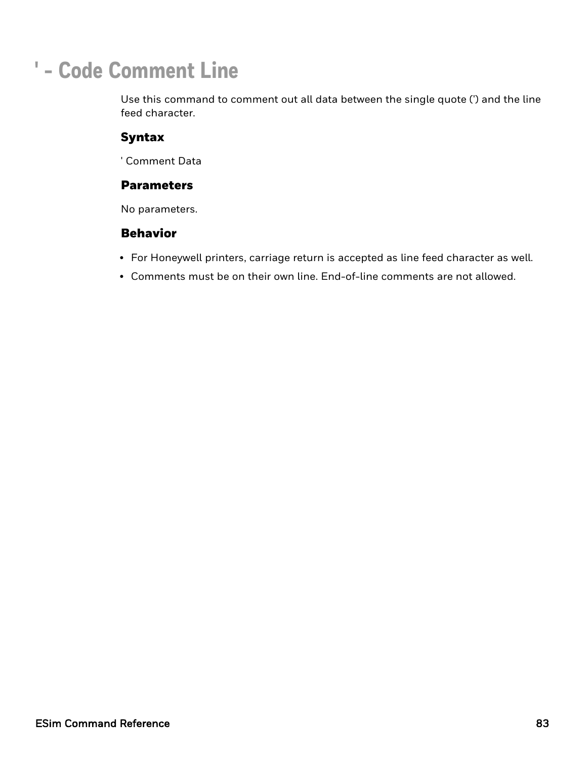# ' - Code Comment Line

Use this command to comment out all data between the single quote (') and the line feed character.

## Syntax

' Comment Data

## Parameters

No parameters.

## Behavior

- For Honeywell printers, carriage return is accepted as line feed character as well.
- Comments must be on their own line. End-of-line comments are not allowed.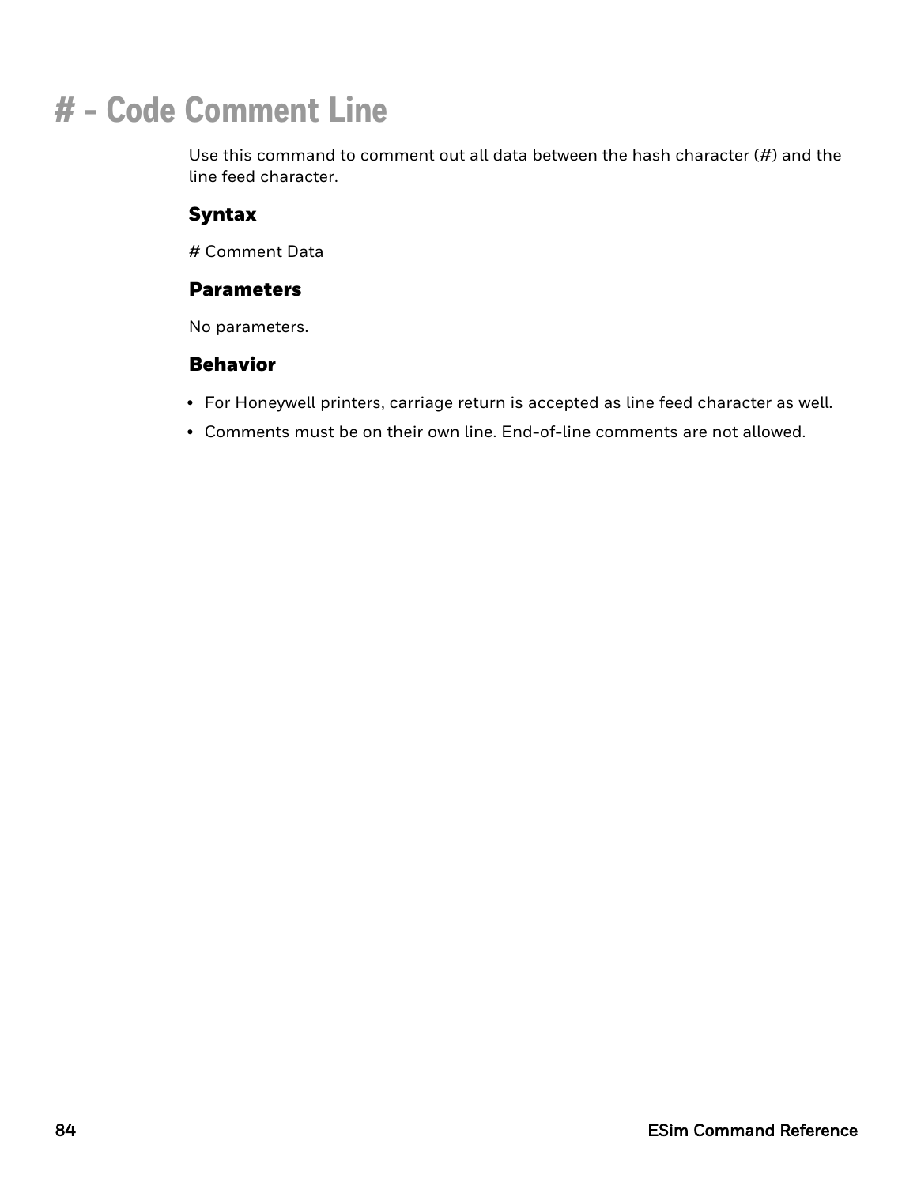# # - Code Comment Line

Use this command to comment out all data between the hash character (#) and the line feed character.

## Syntax

# Comment Data

## Parameters

No parameters.

## Behavior

- For Honeywell printers, carriage return is accepted as line feed character as well.
- Comments must be on their own line. End-of-line comments are not allowed.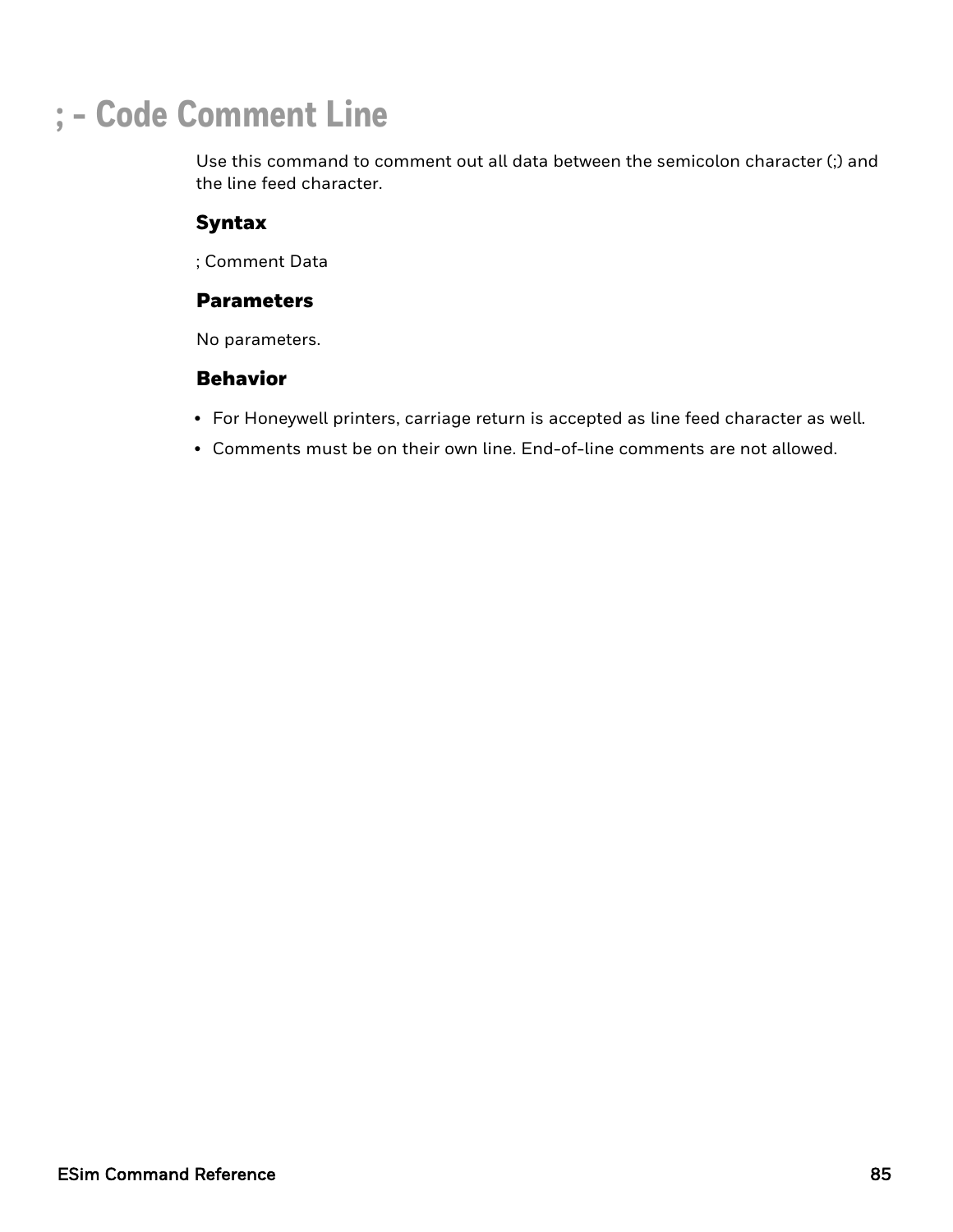# ; - Code Comment Line

Use this command to comment out all data between the semicolon character (;) and the line feed character.

### Syntax

; Comment Data

### Parameters

No parameters.

### Behavior

- For Honeywell printers, carriage return is accepted as line feed character as well.
- Comments must be on their own line. End-of-line comments are not allowed.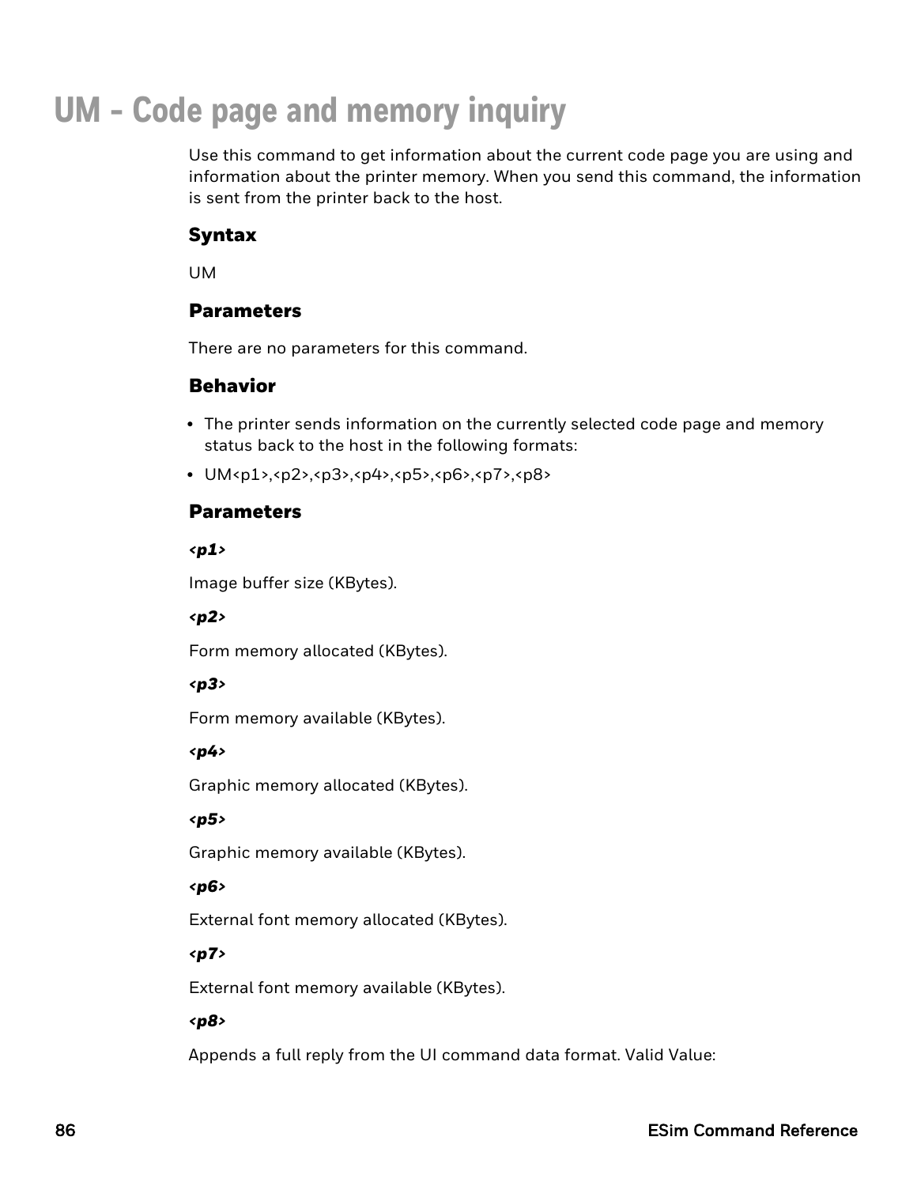# UM - Code page and memory inquiry

Use this command to get information about the current code page you are using and information about the printer memory. When you send this command, the information is sent from the printer back to the host.

## Syntax

UM

## Parameters

There are no parameters for this command.

## Behavior

- The printer sends information on the currently selected code page and memory status back to the host in the following formats:
- UM<p1>,<p2>,<p3>,<p4>,<p5>,<p6>,<p7>,<p8>

## Parameters

***<p1>***

Image buffer size (KBytes).

***<p2>***

Form memory allocated (KBytes).

***<p3>***

Form memory available (KBytes).

***<p4>***

Graphic memory allocated (KBytes).

***<p5>***

Graphic memory available (KBytes).

***<p6>***

External font memory allocated (KBytes).

***<p7>***

External font memory available (KBytes).

***<p8>***

Appends a full reply from the UI command data format. Valid Value: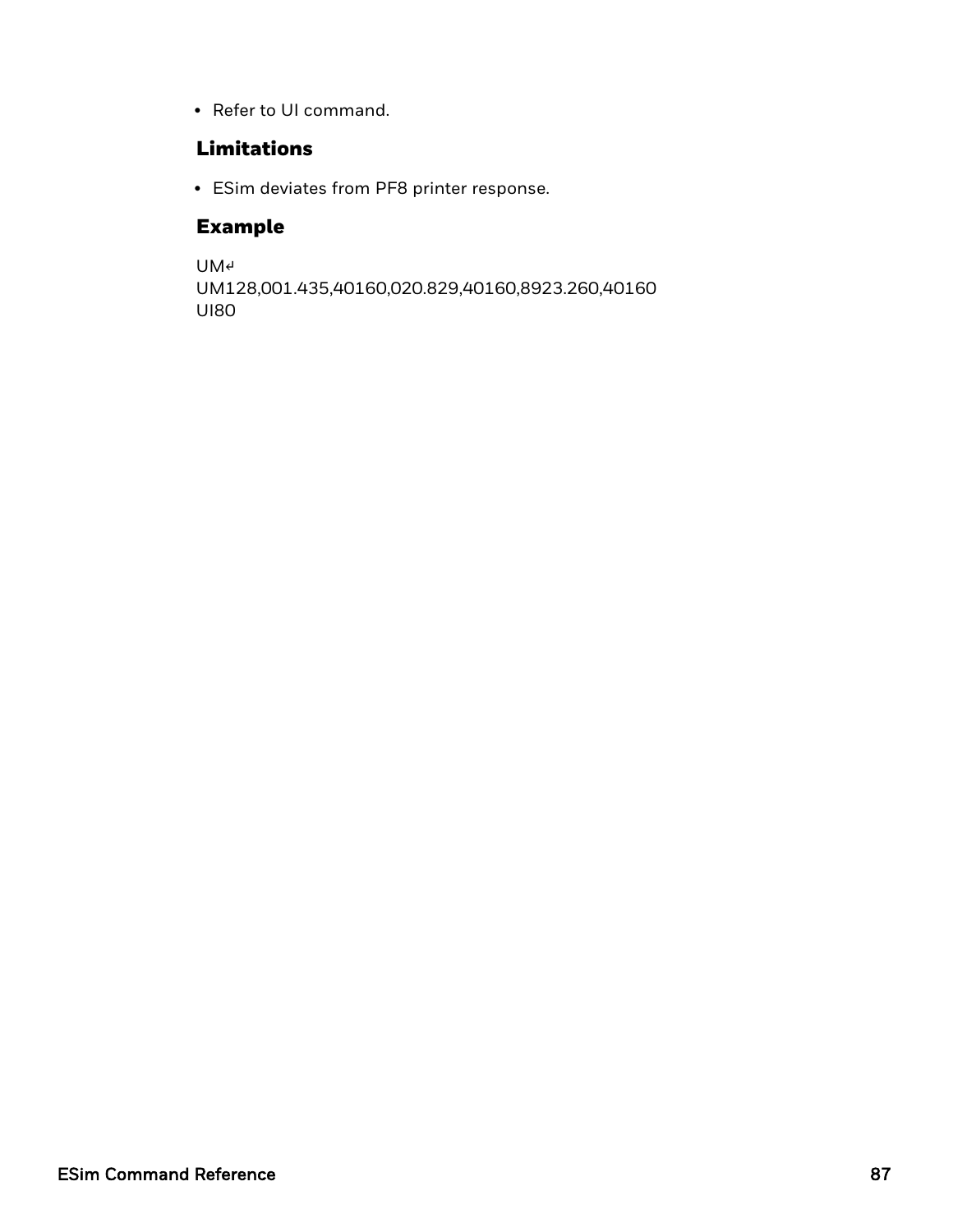- Refer to UI command.

### Limitations

- ESim deviates from PF8 printer response.

### Example

```
UM↵
UM128,001.435,40160,020.829,40160,8923.260,40160
UI80
```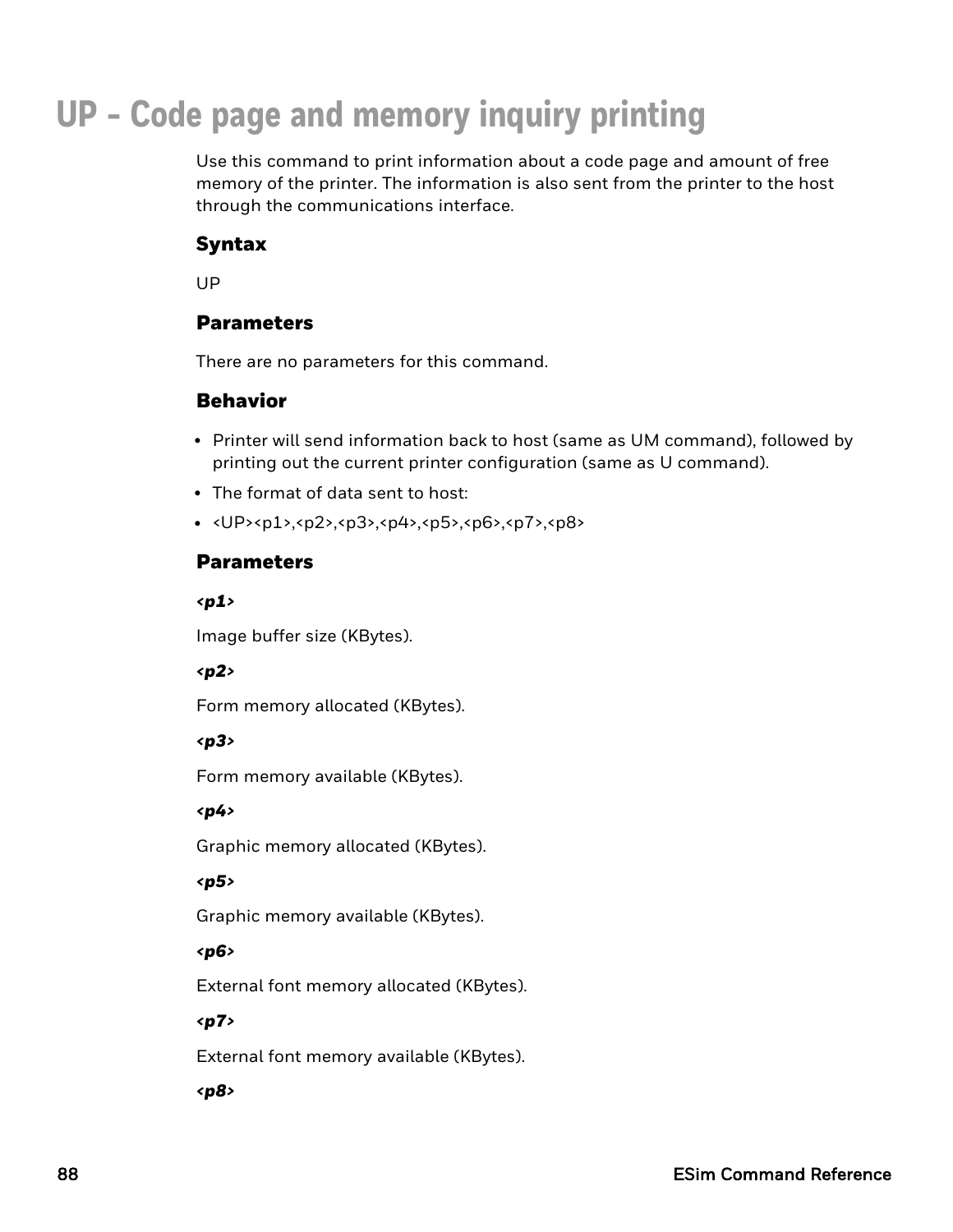# UP - Code page and memory inquiry printing

Use this command to print information about a code page and amount of free memory of the printer. The information is also sent from the printer to the host through the communications interface.

## Syntax

UP

## Parameters

There are no parameters for this command.

## Behavior

- Printer will send information back to host (same as UM command), followed by printing out the current printer configuration (same as U command).
- The format of data sent to host:
- <UP><p1>,<p2>,<p3>,<p4>,<p5>,<p6>,<p7>,<p8>

## Parameters

***<p1>***

Image buffer size (KBytes).

***<p2>***

Form memory allocated (KBytes).

***<p3>***

Form memory available (KBytes).

***<p4>***

Graphic memory allocated (KBytes).

***<p5>***

Graphic memory available (KBytes).

***<p6>***

External font memory allocated (KBytes).

***<p7>***

External font memory available (KBytes).

***<p8>***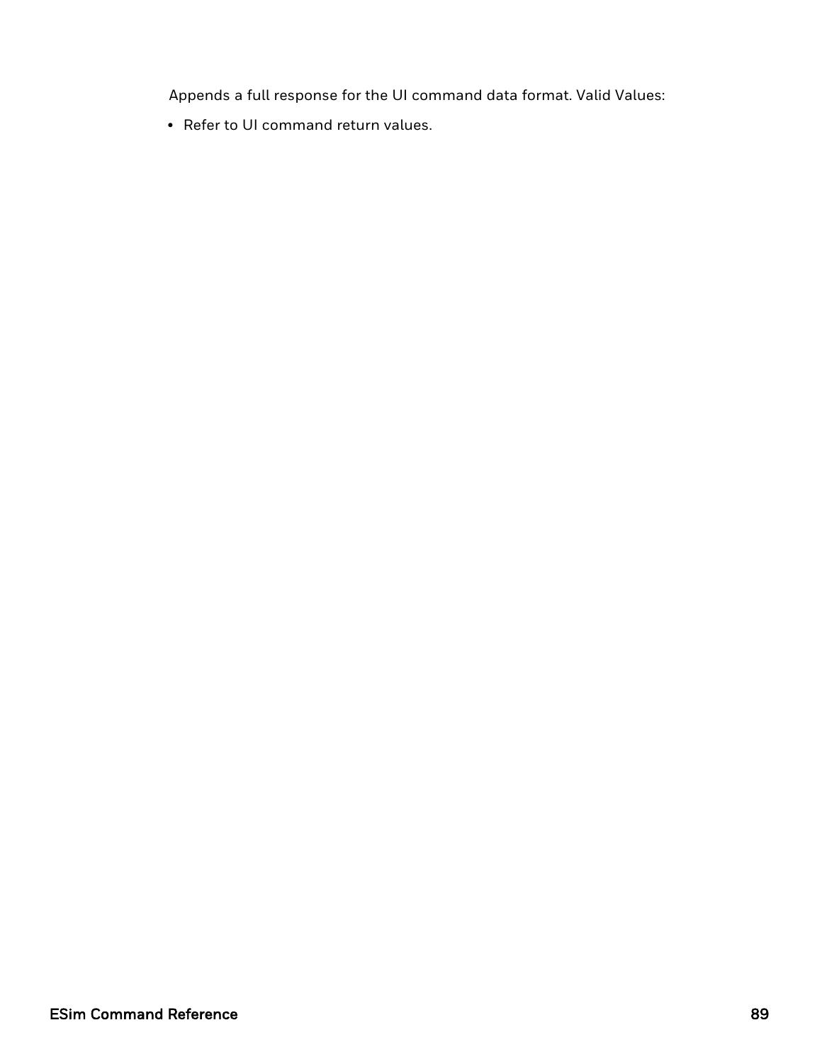Appends a full response for the UI command data format. Valid Values:

- Refer to UI command return values.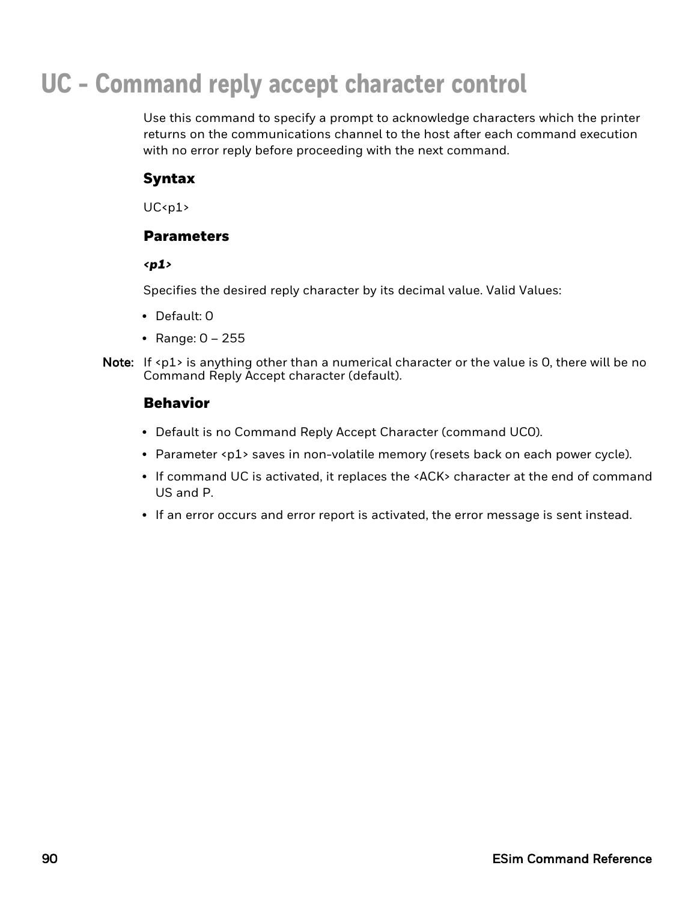# UC - Command reply accept character control

Use this command to specify a prompt to acknowledge characters which the printer returns on the communications channel to the host after each command execution with no error reply before proceeding with the next command.

### Syntax

UC<p1>

### Parameters

***<p1>***

Specifies the desired reply character by its decimal value. Valid Values:

- Default: 0
- Range: 0 – 255

**Note:** If <p1> is anything other than a numerical character or the value is 0, there will be no Command Reply Accept character (default).

### Behavior

- Default is no Command Reply Accept Character (command UC0).
- Parameter <p1> saves in non-volatile memory (resets back on each power cycle).
- If command UC is activated, it replaces the <ACK> character at the end of command US and P.
- If an error occurs and error report is activated, the error message is sent instead.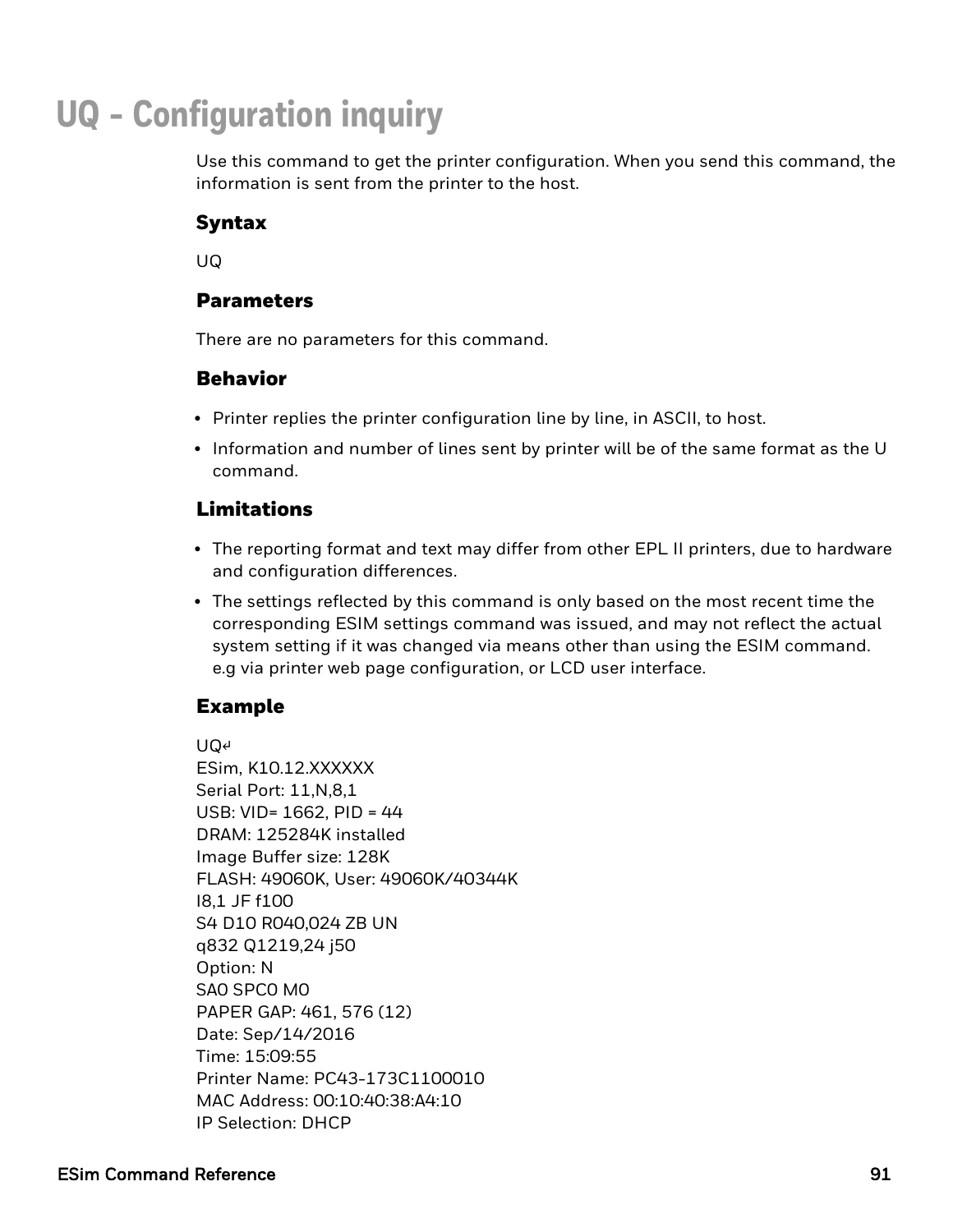# UQ - Configuration inquiry

Use this command to get the printer configuration. When you send this command, the information is sent from the printer to the host.

### Syntax

UQ

### Parameters

There are no parameters for this command.

### Behavior

- Printer replies the printer configuration line by line, in ASCII, to host.
- Information and number of lines sent by printer will be of the same format as the U command.

### Limitations

- The reporting format and text may differ from other EPL II printers, due to hardware and configuration differences.
- The settings reflected by this command is only based on the most recent time the corresponding ESIM settings command was issued, and may not reflect the actual system setting if it was changed via means other than using the ESIM command. e.g via printer web page configuration, or LCD user interface.

### Example

```
UQ↵
ESim, K10.12.XXXXXX
Serial Port: 11,N,8,1
USB: VID= 1662, PID = 44
DRAM: 125284K installed
Image Buffer size: 128K
FLASH: 49060K, User: 49060K/40344K
I8,1 JF f100
S4 D10 R040,024 ZB UN
q832 Q1219,24 j50
Option: N
SA0 SPC0 M0
PAPER GAP: 461, 576 (12)
Date: Sep/14/2016
Time: 15:09:55
Printer Name: PC43-173C1100010
MAC Address: 00:10:40:38:A4:10
IP Selection: DHCP
```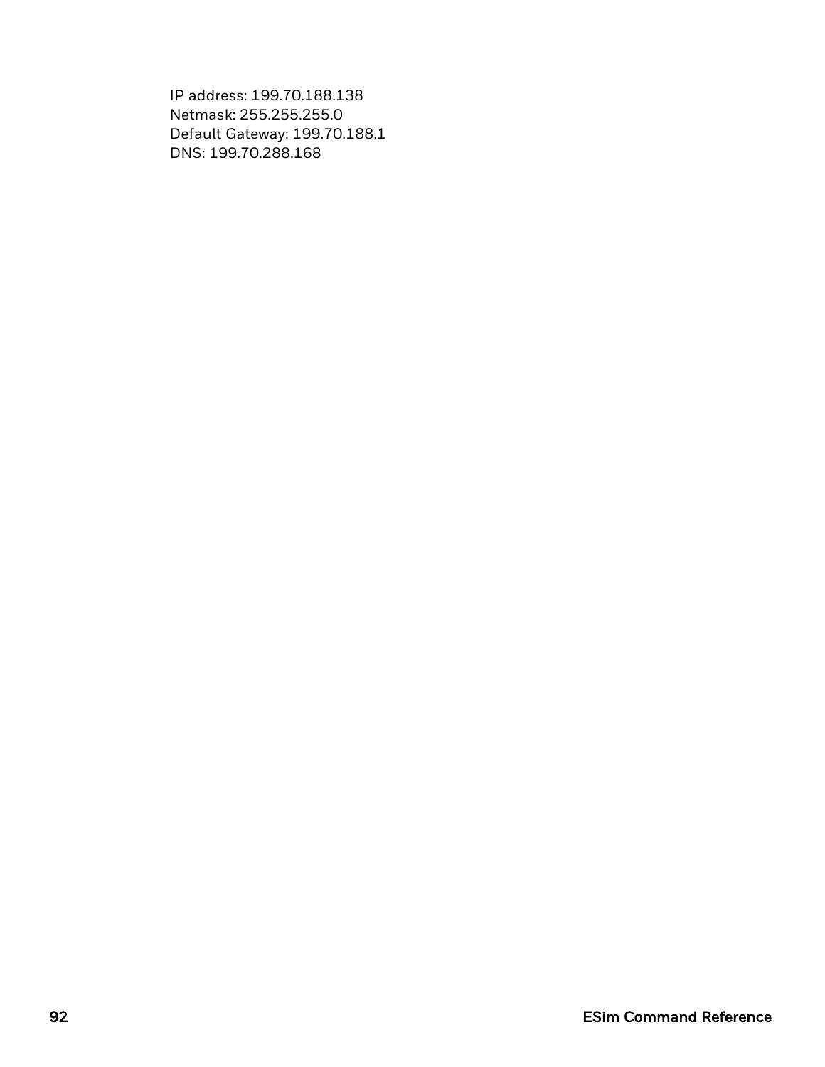IP address: 199.70.188.138
Netmask: 255.255.255.0
Default Gateway: 199.70.188.1
DNS: 199.70.288.168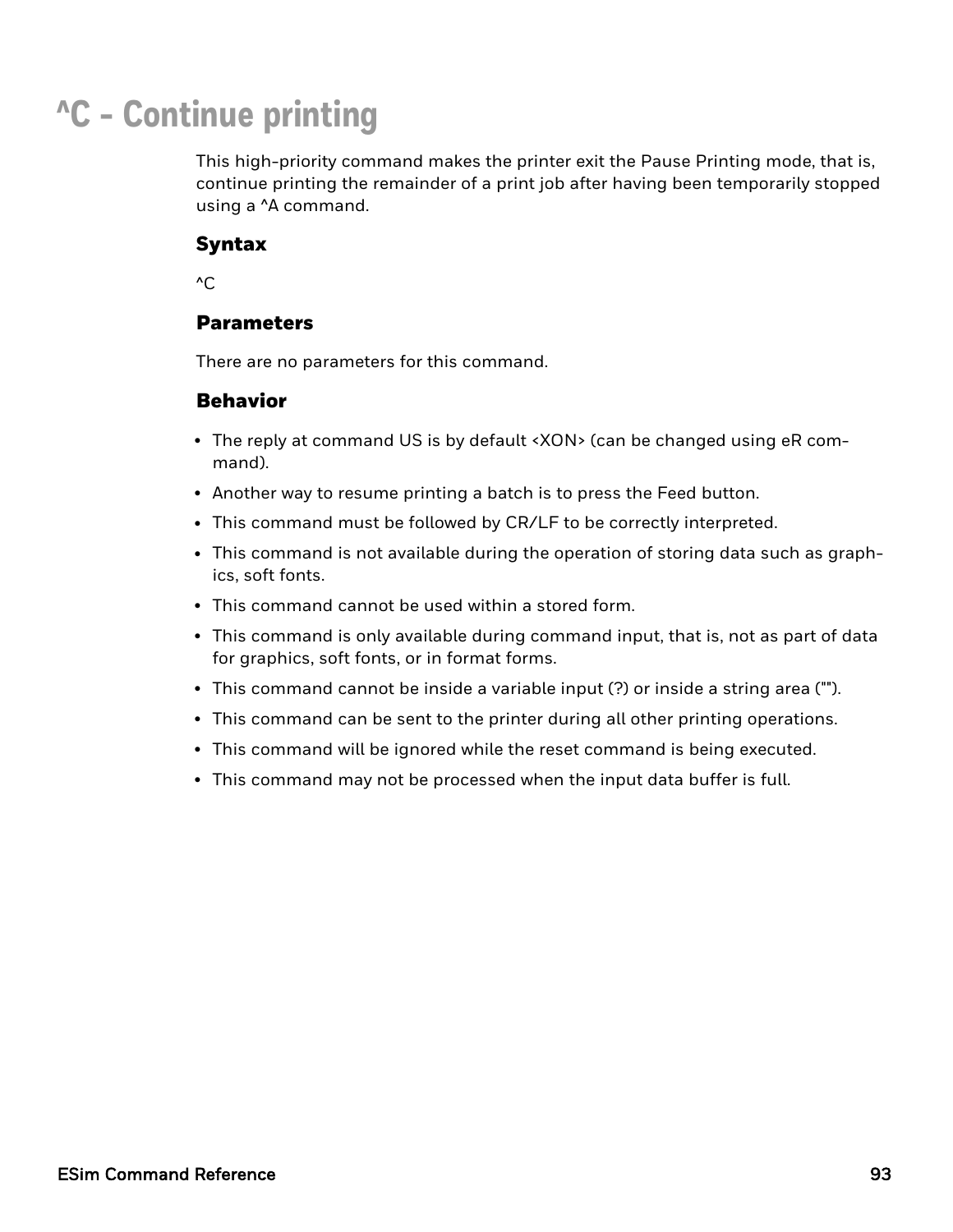# ^C - Continue printing

This high-priority command makes the printer exit the Pause Printing mode, that is, continue printing the remainder of a print job after having been temporarily stopped using a ^A command.

### Syntax

^C

### Parameters

There are no parameters for this command.

### Behavior

- The reply at command US is by default <XON> (can be changed using eR command).
- Another way to resume printing a batch is to press the Feed button.
- This command must be followed by CR/LF to be correctly interpreted.
- This command is not available during the operation of storing data such as graphics, soft fonts.
- This command cannot be used within a stored form.
- This command is only available during command input, that is, not as part of data for graphics, soft fonts, or in format forms.
- This command cannot be inside a variable input (?) or inside a string area ("").
- This command can be sent to the printer during all other printing operations.
- This command will be ignored while the reset command is being executed.
- This command may not be processed when the input data buffer is full.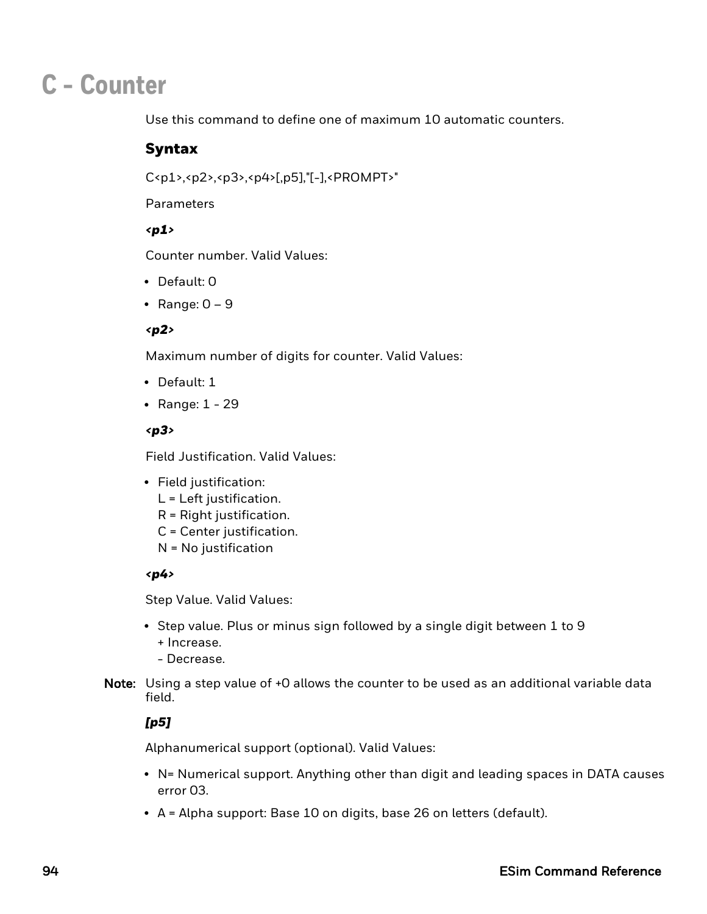# C - Counter

Use this command to define one of maximum 10 automatic counters.

## Syntax

C<p1>,<p2>,<p3>,<p4>[,p5],"[-],<PROMPT>"

Parameters

***<p1>***

Counter number. Valid Values:

- Default: 0
- Range: 0 – 9

***<p2>***

Maximum number of digits for counter. Valid Values:

- Default: 1
- Range: 1 - 29

***<p3>***

Field Justification. Valid Values:

- Field justification:
  L = Left justification.
  R = Right justification.
  C = Center justification.
  N = No justification

***<p4>***

Step Value. Valid Values:

- Step value. Plus or minus sign followed by a single digit between 1 to 9
  + Increase.
  - Decrease.

**Note:** Using a step value of +0 allows the counter to be used as an additional variable data field.

***[p5]***

Alphanumerical support (optional). Valid Values:

- N= Numerical support. Anything other than digit and leading spaces in DATA causes error 03.
- A = Alpha support: Base 10 on digits, base 26 on letters (default).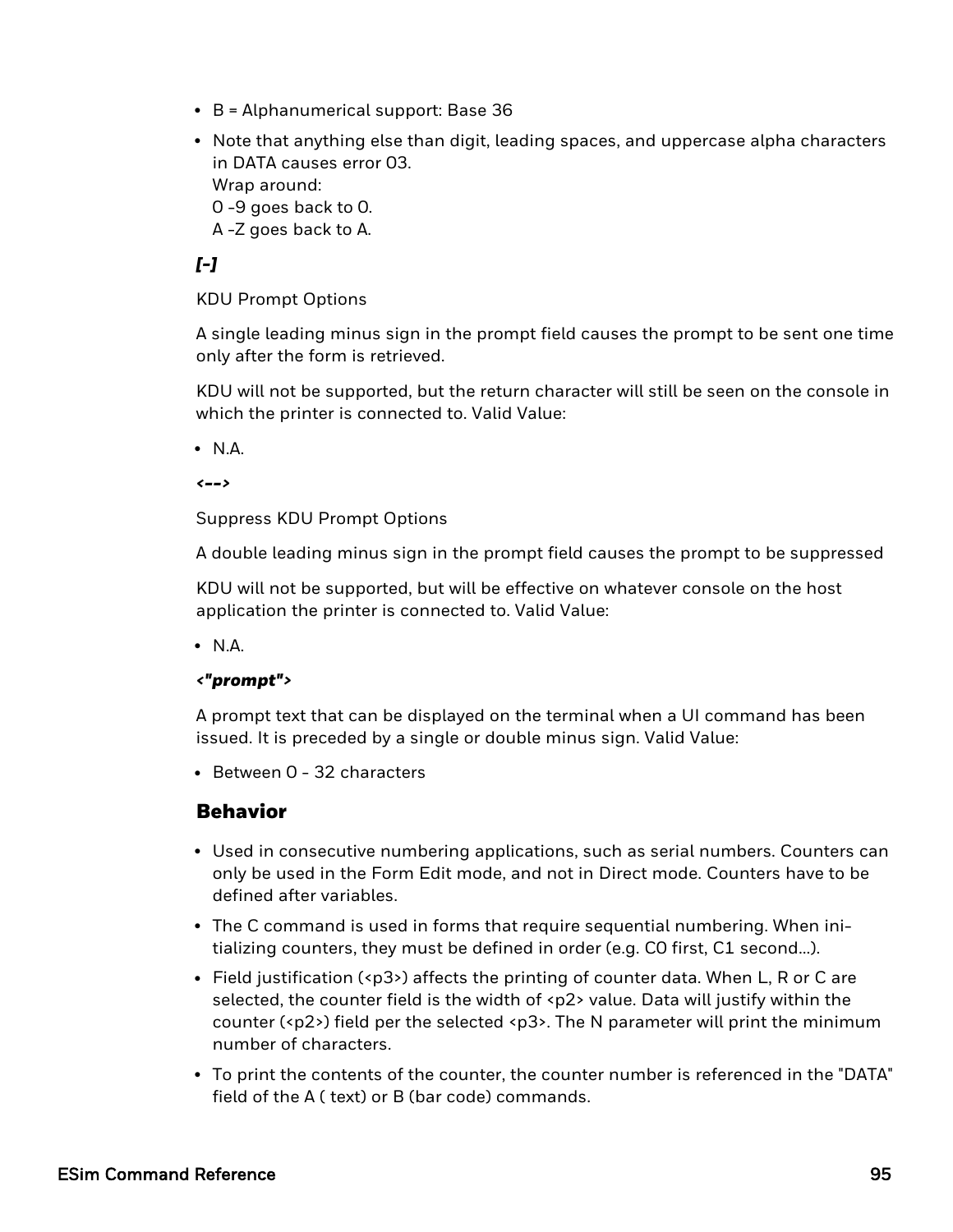- B = Alphanumerical support: Base 36
- Note that anything else than digit, leading spaces, and uppercase alpha characters in DATA causes error 03.
  Wrap around:
  0 -9 goes back to 0.
  A -Z goes back to A.

***[-]***

KDU Prompt Options

A single leading minus sign in the prompt field causes the prompt to be sent one time only after the form is retrieved.

KDU will not be supported, but the return character will still be seen on the console in which the printer is connected to. Valid Value:

- N.A.

***<-->***

Suppress KDU Prompt Options

A double leading minus sign in the prompt field causes the prompt to be suppressed

KDU will not be supported, but will be effective on whatever console on the host application the printer is connected to. Valid Value:

- N.A.

***<"prompt">***

A prompt text that can be displayed on the terminal when a UI command has been issued. It is preceded by a single or double minus sign. Valid Value:

- Between 0 - 32 characters

## Behavior

- Used in consecutive numbering applications, such as serial numbers. Counters can only be used in the Form Edit mode, and not in Direct mode. Counters have to be defined after variables.
- The C command is used in forms that require sequential numbering. When initializing counters, they must be defined in order (e.g. C0 first, C1 second...).
- Field justification (<p3>) affects the printing of counter data. When L, R or C are selected, the counter field is the width of <p2> value. Data will justify within the counter (<p2>) field per the selected <p3>. The N parameter will print the minimum number of characters.
- To print the contents of the counter, the counter number is referenced in the "DATA" field of the A ( text) or B (bar code) commands.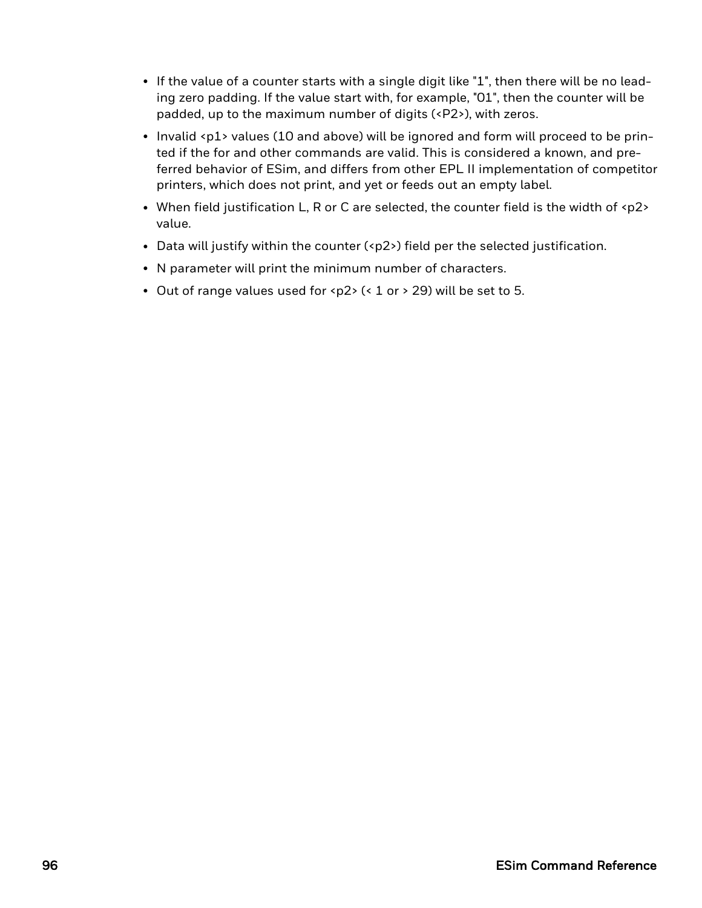- If the value of a counter starts with a single digit like "1", then there will be no leading zero padding. If the value start with, for example, "01", then the counter will be padded, up to the maximum number of digits (<P2>), with zeros.
- Invalid <p1> values (10 and above) will be ignored and form will proceed to be printed if the for and other commands are valid. This is considered a known, and preferred behavior of ESim, and differs from other EPL II implementation of competitor printers, which does not print, and yet or feeds out an empty label.
- When field justification L, R or C are selected, the counter field is the width of <p2> value.
- Data will justify within the counter (<p2>) field per the selected justification.
- N parameter will print the minimum number of characters.
- Out of range values used for <p2> (< 1 or > 29) will be set to 5.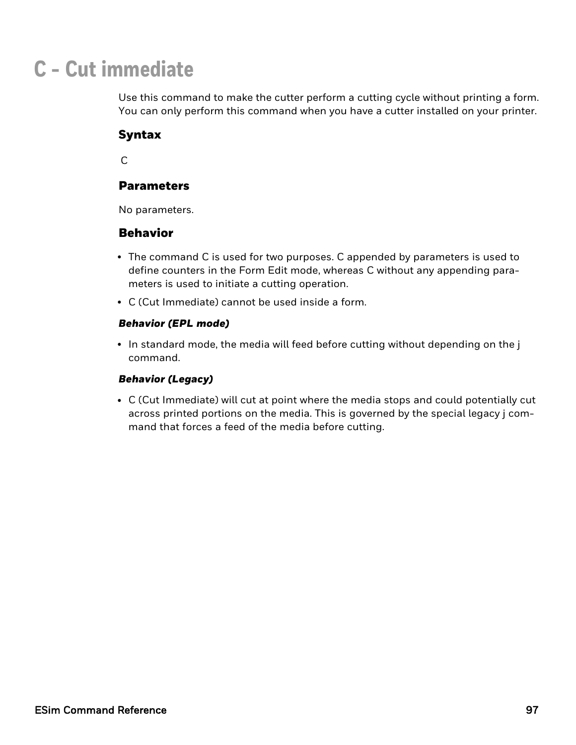# C - Cut immediate

Use this command to make the cutter perform a cutting cycle without printing a form. You can only perform this command when you have a cutter installed on your printer.

## Syntax

```
C
```

## Parameters

No parameters.

## Behavior

- The command C is used for two purposes. C appended by parameters is used to define counters in the Form Edit mode, whereas C without any appending parameters is used to initiate a cutting operation.
- C (Cut Immediate) cannot be used inside a form.

### *Behavior (EPL mode)*

- In standard mode, the media will feed before cutting without depending on the j command.

### *Behavior (Legacy)*

- C (Cut Immediate) will cut at point where the media stops and could potentially cut across printed portions on the media. This is governed by the special legacy j command that forces a feed of the media before cutting.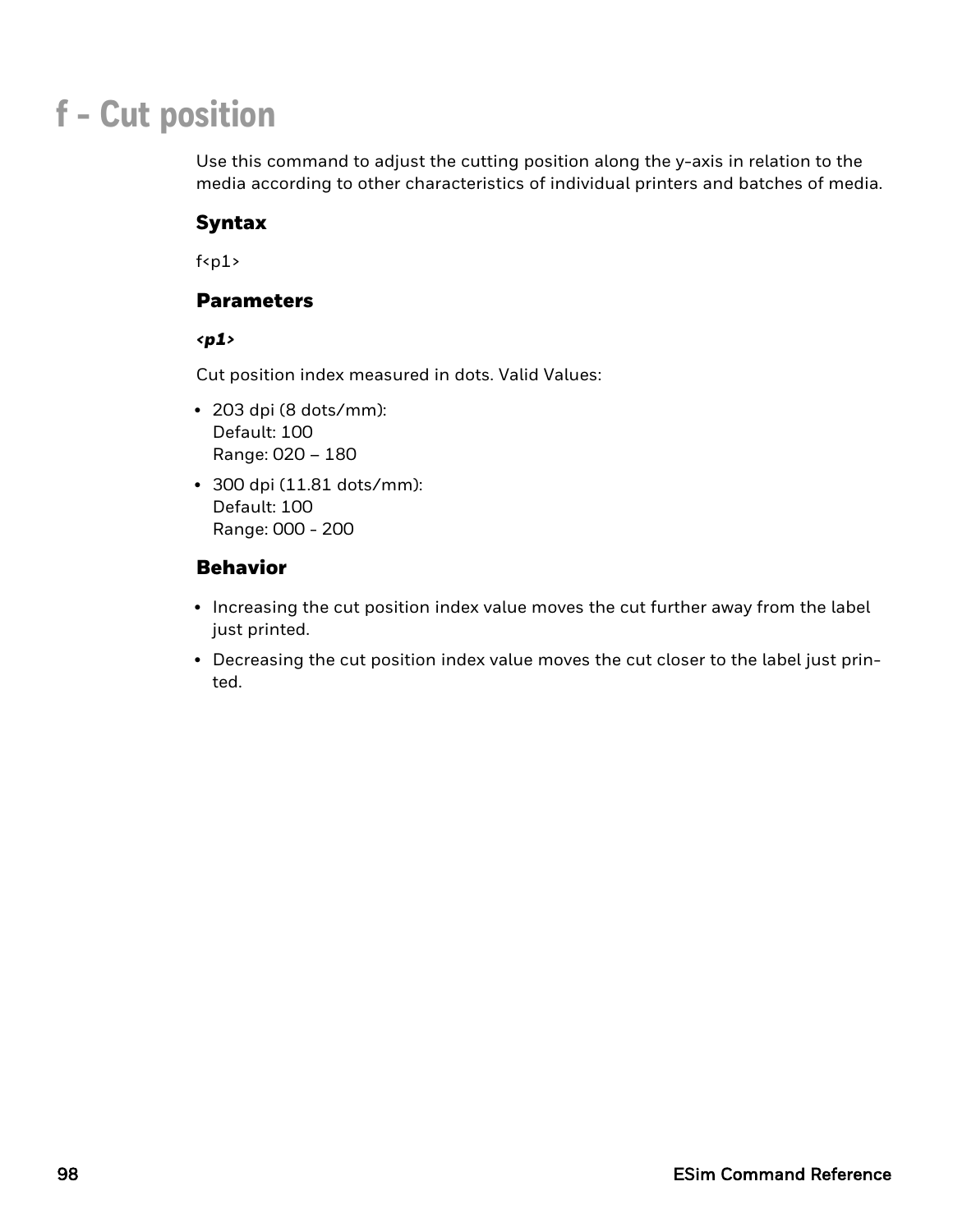# f - Cut position

Use this command to adjust the cutting position along the y-axis in relation to the media according to other characteristics of individual printers and batches of media.

## Syntax

f<p1>

## Parameters

***<p1>***

Cut position index measured in dots. Valid Values:

- 203 dpi (8 dots/mm):
  Default: 100
  Range: 020 – 180
- 300 dpi (11.81 dots/mm):
  Default: 100
  Range: 000 - 200

## Behavior

- Increasing the cut position index value moves the cut further away from the label just printed.
- Decreasing the cut position index value moves the cut closer to the label just printed.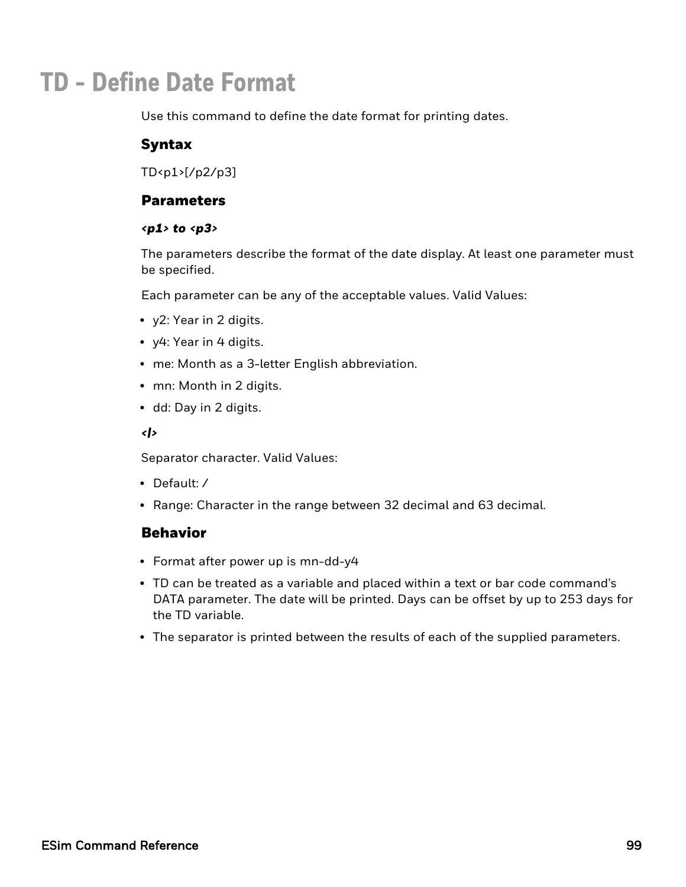# TD - Define Date Format

Use this command to define the date format for printing dates.

### Syntax

TD<p1>[/p2/p3]

### Parameters

***<p1> to <p3>***

The parameters describe the format of the date display. At least one parameter must be specified.

Each parameter can be any of the acceptable values. Valid Values:

- y2: Year in 2 digits.
- y4: Year in 4 digits.
- me: Month as a 3-letter English abbreviation.
- mn: Month in 2 digits.
- dd: Day in 2 digits.

***</>***

Separator character. Valid Values:

- Default: /
- Range: Character in the range between 32 decimal and 63 decimal.

### Behavior

- Format after power up is mn-dd-y4
- TD can be treated as a variable and placed within a text or bar code command's DATA parameter. The date will be printed. Days can be offset by up to 253 days for the TD variable.
- The separator is printed between the results of each of the supplied parameters.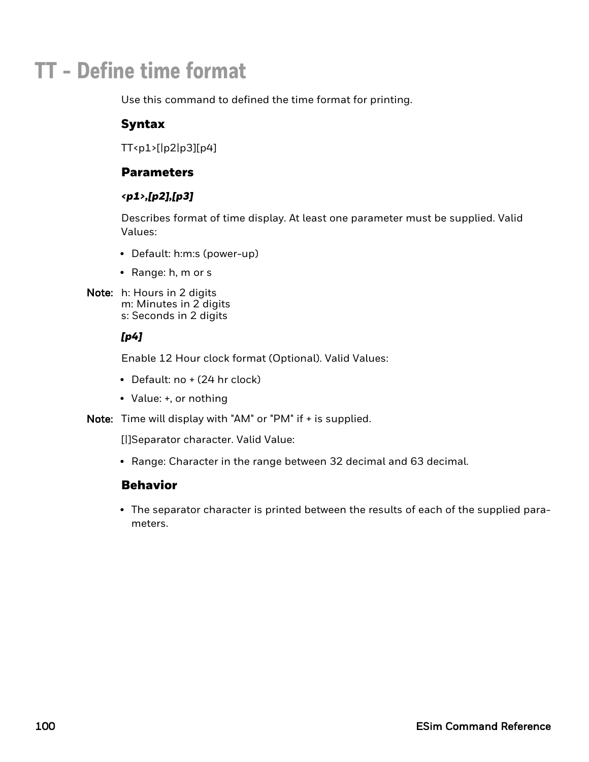# TT - Define time format

Use this command to defined the time format for printing.

### Syntax

TT<p1>[|p2|p3][p4]

### Parameters

***<p1>,[p2],[p3]***

Describes format of time display. At least one parameter must be supplied. Valid Values:

- Default: h:m:s (power-up)
- Range: h, m or s

**Note:** h: Hours in 2 digits
m: Minutes in 2 digits
s: Seconds in 2 digits

***[p4]***

Enable 12 Hour clock format (Optional). Valid Values:

- Default: no + (24 hr clock)
- Value: +, or nothing

**Note:** Time will display with "AM" or "PM" if + is supplied.

[|]Separator character. Valid Value:

- Range: Character in the range between 32 decimal and 63 decimal.

### Behavior

- The separator character is printed between the results of each of the supplied parameters.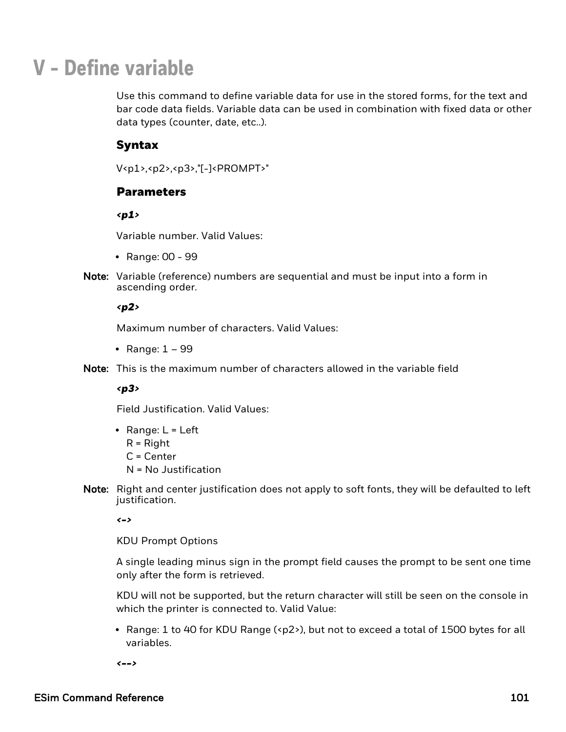# V - Define variable

Use this command to define variable data for use in the stored forms, for the text and bar code data fields. Variable data can be used in combination with fixed data or other data types (counter, date, etc..).

### Syntax

V<p1>,<p2>,<p3>,"[-]<PROMPT>"

### Parameters

***<p1>***

Variable number. Valid Values:

- Range: 00 - 99

**Note:** Variable (reference) numbers are sequential and must be input into a form in ascending order.

***<p2>***

Maximum number of characters. Valid Values:

- Range: 1 – 99

**Note:** This is the maximum number of characters allowed in the variable field

***<p3>***

Field Justification. Valid Values:

- Range: L = Left
  R = Right
  C = Center
  N = No Justification

**Note:** Right and center justification does not apply to soft fonts, they will be defaulted to left justification.

***<->***

KDU Prompt Options

A single leading minus sign in the prompt field causes the prompt to be sent one time only after the form is retrieved.

KDU will not be supported, but the return character will still be seen on the console in which the printer is connected to. Valid Value:

- Range: 1 to 40 for KDU Range (<p2>), but not to exceed a total of 1500 bytes for all variables.

***<-->***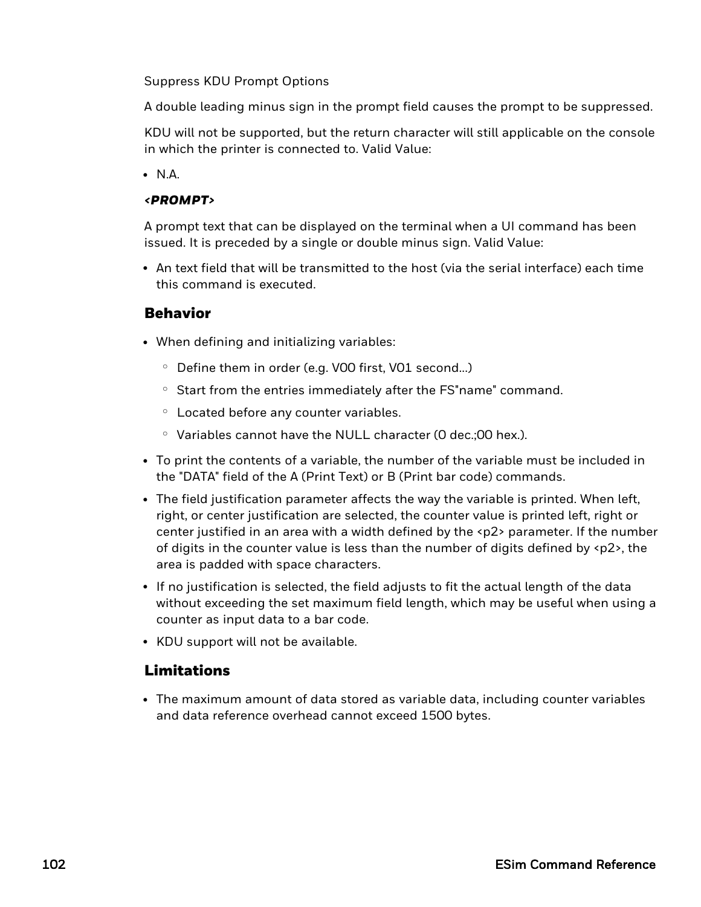Suppress KDU Prompt Options

A double leading minus sign in the prompt field causes the prompt to be suppressed.

KDU will not be supported, but the return character will still applicable on the console in which the printer is connected to. Valid Value:

- N.A.

***<PROMPT>***

A prompt text that can be displayed on the terminal when a UI command has been issued. It is preceded by a single or double minus sign. Valid Value:

- An text field that will be transmitted to the host (via the serial interface) each time this command is executed.

## Behavior

- When defining and initializing variables:
  - Define them in order (e.g. V00 first, V01 second...)
  - Start from the entries immediately after the FS"name" command.
  - Located before any counter variables.
  - Variables cannot have the NULL character (0 dec.;00 hex.).
- To print the contents of a variable, the number of the variable must be included in the "DATA" field of the A (Print Text) or B (Print bar code) commands.
- The field justification parameter affects the way the variable is printed. When left, right, or center justification are selected, the counter value is printed left, right or center justified in an area with a width defined by the <p2> parameter. If the number of digits in the counter value is less than the number of digits defined by <p2>, the area is padded with space characters.
- If no justification is selected, the field adjusts to fit the actual length of the data without exceeding the set maximum field length, which may be useful when using a counter as input data to a bar code.
- KDU support will not be available.

## Limitations

- The maximum amount of data stored as variable data, including counter variables and data reference overhead cannot exceed 1500 bytes.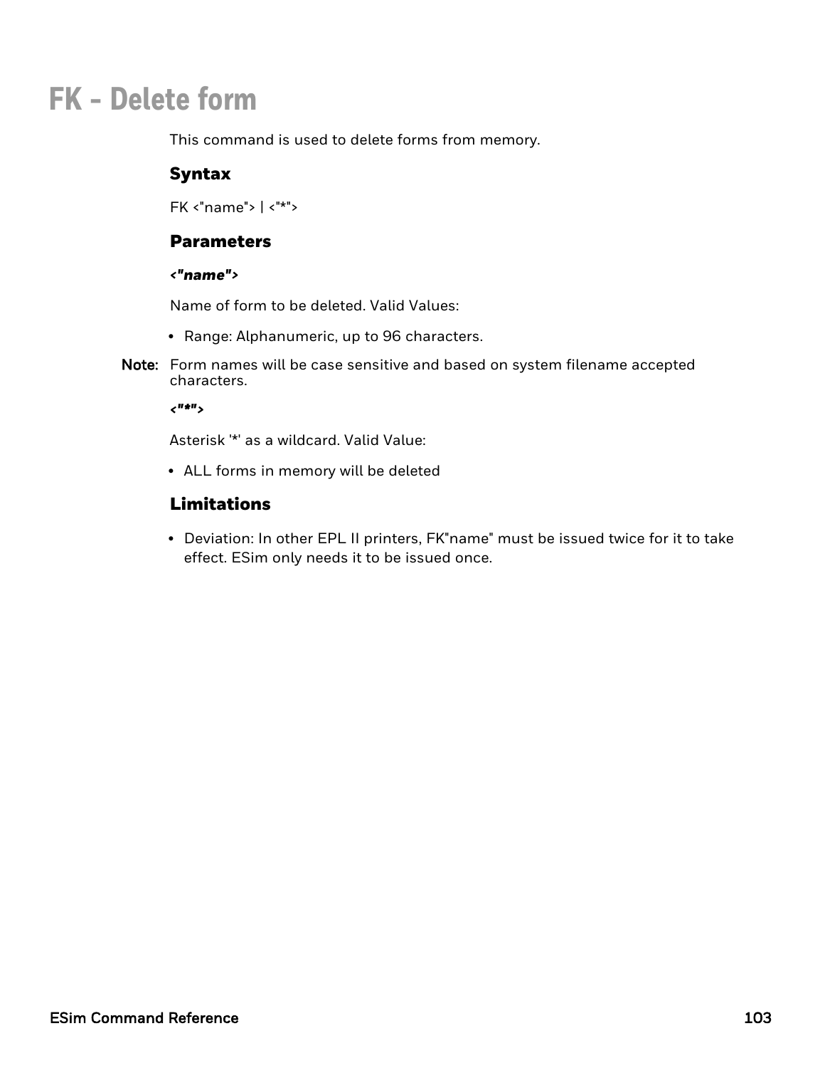# FK - Delete form

This command is used to delete forms from memory.

## Syntax

FK <"name"> | <"*">

## Parameters

***<"name">***

Name of form to be deleted. Valid Values:

- Range: Alphanumeric, up to 96 characters.

**Note:** Form names will be case sensitive and based on system filename accepted characters.

***<"*">***

Asterisk '*' as a wildcard. Valid Value:

- ALL forms in memory will be deleted

## Limitations

- Deviation: In other EPL II printers, FK"name" must be issued twice for it to take effect. ESim only needs it to be issued once.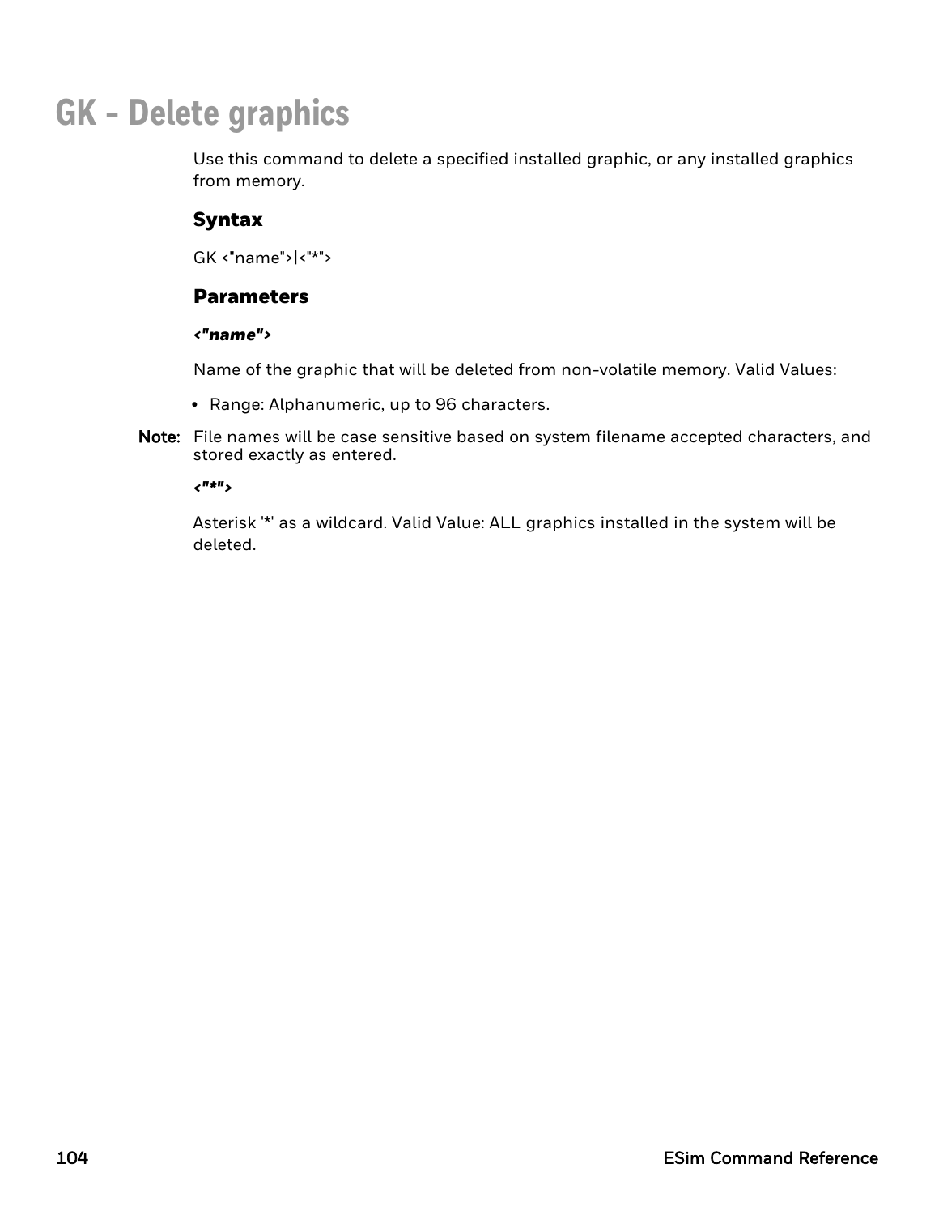# GK - Delete graphics

Use this command to delete a specified installed graphic, or any installed graphics from memory.

## Syntax

GK <"name">|<"*">

## Parameters

***<"name">***

Name of the graphic that will be deleted from non-volatile memory. Valid Values:

- Range: Alphanumeric, up to 96 characters.

**Note:** File names will be case sensitive based on system filename accepted characters, and stored exactly as entered.

***<"*">***

Asterisk '*' as a wildcard. Valid Value: ALL graphics installed in the system will be deleted.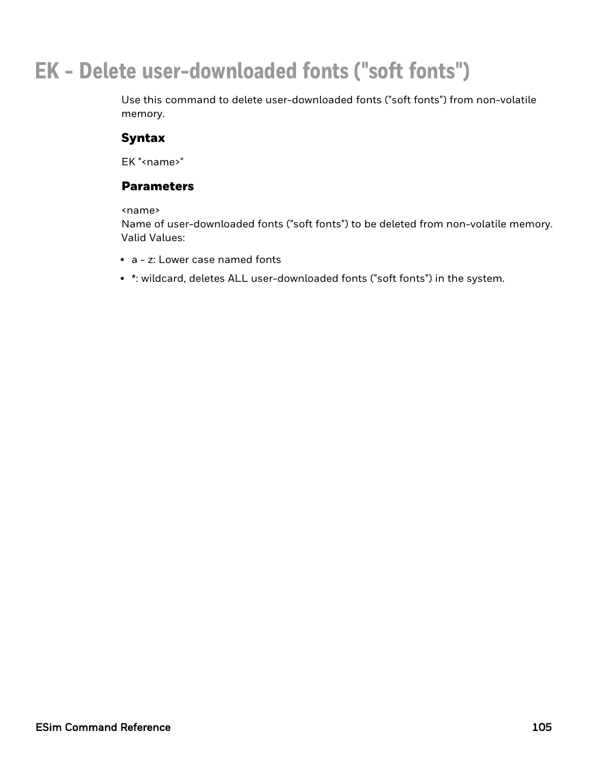# EK - Delete user-downloaded fonts ("soft fonts")

Use this command to delete user-downloaded fonts ("soft fonts") from non-volatile memory.

### Syntax

EK "<name>"

### Parameters

<name>
Name of user-downloaded fonts ("soft fonts") to be deleted from non-volatile memory.
Valid Values:

- a - z: Lower case named fonts
- *: wildcard, deletes ALL user-downloaded fonts ("soft fonts") in the system.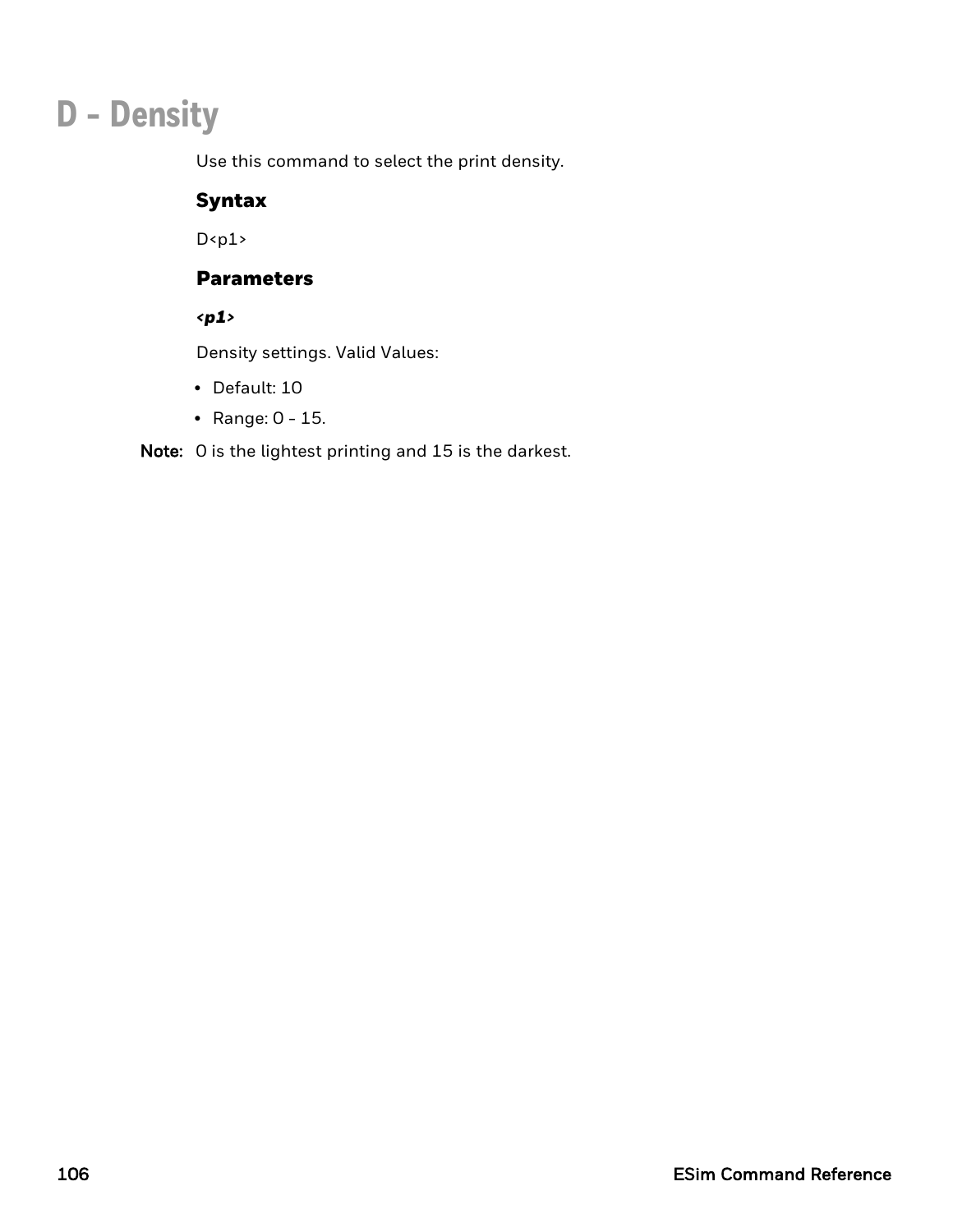# D - Density

Use this command to select the print density.

### Syntax

D<p1>

### Parameters

***<p1>***

Density settings. Valid Values:

- Default: 10
- Range: 0 - 15.

**Note:** 0 is the lightest printing and 15 is the darkest.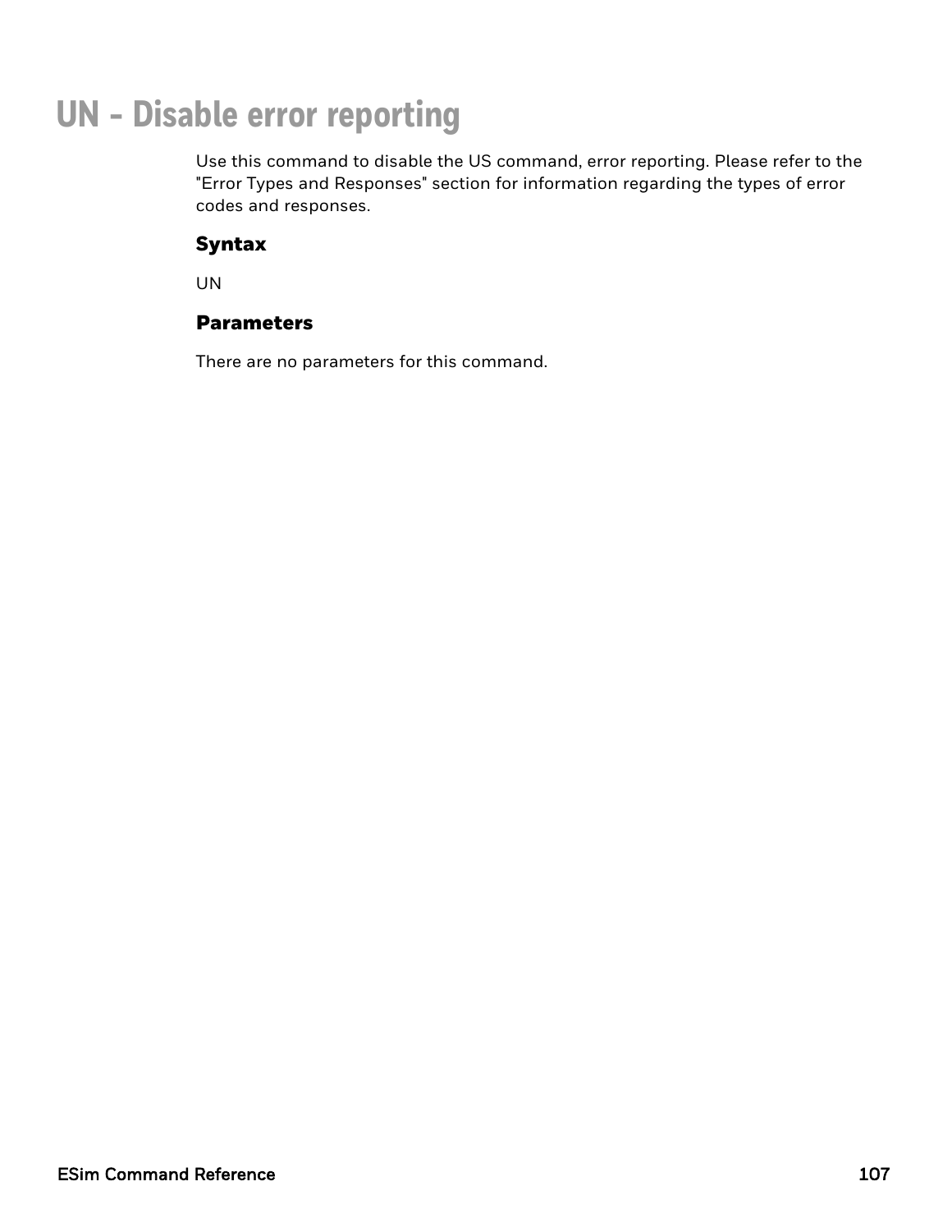# UN - Disable error reporting

Use this command to disable the US command, error reporting. Please refer to the "Error Types and Responses" section for information regarding the types of error codes and responses.

## Syntax

UN

## Parameters

There are no parameters for this command.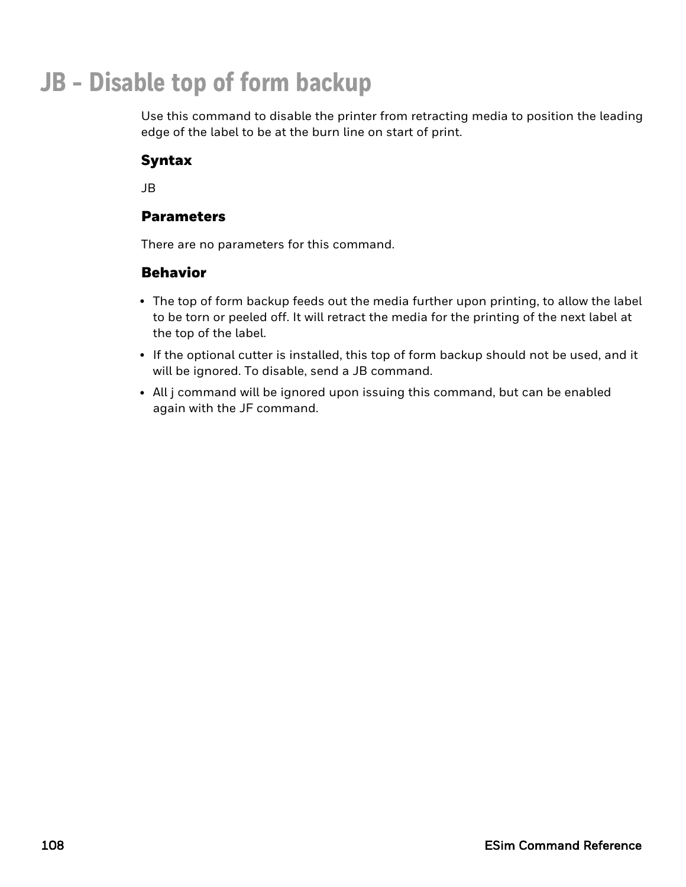# JB - Disable top of form backup

Use this command to disable the printer from retracting media to position the leading edge of the label to be at the burn line on start of print.

### Syntax

JB

### Parameters

There are no parameters for this command.

### Behavior

- The top of form backup feeds out the media further upon printing, to allow the label to be torn or peeled off. It will retract the media for the printing of the next label at the top of the label.
- If the optional cutter is installed, this top of form backup should not be used, and it will be ignored. To disable, send a JB command.
- All j command will be ignored upon issuing this command, but can be enabled again with the JF command.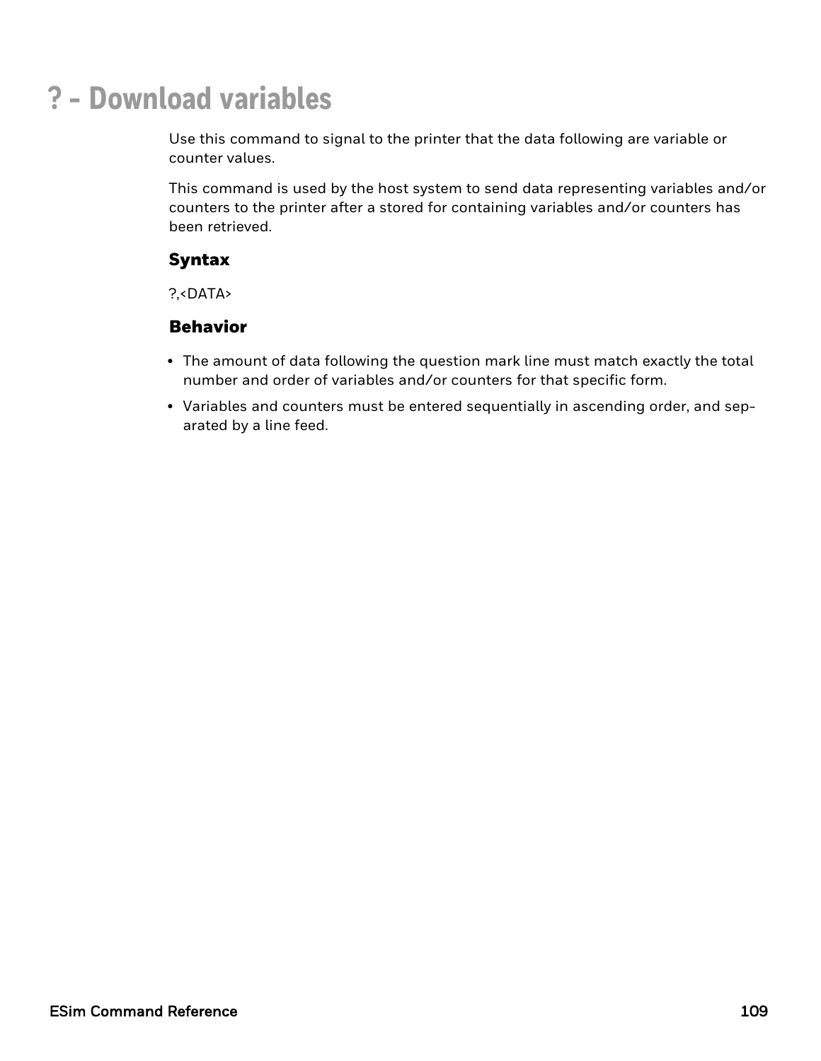# ? - Download variables

Use this command to signal to the printer that the data following are variable or counter values.

This command is used by the host system to send data representing variables and/or counters to the printer after a stored for containing variables and/or counters has been retrieved.

### Syntax

?,<DATA>

### Behavior

- The amount of data following the question mark line must match exactly the total number and order of variables and/or counters for that specific form.
- Variables and counters must be entered sequentially in ascending order, and separated by a line feed.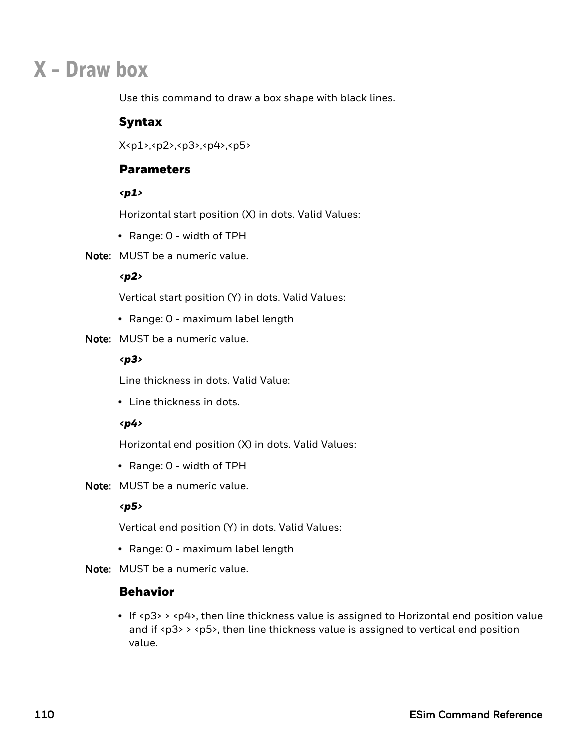# X - Draw box

Use this command to draw a box shape with black lines.

### Syntax

X<p1>,<p2>,<p3>,<p4>,<p5>

### Parameters

***<p1>***

Horizontal start position (X) in dots. Valid Values:

- Range: 0 - width of TPH

**Note:** MUST be a numeric value.

***<p2>***

Vertical start position (Y) in dots. Valid Values:

- Range: 0 - maximum label length

**Note:** MUST be a numeric value.

***<p3>***

Line thickness in dots. Valid Value:

- Line thickness in dots.

***<p4>***

Horizontal end position (X) in dots. Valid Values:

- Range: 0 - width of TPH

**Note:** MUST be a numeric value.

***<p5>***

Vertical end position (Y) in dots. Valid Values:

- Range: 0 - maximum label length

**Note:** MUST be a numeric value.

### Behavior

- If <p3> > <p4>, then line thickness value is assigned to Horizontal end position value and if <p3> > <p5>, then line thickness value is assigned to vertical end position value.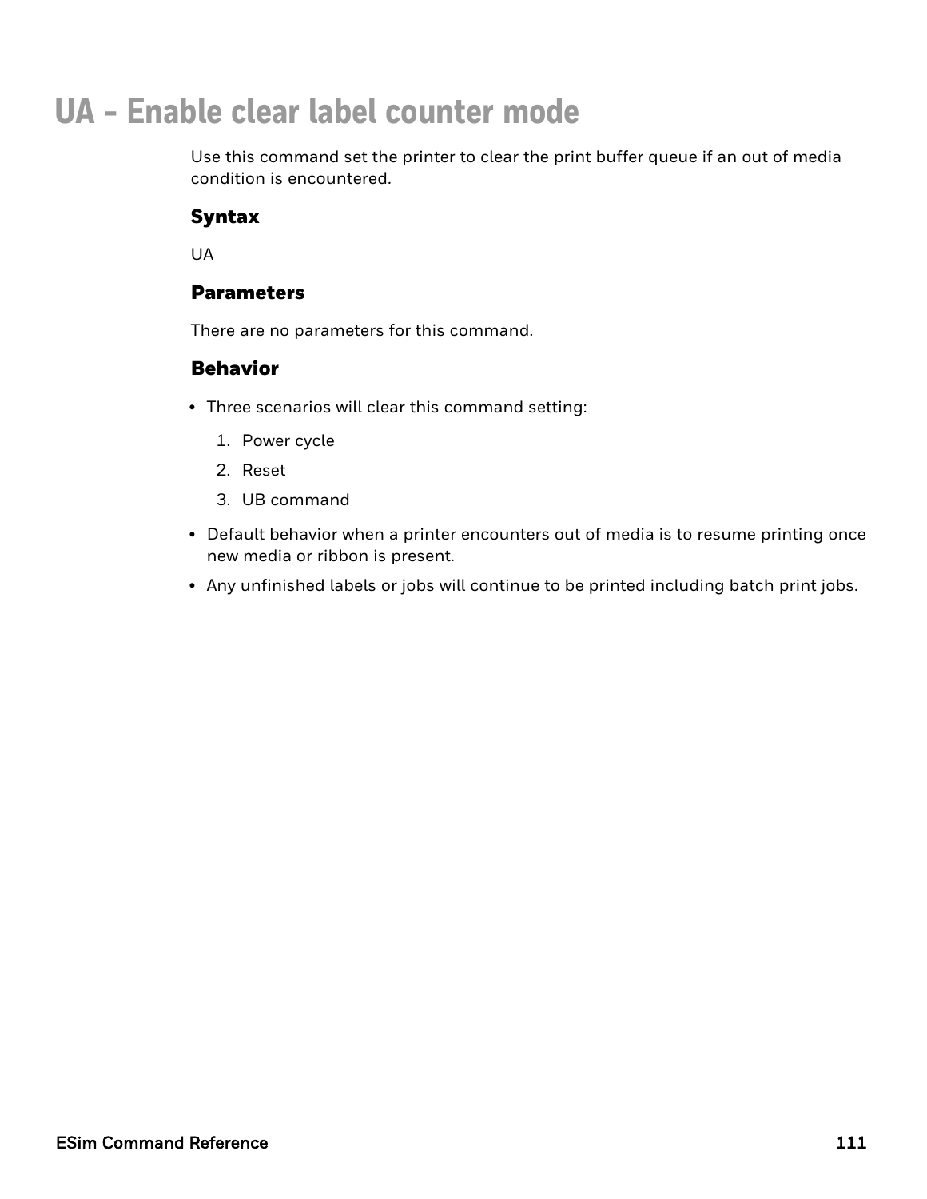# UA - Enable clear label counter mode

Use this command set the printer to clear the print buffer queue if an out of media condition is encountered.

### Syntax

UA

### Parameters

There are no parameters for this command.

### Behavior

- Three scenarios will clear this command setting:
  1. Power cycle
  2. Reset
  3. UB command
- Default behavior when a printer encounters out of media is to resume printing once new media or ribbon is present.
- Any unfinished labels or jobs will continue to be printed including batch print jobs.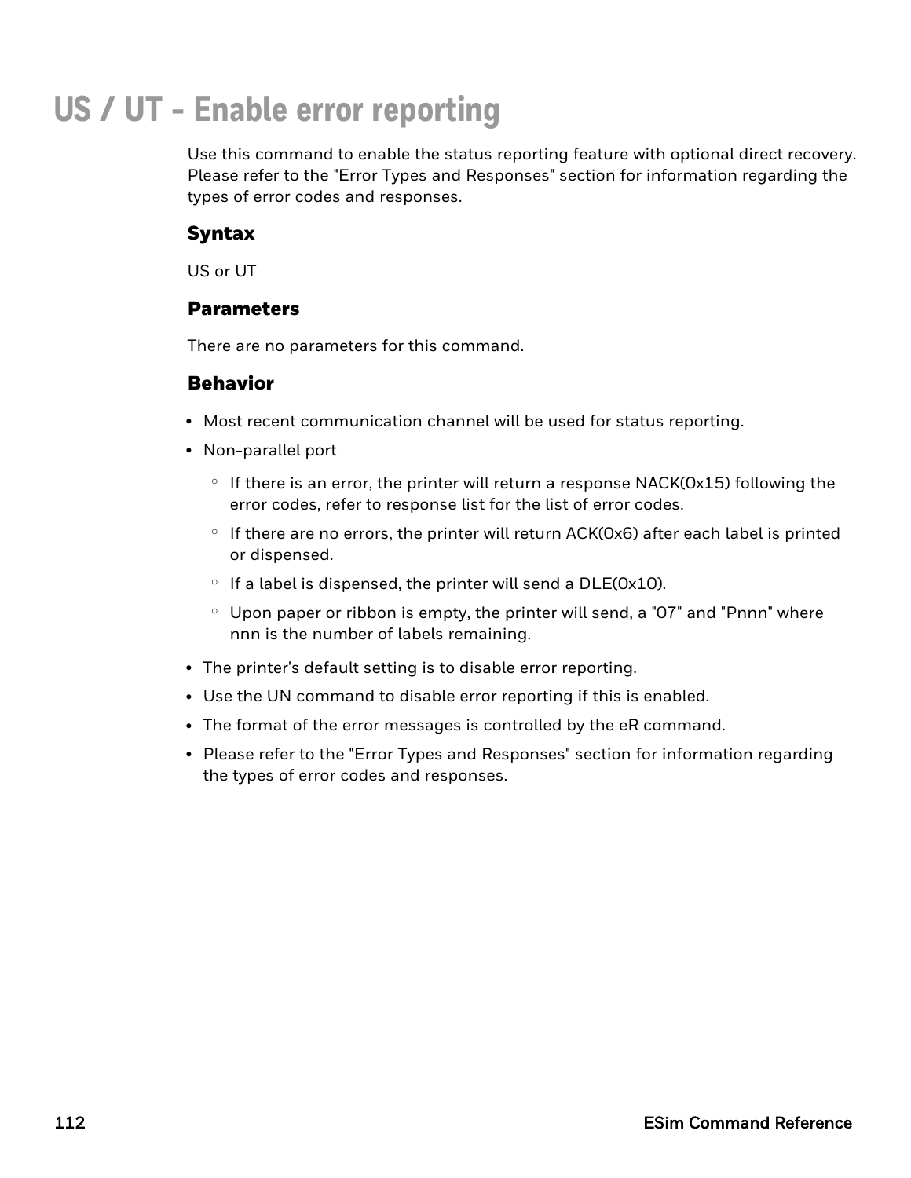# US / UT - Enable error reporting

Use this command to enable the status reporting feature with optional direct recovery. Please refer to the "Error Types and Responses" section for information regarding the types of error codes and responses.

### Syntax

US or UT

### Parameters

There are no parameters for this command.

### Behavior

- Most recent communication channel will be used for status reporting.
- Non-parallel port
  - If there is an error, the printer will return a response NACK(0x15) following the error codes, refer to response list for the list of error codes.
  - If there are no errors, the printer will return ACK(0x6) after each label is printed or dispensed.
  - If a label is dispensed, the printer will send a DLE(0x10).
  - Upon paper or ribbon is empty, the printer will send, a "07" and "Pnnn" where nnn is the number of labels remaining.
- The printer's default setting is to disable error reporting.
- Use the UN command to disable error reporting if this is enabled.
- The format of the error messages is controlled by the eR command.
- Please refer to the "Error Types and Responses" section for information regarding the types of error codes and responses.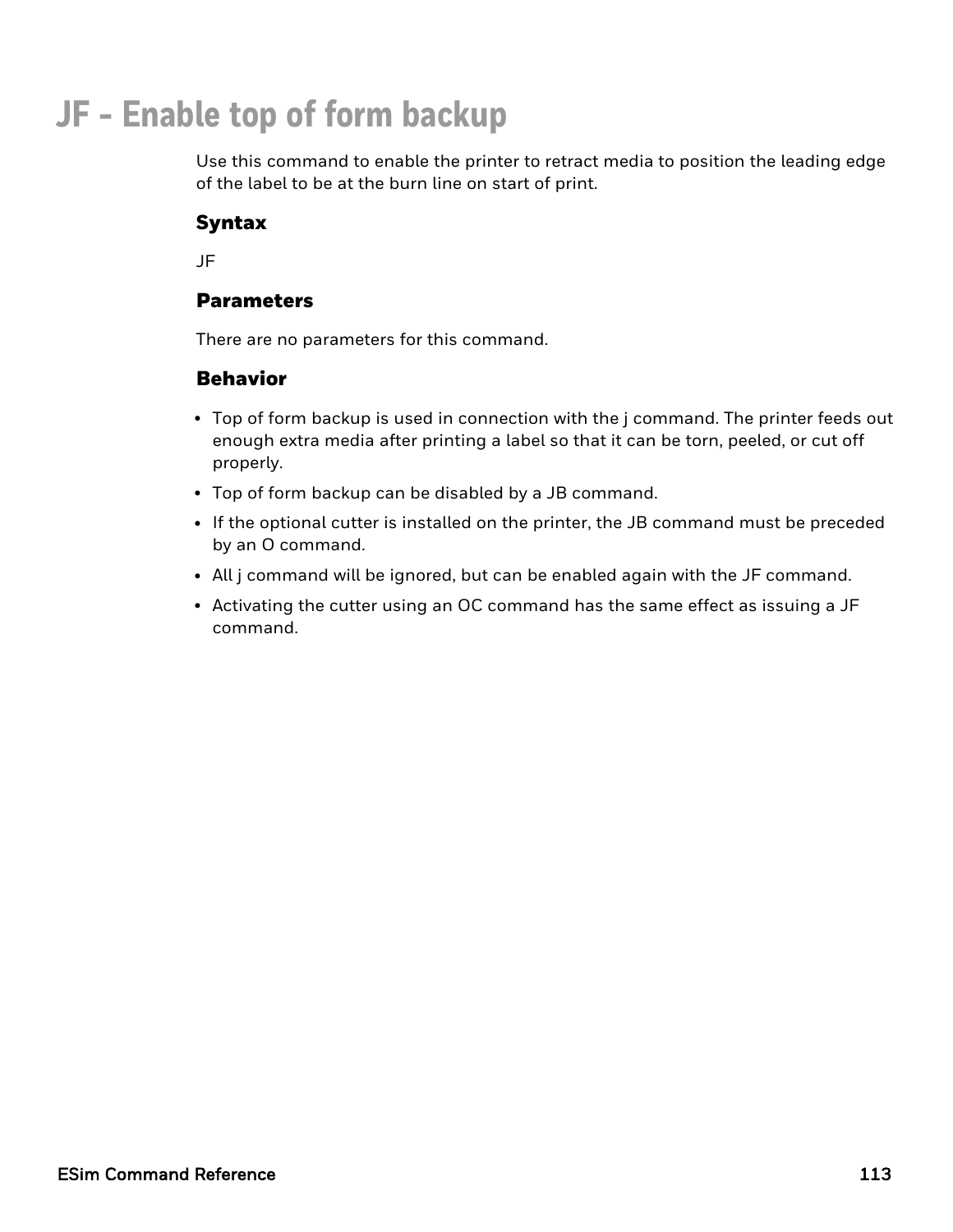# JF - Enable top of form backup

Use this command to enable the printer to retract media to position the leading edge of the label to be at the burn line on start of print.

### Syntax

JF

### Parameters

There are no parameters for this command.

### Behavior

- Top of form backup is used in connection with the j command. The printer feeds out enough extra media after printing a label so that it can be torn, peeled, or cut off properly.
- Top of form backup can be disabled by a JB command.
- If the optional cutter is installed on the printer, the JB command must be preceded by an O command.
- All j command will be ignored, but can be enabled again with the JF command.
- Activating the cutter using an OC command has the same effect as issuing a JF command.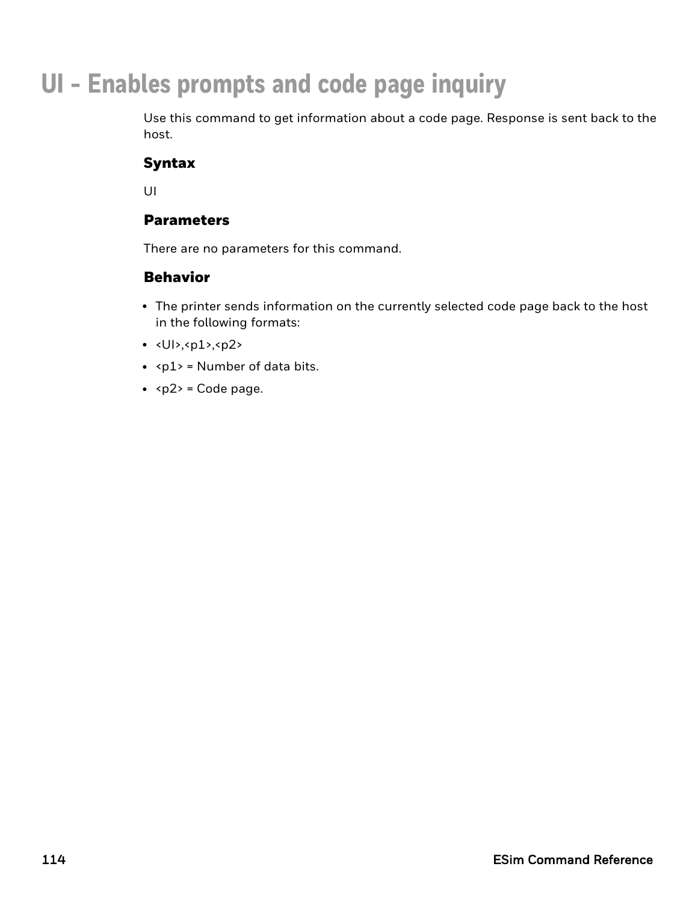# UI – Enables prompts and code page inquiry

Use this command to get information about a code page. Response is sent back to the host.

## Syntax

UI

## Parameters

There are no parameters for this command.

## Behavior

- The printer sends information on the currently selected code page back to the host in the following formats:
- <UI>,<p1>,<p2>
- <p1> = Number of data bits.
- <p2> = Code page.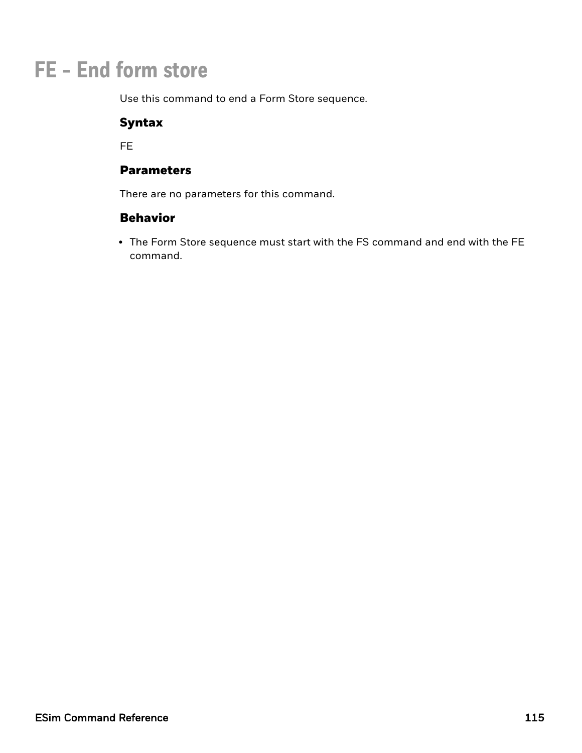# FE - End form store

Use this command to end a Form Store sequence.

### Syntax

FE

### Parameters

There are no parameters for this command.

### Behavior

- The Form Store sequence must start with the FS command and end with the FE command.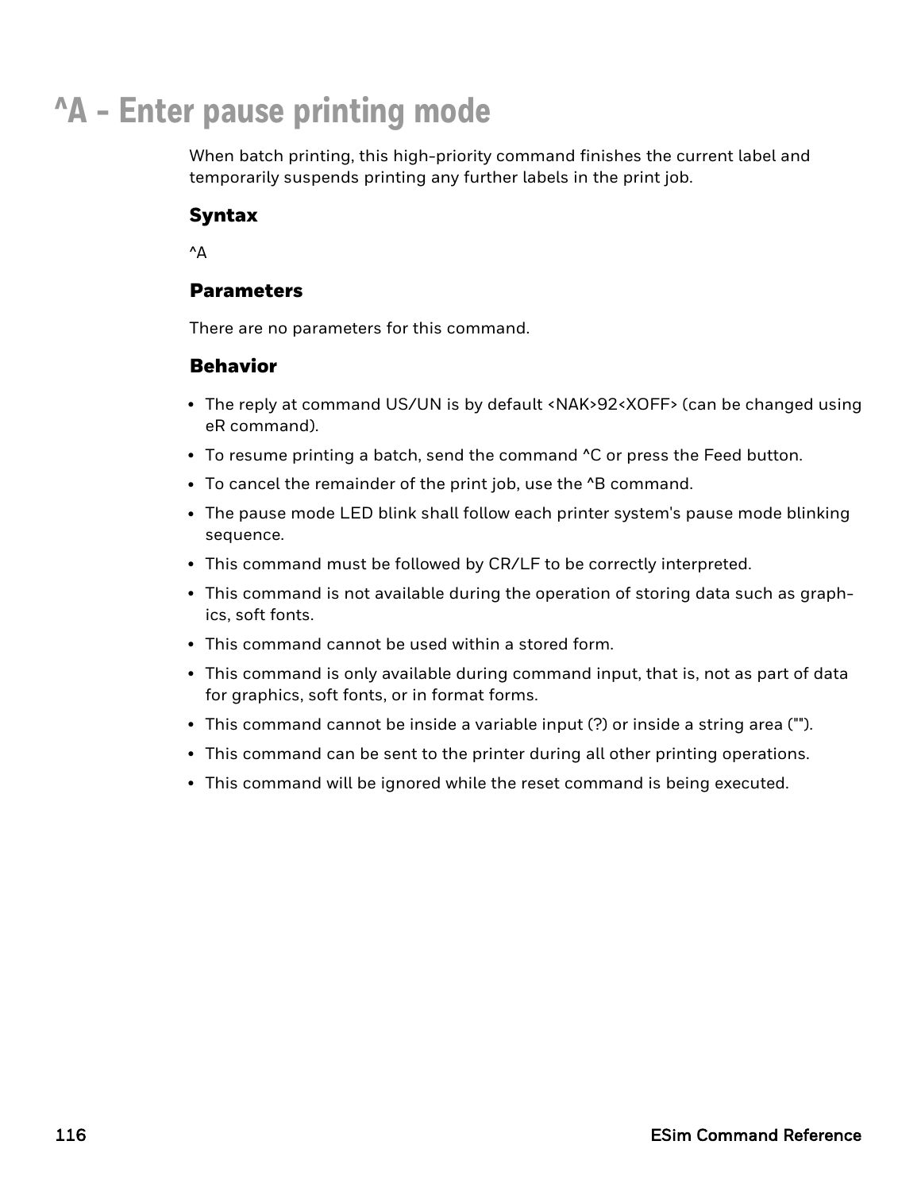# ^A - Enter pause printing mode

When batch printing, this high-priority command finishes the current label and temporarily suspends printing any further labels in the print job.

### Syntax

^A

### Parameters

There are no parameters for this command.

### Behavior

- The reply at command US/UN is by default <NAK>92<XOFF> (can be changed using eR command).
- To resume printing a batch, send the command ^C or press the Feed button.
- To cancel the remainder of the print job, use the ^B command.
- The pause mode LED blink shall follow each printer system's pause mode blinking sequence.
- This command must be followed by CR/LF to be correctly interpreted.
- This command is not available during the operation of storing data such as graphics, soft fonts.
- This command cannot be used within a stored form.
- This command is only available during command input, that is, not as part of data for graphics, soft fonts, or in format forms.
- This command cannot be inside a variable input (?) or inside a string area ("").
- This command can be sent to the printer during all other printing operations.
- This command will be ignored while the reset command is being executed.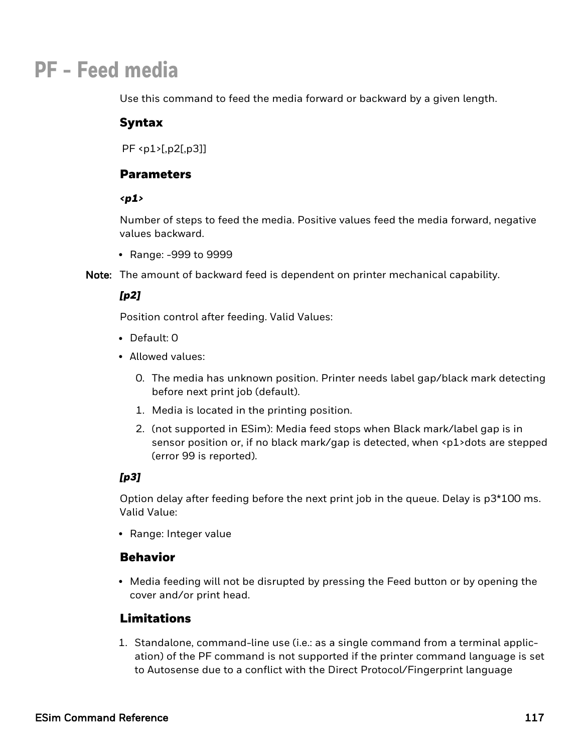# PF - Feed media

Use this command to feed the media forward or backward by a given length.

### Syntax

PF <p1>[,p2[,p3]]

### Parameters

***<p1>***

Number of steps to feed the media. Positive values feed the media forward, negative values backward.

- Range: -999 to 9999

**Note:** The amount of backward feed is dependent on printer mechanical capability.

***[p2]***

Position control after feeding. Valid Values:

- Default: 0
- Allowed values:
  0. The media has unknown position. Printer needs label gap/black mark detecting before next print job (default).
  1. Media is located in the printing position.
  2. (not supported in ESim): Media feed stops when Black mark/label gap is in sensor position or, if no black mark/gap is detected, when <p1>dots are stepped (error 99 is reported).

***[p3]***

Option delay after feeding before the next print job in the queue. Delay is p3*100 ms. Valid Value:

- Range: Integer value

### Behavior

- Media feeding will not be disrupted by pressing the Feed button or by opening the cover and/or print head.

### Limitations

1. Standalone, command-line use (i.e.: as a single command from a terminal application) of the PF command is not supported if the printer command language is set to Autosense due to a conflict with the Direct Protocol/Fingerprint language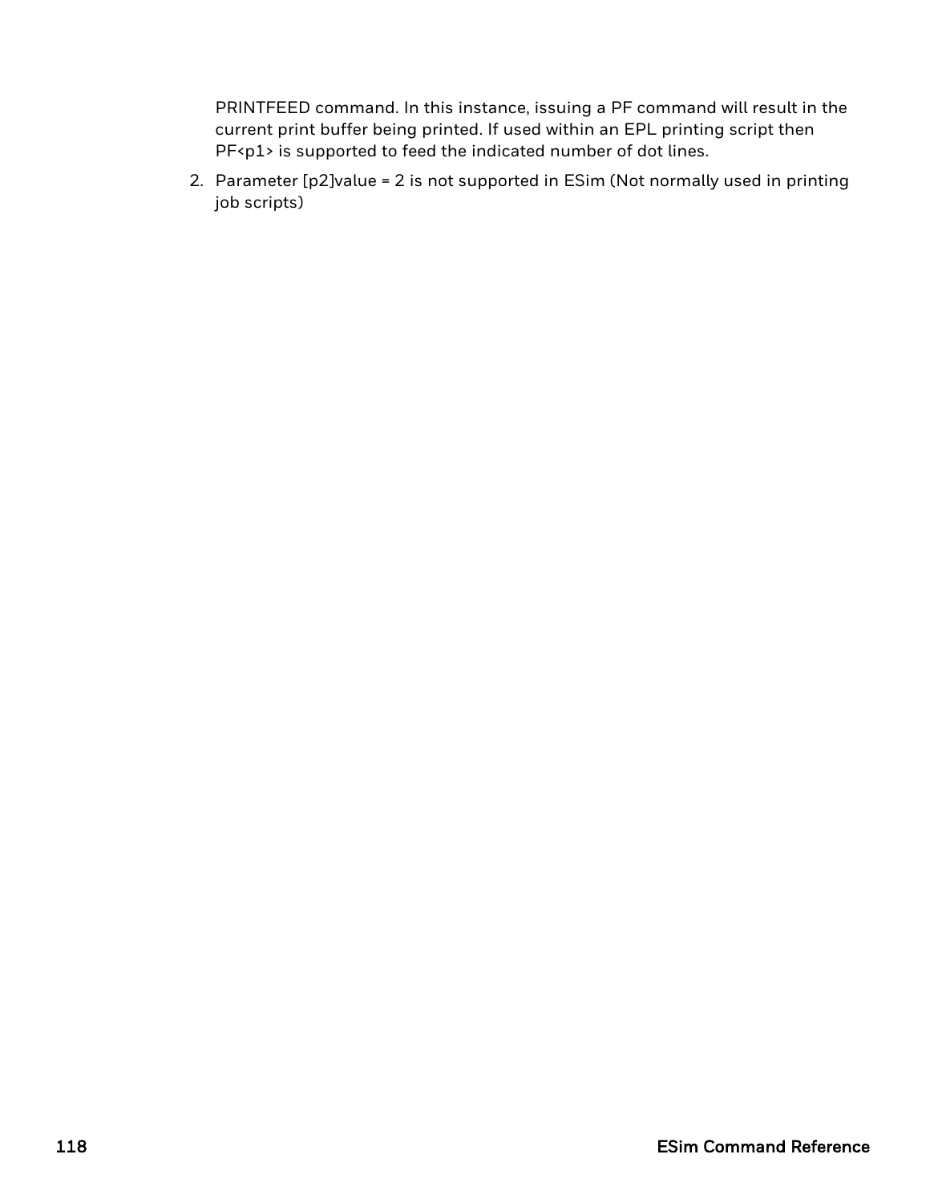PRINTFEED command. In this instance, issuing a PF command will result in the current print buffer being printed. If used within an EPL printing script then PF<p1> is supported to feed the indicated number of dot lines.

2. Parameter [p2]value = 2 is not supported in ESim (Not normally used in printing job scripts)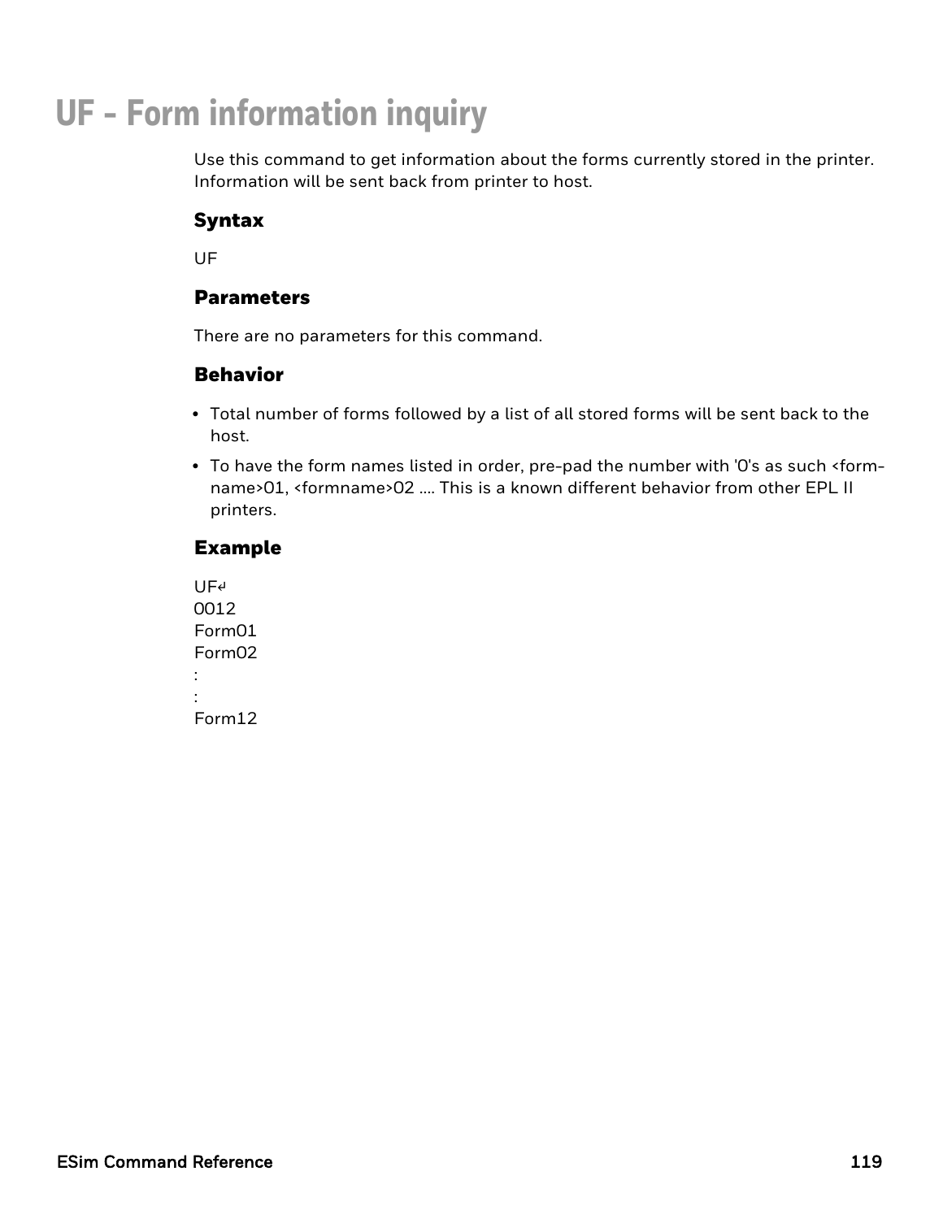# UF - Form information inquiry

Use this command to get information about the forms currently stored in the printer. Information will be sent back from printer to host.

### Syntax

UF

### Parameters

There are no parameters for this command.

### Behavior

- Total number of forms followed by a list of all stored forms will be sent back to the host.
- To have the form names listed in order, pre-pad the number with '0's as such <form-name>01, <formname>02 .... This is a known different behavior from other EPL II printers.

### Example

```
UF↵
0012
Form01
Form02
:
:
Form12
```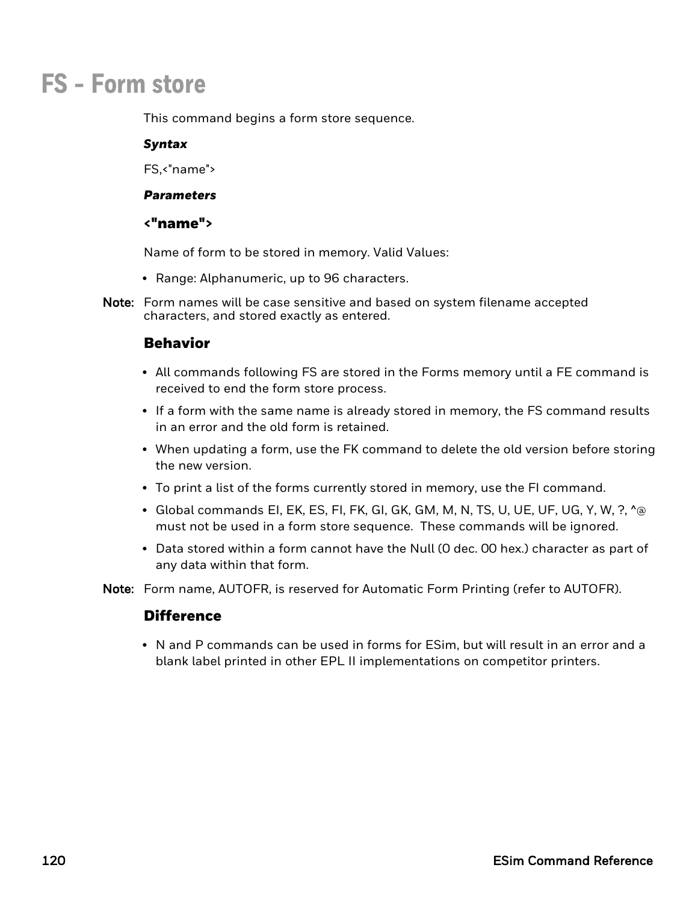# FS - Form store

This command begins a form store sequence.

***Syntax***

FS,<"name">

***Parameters***

### <"name">

Name of form to be stored in memory. Valid Values:

- Range: Alphanumeric, up to 96 characters.

**Note:** Form names will be case sensitive and based on system filename accepted characters, and stored exactly as entered.

### Behavior

- All commands following FS are stored in the Forms memory until a FE command is received to end the form store process.
- If a form with the same name is already stored in memory, the FS command results in an error and the old form is retained.
- When updating a form, use the FK command to delete the old version before storing the new version.
- To print a list of the forms currently stored in memory, use the FI command.
- Global commands EI, EK, ES, FI, FK, GI, GK, GM, M, N, TS, U, UE, UF, UG, Y, W, ?, ^@ must not be used in a form store sequence. These commands will be ignored.
- Data stored within a form cannot have the Null (0 dec. 00 hex.) character as part of any data within that form.

**Note:** Form name, AUTOFR, is reserved for Automatic Form Printing (refer to AUTOFR).

### Difference

- N and P commands can be used in forms for ESim, but will result in an error and a blank label printed in other EPL II implementations on competitor printers.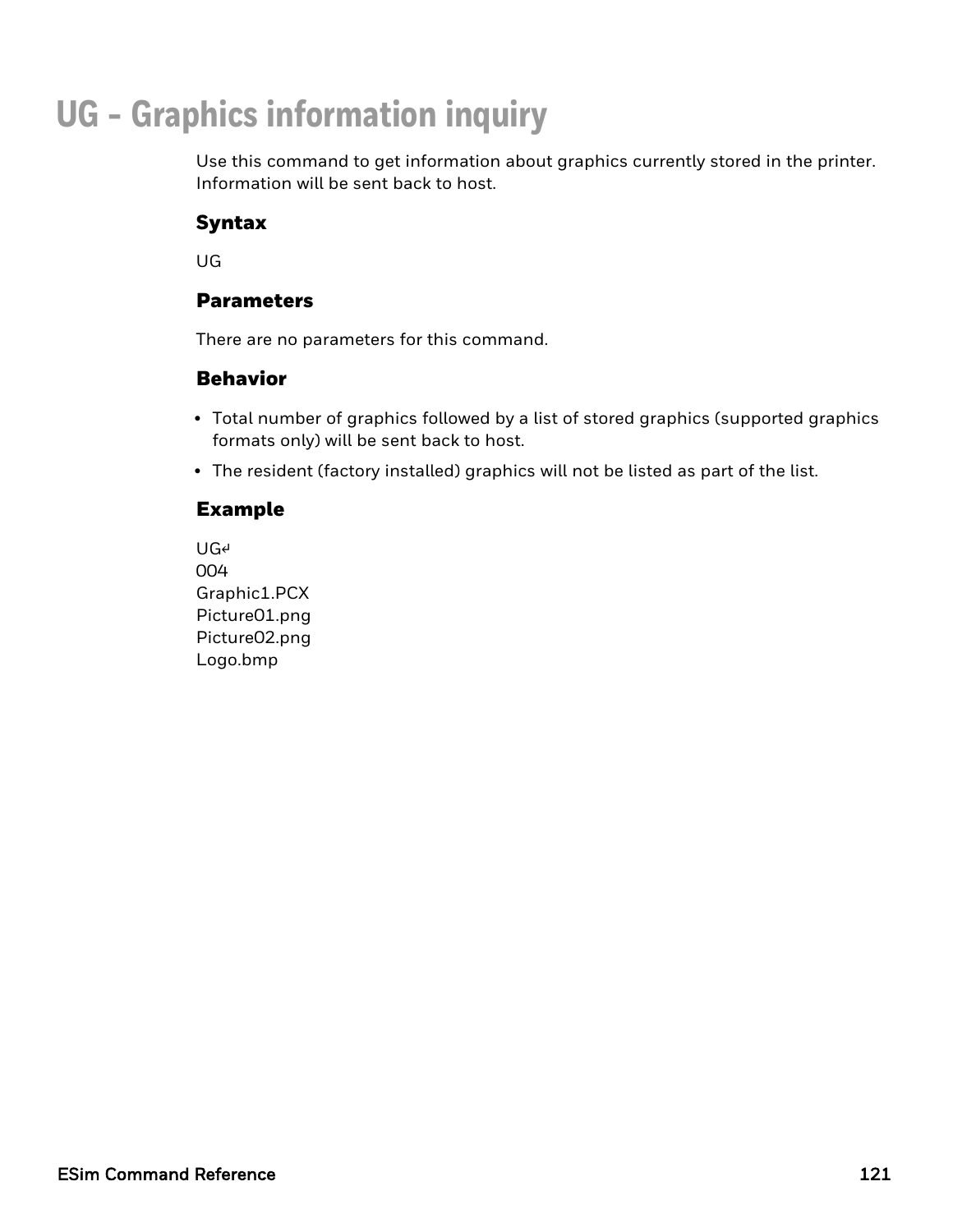# UG – Graphics information inquiry

Use this command to get information about graphics currently stored in the printer. Information will be sent back to host.

## Syntax

UG

## Parameters

There are no parameters for this command.

## Behavior

- Total number of graphics followed by a list of stored graphics (supported graphics formats only) will be sent back to host.
- The resident (factory installed) graphics will not be listed as part of the list.

## Example

```
UG↵
004
Graphic1.PCX
Picture01.png
Picture02.png
Logo.bmp
```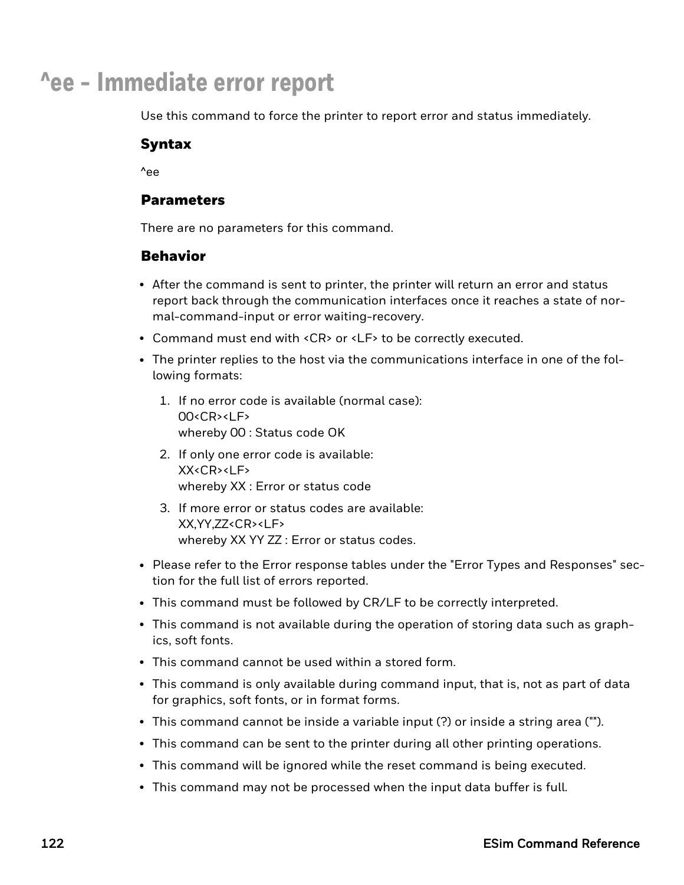# ^ee – Immediate error report

Use this command to force the printer to report error and status immediately.

### Syntax

^ee

### Parameters

There are no parameters for this command.

### Behavior

- After the command is sent to printer, the printer will return an error and status report back through the communication interfaces once it reaches a state of normal-command-input or error waiting-recovery.
- Command must end with <CR> or <LF> to be correctly executed.
- The printer replies to the host via the communications interface in one of the following formats:
  1. If no error code is available (normal case):
     00<CR><LF>
     whereby 00 : Status code OK
  2. If only one error code is available:
     XX<CR><LF>
     whereby XX : Error or status code
  3. If more error or status codes are available:
     XX,YY,ZZ<CR><LF>
     whereby XX YY ZZ : Error or status codes.
- Please refer to the Error response tables under the "Error Types and Responses" section for the full list of errors reported.
- This command must be followed by CR/LF to be correctly interpreted.
- This command is not available during the operation of storing data such as graphics, soft fonts.
- This command cannot be used within a stored form.
- This command is only available during command input, that is, not as part of data for graphics, soft fonts, or in format forms.
- This command cannot be inside a variable input (?) or inside a string area ("").
- This command can be sent to the printer during all other printing operations.
- This command will be ignored while the reset command is being executed.
- This command may not be processed when the input data buffer is full.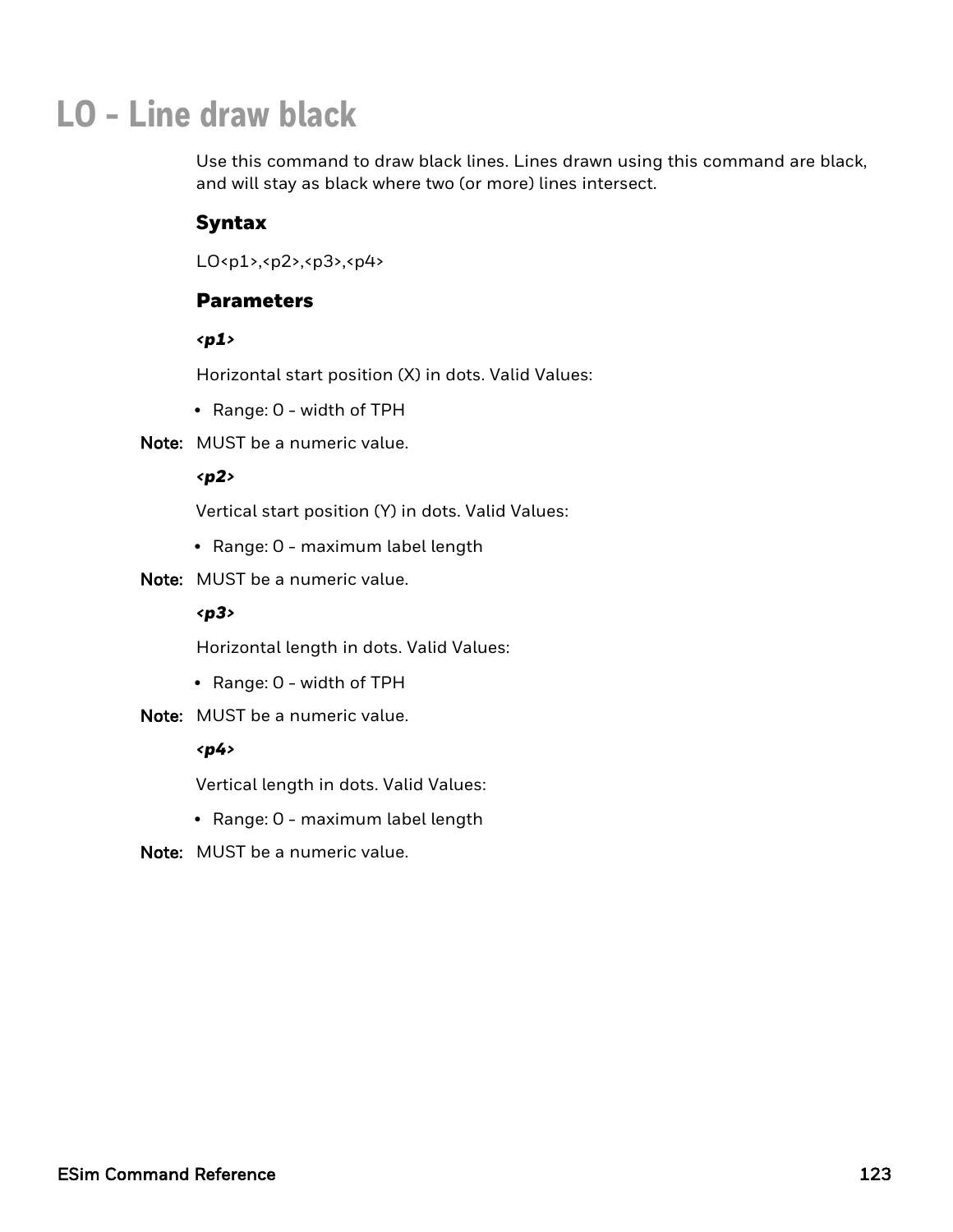# LO - Line draw black

Use this command to draw black lines. Lines drawn using this command are black, and will stay as black where two (or more) lines intersect.

### Syntax

LO<p1>,<p2>,<p3>,<p4>

### Parameters

***<p1>***

Horizontal start position (X) in dots. Valid Values:

- Range: 0 - width of TPH

**Note:** MUST be a numeric value.

***<p2>***

Vertical start position (Y) in dots. Valid Values:

- Range: 0 - maximum label length

**Note:** MUST be a numeric value.

***<p3>***

Horizontal length in dots. Valid Values:

- Range: 0 - width of TPH

**Note:** MUST be a numeric value.

***<p4>***

Vertical length in dots. Valid Values:

- Range: 0 - maximum label length

**Note:** MUST be a numeric value.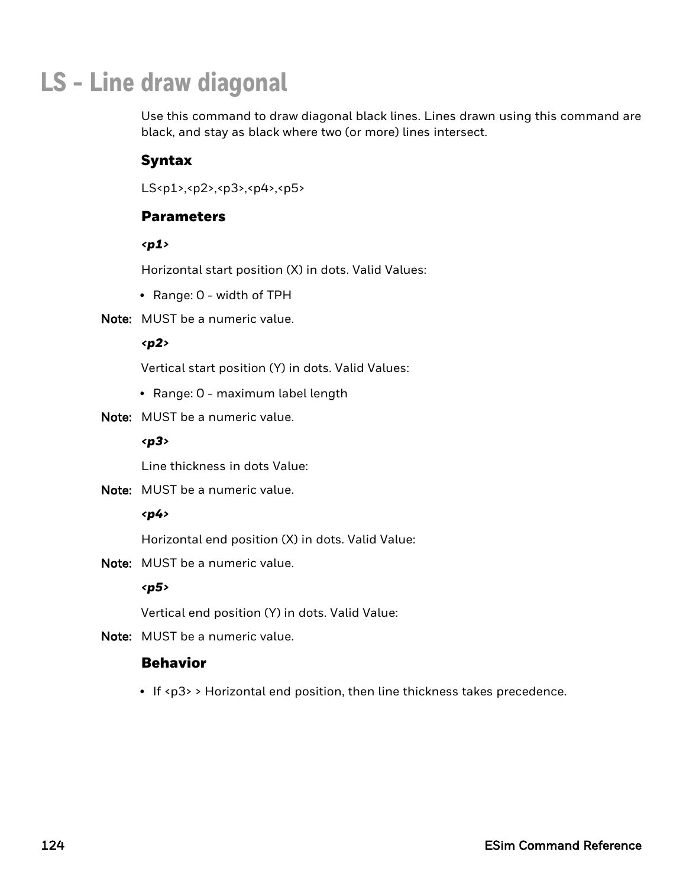# LS - Line draw diagonal

Use this command to draw diagonal black lines. Lines drawn using this command are black, and stay as black where two (or more) lines intersect.

### Syntax

LS<p1>,<p2>,<p3>,<p4>,<p5>

### Parameters

***<p1>***

Horizontal start position (X) in dots. Valid Values:

- Range: 0 - width of TPH

**Note:** MUST be a numeric value.

***<p2>***

Vertical start position (Y) in dots. Valid Values:

- Range: 0 - maximum label length

**Note:** MUST be a numeric value.

***<p3>***

Line thickness in dots Value:

**Note:** MUST be a numeric value.

***<p4>***

Horizontal end position (X) in dots. Valid Value:

**Note:** MUST be a numeric value.

***<p5>***

Vertical end position (Y) in dots. Valid Value:

**Note:** MUST be a numeric value.

### Behavior

- If <p3> > Horizontal end position, then line thickness takes precedence.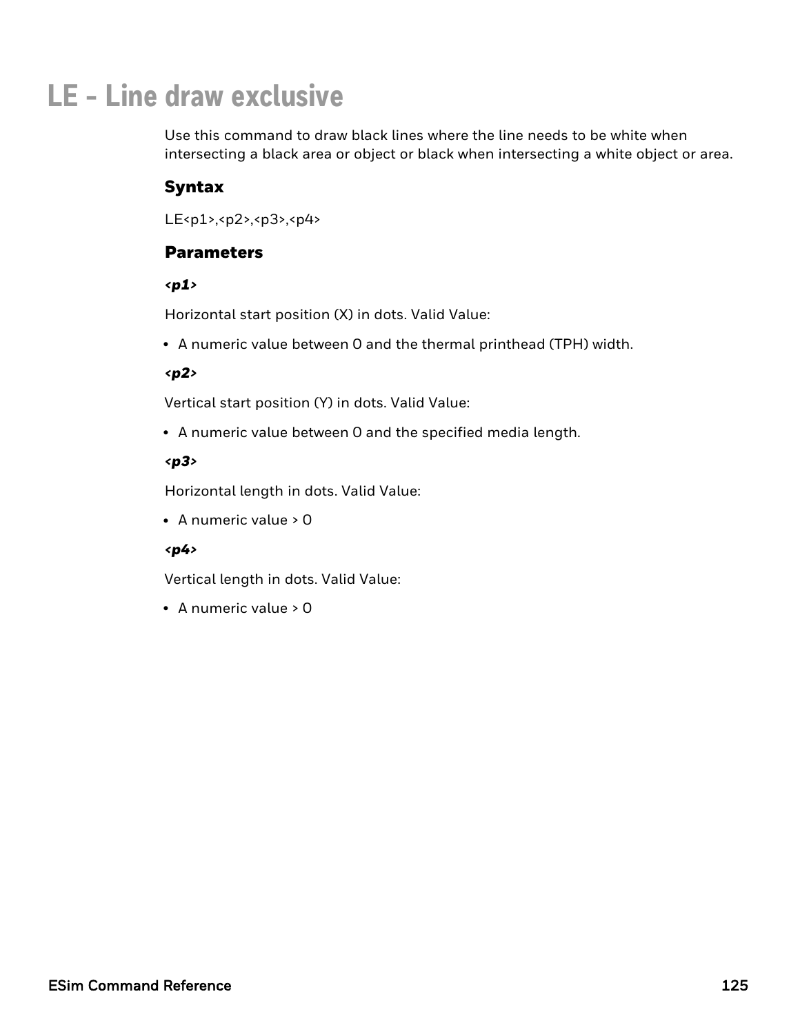# LE - Line draw exclusive

Use this command to draw black lines where the line needs to be white when intersecting a black area or object or black when intersecting a white object or area.

## Syntax

LE<p1>,<p2>,<p3>,<p4>

## Parameters

***<p1>***

Horizontal start position (X) in dots. Valid Value:

- A numeric value between 0 and the thermal printhead (TPH) width.

***<p2>***

Vertical start position (Y) in dots. Valid Value:

- A numeric value between 0 and the specified media length.

***<p3>***

Horizontal length in dots. Valid Value:

- A numeric value > 0

***<p4>***

Vertical length in dots. Valid Value:

- A numeric value > 0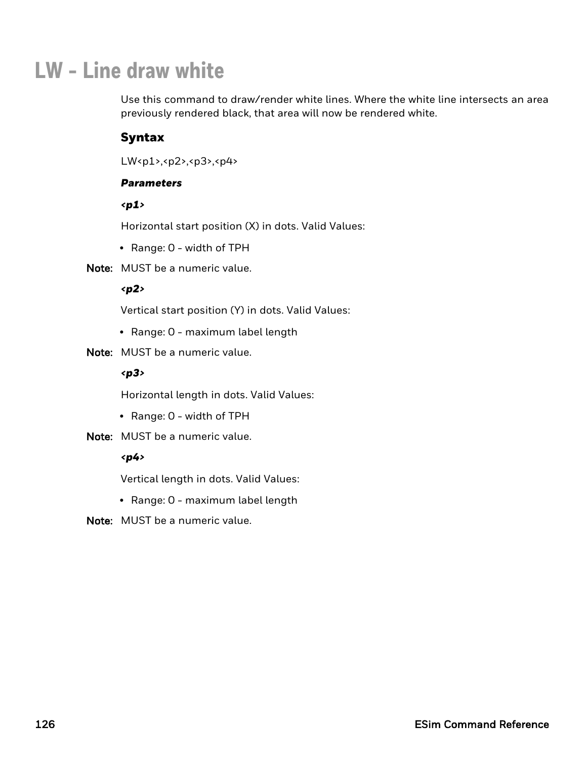# LW - Line draw white

Use this command to draw/render white lines. Where the white line intersects an area previously rendered black, that area will now be rendered white.

## Syntax

LW<p1>,<p2>,<p3>,<p4>

***Parameters***

***<p1>***

Horizontal start position (X) in dots. Valid Values:

- Range: 0 - width of TPH

**Note:** MUST be a numeric value.

***<p2>***

Vertical start position (Y) in dots. Valid Values:

- Range: 0 - maximum label length

**Note:** MUST be a numeric value.

***<p3>***

Horizontal length in dots. Valid Values:

- Range: 0 - width of TPH

**Note:** MUST be a numeric value.

***<p4>***

Vertical length in dots. Valid Values:

- Range: 0 - maximum label length

**Note:** MUST be a numeric value.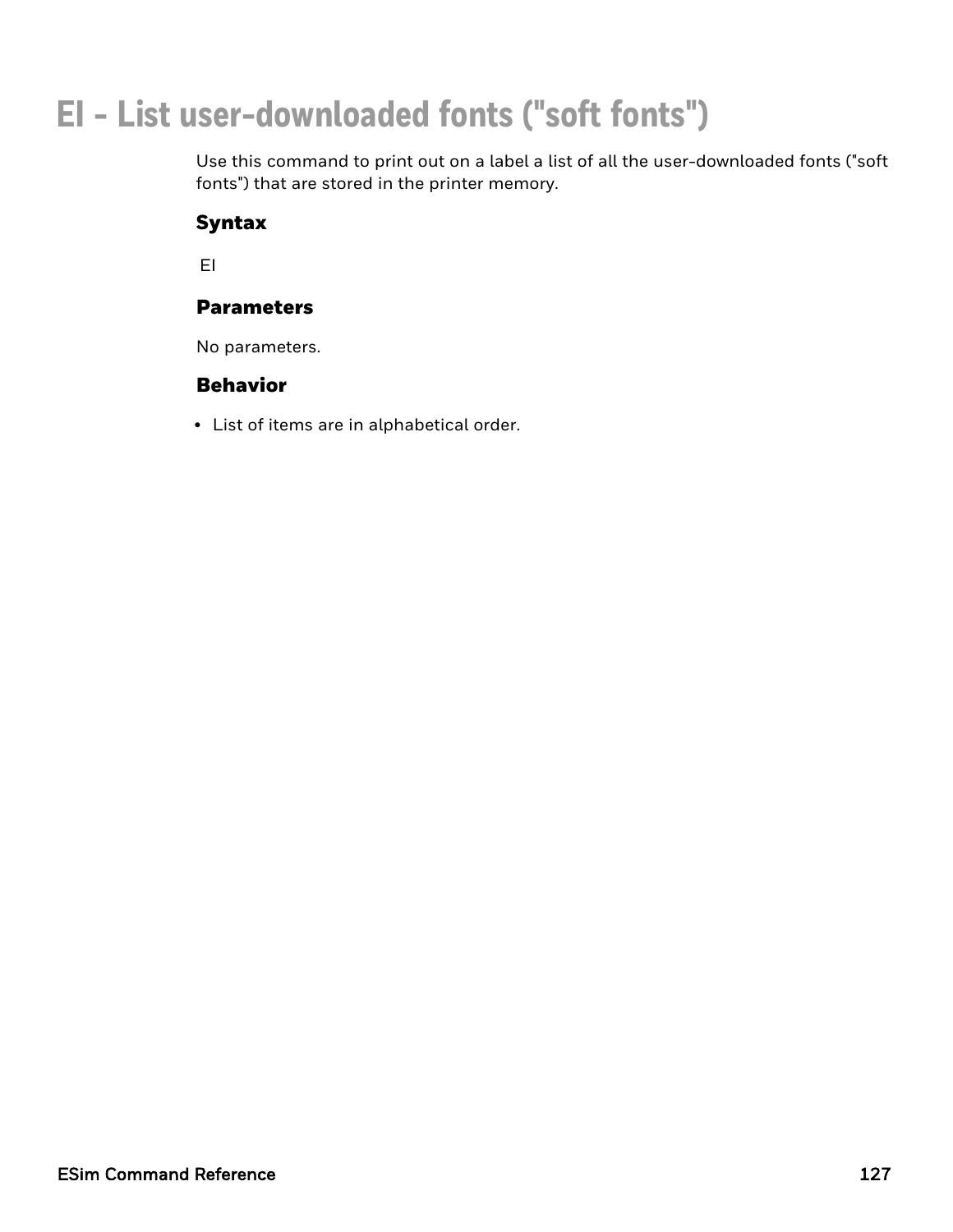# EI - List user-downloaded fonts ("soft fonts")

Use this command to print out on a label a list of all the user-downloaded fonts ("soft fonts") that are stored in the printer memory.

## Syntax

```
EI
```

## Parameters

No parameters.

## Behavior

- List of items are in alphabetical order.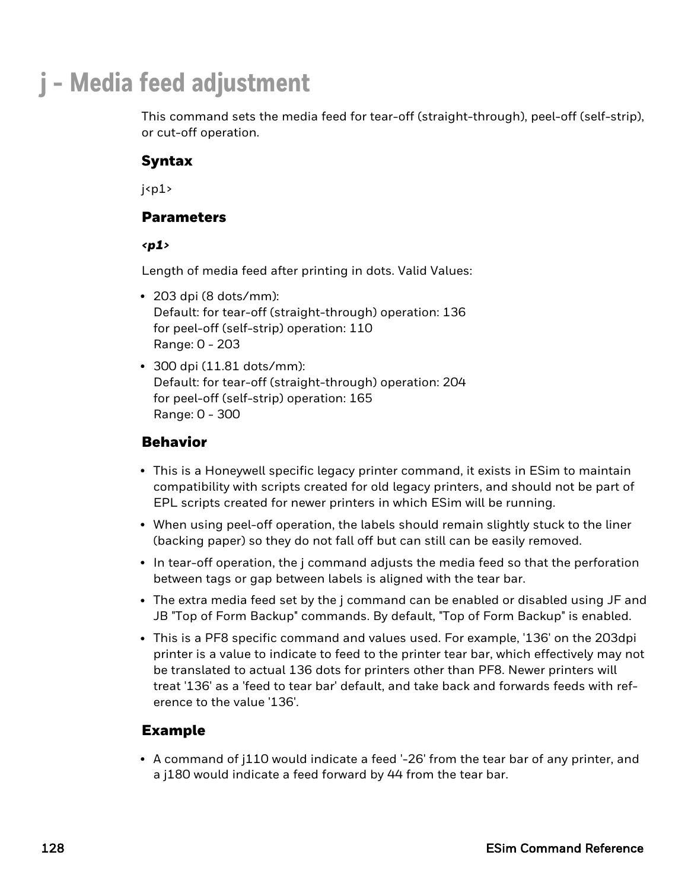# j - Media feed adjustment

This command sets the media feed for tear-off (straight-through), peel-off (self-strip), or cut-off operation.

## Syntax

j<p1>

## Parameters

***<p1>***

Length of media feed after printing in dots. Valid Values:

- 203 dpi (8 dots/mm):
  Default: for tear-off (straight-through) operation: 136
  for peel-off (self-strip) operation: 110
  Range: 0 - 203
- 300 dpi (11.81 dots/mm):
  Default: for tear-off (straight-through) operation: 204
  for peel-off (self-strip) operation: 165
  Range: 0 - 300

## Behavior

- This is a Honeywell specific legacy printer command, it exists in ESim to maintain compatibility with scripts created for old legacy printers, and should not be part of EPL scripts created for newer printers in which ESim will be running.
- When using peel-off operation, the labels should remain slightly stuck to the liner (backing paper) so they do not fall off but can still can be easily removed.
- In tear-off operation, the j command adjusts the media feed so that the perforation between tags or gap between labels is aligned with the tear bar.
- The extra media feed set by the j command can be enabled or disabled using JF and JB "Top of Form Backup" commands. By default, "Top of Form Backup" is enabled.
- This is a PF8 specific command and values used. For example, '136' on the 203dpi printer is a value to indicate to feed to the printer tear bar, which effectively may not be translated to actual 136 dots for printers other than PF8. Newer printers will treat '136' as a 'feed to tear bar' default, and take back and forwards feeds with reference to the value '136'.

## Example

- A command of j110 would indicate a feed '-26' from the tear bar of any printer, and a j180 would indicate a feed forward by 44 from the tear bar.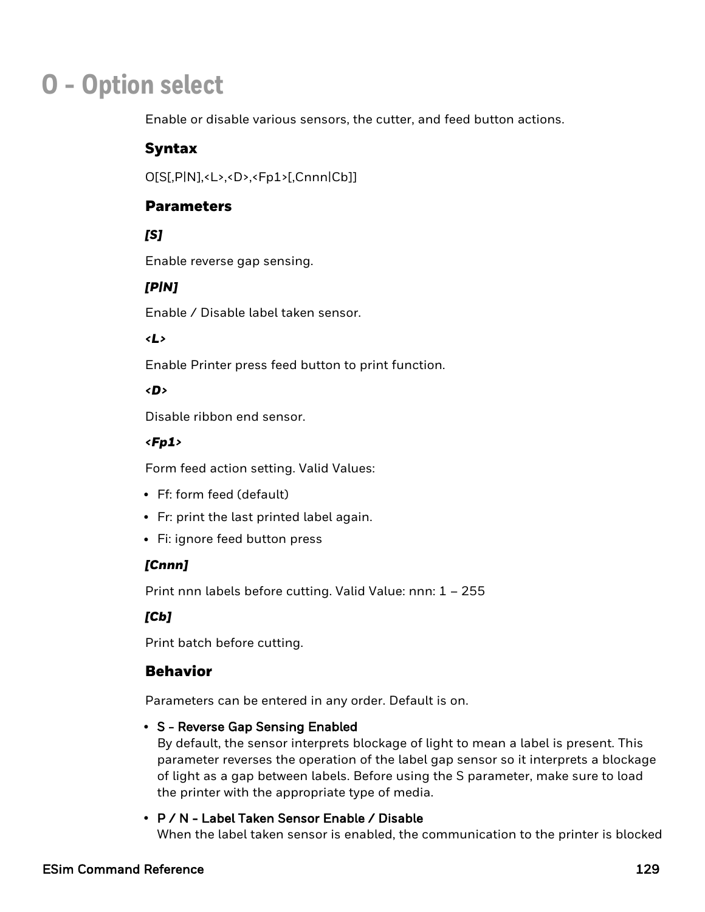# O - Option select

Enable or disable various sensors, the cutter, and feed button actions.

## Syntax

O[S[,P|N],<L>,<D>,<Fp1>[,Cnnn|Cb]]

## Parameters

***[S]***

Enable reverse gap sensing.

***[P|N]***

Enable / Disable label taken sensor.

***<L>***

Enable Printer press feed button to print function.

***<D>***

Disable ribbon end sensor.

***<Fp1>***

Form feed action setting. Valid Values:

- Ff: form feed (default)
- Fr: print the last printed label again.
- Fi: ignore feed button press

***[Cnnn]***

Print nnn labels before cutting. Valid Value: nnn: 1 – 255

***[Cb]***

Print batch before cutting.

## Behavior

Parameters can be entered in any order. Default is on.

- **S - Reverse Gap Sensing Enabled**
  By default, the sensor interprets blockage of light to mean a label is present. This parameter reverses the operation of the label gap sensor so it interprets a blockage of light as a gap between labels. Before using the S parameter, make sure to load the printer with the appropriate type of media.
- **P / N - Label Taken Sensor Enable / Disable**
  When the label taken sensor is enabled, the communication to the printer is blocked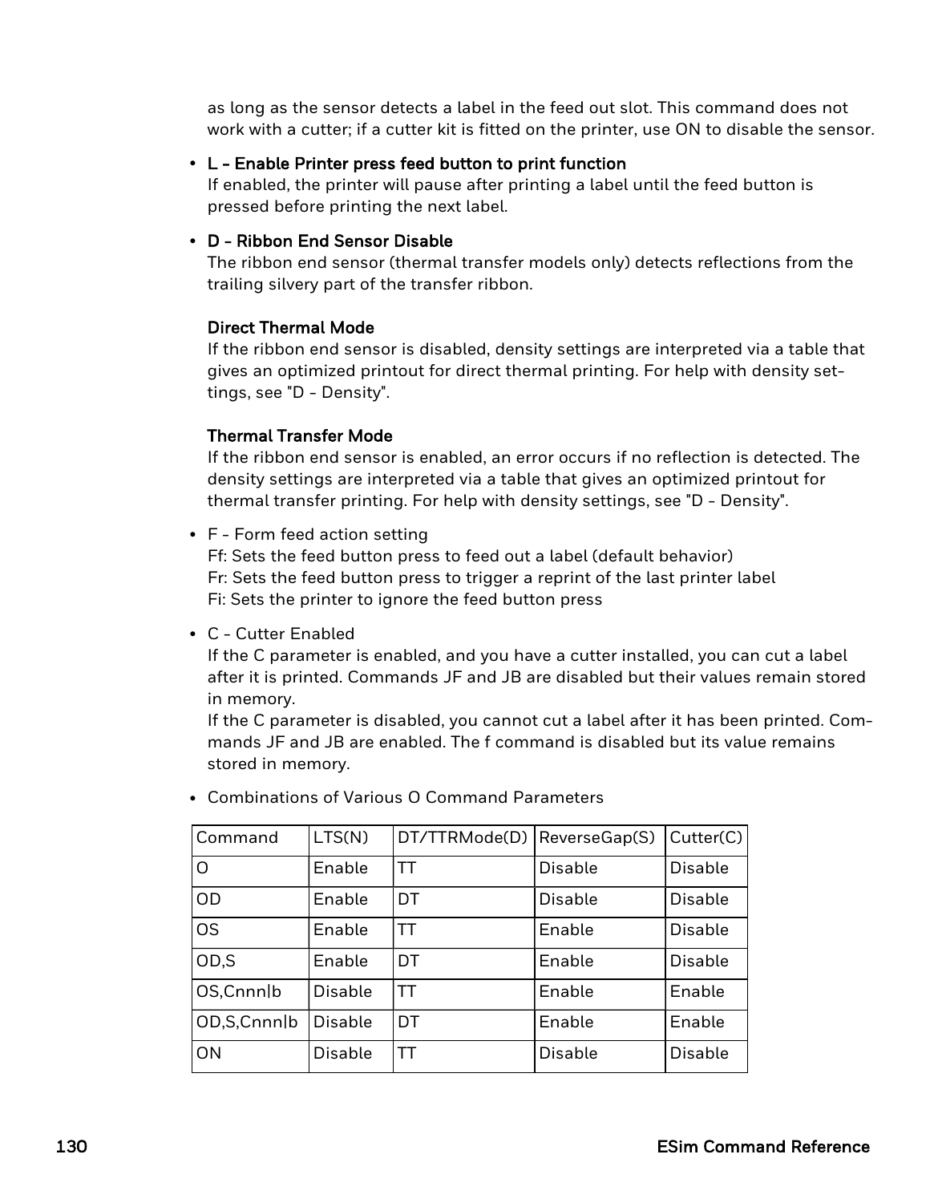as long as the sensor detects a label in the feed out slot. This command does not work with a cutter; if a cutter kit is fitted on the printer, use ON to disable the sensor.

- **L - Enable Printer press feed button to print function**
  If enabled, the printer will pause after printing a label until the feed button is pressed before printing the next label.

- **D - Ribbon End Sensor Disable**
  The ribbon end sensor (thermal transfer models only) detects reflections from the trailing silvery part of the transfer ribbon.

  **Direct Thermal Mode**
  If the ribbon end sensor is disabled, density settings are interpreted via a table that gives an optimized printout for direct thermal printing. For help with density settings, see "D - Density".

  **Thermal Transfer Mode**
  If the ribbon end sensor is enabled, an error occurs if no reflection is detected. The density settings are interpreted via a table that gives an optimized printout for thermal transfer printing. For help with density settings, see "D - Density".

- F - Form feed action setting
  Ff: Sets the feed button press to feed out a label (default behavior)
  Fr: Sets the feed button press to trigger a reprint of the last printer label
  Fi: Sets the printer to ignore the feed button press

- C - Cutter Enabled
  If the C parameter is enabled, and you have a cutter installed, you can cut a label after it is printed. Commands JF and JB are disabled but their values remain stored in memory.
  If the C parameter is disabled, you cannot cut a label after it has been printed. Commands JF and JB are enabled. The f command is disabled but its value remains stored in memory.

- Combinations of Various O Command Parameters

| Command | LTS(N) | DT/TTRMode(D) | ReverseGap(S) | Cutter(C) |
|---|---|---|---|---|
| O | Enable | TT | Disable | Disable |
| OD | Enable | DT | Disable | Disable |
| OS | Enable | TT | Enable | Disable |
| OD,S | Enable | DT | Enable | Disable |
| OS,Cnnn\|b | Disable | TT | Enable | Enable |
| OD,S,Cnnn\|b | Disable | DT | Enable | Enable |
| ON | Disable | TT | Disable | Disable |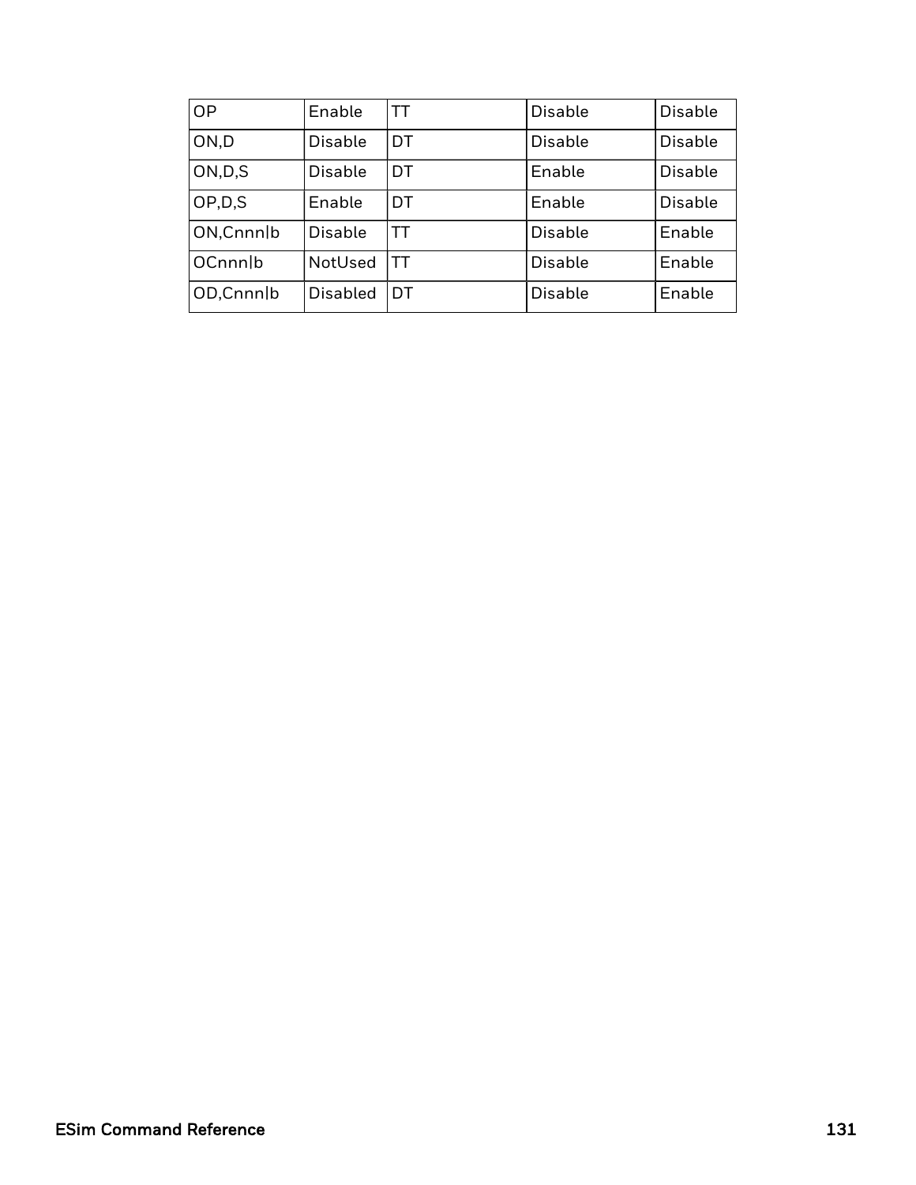| OP | Enable | TT | Disable | Disable |
|---|---|---|---|---|
| ON,D | Disable | DT | Disable | Disable |
| ON,D,S | Disable | DT | Enable | Disable |
| OP,D,S | Enable | DT | Enable | Disable |
| ON,Cnnn\|b | Disable | TT | Disable | Enable |
| OCnnn\|b | NotUsed | TT | Disable | Enable |
| OD,Cnnn\|b | Disabled | DT | Disable | Enable |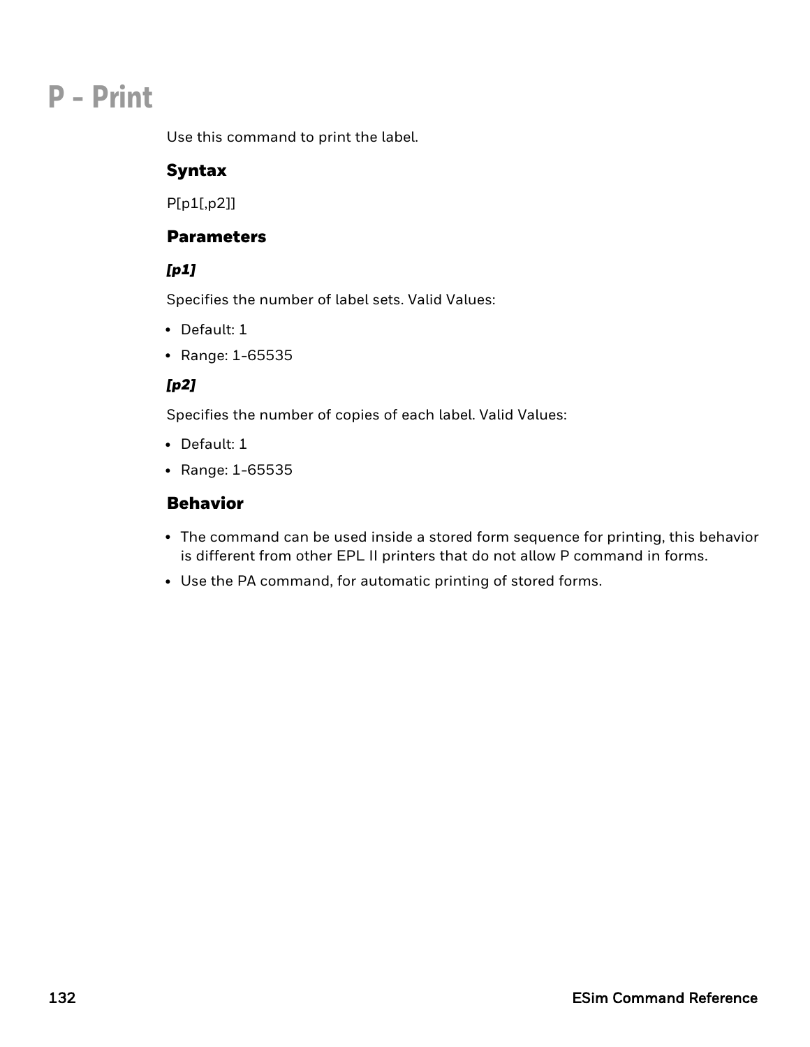# P - Print

Use this command to print the label.

### Syntax

P[p1[,p2]]

### Parameters

#### *[p1]*

Specifies the number of label sets. Valid Values:

- Default: 1
- Range: 1-65535

#### *[p2]*

Specifies the number of copies of each label. Valid Values:

- Default: 1
- Range: 1-65535

### Behavior

- The command can be used inside a stored form sequence for printing, this behavior is different from other EPL II printers that do not allow P command in forms.
- Use the PA command, for automatic printing of stored forms.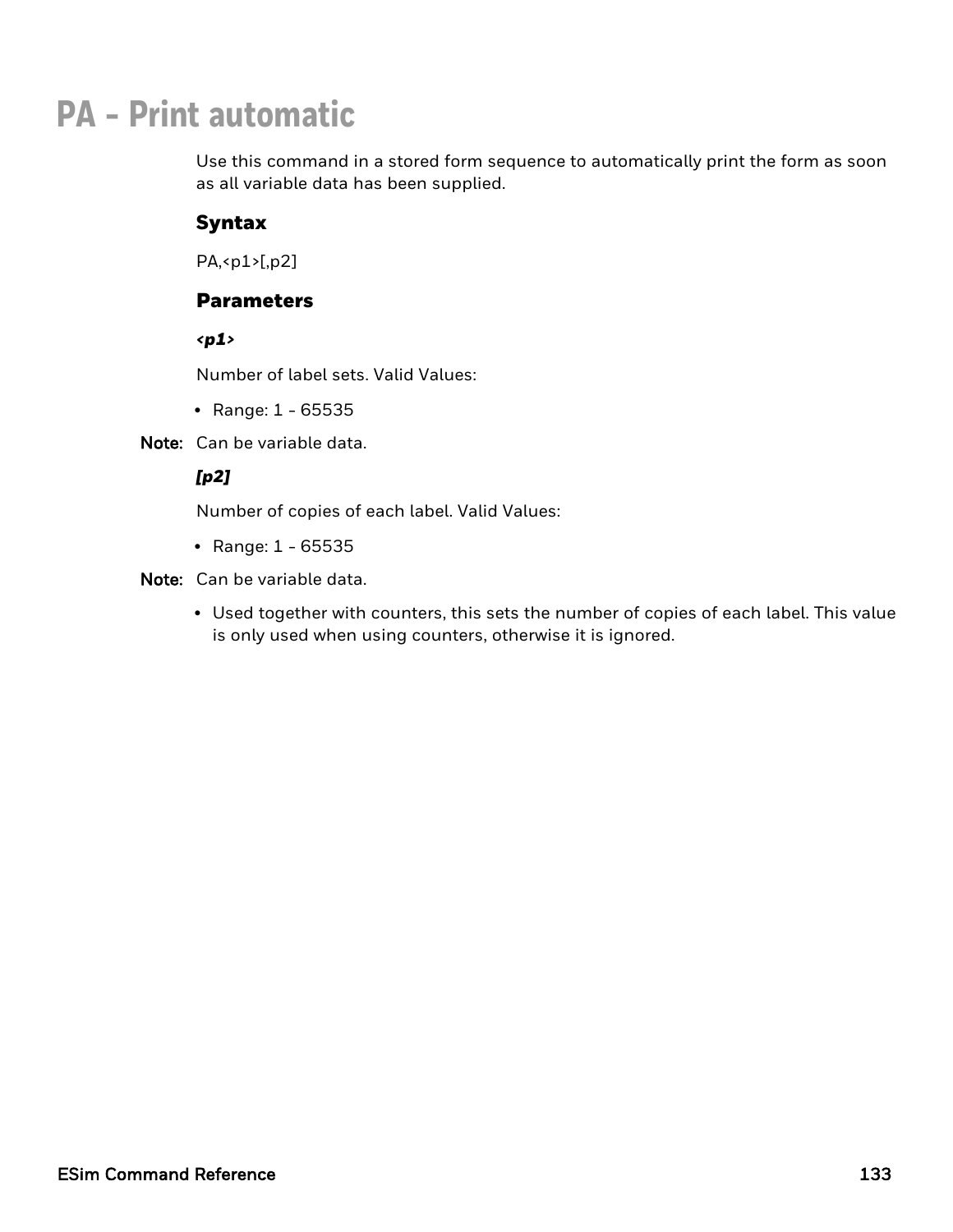# PA - Print automatic

Use this command in a stored form sequence to automatically print the form as soon as all variable data has been supplied.

### Syntax

PA,<p1>[,p2]

### Parameters

***<p1>***

Number of label sets. Valid Values:

- Range: 1 - 65535

**Note:** Can be variable data.

***[p2]***

Number of copies of each label. Valid Values:

- Range: 1 - 65535

**Note:** Can be variable data.

- Used together with counters, this sets the number of copies of each label. This value is only used when using counters, otherwise it is ignored.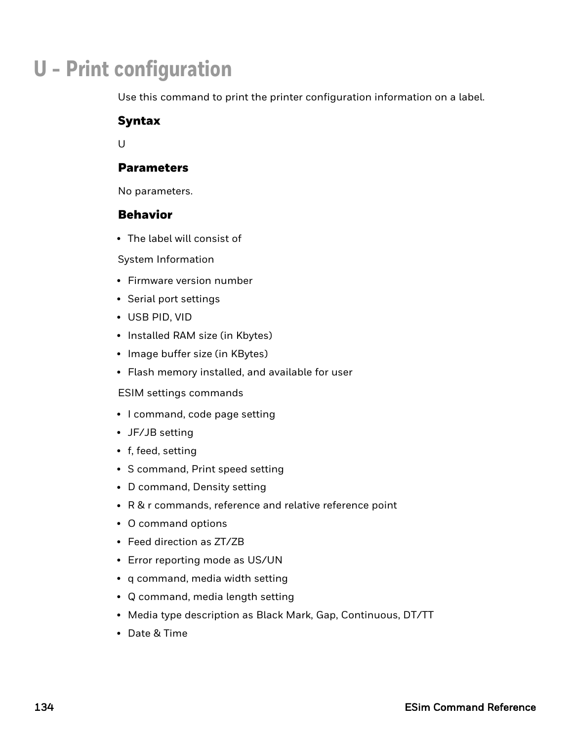# U - Print configuration

Use this command to print the printer configuration information on a label.

### Syntax

U

### Parameters

No parameters.

### Behavior

- The label will consist of

System Information

- Firmware version number
- Serial port settings
- USB PID, VID
- Installed RAM size (in Kbytes)
- Image buffer size (in KBytes)
- Flash memory installed, and available for user

ESIM settings commands

- I command, code page setting
- JF/JB setting
- f, feed, setting
- S command, Print speed setting
- D command, Density setting
- R & r commands, reference and relative reference point
- O command options
- Feed direction as ZT/ZB
- Error reporting mode as US/UN
- q command, media width setting
- Q command, media length setting
- Media type description as Black Mark, Gap, Continuous, DT/TT
- Date & Time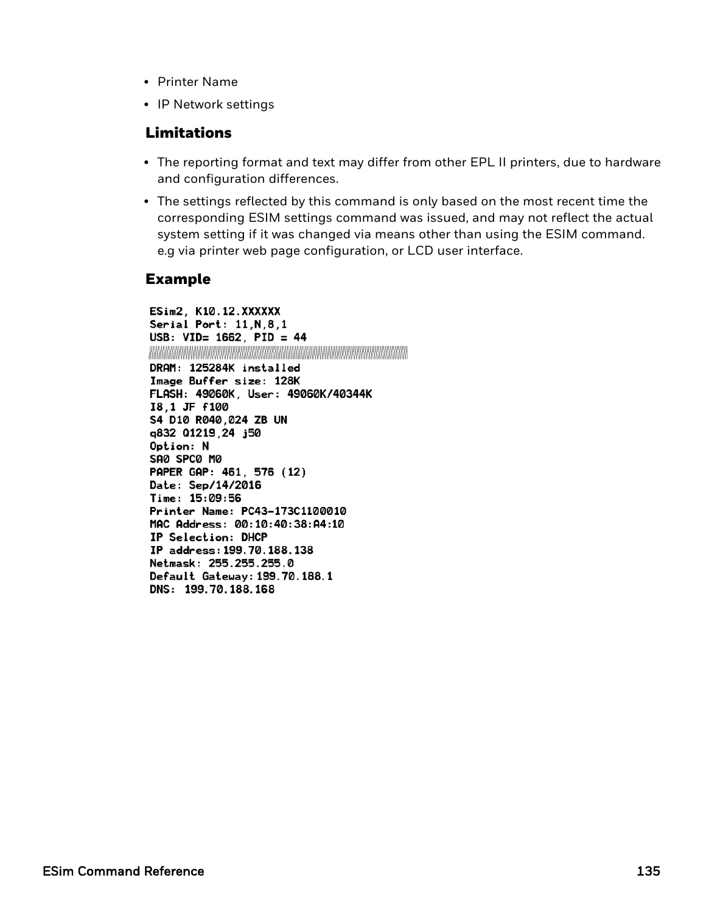- Printer Name
- IP Network settings

### Limitations

- The reporting format and text may differ from other EPL II printers, due to hardware and configuration differences.
- The settings reflected by this command is only based on the most recent time the corresponding ESIM settings command was issued, and may not reflect the actual system setting if it was changed via means other than using the ESIM command. e.g via printer web page configuration, or LCD user interface.

### Example

```
ESim2, K10.12.XXXXXX
Serial Port: 11,N,8,1
USB: VID= 1662, PID = 44
DRAM: 125284K installed
Image Buffer size: 128K
FLASH: 49060K, User: 49060K/40344K
I8,1 JF f100
S4 D10 R040,024 ZB UN
q832 Q1219,24 j50
Option: N
SA0 SPC0 M0
PAPER GAP: 461, 576 (12)
Date: Sep/14/2016
Time: 15:09:56
Printer Name: PC43-173C1100010
MAC Address: 00:10:40:38:A4:10
IP Selection: DHCP
IP address:199.70.188.138
Netmask: 255.255.255.0
Default Gateway:199.70.188.1
DNS: 199.70.188.168
```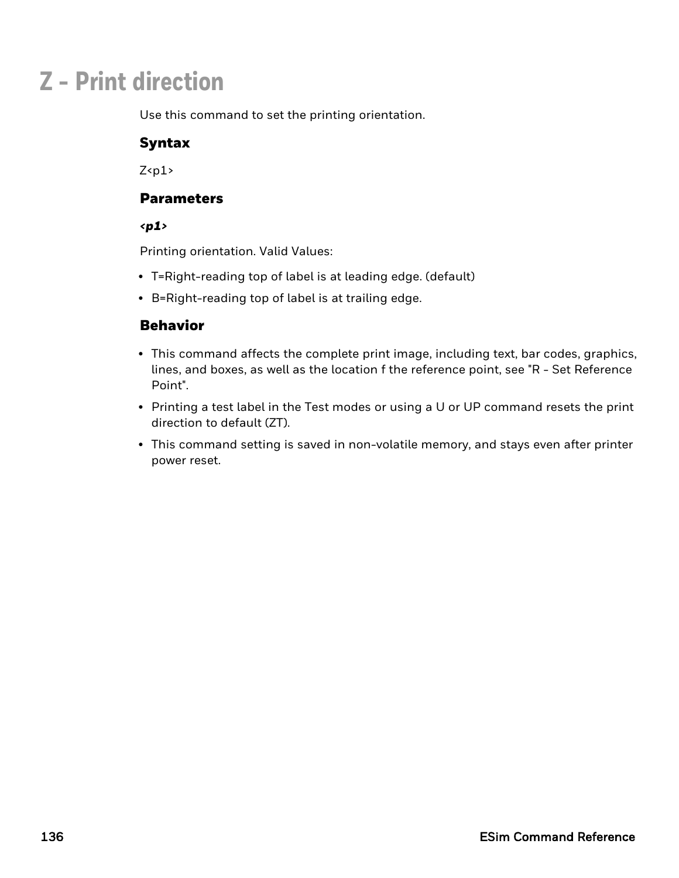# Z - Print direction

Use this command to set the printing orientation.

## Syntax

Z<p1>

## Parameters

### *<p1>*

Printing orientation. Valid Values:

- T=Right-reading top of label is at leading edge. (default)
- B=Right-reading top of label is at trailing edge.

## Behavior

- This command affects the complete print image, including text, bar codes, graphics, lines, and boxes, as well as the location f the reference point, see "R - Set Reference Point".
- Printing a test label in the Test modes or using a U or UP command resets the print direction to default (ZT).
- This command setting is saved in non-volatile memory, and stays even after printer power reset.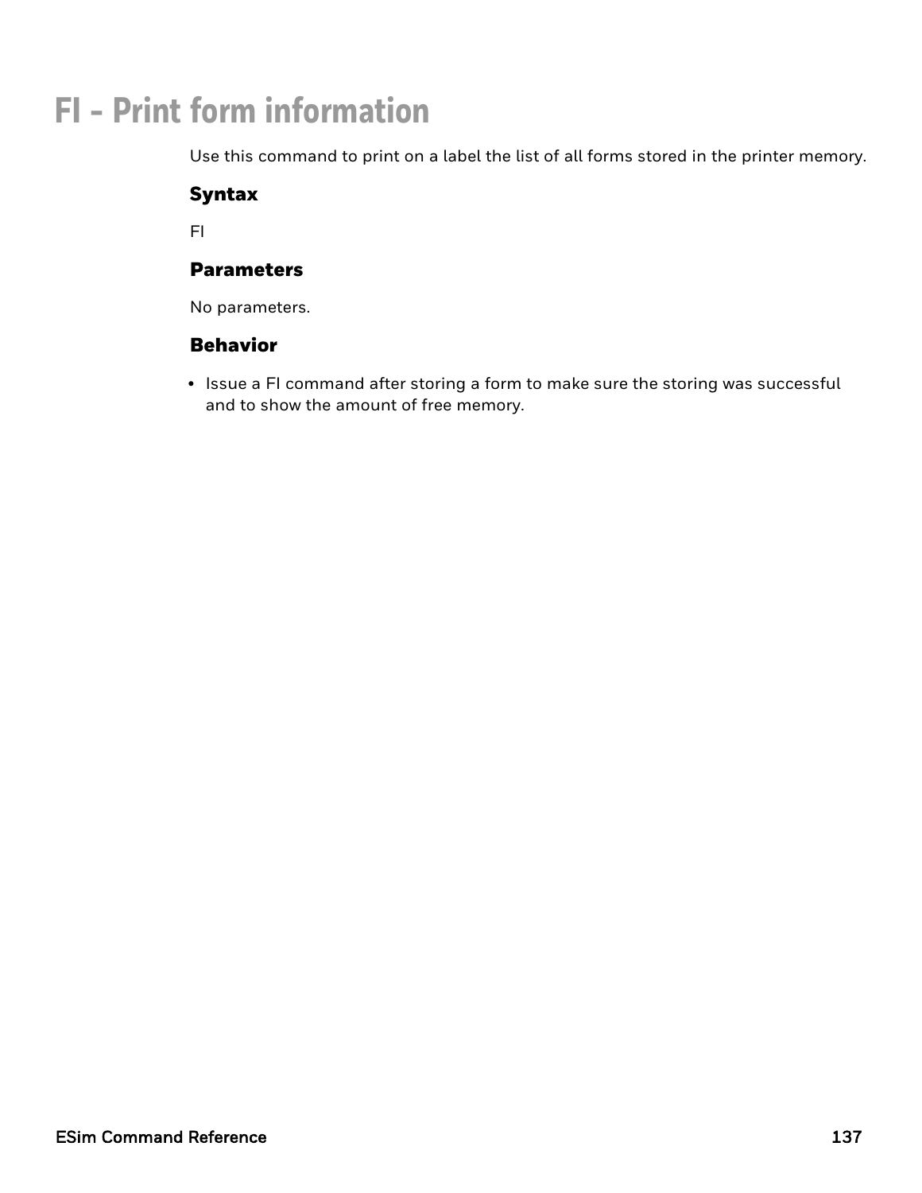# FI - Print form information

Use this command to print on a label the list of all forms stored in the printer memory.

### Syntax

FI

### Parameters

No parameters.

### Behavior

- Issue a FI command after storing a form to make sure the storing was successful and to show the amount of free memory.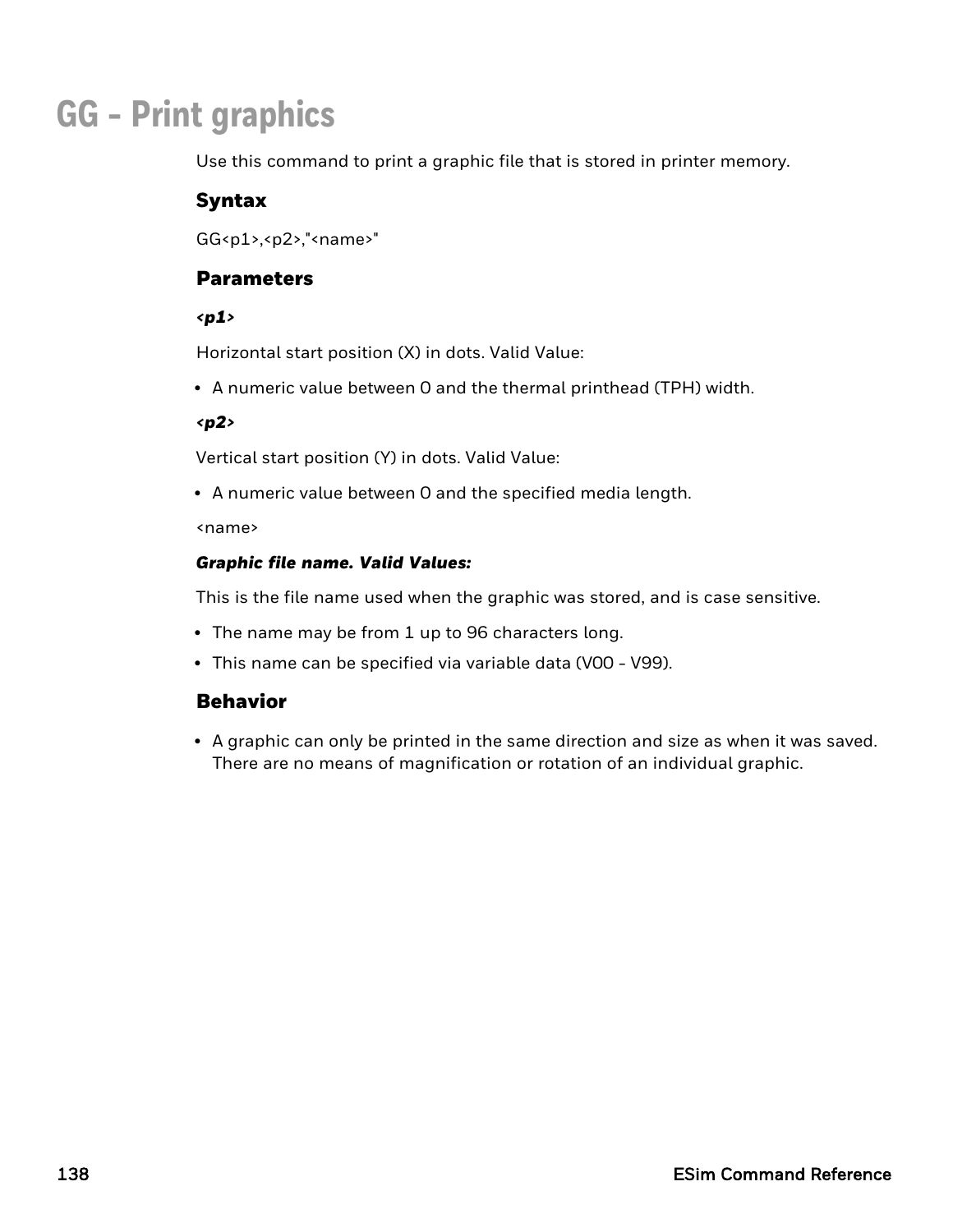# GG - Print graphics

Use this command to print a graphic file that is stored in printer memory.

## Syntax

GG<p1>,<p2>,"<name>"

## Parameters

***<p1>***

Horizontal start position (X) in dots. Valid Value:

- A numeric value between 0 and the thermal printhead (TPH) width.

***<p2>***

Vertical start position (Y) in dots. Valid Value:

- A numeric value between 0 and the specified media length.

<name>

***Graphic file name. Valid Values:***

This is the file name used when the graphic was stored, and is case sensitive.

- The name may be from 1 up to 96 characters long.
- This name can be specified via variable data (V00 - V99).

## Behavior

- A graphic can only be printed in the same direction and size as when it was saved. There are no means of magnification or rotation of an individual graphic.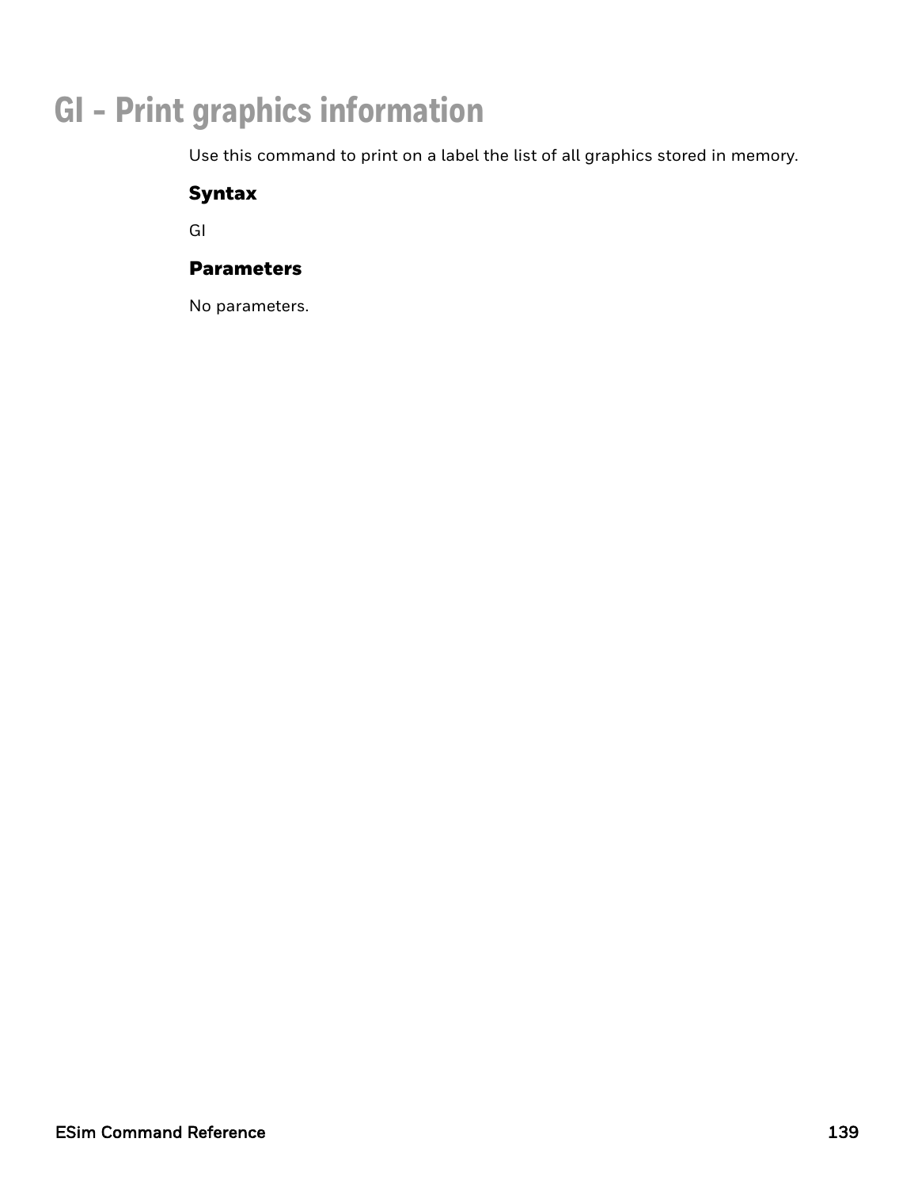# GI - Print graphics information

Use this command to print on a label the list of all graphics stored in memory.

### Syntax

GI

### Parameters

No parameters.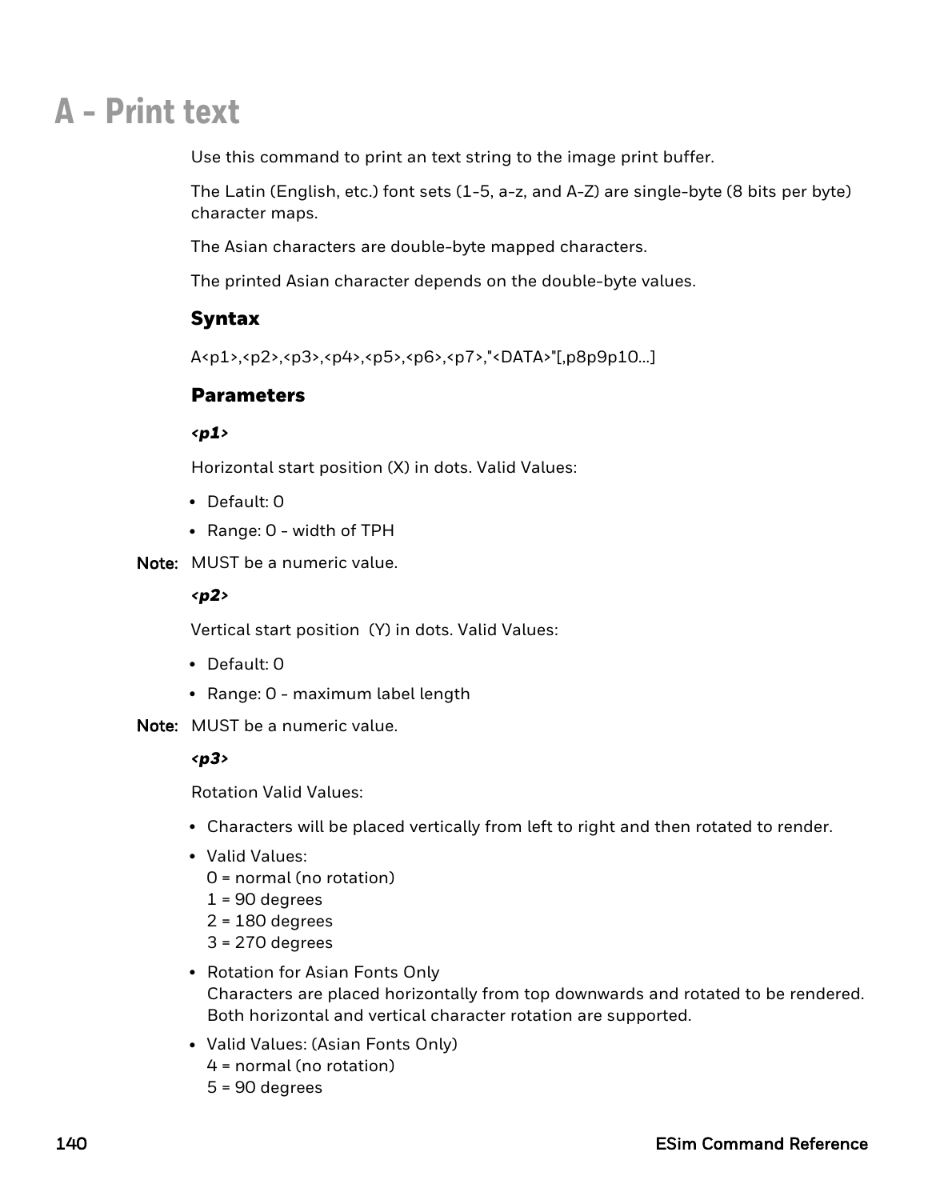# A - Print text

Use this command to print an text string to the image print buffer.

The Latin (English, etc.) font sets (1-5, a-z, and A-Z) are single-byte (8 bits per byte) character maps.

The Asian characters are double-byte mapped characters.

The printed Asian character depends on the double-byte values.

### Syntax

A<p1>,<p2>,<p3>,<p4>,<p5>,<p6>,<p7>,"<DATA>"[,p8p9p10...]

### Parameters

***<p1>***

Horizontal start position (X) in dots. Valid Values:

- Default: 0
- Range: 0 - width of TPH

**Note:** MUST be a numeric value.

***<p2>***

Vertical start position (Y) in dots. Valid Values:

- Default: 0
- Range: 0 - maximum label length

**Note:** MUST be a numeric value.

***<p3>***

Rotation Valid Values:

- Characters will be placed vertically from left to right and then rotated to render.
- Valid Values:
  0 = normal (no rotation)
  1 = 90 degrees
  2 = 180 degrees
  3 = 270 degrees
- Rotation for Asian Fonts Only
  Characters are placed horizontally from top downwards and rotated to be rendered. Both horizontal and vertical character rotation are supported.
- Valid Values: (Asian Fonts Only)
  4 = normal (no rotation)
  5 = 90 degrees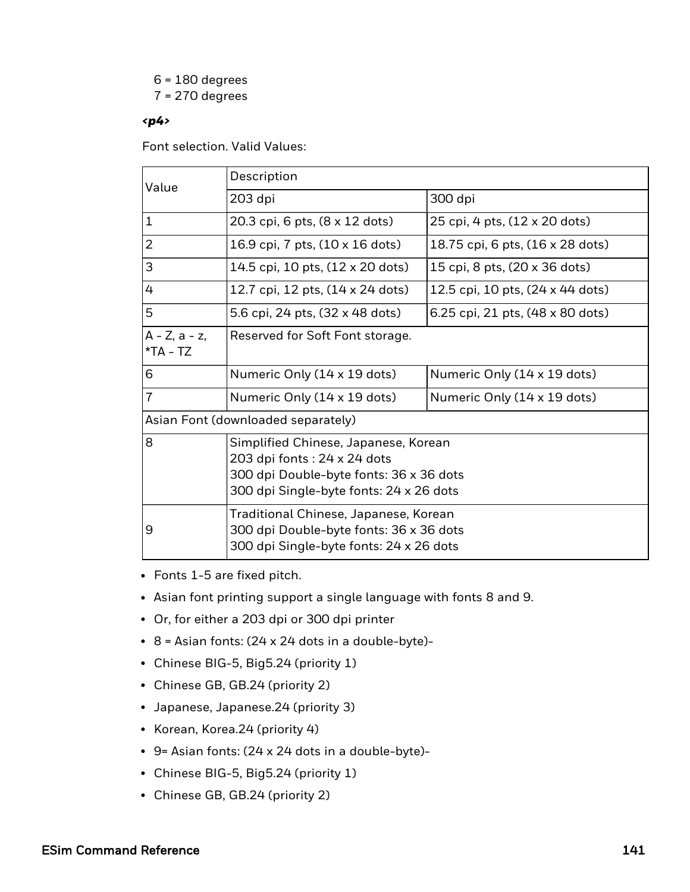6 = 180 degrees
7 = 270 degrees

***<p4>***

Font selection. Valid Values:

| Value | Description | |
|---|---|---|
| | 203 dpi | 300 dpi |
| 1 | 20.3 cpi, 6 pts, (8 x 12 dots) | 25 cpi, 4 pts, (12 x 20 dots) |
| 2 | 16.9 cpi, 7 pts, (10 x 16 dots) | 18.75 cpi, 6 pts, (16 x 28 dots) |
| 3 | 14.5 cpi, 10 pts, (12 x 20 dots) | 15 cpi, 8 pts, (20 x 36 dots) |
| 4 | 12.7 cpi, 12 pts, (14 x 24 dots) | 12.5 cpi, 10 pts, (24 x 44 dots) |
| 5 | 5.6 cpi, 24 pts, (32 x 48 dots) | 6.25 cpi, 21 pts, (48 x 80 dots) |
| A - Z, a - z, *TA - TZ | Reserved for Soft Font storage. | |
| 6 | Numeric Only (14 x 19 dots) | Numeric Only (14 x 19 dots) |
| 7 | Numeric Only (14 x 19 dots) | Numeric Only (14 x 19 dots) |
| Asian Font (downloaded separately) | | |
| 8 | Simplified Chinese, Japanese, Korean<br>203 dpi fonts : 24 x 24 dots<br>300 dpi Double-byte fonts: 36 x 36 dots<br>300 dpi Single-byte fonts: 24 x 26 dots | |
| 9 | Traditional Chinese, Japanese, Korean<br>300 dpi Double-byte fonts: 36 x 36 dots<br>300 dpi Single-byte fonts: 24 x 26 dots | |

- Fonts 1-5 are fixed pitch.
- Asian font printing support a single language with fonts 8 and 9.
- Or, for either a 203 dpi or 300 dpi printer
- 8 = Asian fonts: (24 x 24 dots in a double-byte)-
- Chinese BIG-5, Big5.24 (priority 1)
- Chinese GB, GB.24 (priority 2)
- Japanese, Japanese.24 (priority 3)
- Korean, Korea.24 (priority 4)
- 9= Asian fonts: (24 x 24 dots in a double-byte)-
- Chinese BIG-5, Big5.24 (priority 1)
- Chinese GB, GB.24 (priority 2)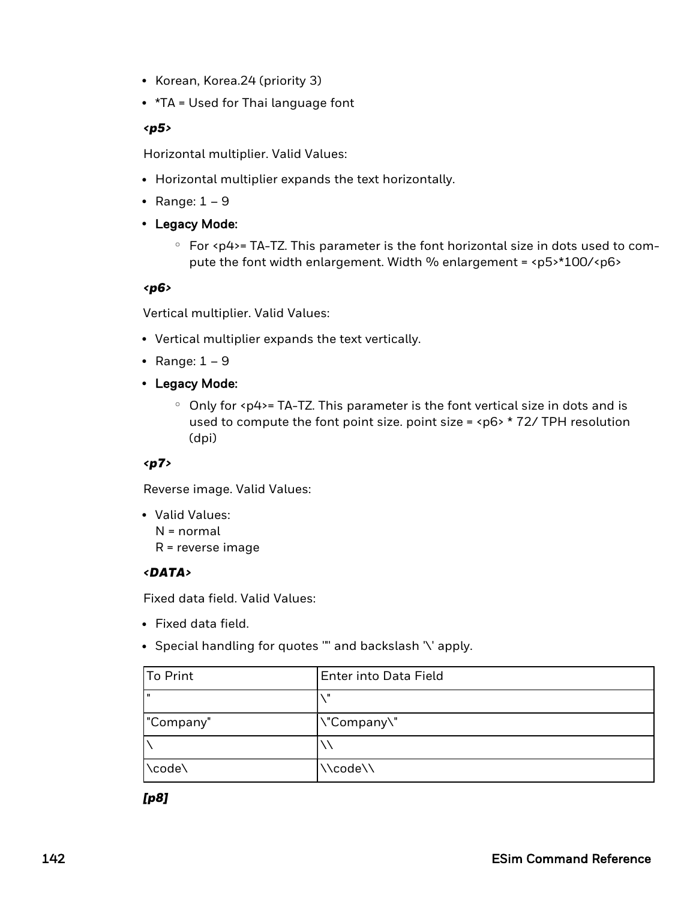- Korean, Korea.24 (priority 3)
- *TA = Used for Thai language font

***<p5>***

Horizontal multiplier. Valid Values:

- Horizontal multiplier expands the text horizontally.
- Range: 1 – 9
- **Legacy Mode:**
  - For <p4>= TA-TZ. This parameter is the font horizontal size in dots used to compute the font width enlargement. Width % enlargement = <p5>*100/<p6>

***<p6>***

Vertical multiplier. Valid Values:

- Vertical multiplier expands the text vertically.
- Range: 1 – 9
- **Legacy Mode:**
  - Only for <p4>= TA-TZ. This parameter is the font vertical size in dots and is used to compute the font point size. point size = <p6> * 72/ TPH resolution (dpi)

***<p7>***

Reverse image. Valid Values:

- Valid Values:
  N = normal
  R = reverse image

***<DATA>***

Fixed data field. Valid Values:

- Fixed data field.
- Special handling for quotes '"' and backslash '\' apply.

| To Print | Enter into Data Field |
|---|---|
| " | \" |
| "Company" | \"Company\" |
| \ | \\ |
| \code\ | \\code\\ |

***[p8]***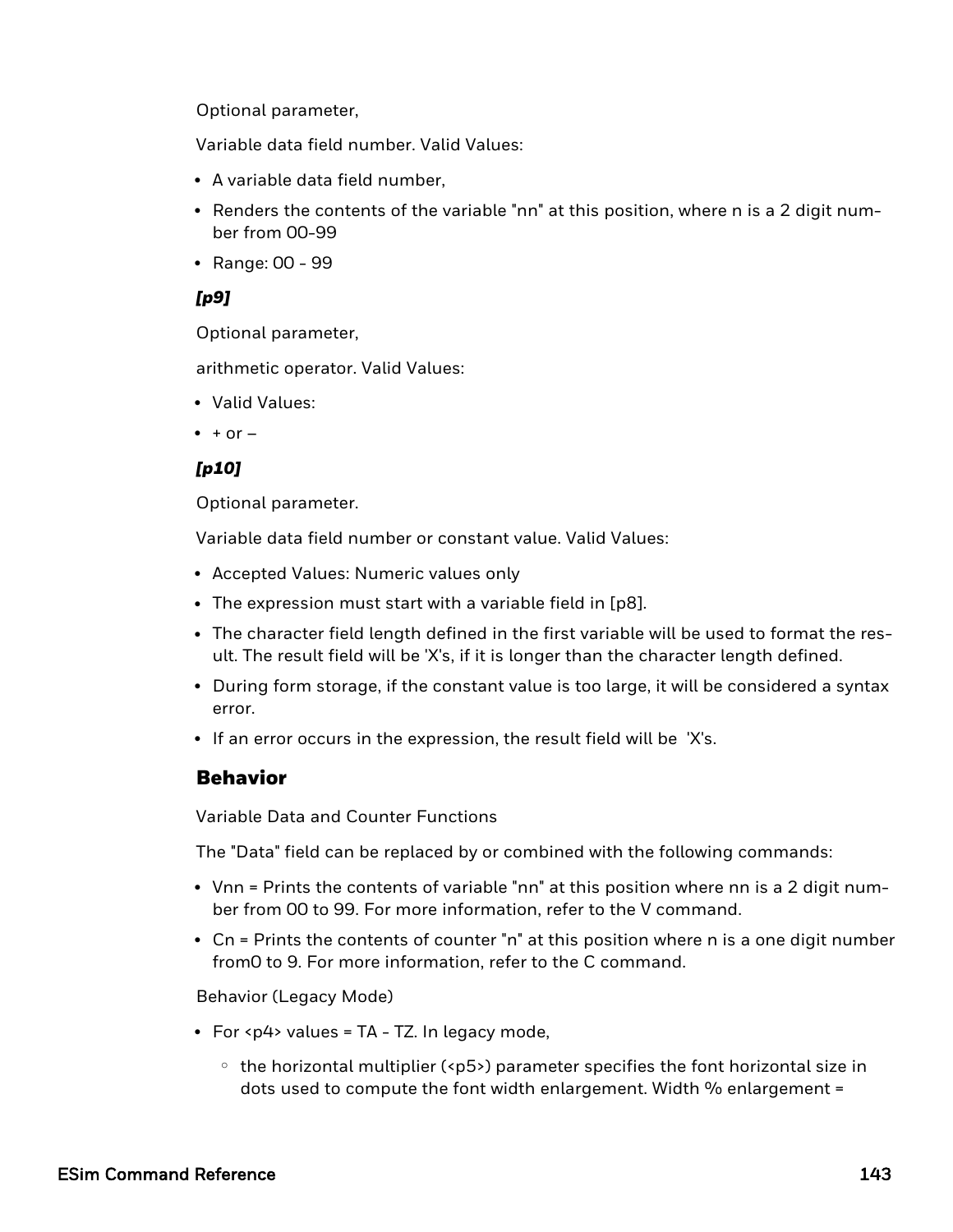Optional parameter,

Variable data field number. Valid Values:

- A variable data field number,
- Renders the contents of the variable "nn" at this position, where n is a 2 digit number from 00-99
- Range: 00 - 99

***[p9]***

Optional parameter,

arithmetic operator. Valid Values:

- Valid Values:
- + or –

***[p10]***

Optional parameter.

Variable data field number or constant value. Valid Values:

- Accepted Values: Numeric values only
- The expression must start with a variable field in [p8].
- The character field length defined in the first variable will be used to format the result. The result field will be 'X's, if it is longer than the character length defined.
- During form storage, if the constant value is too large, it will be considered a syntax error.
- If an error occurs in the expression, the result field will be 'X's.

## Behavior

Variable Data and Counter Functions

The "Data" field can be replaced by or combined with the following commands:

- Vnn = Prints the contents of variable "nn" at this position where nn is a 2 digit number from 00 to 99. For more information, refer to the V command.
- Cn = Prints the contents of counter "n" at this position where n is a one digit number from0 to 9. For more information, refer to the C command.

Behavior (Legacy Mode)

- For <p4> values = TA - TZ. In legacy mode,
  - the horizontal multiplier (<p5>) parameter specifies the font horizontal size in dots used to compute the font width enlargement. Width % enlargement =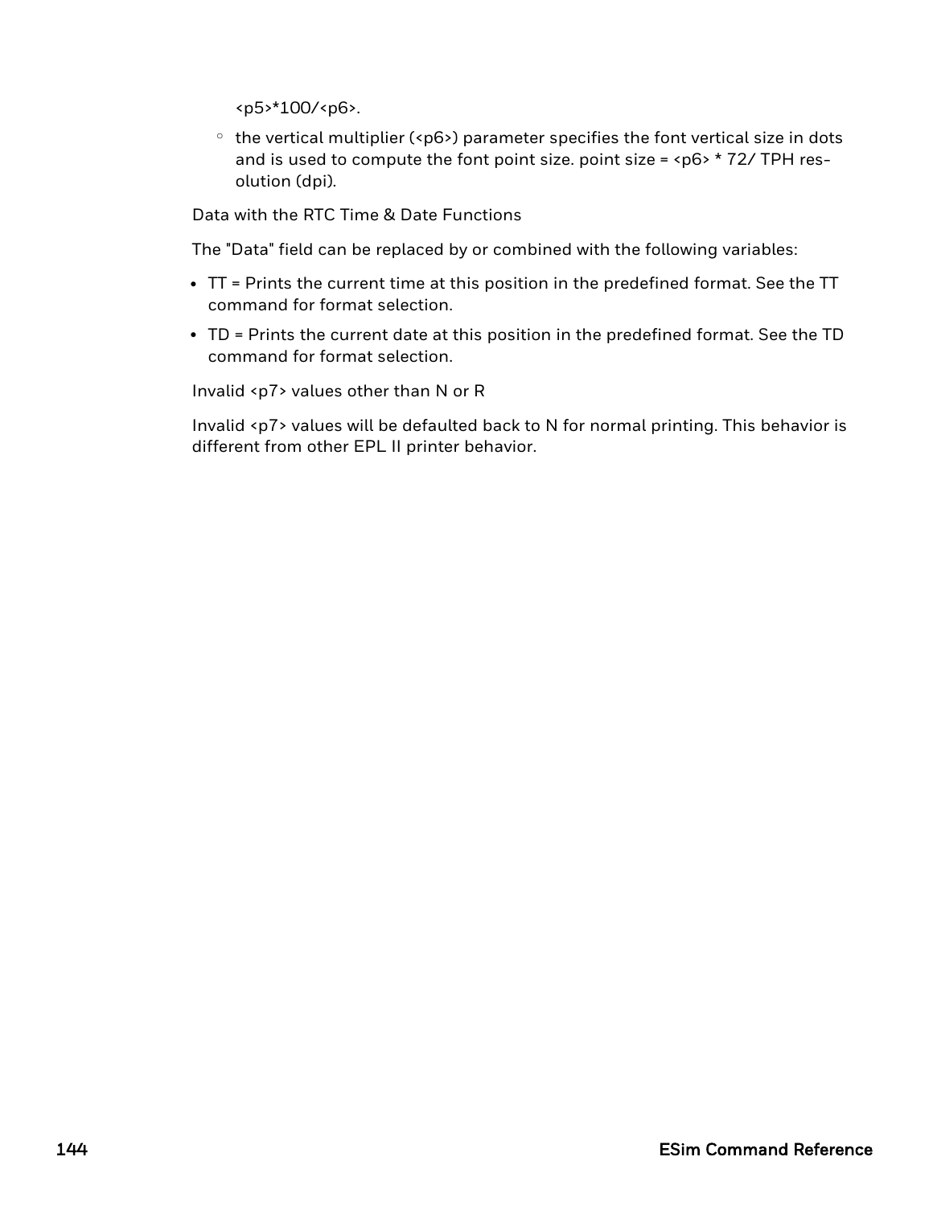<p5>*100/<p6>.

   - the vertical multiplier (<p6>) parameter specifies the font vertical size in dots and is used to compute the font point size. point size = <p6> * 72/ TPH resolution (dpi).

Data with the RTC Time & Date Functions

The "Data" field can be replaced by or combined with the following variables:

- TT = Prints the current time at this position in the predefined format. See the TT command for format selection.
- TD = Prints the current date at this position in the predefined format. See the TD command for format selection.

Invalid <p7> values other than N or R

Invalid <p7> values will be defaulted back to N for normal printing. This behavior is different from other EPL II printer behavior.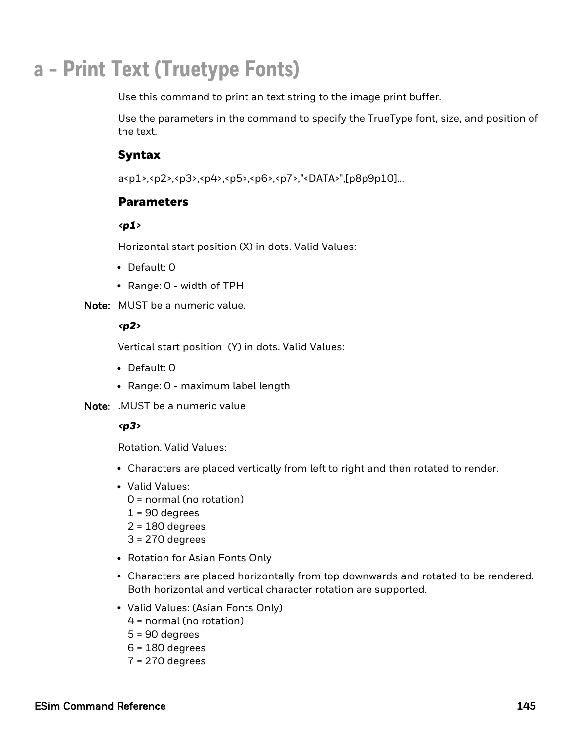# a - Print Text (Truetype Fonts)

Use this command to print an text string to the image print buffer.

Use the parameters in the command to specify the TrueType font, size, and position of the text.

### Syntax

a<p1>,<p2>,<p3>,<p4>,<p5>,<p6>,<p7>,"<DATA>",[p8p9p10]...

### Parameters

***<p1>***

Horizontal start position (X) in dots. Valid Values:

- Default: 0
- Range: 0 - width of TPH

**Note:** MUST be a numeric value.

***<p2>***

Vertical start position (Y) in dots. Valid Values:

- Default: 0
- Range: 0 - maximum label length

**Note:** .MUST be a numeric value

***<p3>***

Rotation. Valid Values:

- Characters are placed vertically from left to right and then rotated to render.
- Valid Values:
  0 = normal (no rotation)
  1 = 90 degrees
  2 = 180 degrees
  3 = 270 degrees
- Rotation for Asian Fonts Only
- Characters are placed horizontally from top downwards and rotated to be rendered. Both horizontal and vertical character rotation are supported.
- Valid Values: (Asian Fonts Only)
  4 = normal (no rotation)
  5 = 90 degrees
  6 = 180 degrees
  7 = 270 degrees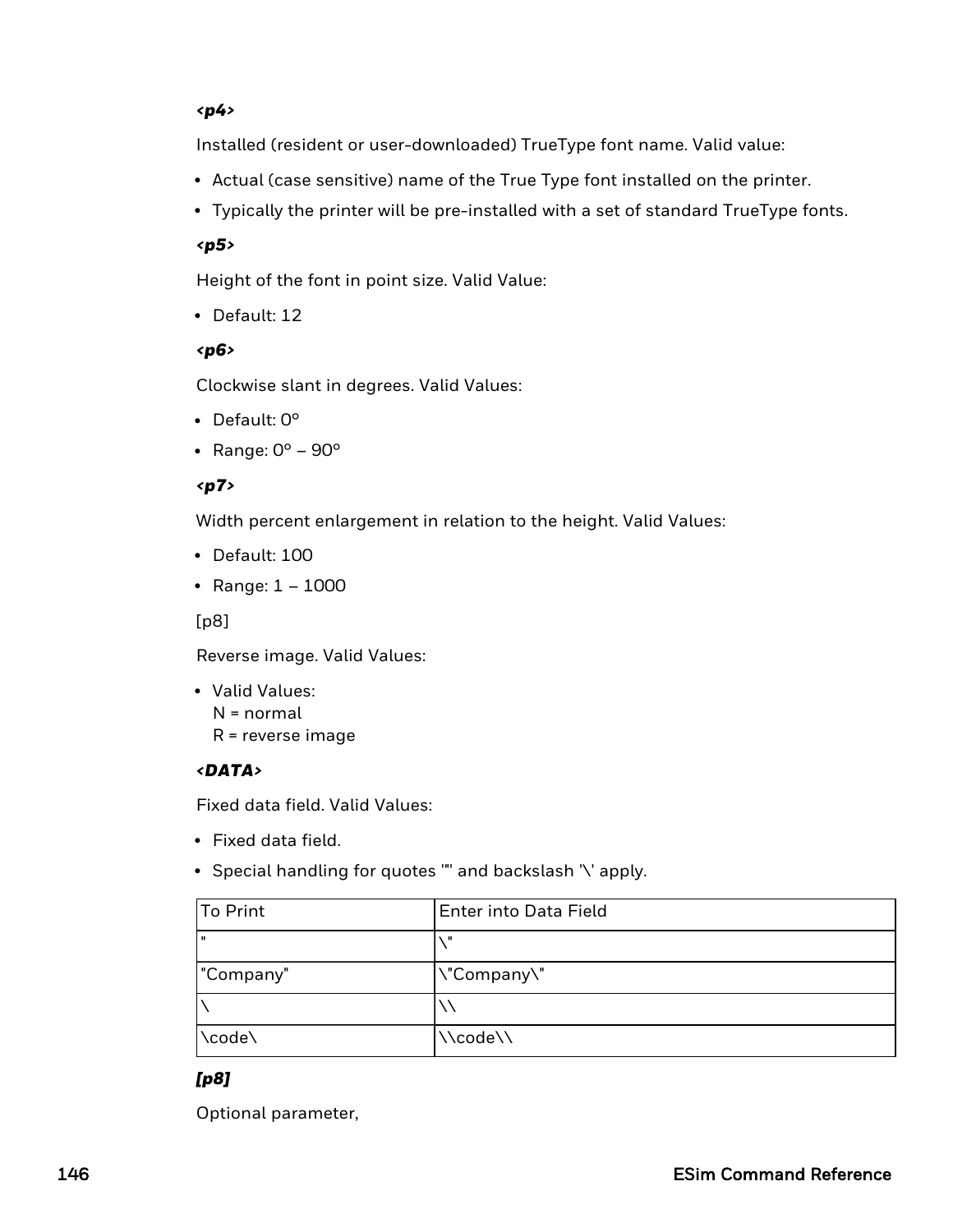***<p4>***

Installed (resident or user-downloaded) TrueType font name. Valid value:

- Actual (case sensitive) name of the True Type font installed on the printer.
- Typically the printer will be pre-installed with a set of standard TrueType fonts.

***<p5>***

Height of the font in point size. Valid Value:

- Default: 12

***<p6>***

Clockwise slant in degrees. Valid Values:

- Default: 0°
- Range: 0° – 90°

***<p7>***

Width percent enlargement in relation to the height. Valid Values:

- Default: 100
- Range: 1 – 1000

[p8]

Reverse image. Valid Values:

- Valid Values:
  N = normal
  R = reverse image

***<DATA>***

Fixed data field. Valid Values:

- Fixed data field.
- Special handling for quotes '"' and backslash '\' apply.

| To Print | Enter into Data Field |
|---|---|
| " | \" |
| "Company" | \"Company\" |
| \ | \\ |
| \code\ | \\code\\ |

***[p8]***

Optional parameter,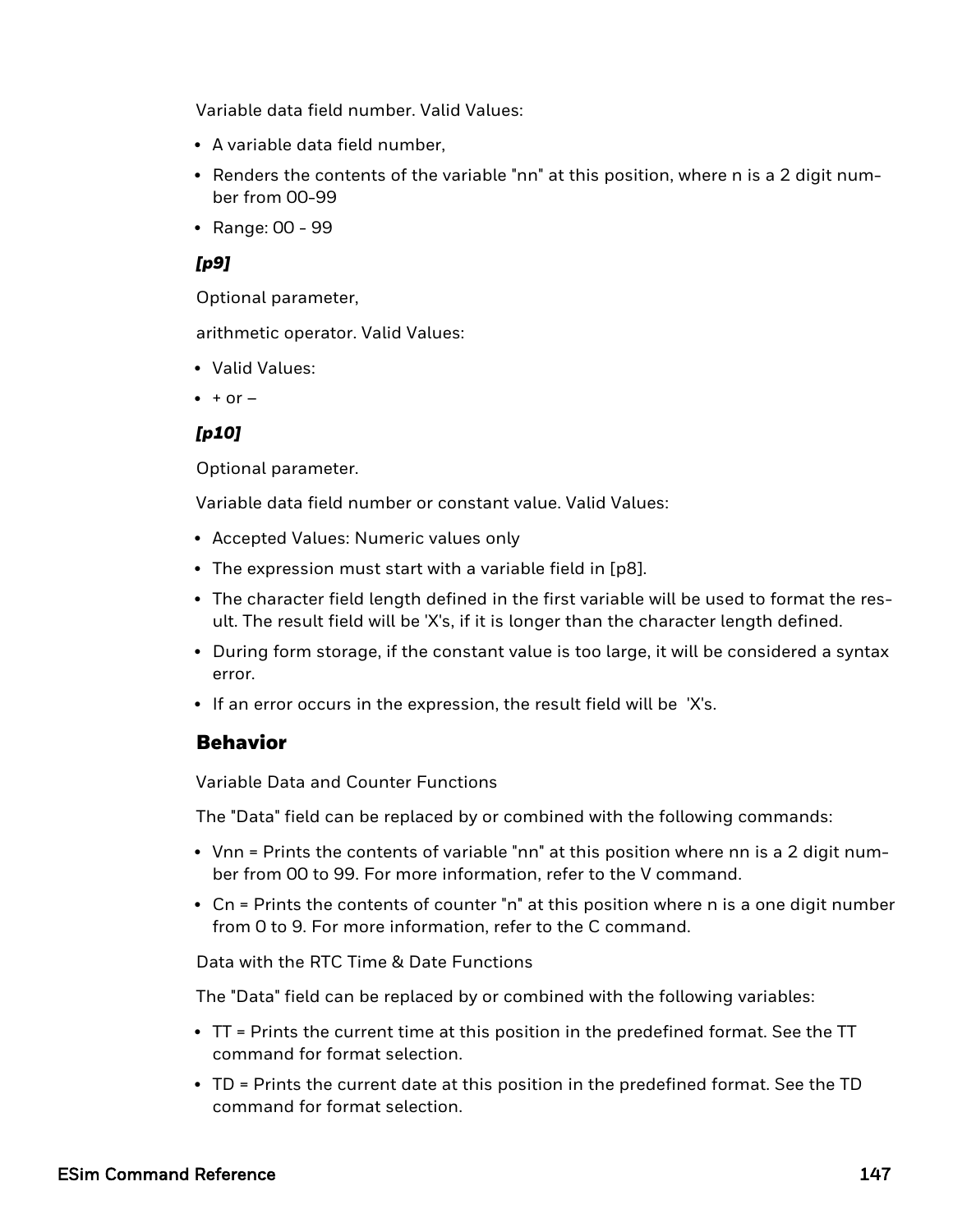Variable data field number. Valid Values:

- A variable data field number,
- Renders the contents of the variable "nn" at this position, where n is a 2 digit number from 00-99
- Range: 00 - 99

***[p9]***

Optional parameter,

arithmetic operator. Valid Values:

- Valid Values:
- + or –

***[p10]***

Optional parameter.

Variable data field number or constant value. Valid Values:

- Accepted Values: Numeric values only
- The expression must start with a variable field in [p8].
- The character field length defined in the first variable will be used to format the result. The result field will be 'X's, if it is longer than the character length defined.
- During form storage, if the constant value is too large, it will be considered a syntax error.
- If an error occurs in the expression, the result field will be 'X's.

## Behavior

Variable Data and Counter Functions

The "Data" field can be replaced by or combined with the following commands:

- Vnn = Prints the contents of variable "nn" at this position where nn is a 2 digit number from 00 to 99. For more information, refer to the V command.
- Cn = Prints the contents of counter "n" at this position where n is a one digit number from 0 to 9. For more information, refer to the C command.

Data with the RTC Time & Date Functions

The "Data" field can be replaced by or combined with the following variables:

- TT = Prints the current time at this position in the predefined format. See the TT command for format selection.
- TD = Prints the current date at this position in the predefined format. See the TD command for format selection.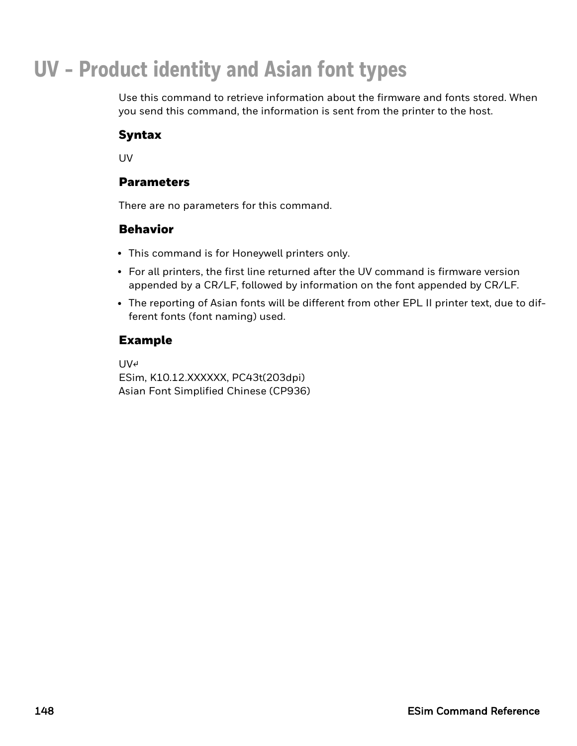# UV - Product identity and Asian font types

Use this command to retrieve information about the firmware and fonts stored. When you send this command, the information is sent from the printer to the host.

## Syntax

UV

## Parameters

There are no parameters for this command.

## Behavior

- This command is for Honeywell printers only.
- For all printers, the first line returned after the UV command is firmware version appended by a CR/LF, followed by information on the font appended by CR/LF.
- The reporting of Asian fonts will be different from other EPL II printer text, due to different fonts (font naming) used.

## Example

```
UV↵
ESim, K10.12.XXXXXX, PC43t(203dpi)
Asian Font Simplified Chinese (CP936)
```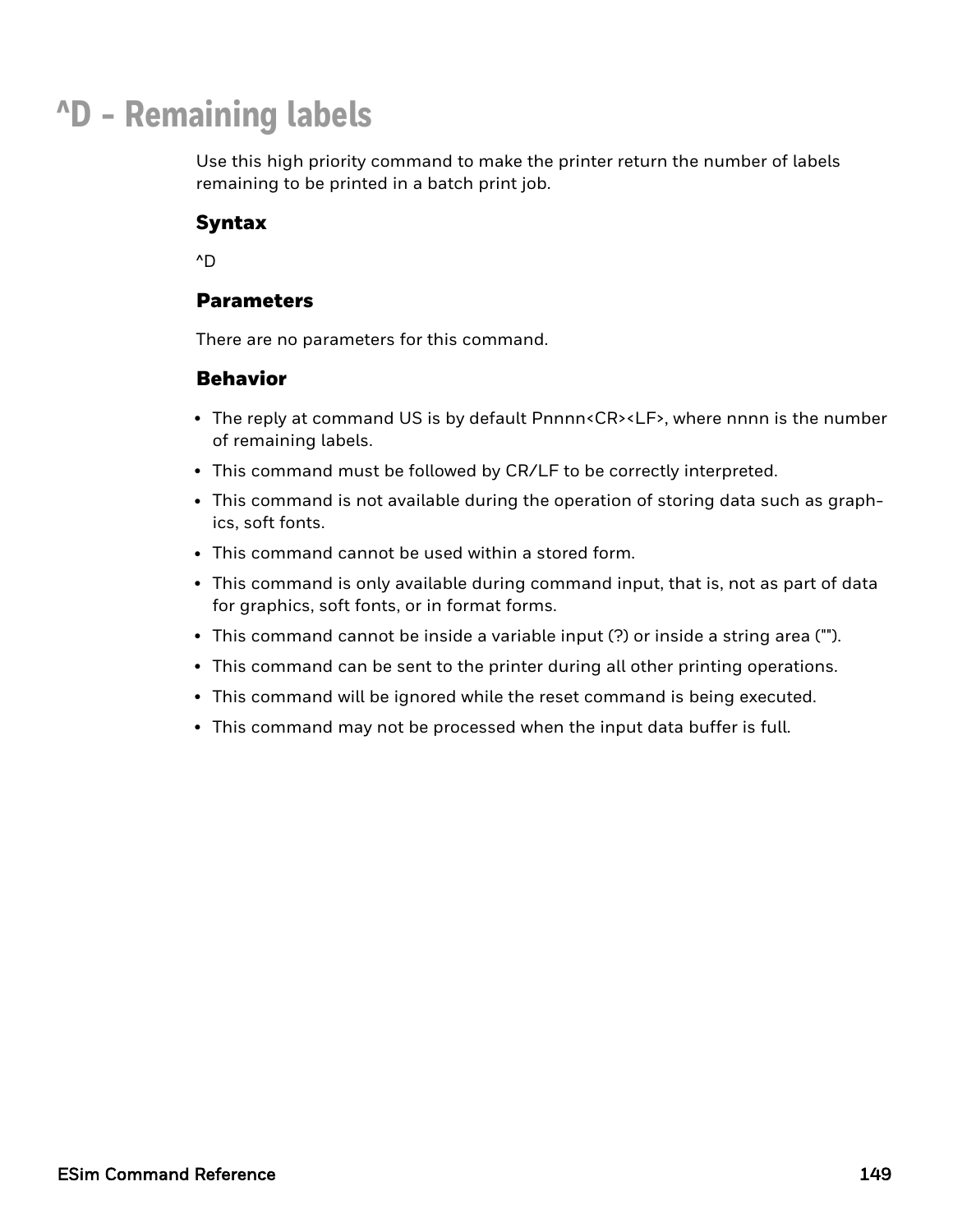# ^D - Remaining labels

Use this high priority command to make the printer return the number of labels remaining to be printed in a batch print job.

## Syntax

^D

## Parameters

There are no parameters for this command.

## Behavior

- The reply at command US is by default Pnnnn<CR><LF>, where nnnn is the number of remaining labels.
- This command must be followed by CR/LF to be correctly interpreted.
- This command is not available during the operation of storing data such as graphics, soft fonts.
- This command cannot be used within a stored form.
- This command is only available during command input, that is, not as part of data for graphics, soft fonts, or in format forms.
- This command cannot be inside a variable input (?) or inside a string area ("").
- This command can be sent to the printer during all other printing operations.
- This command will be ignored while the reset command is being executed.
- This command may not be processed when the input data buffer is full.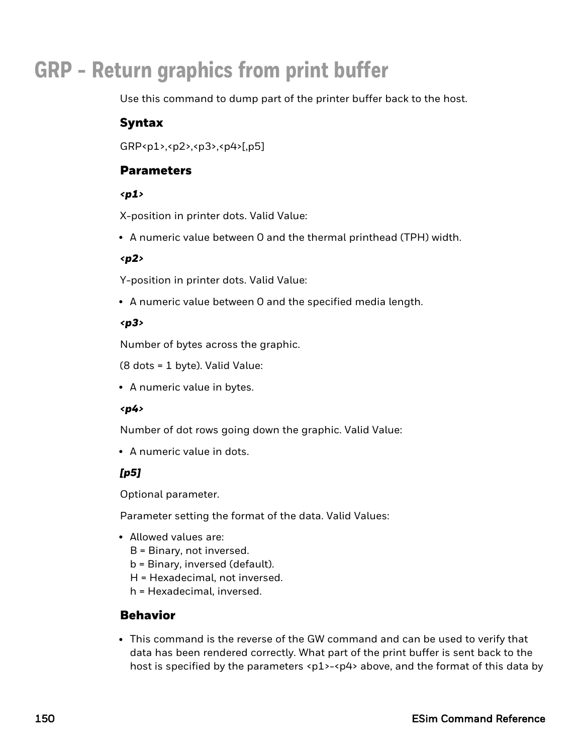# GRP - Return graphics from print buffer

Use this command to dump part of the printer buffer back to the host.

## Syntax

GRP<p1>,<p2>,<p3>,<p4>[,p5]

## Parameters

***<p1>***

X-position in printer dots. Valid Value:

- A numeric value between 0 and the thermal printhead (TPH) width.

***<p2>***

Y-position in printer dots. Valid Value:

- A numeric value between 0 and the specified media length.

***<p3>***

Number of bytes across the graphic.

(8 dots = 1 byte). Valid Value:

- A numeric value in bytes.

***<p4>***

Number of dot rows going down the graphic. Valid Value:

- A numeric value in dots.

***[p5]***

Optional parameter.

Parameter setting the format of the data. Valid Values:

- Allowed values are:
  B = Binary, not inversed.
  b = Binary, inversed (default).
  H = Hexadecimal, not inversed.
  h = Hexadecimal, inversed.

## Behavior

- This command is the reverse of the GW command and can be used to verify that data has been rendered correctly. What part of the print buffer is sent back to the host is specified by the parameters <p1>-<p4> above, and the format of this data by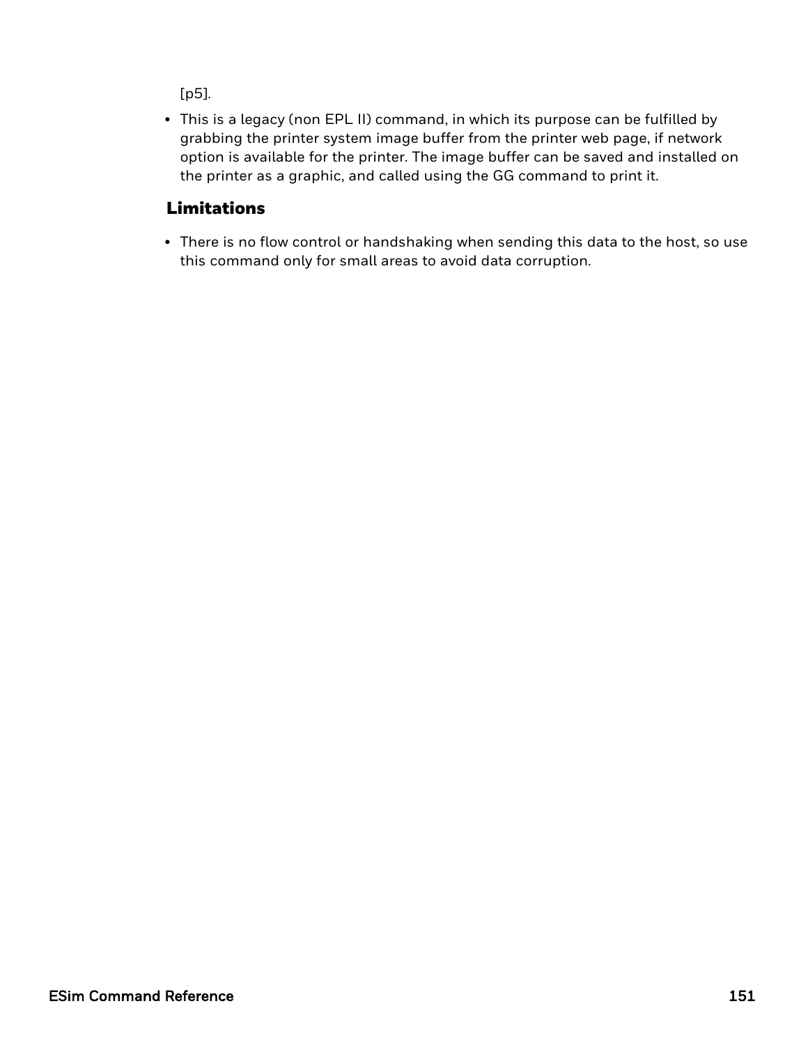[p5].

- This is a legacy (non EPL II) command, in which its purpose can be fulfilled by grabbing the printer system image buffer from the printer web page, if network option is available for the printer. The image buffer can be saved and installed on the printer as a graphic, and called using the GG command to print it.

### Limitations

- There is no flow control or handshaking when sending this data to the host, so use this command only for small areas to avoid data corruption.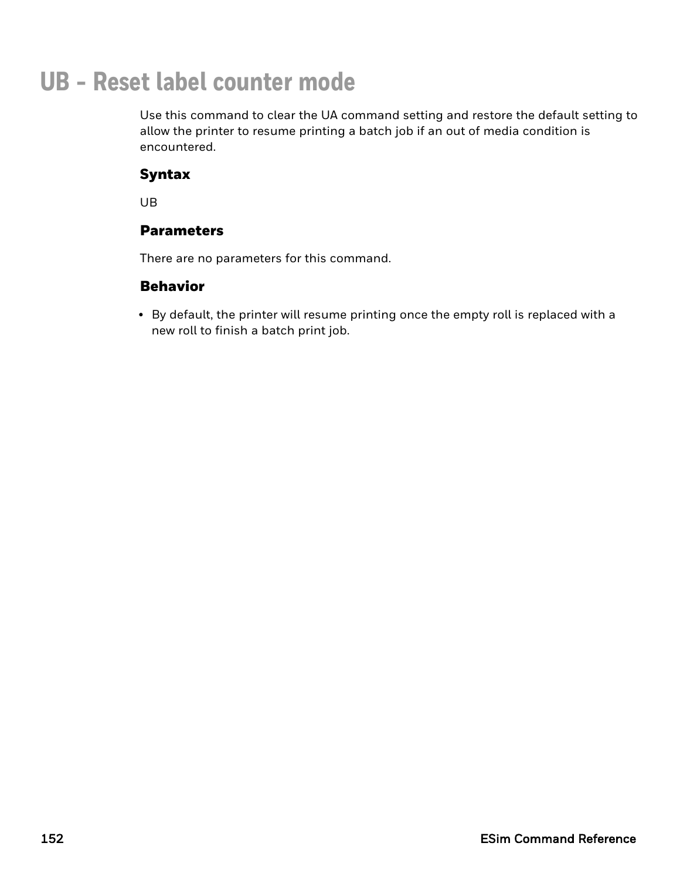# UB - Reset label counter mode

Use this command to clear the UA command setting and restore the default setting to allow the printer to resume printing a batch job if an out of media condition is encountered.

### Syntax

UB

### Parameters

There are no parameters for this command.

### Behavior

- By default, the printer will resume printing once the empty roll is replaced with a new roll to finish a batch print job.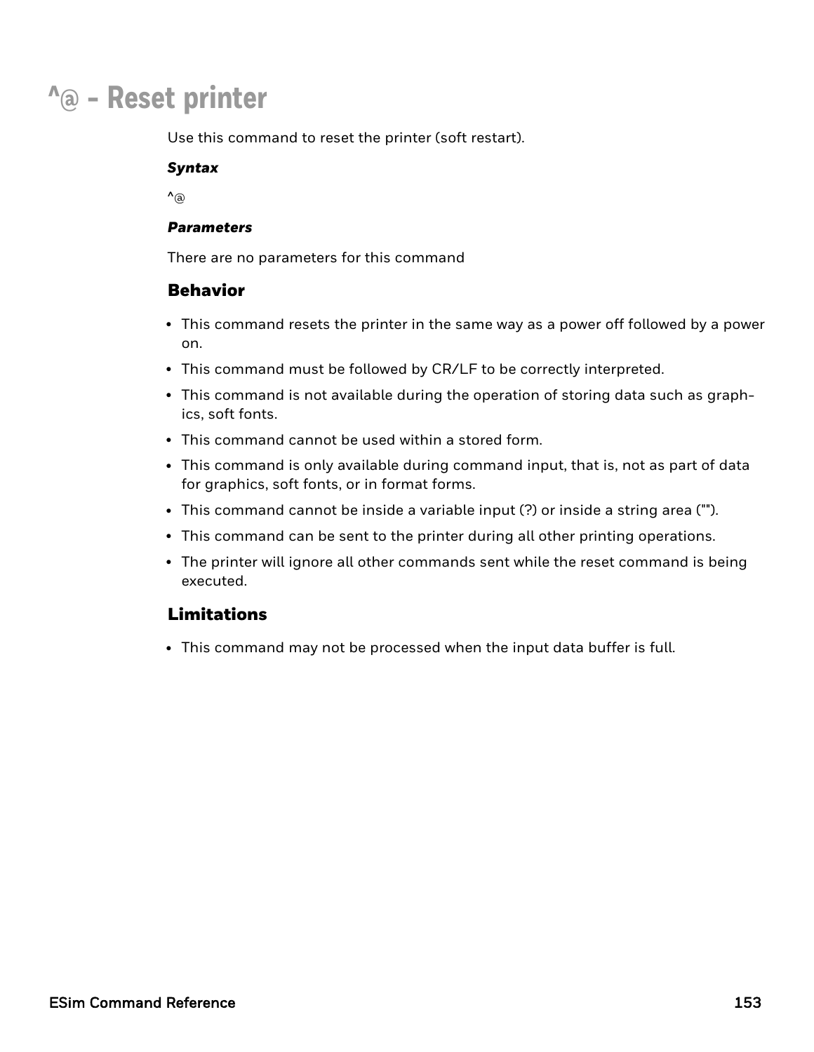# ^@ - Reset printer

Use this command to reset the printer (soft restart).

***Syntax***

^@

***Parameters***

There are no parameters for this command

## Behavior

- This command resets the printer in the same way as a power off followed by a power on.
- This command must be followed by CR/LF to be correctly interpreted.
- This command is not available during the operation of storing data such as graphics, soft fonts.
- This command cannot be used within a stored form.
- This command is only available during command input, that is, not as part of data for graphics, soft fonts, or in format forms.
- This command cannot be inside a variable input (?) or inside a string area ("").
- This command can be sent to the printer during all other printing operations.
- The printer will ignore all other commands sent while the reset command is being executed.

## Limitations

- This command may not be processed when the input data buffer is full.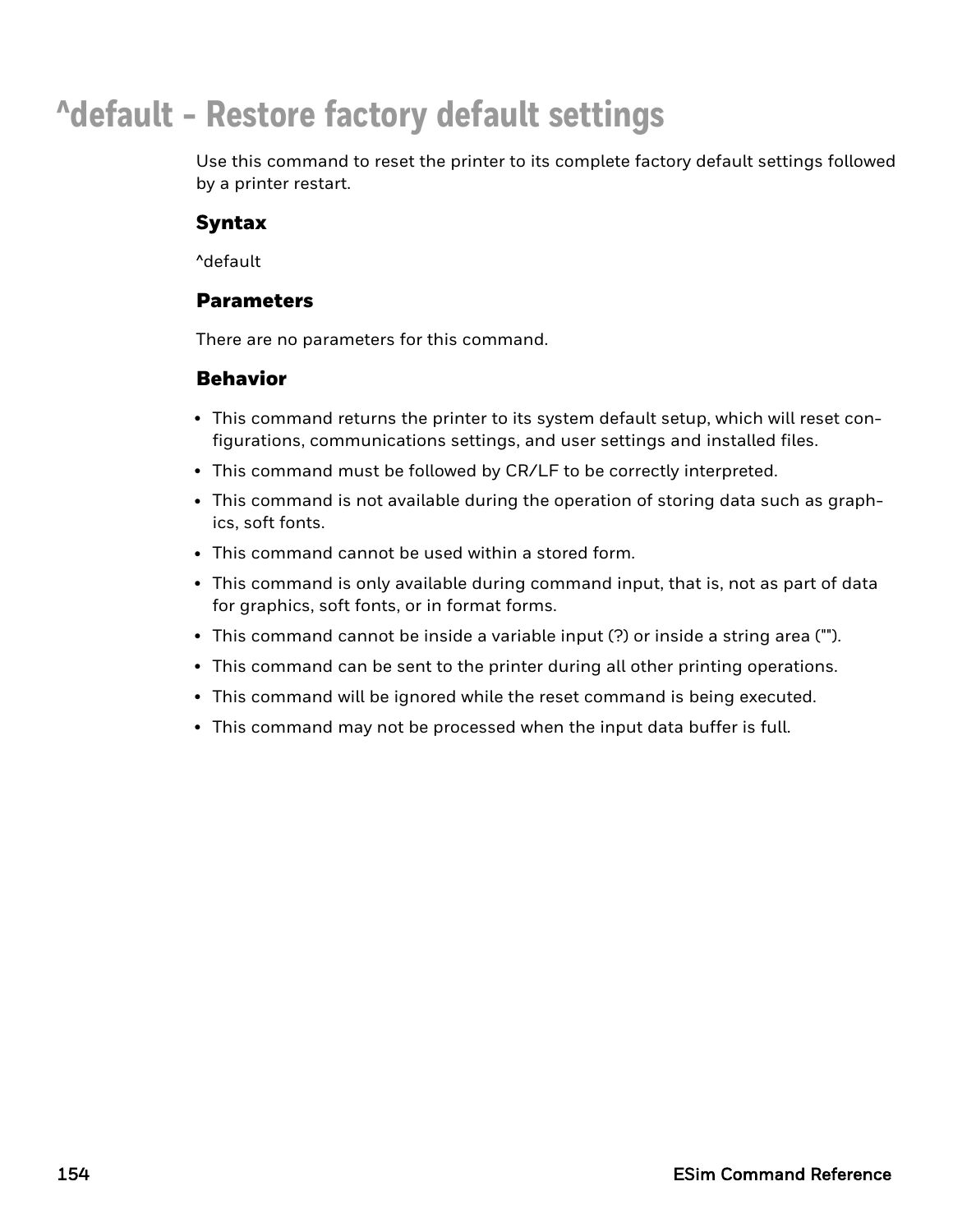# ^default - Restore factory default settings

Use this command to reset the printer to its complete factory default settings followed by a printer restart.

## Syntax

^default

## Parameters

There are no parameters for this command.

## Behavior

- This command returns the printer to its system default setup, which will reset configurations, communications settings, and user settings and installed files.
- This command must be followed by CR/LF to be correctly interpreted.
- This command is not available during the operation of storing data such as graphics, soft fonts.
- This command cannot be used within a stored form.
- This command is only available during command input, that is, not as part of data for graphics, soft fonts, or in format forms.
- This command cannot be inside a variable input (?) or inside a string area ("").
- This command can be sent to the printer during all other printing operations.
- This command will be ignored while the reset command is being executed.
- This command may not be processed when the input data buffer is full.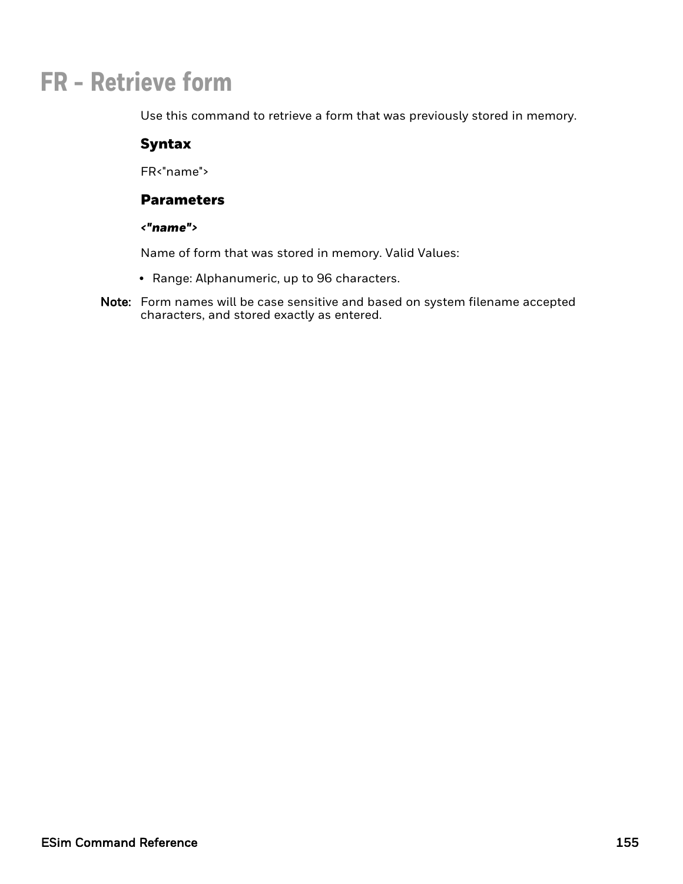# FR - Retrieve form

Use this command to retrieve a form that was previously stored in memory.

### Syntax

FR<"name">

### Parameters

***<"name">***

Name of form that was stored in memory. Valid Values:

- Range: Alphanumeric, up to 96 characters.

**Note:** Form names will be case sensitive and based on system filename accepted characters, and stored exactly as entered.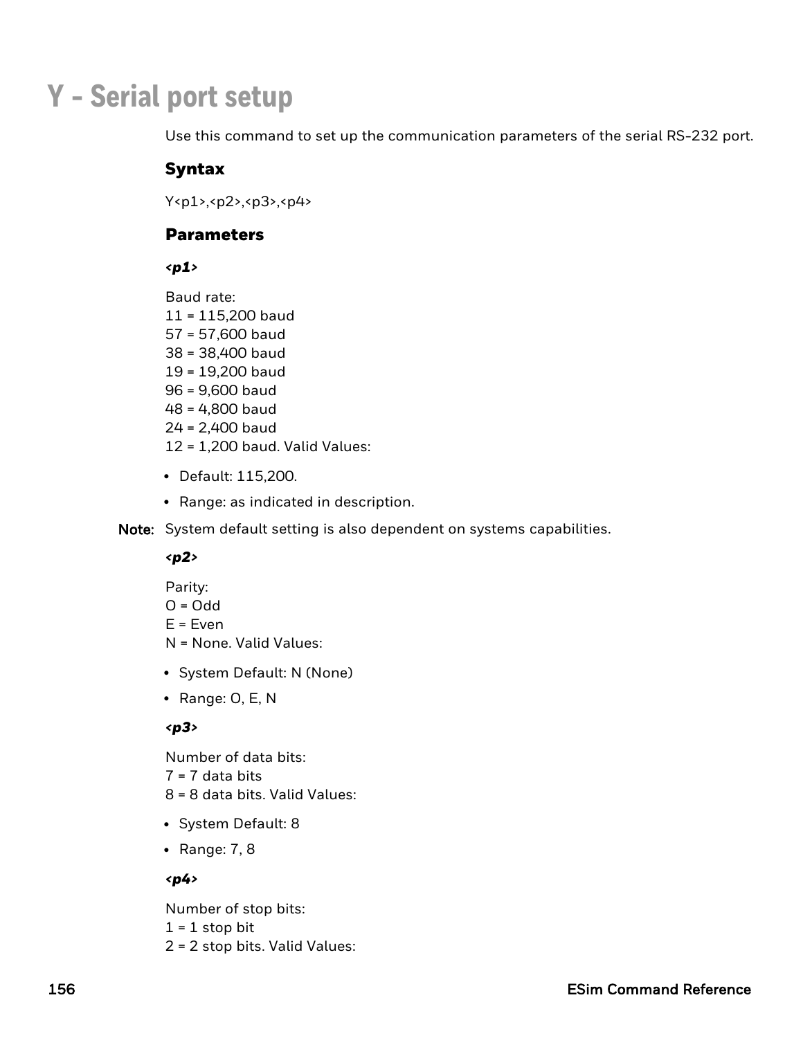# Y - Serial port setup

Use this command to set up the communication parameters of the serial RS-232 port.

## Syntax

Y<p1>,<p2>,<p3>,<p4>

## Parameters

***<p1>***

Baud rate:
11 = 115,200 baud
57 = 57,600 baud
38 = 38,400 baud
19 = 19,200 baud
96 = 9,600 baud
48 = 4,800 baud
24 = 2,400 baud
12 = 1,200 baud. Valid Values:

- Default: 115,200.
- Range: as indicated in description.

**Note:** System default setting is also dependent on systems capabilities.

***<p2>***

Parity:
O = Odd
E = Even
N = None. Valid Values:

- System Default: N (None)
- Range: O, E, N

***<p3>***

Number of data bits:
7 = 7 data bits
8 = 8 data bits. Valid Values:

- System Default: 8
- Range: 7, 8

***<p4>***

Number of stop bits:
1 = 1 stop bit
2 = 2 stop bits. Valid Values: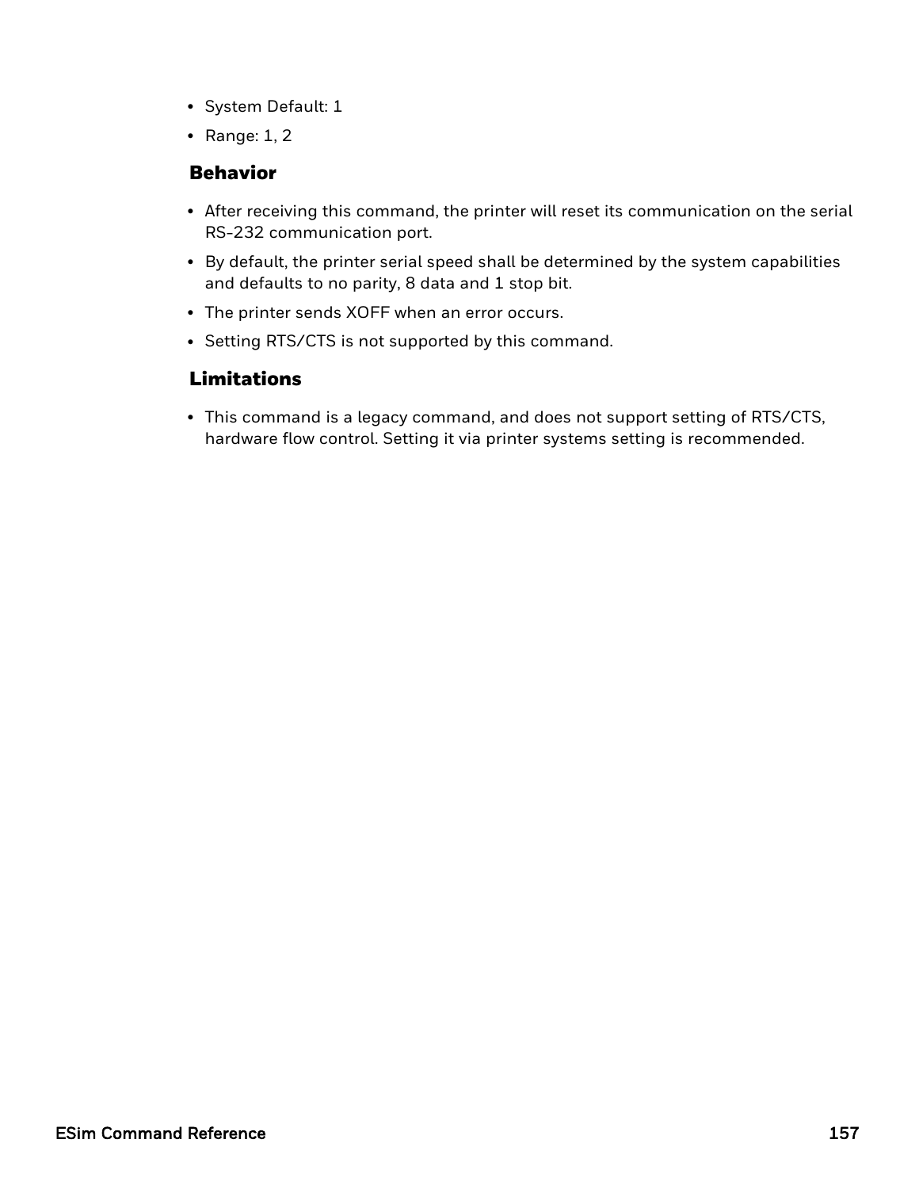- System Default: 1
- Range: 1, 2

### Behavior

- After receiving this command, the printer will reset its communication on the serial RS-232 communication port.
- By default, the printer serial speed shall be determined by the system capabilities and defaults to no parity, 8 data and 1 stop bit.
- The printer sends XOFF when an error occurs.
- Setting RTS/CTS is not supported by this command.

### Limitations

- This command is a legacy command, and does not support setting of RTS/CTS, hardware flow control. Setting it via printer systems setting is recommended.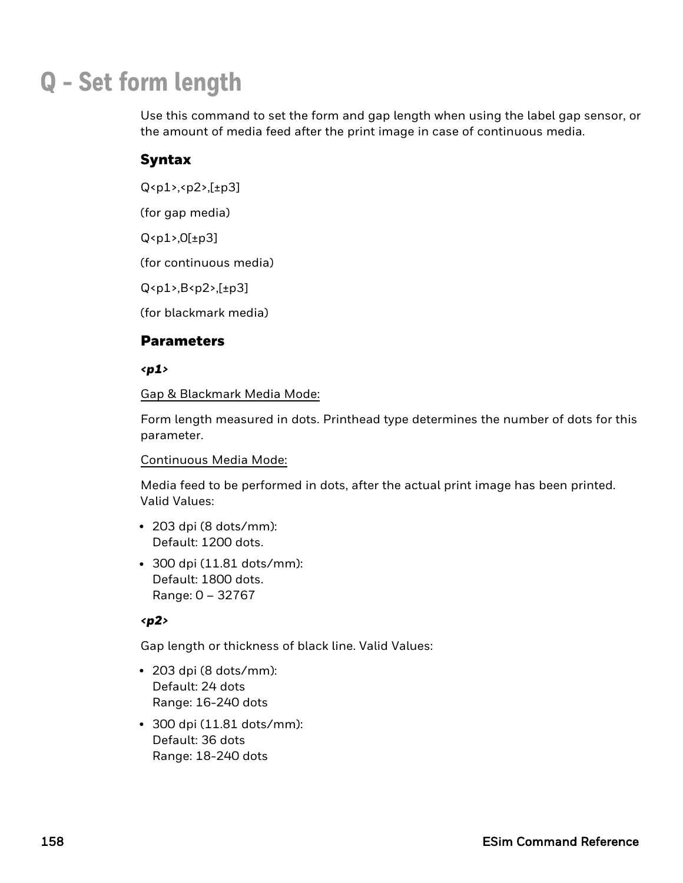# Q - Set form length

Use this command to set the form and gap length when using the label gap sensor, or the amount of media feed after the print image in case of continuous media.

## Syntax

Q<p1>,<p2>,[±p3]

(for gap media)

Q<p1>,0[±p3]

(for continuous media)

Q<p1>,B<p2>,[±p3]

(for blackmark media)

## Parameters

### *<p1>*

Gap & Blackmark Media Mode:

Form length measured in dots. Printhead type determines the number of dots for this parameter.

Continuous Media Mode:

Media feed to be performed in dots, after the actual print image has been printed. Valid Values:

- 203 dpi (8 dots/mm):
  Default: 1200 dots.
- 300 dpi (11.81 dots/mm):
  Default: 1800 dots.
  Range: 0 – 32767

### *<p2>*

Gap length or thickness of black line. Valid Values:

- 203 dpi (8 dots/mm):
  Default: 24 dots
  Range: 16-240 dots
- 300 dpi (11.81 dots/mm):
  Default: 36 dots
  Range: 18-240 dots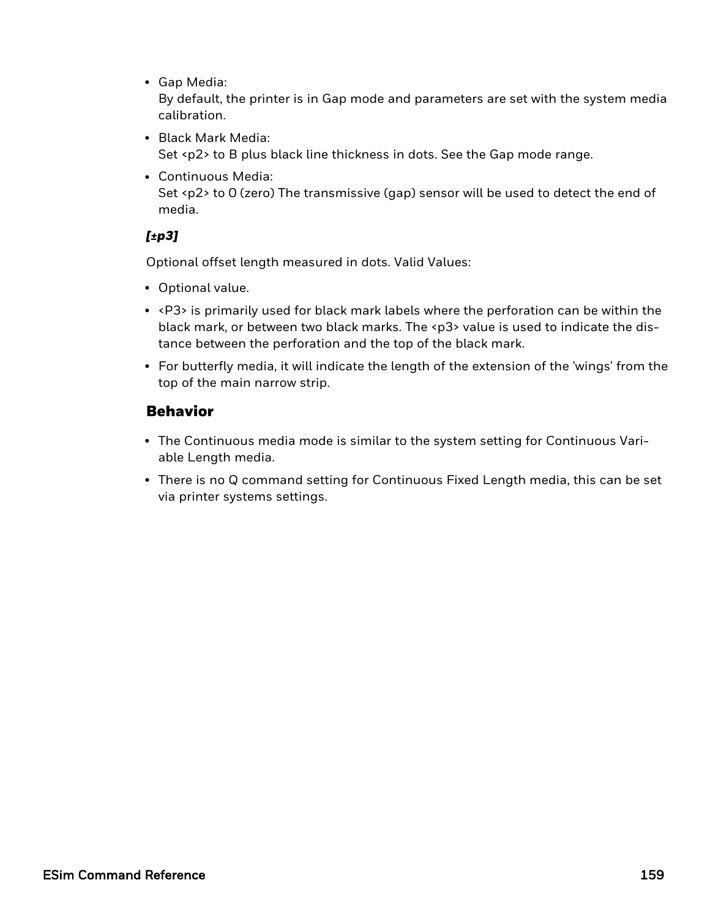- Gap Media:
  By default, the printer is in Gap mode and parameters are set with the system media calibration.
- Black Mark Media:
  Set <p2> to B plus black line thickness in dots. See the Gap mode range.
- Continuous Media:
  Set <p2> to 0 (zero) The transmissive (gap) sensor will be used to detect the end of media.

***[±p3]***

Optional offset length measured in dots. Valid Values:

- Optional value.
- <P3> is primarily used for black mark labels where the perforation can be within the black mark, or between two black marks. The <p3> value is used to indicate the distance between the perforation and the top of the black mark.
- For butterfly media, it will indicate the length of the extension of the 'wings' from the top of the main narrow strip.

## Behavior

- The Continuous media mode is similar to the system setting for Continuous Variable Length media.
- There is no Q command setting for Continuous Fixed Length media, this can be set via printer systems settings.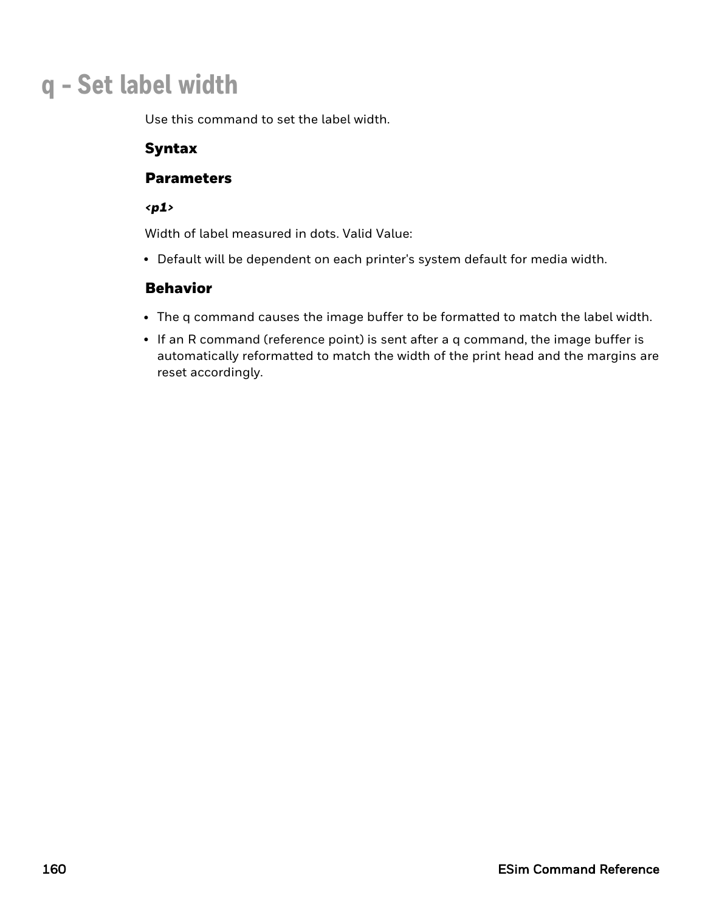# q - Set label width

Use this command to set the label width.

### Syntax

### Parameters

***<p1>***

Width of label measured in dots. Valid Value:

- Default will be dependent on each printer's system default for media width.

### Behavior

- The q command causes the image buffer to be formatted to match the label width.
- If an R command (reference point) is sent after a q command, the image buffer is automatically reformatted to match the width of the print head and the margins are reset accordingly.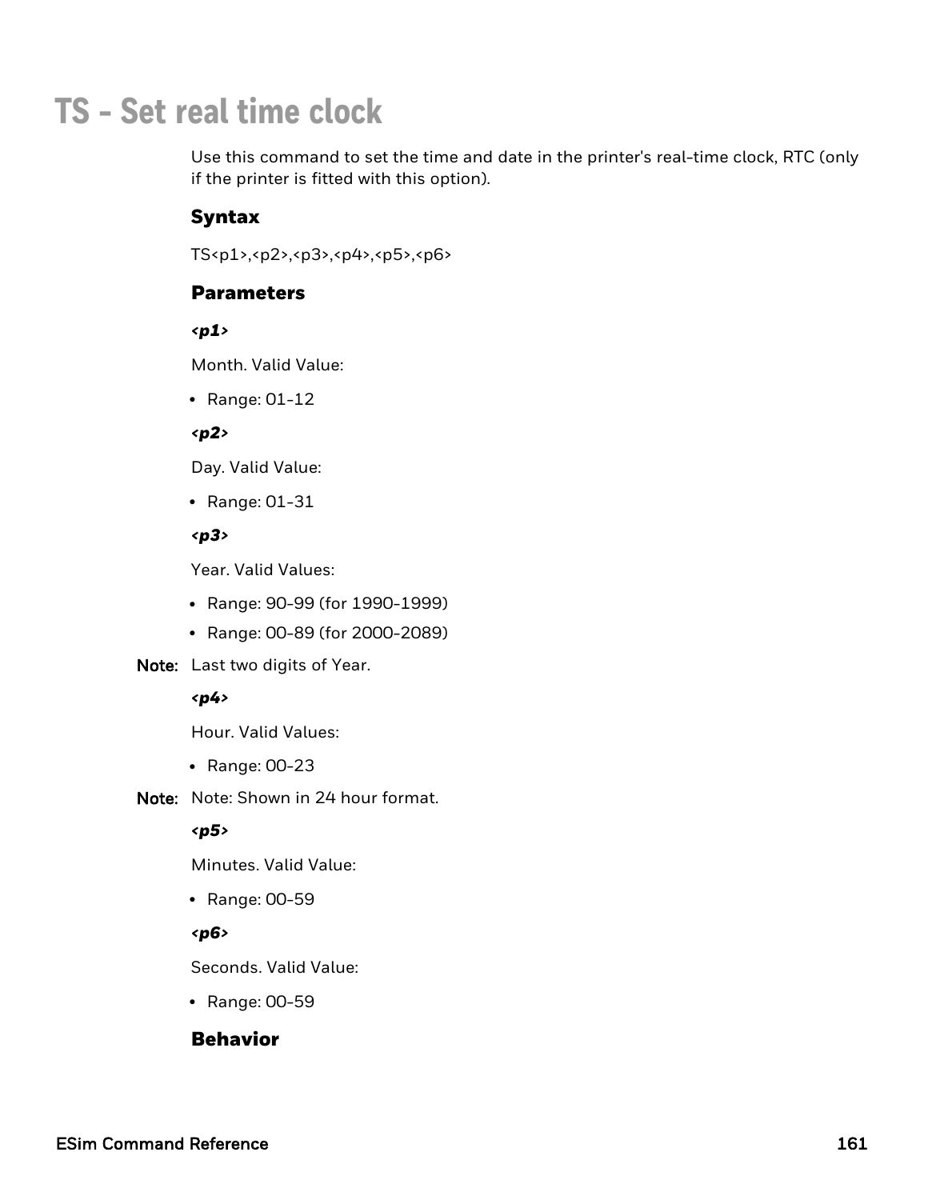# TS - Set real time clock

Use this command to set the time and date in the printer's real-time clock, RTC (only if the printer is fitted with this option).

## Syntax

TS<p1>,<p2>,<p3>,<p4>,<p5>,<p6>

## Parameters

***<p1>***

Month. Valid Value:

- Range: 01-12

***<p2>***

Day. Valid Value:

- Range: 01-31

***<p3>***

Year. Valid Values:

- Range: 90-99 (for 1990-1999)
- Range: 00-89 (for 2000-2089)

**Note:** Last two digits of Year.

***<p4>***

Hour. Valid Values:

- Range: 00-23

**Note:** Note: Shown in 24 hour format.

***<p5>***

Minutes. Valid Value:

- Range: 00-59

***<p6>***

Seconds. Valid Value:

- Range: 00-59

## Behavior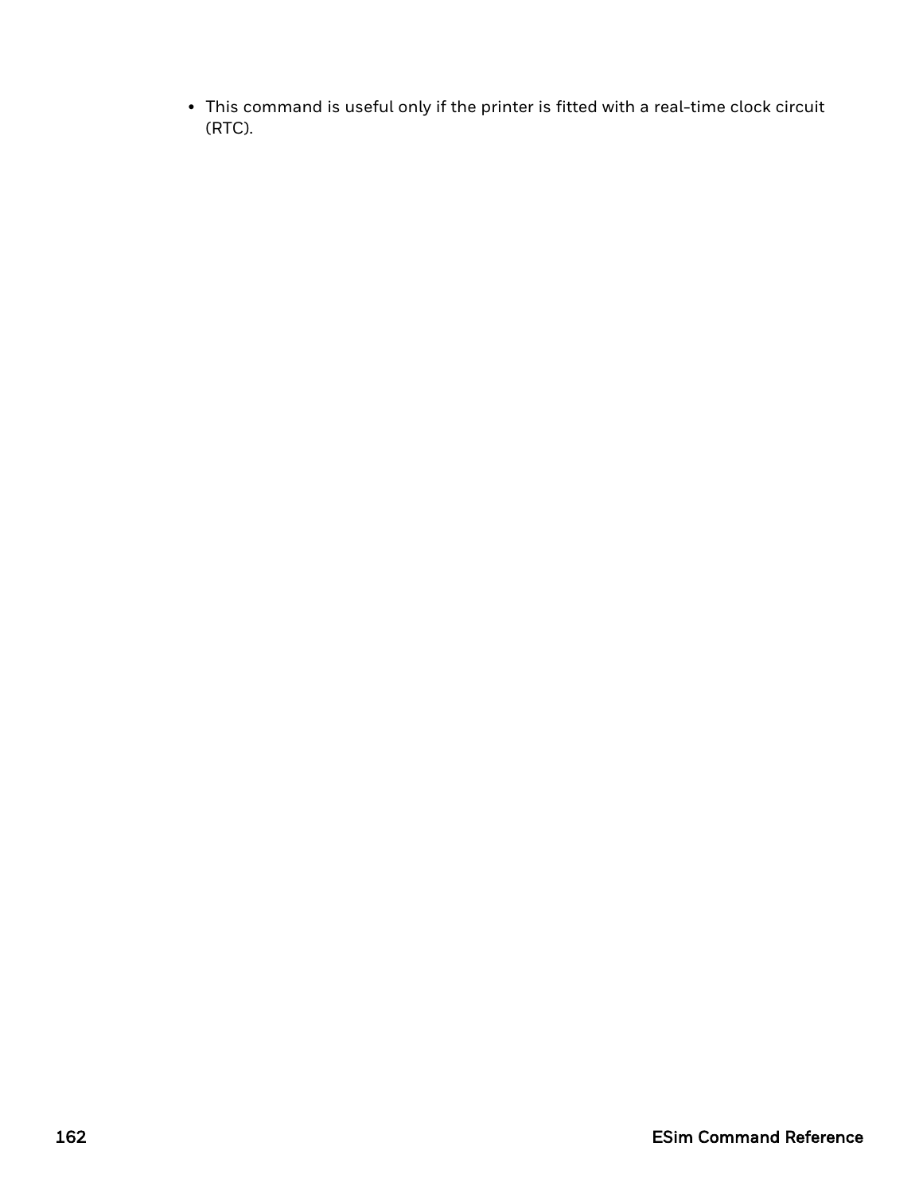- This command is useful only if the printer is fitted with a real-time clock circuit (RTC).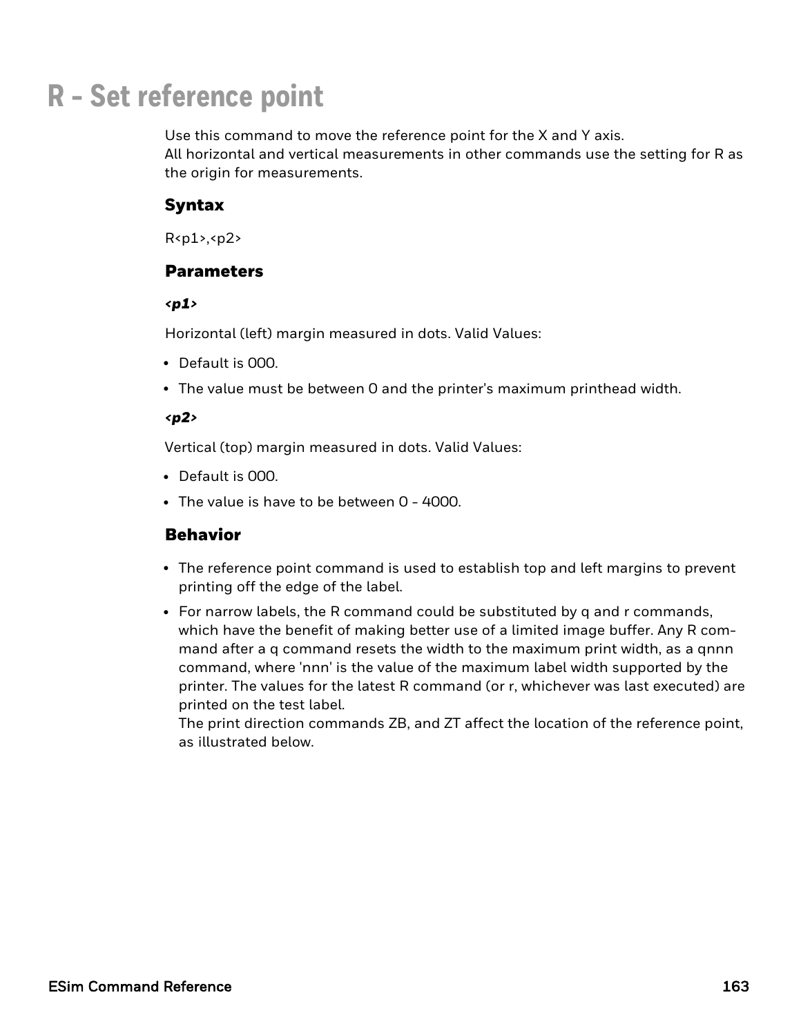# R - Set reference point

Use this command to move the reference point for the X and Y axis.
All horizontal and vertical measurements in other commands use the setting for R as the origin for measurements.

### Syntax

R<p1>,<p2>

### Parameters

***<p1>***

Horizontal (left) margin measured in dots. Valid Values:

- Default is 000.
- The value must be between 0 and the printer's maximum printhead width.

***<p2>***

Vertical (top) margin measured in dots. Valid Values:

- Default is 000.
- The value is have to be between 0 - 4000.

### Behavior

- The reference point command is used to establish top and left margins to prevent printing off the edge of the label.
- For narrow labels, the R command could be substituted by q and r commands, which have the benefit of making better use of a limited image buffer. Any R command after a q command resets the width to the maximum print width, as a qnnn command, where 'nnn' is the value of the maximum label width supported by the printer. The values for the latest R command (or r, whichever was last executed) are printed on the test label.
  The print direction commands ZB, and ZT affect the location of the reference point, as illustrated below.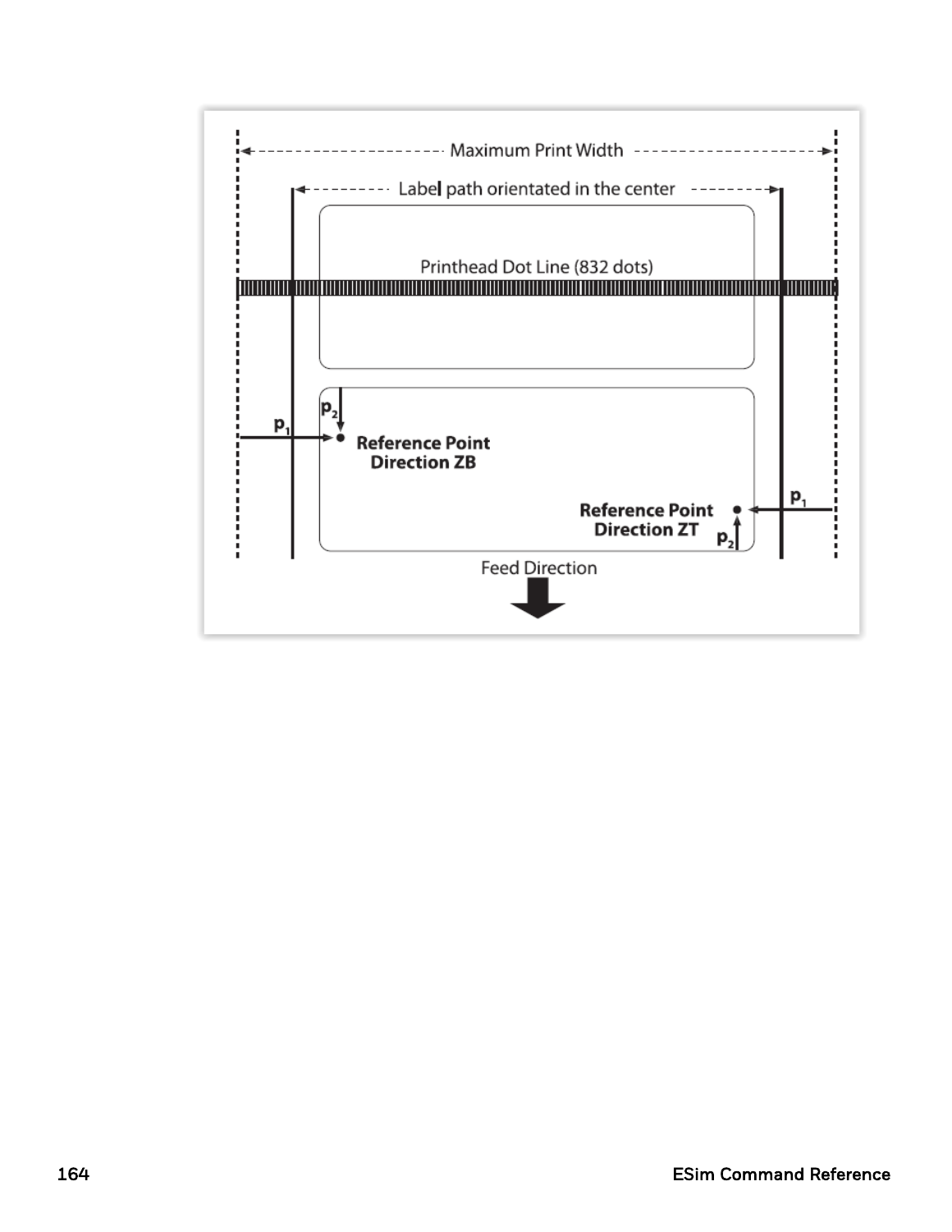Maximum Print Width

Label path orientated in the center

Printhead Dot Line (832 dots)

$p_2$

$p_1$

Reference Point
Direction ZB

Reference Point
Direction ZT

$p_1$

$p_2$

Feed Direction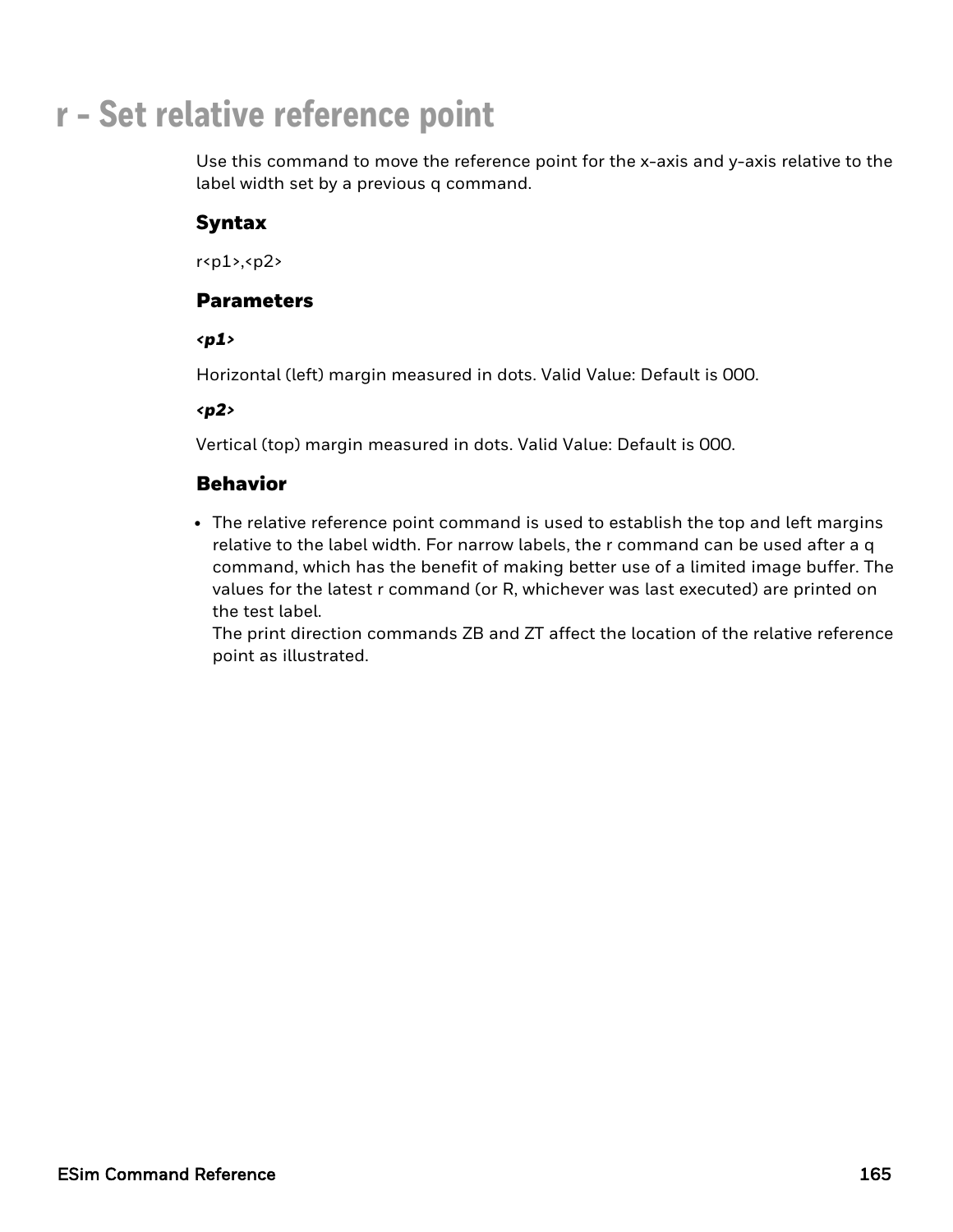# r - Set relative reference point

Use this command to move the reference point for the x-axis and y-axis relative to the label width set by a previous q command.

## Syntax

r<p1>,<p2>

## Parameters

***<p1>***

Horizontal (left) margin measured in dots. Valid Value: Default is 000.

***<p2>***

Vertical (top) margin measured in dots. Valid Value: Default is 000.

## Behavior

- The relative reference point command is used to establish the top and left margins relative to the label width. For narrow labels, the r command can be used after a q command, which has the benefit of making better use of a limited image buffer. The values for the latest r command (or R, whichever was last executed) are printed on the test label.
  The print direction commands ZB and ZT affect the location of the relative reference point as illustrated.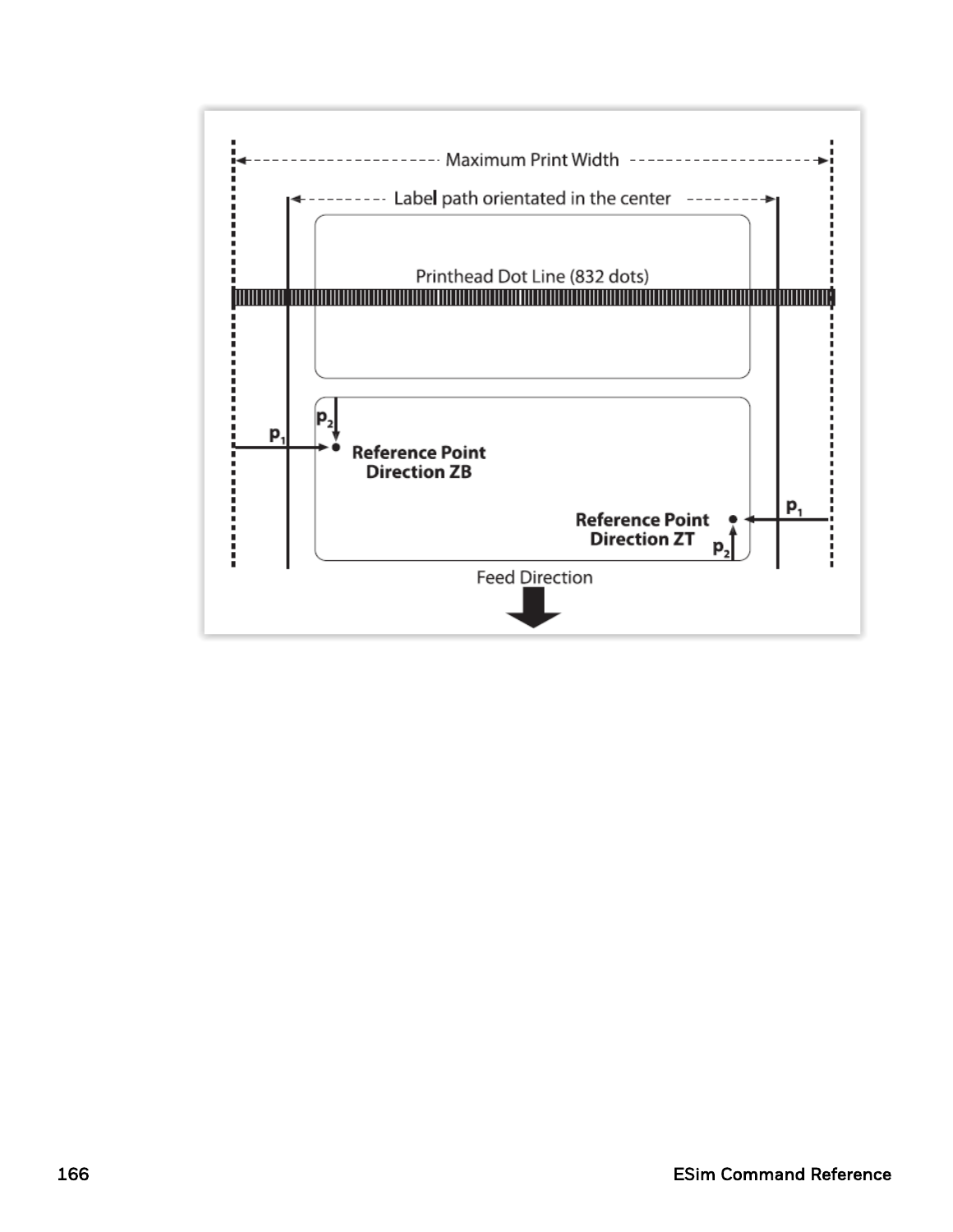Maximum Print Width

Label path orientated in the center

Printhead Dot Line (832 dots)

$p_2$

$p_1$

**Reference Point Direction ZB**

$p_1$

**Reference Point Direction ZT**

$p_2$

Feed Direction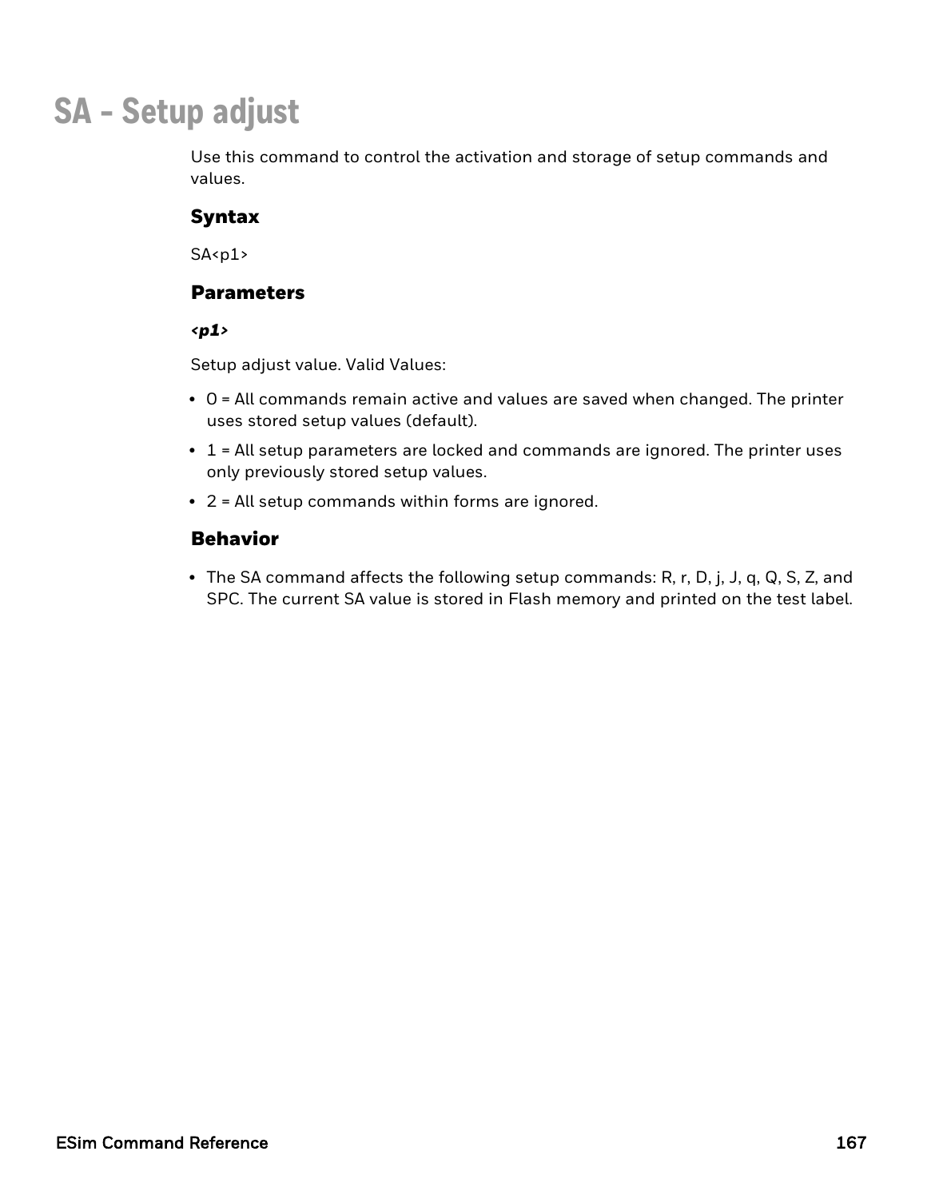# SA - Setup adjust

Use this command to control the activation and storage of setup commands and values.

### Syntax

SA<p1>

### Parameters

***<p1>***

Setup adjust value. Valid Values:

- 0 = All commands remain active and values are saved when changed. The printer uses stored setup values (default).
- 1 = All setup parameters are locked and commands are ignored. The printer uses only previously stored setup values.
- 2 = All setup commands within forms are ignored.

### Behavior

- The SA command affects the following setup commands: R, r, D, j, J, q, Q, S, Z, and SPC. The current SA value is stored in Flash memory and printed on the test label.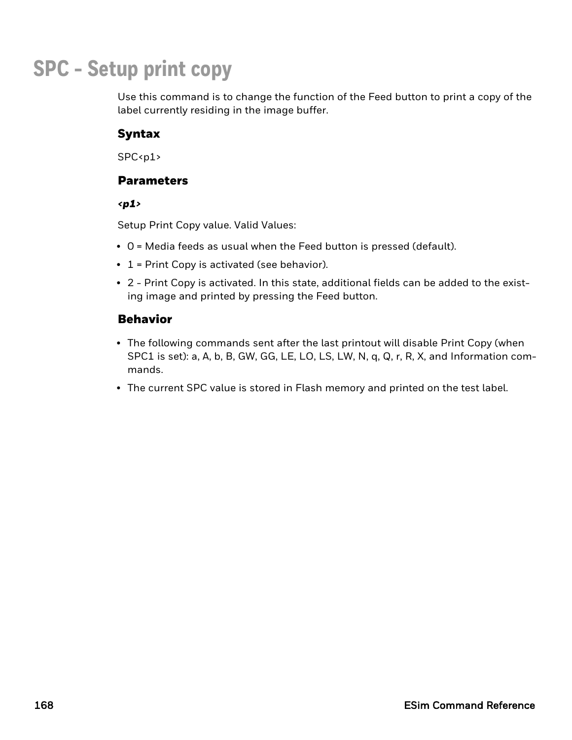# SPC - Setup print copy

Use this command is to change the function of the Feed button to print a copy of the label currently residing in the image buffer.

## Syntax

SPC<p1>

## Parameters

***<p1>***

Setup Print Copy value. Valid Values:

- 0 = Media feeds as usual when the Feed button is pressed (default).
- 1 = Print Copy is activated (see behavior).
- 2 - Print Copy is activated. In this state, additional fields can be added to the existing image and printed by pressing the Feed button.

## Behavior

- The following commands sent after the last printout will disable Print Copy (when SPC1 is set): a, A, b, B, GW, GG, LE, LO, LS, LW, N, q, Q, r, R, X, and Information commands.
- The current SPC value is stored in Flash memory and printed on the test label.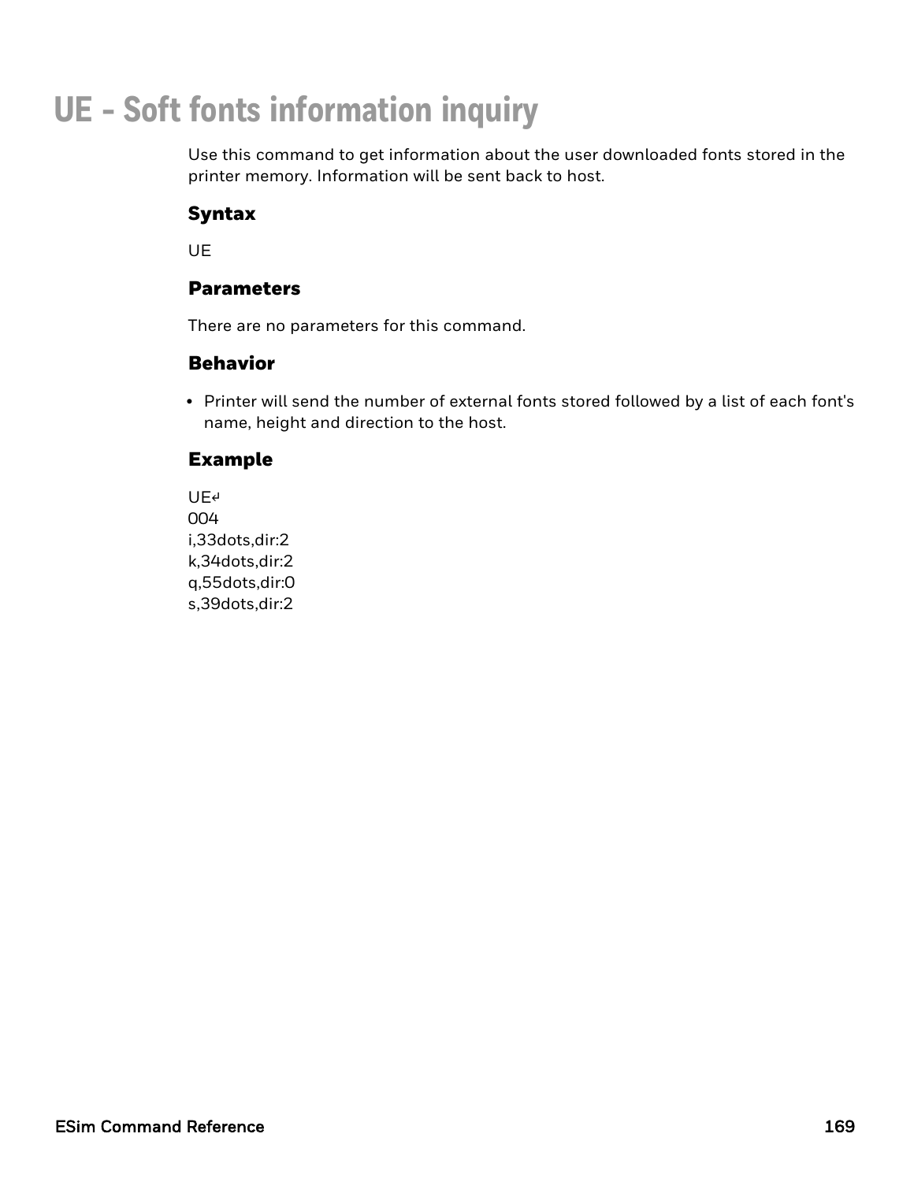# UE - Soft fonts information inquiry

Use this command to get information about the user downloaded fonts stored in the printer memory. Information will be sent back to host.

### Syntax

UE

### Parameters

There are no parameters for this command.

### Behavior

- Printer will send the number of external fonts stored followed by a list of each font's name, height and direction to the host.

### Example

```
UE↵
004
i,33dots,dir:2
k,34dots,dir:2
q,55dots,dir:0
s,39dots,dir:2
```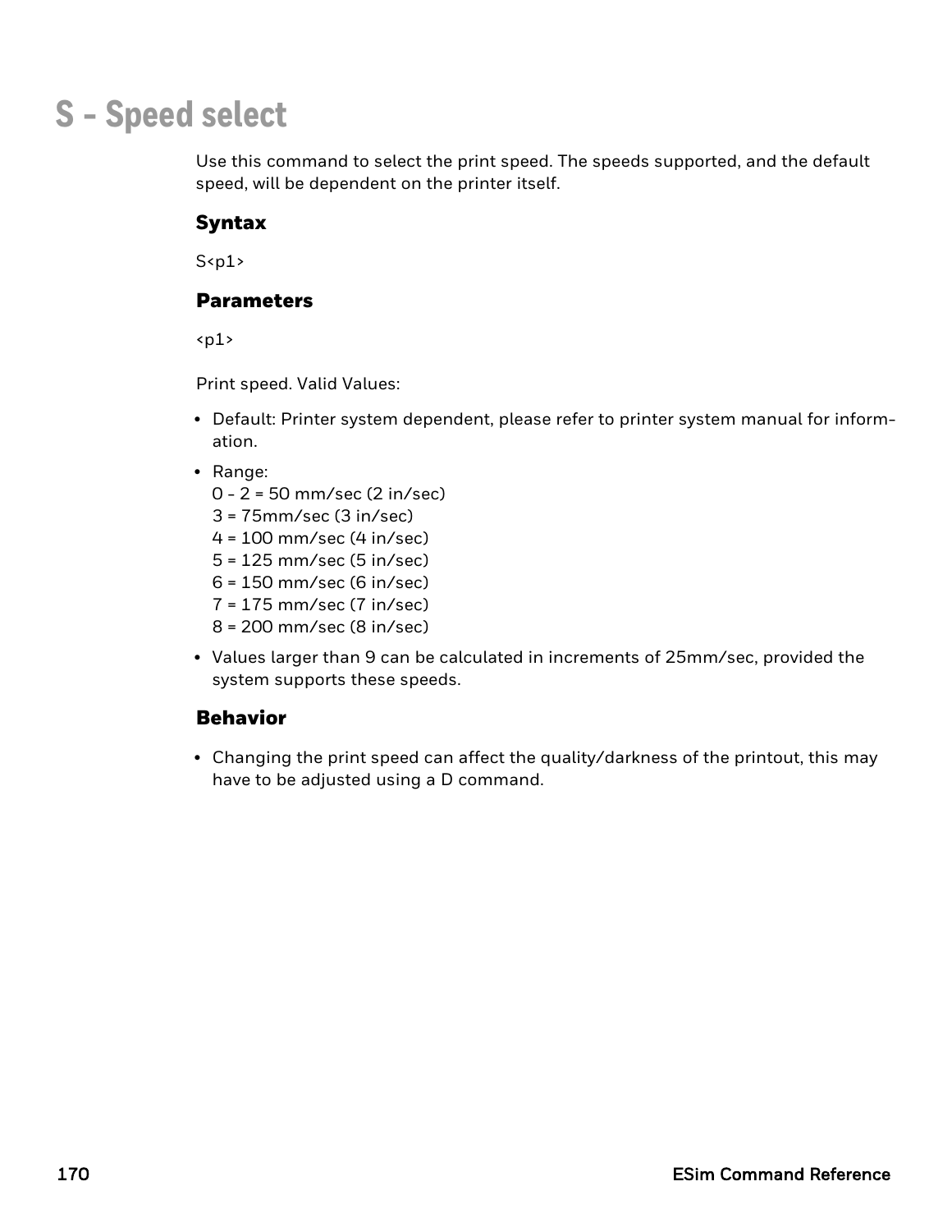# S - Speed select

Use this command to select the print speed. The speeds supported, and the default speed, will be dependent on the printer itself.

### Syntax

S<p1>

### Parameters

<p1>

Print speed. Valid Values:

- Default: Printer system dependent, please refer to printer system manual for information.
- Range:
  0 - 2 = 50 mm/sec (2 in/sec)
  3 = 75mm/sec (3 in/sec)
  4 = 100 mm/sec (4 in/sec)
  5 = 125 mm/sec (5 in/sec)
  6 = 150 mm/sec (6 in/sec)
  7 = 175 mm/sec (7 in/sec)
  8 = 200 mm/sec (8 in/sec)
- Values larger than 9 can be calculated in increments of 25mm/sec, provided the system supports these speeds.

### Behavior

- Changing the print speed can affect the quality/darkness of the printout, this may have to be adjusted using a D command.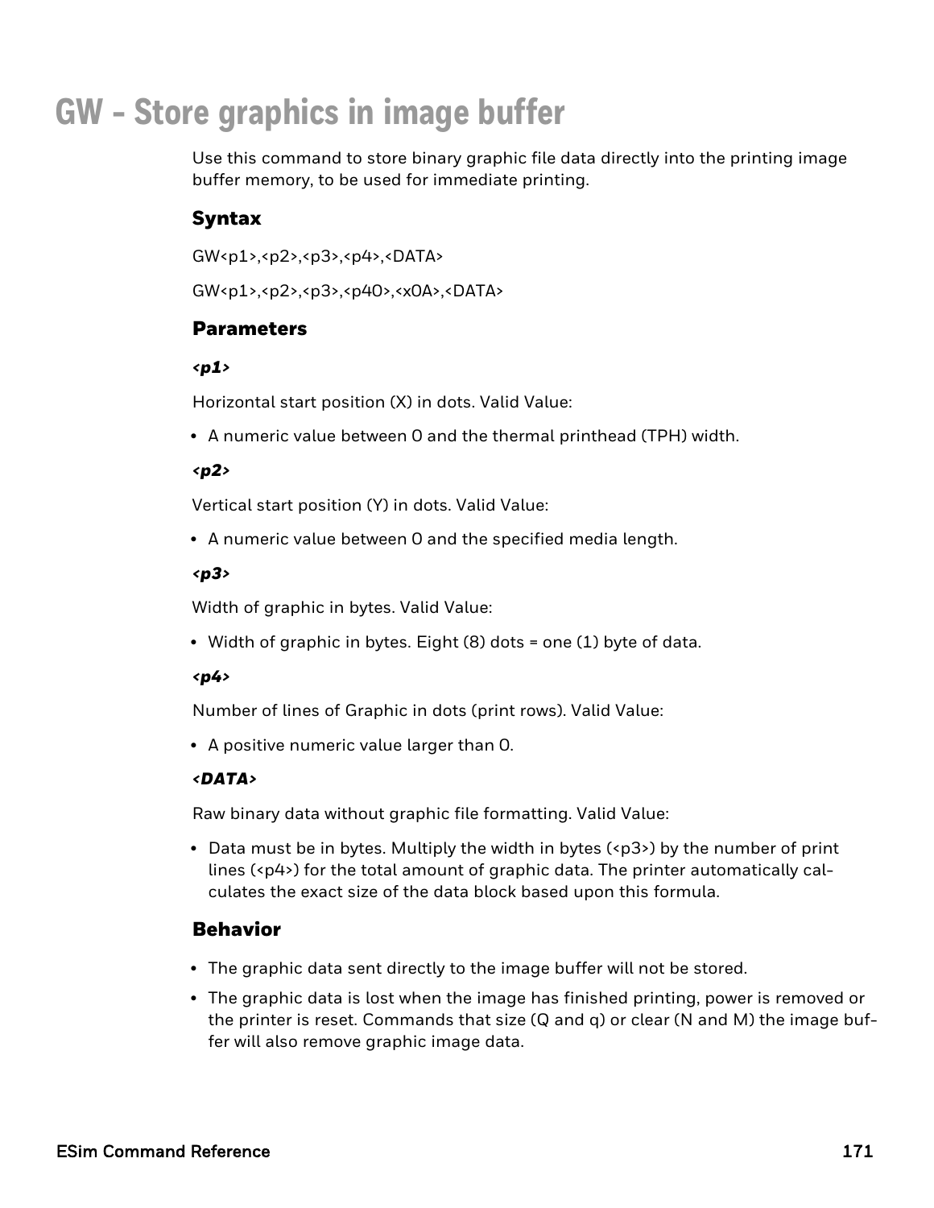# GW - Store graphics in image buffer

Use this command to store binary graphic file data directly into the printing image buffer memory, to be used for immediate printing.

## Syntax

GW<p1>,<p2>,<p3>,<p4>,<DATA>

GW<p1>,<p2>,<p3>,<p40>,<x0A>,<DATA>

## Parameters

***<p1>***

Horizontal start position (X) in dots. Valid Value:

- A numeric value between 0 and the thermal printhead (TPH) width.

***<p2>***

Vertical start position (Y) in dots. Valid Value:

- A numeric value between 0 and the specified media length.

***<p3>***

Width of graphic in bytes. Valid Value:

- Width of graphic in bytes. Eight (8) dots = one (1) byte of data.

***<p4>***

Number of lines of Graphic in dots (print rows). Valid Value:

- A positive numeric value larger than 0.

***<DATA>***

Raw binary data without graphic file formatting. Valid Value:

- Data must be in bytes. Multiply the width in bytes (<p3>) by the number of print lines (<p4>) for the total amount of graphic data. The printer automatically calculates the exact size of the data block based upon this formula.

## Behavior

- The graphic data sent directly to the image buffer will not be stored.
- The graphic data is lost when the image has finished printing, power is removed or the printer is reset. Commands that size (Q and q) or clear (N and M) the image buffer will also remove graphic image data.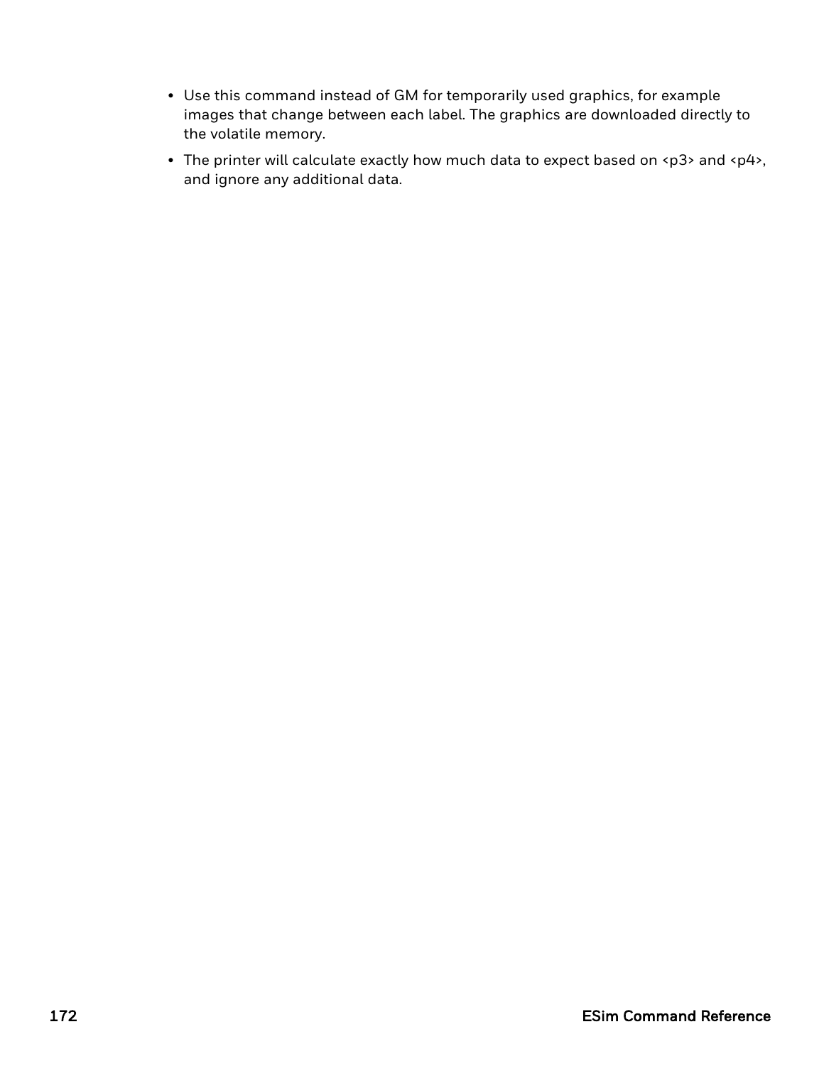- Use this command instead of GM for temporarily used graphics, for example images that change between each label. The graphics are downloaded directly to the volatile memory.
- The printer will calculate exactly how much data to expect based on <p3> and <p4>, and ignore any additional data.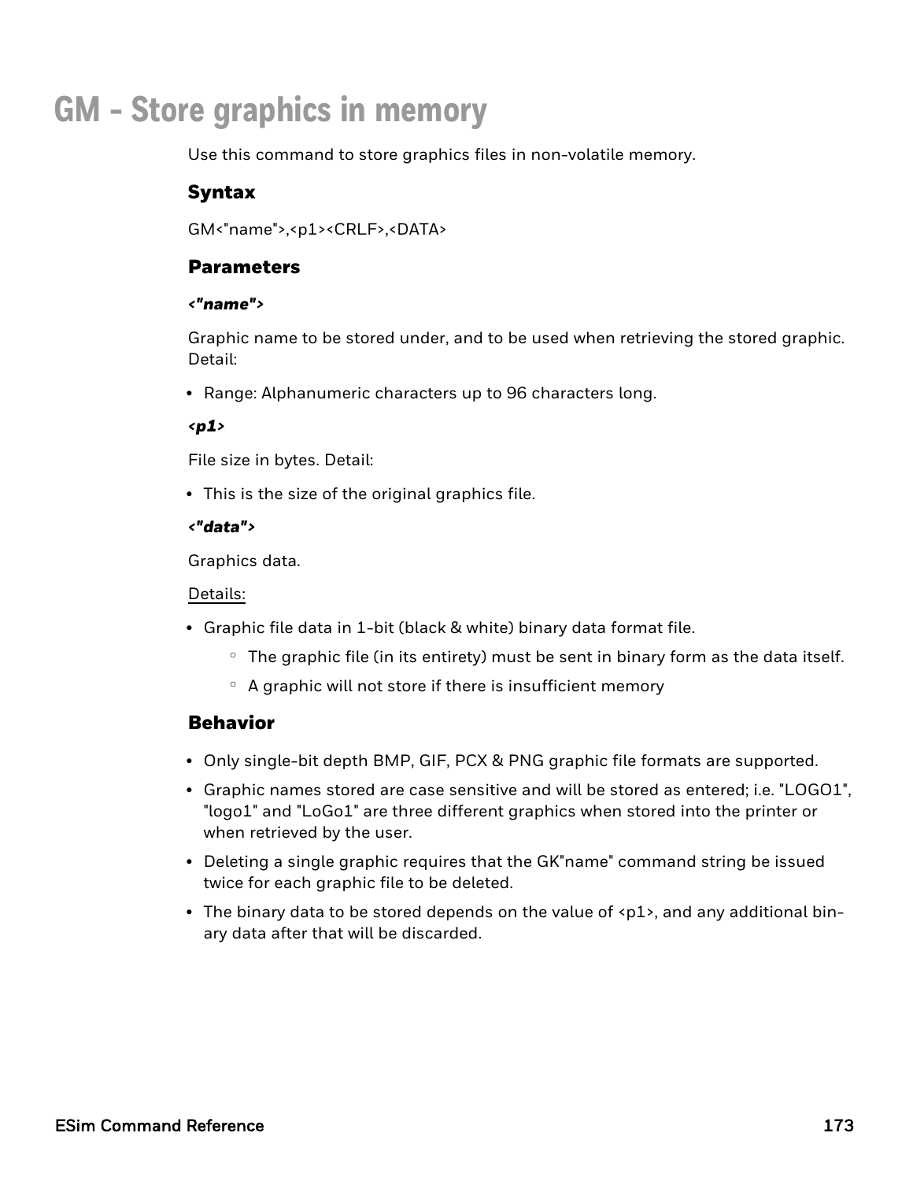# GM - Store graphics in memory

Use this command to store graphics files in non-volatile memory.

### Syntax

GM<"name">,<p1><CRLF>,<DATA>

### Parameters

***<"name">***

Graphic name to be stored under, and to be used when retrieving the stored graphic. Detail:

- Range: Alphanumeric characters up to 96 characters long.

***<p1>***

File size in bytes. Detail:

- This is the size of the original graphics file.

***<"data">***

Graphics data.

Details:

- Graphic file data in 1-bit (black & white) binary data format file.
  - The graphic file (in its entirety) must be sent in binary form as the data itself.
  - A graphic will not store if there is insufficient memory

### Behavior

- Only single-bit depth BMP, GIF, PCX & PNG graphic file formats are supported.
- Graphic names stored are case sensitive and will be stored as entered; i.e. "LOGO1", "logo1" and "LoGo1" are three different graphics when stored into the printer or when retrieved by the user.
- Deleting a single graphic requires that the GK"name" command string be issued twice for each graphic file to be deleted.
- The binary data to be stored depends on the value of <p1>, and any additional binary data after that will be discarded.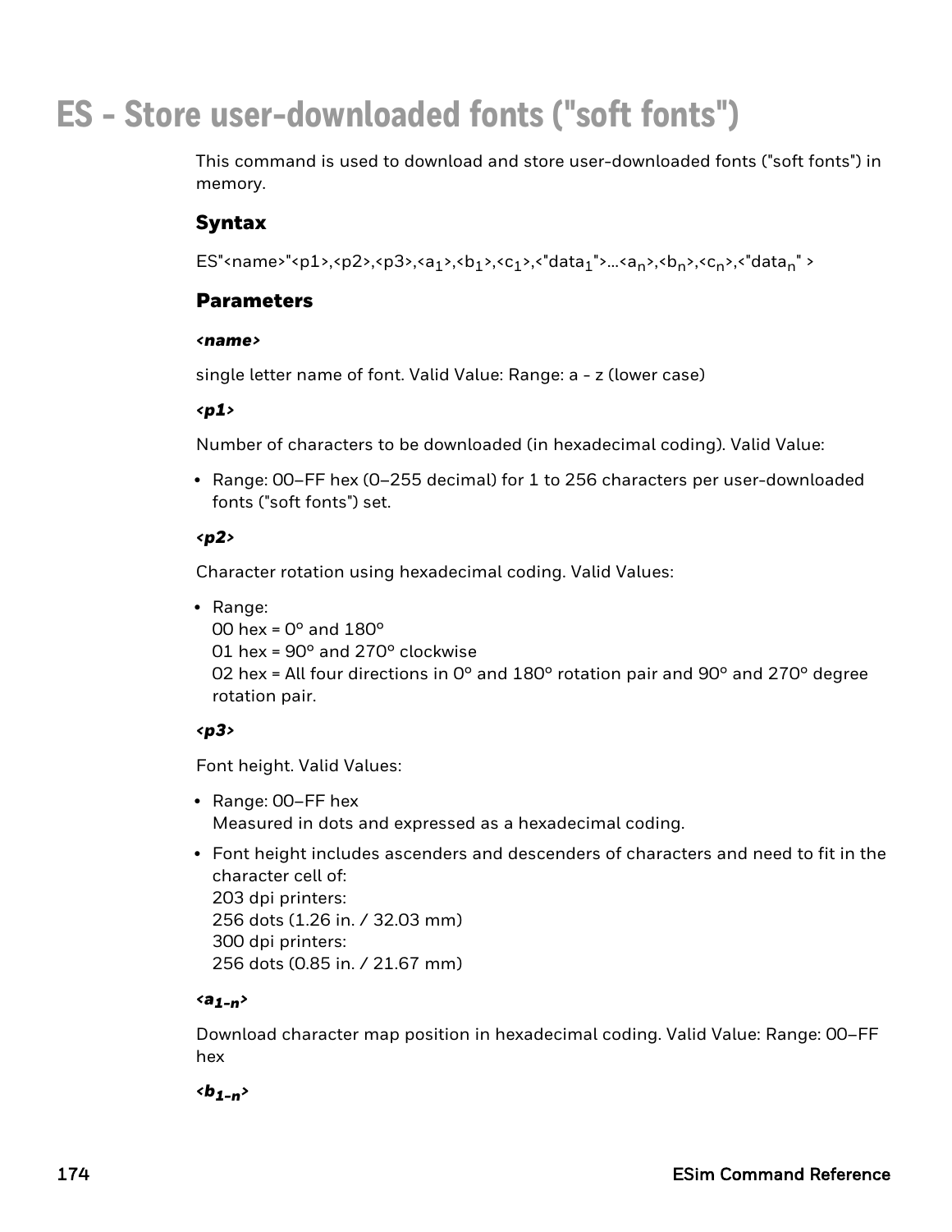# ES - Store user-downloaded fonts ("soft fonts")

This command is used to download and store user-downloaded fonts ("soft fonts") in memory.

## Syntax

ES"<name>"<p1>,<p2>,<p3>,<$a_1$>,<$b_1$>,<$c_1$>,<"$data_1$">...<$a_n$>,<$b_n$>,<$c_n$>,<"$data_n$" >

## Parameters

***<name>***

single letter name of font. Valid Value: Range: a - z (lower case)

***<p1>***

Number of characters to be downloaded (in hexadecimal coding). Valid Value:

- Range: 00–FF hex (0–255 decimal) for 1 to 256 characters per user-downloaded fonts ("soft fonts") set.

***<p2>***

Character rotation using hexadecimal coding. Valid Values:

- Range:
  00 hex = 0° and 180°
  01 hex = 90° and 270° clockwise
  02 hex = All four directions in 0° and 180° rotation pair and 90° and 270° degree rotation pair.

***<p3>***

Font height. Valid Values:

- Range: 00–FF hex
  Measured in dots and expressed as a hexadecimal coding.
- Font height includes ascenders and descenders of characters and need to fit in the character cell of:
  203 dpi printers:
  256 dots (1.26 in. / 32.03 mm)
  300 dpi printers:
  256 dots (0.85 in. / 21.67 mm)

***<$a_{1-n}$>***

Download character map position in hexadecimal coding. Valid Value: Range: 00–FF hex

***<$b_{1-n}$>***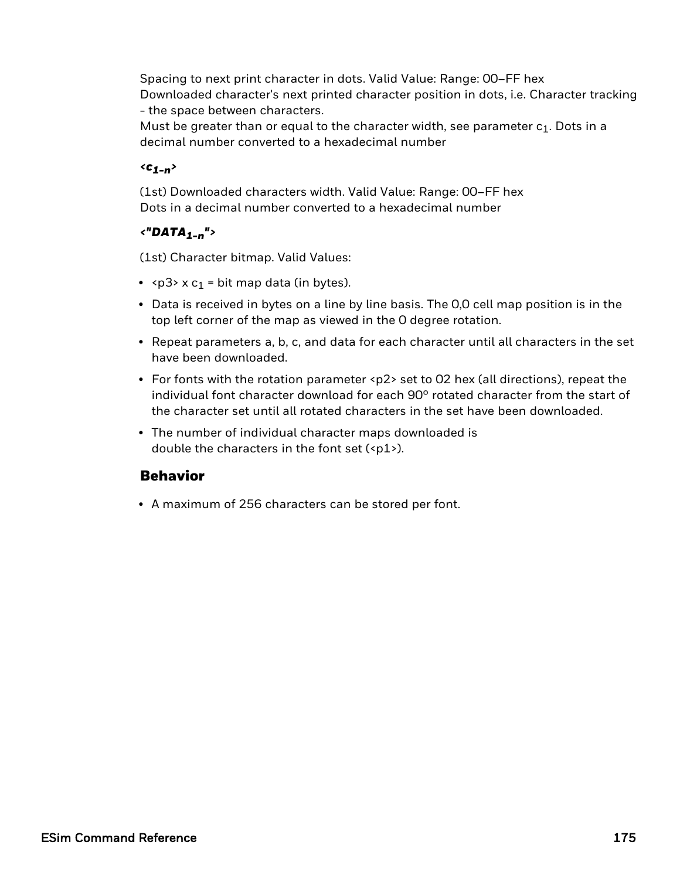Spacing to next print character in dots. Valid Value: Range: 00–FF hex
Downloaded character's next printed character position in dots, i.e. Character tracking - the space between characters.
Must be greater than or equal to the character width, see parameter $c_1$. Dots in a decimal number converted to a hexadecimal number

***<$c_{1-n}$>***

(1st) Downloaded characters width. Valid Value: Range: 00–FF hex
Dots in a decimal number converted to a hexadecimal number

***<"$DATA_{1-n}$">***

(1st) Character bitmap. Valid Values:

- <p3> x $c_1$ = bit map data (in bytes).
- Data is received in bytes on a line by line basis. The 0,0 cell map position is in the top left corner of the map as viewed in the 0 degree rotation.
- Repeat parameters a, b, c, and data for each character until all characters in the set have been downloaded.
- For fonts with the rotation parameter <p2> set to 02 hex (all directions), repeat the individual font character download for each 90º rotated character from the start of the character set until all rotated characters in the set have been downloaded.
- The number of individual character maps downloaded is double the characters in the font set (<p1>).

## Behavior

- A maximum of 256 characters can be stored per font.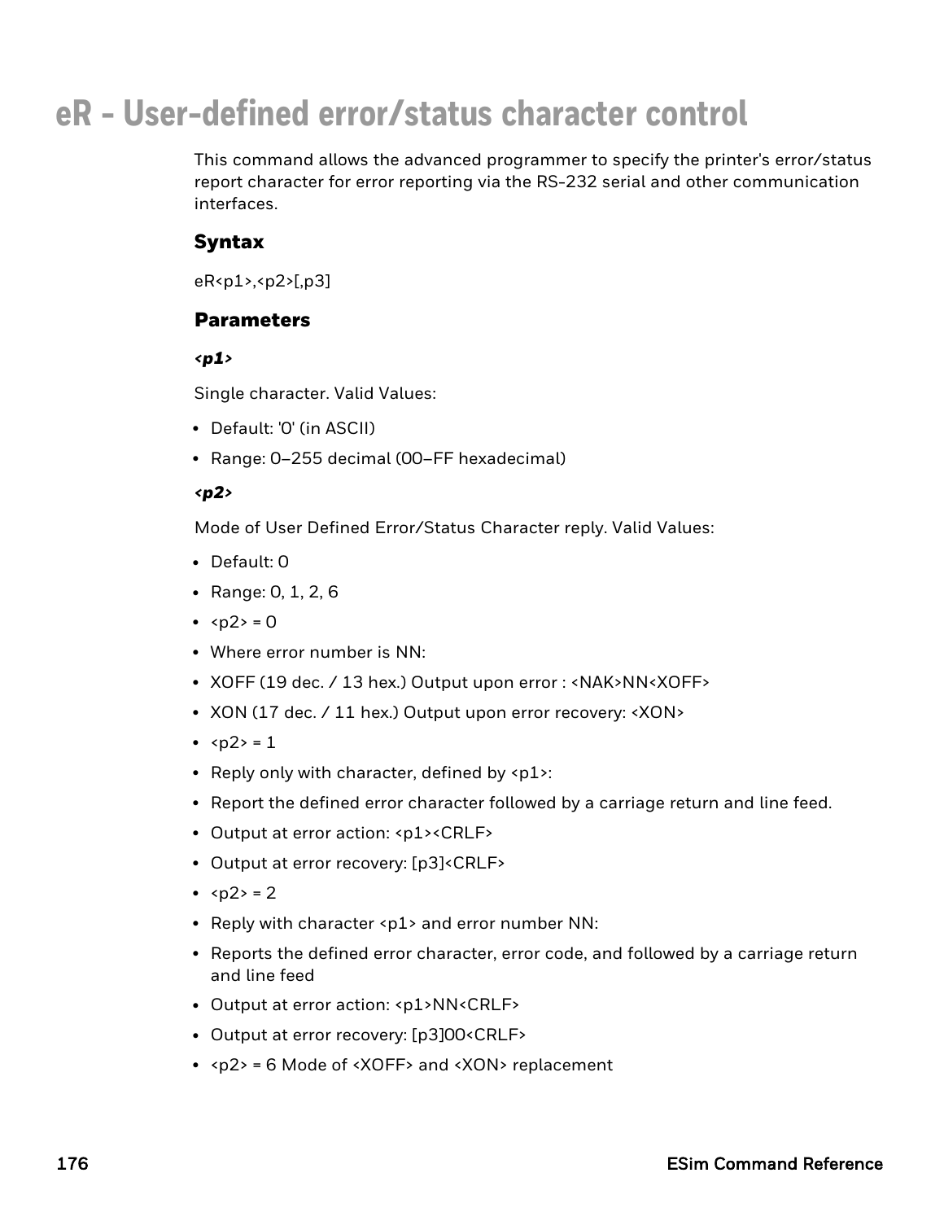# eR - User-defined error/status character control

This command allows the advanced programmer to specify the printer's error/status report character for error reporting via the RS-232 serial and other communication interfaces.

## Syntax

eR<p1>,<p2>[,p3]

## Parameters

***<p1>***

Single character. Valid Values:

- Default: '0' (in ASCII)
- Range: 0–255 decimal (00–FF hexadecimal)

***<p2>***

Mode of User Defined Error/Status Character reply. Valid Values:

- Default: 0
- Range: 0, 1, 2, 6
- <p2> = 0
- Where error number is NN:
- XOFF (19 dec. / 13 hex.) Output upon error : <NAK>NN<XOFF>
- XON (17 dec. / 11 hex.) Output upon error recovery: <XON>
- <p2> = 1
- Reply only with character, defined by <p1>:
- Report the defined error character followed by a carriage return and line feed.
- Output at error action: <p1><CRLF>
- Output at error recovery: [p3]<CRLF>
- <p2> = 2
- Reply with character <p1> and error number NN:
- Reports the defined error character, error code, and followed by a carriage return and line feed
- Output at error action: <p1>NN<CRLF>
- Output at error recovery: [p3]00<CRLF>
- <p2> = 6 Mode of <XOFF> and <XON> replacement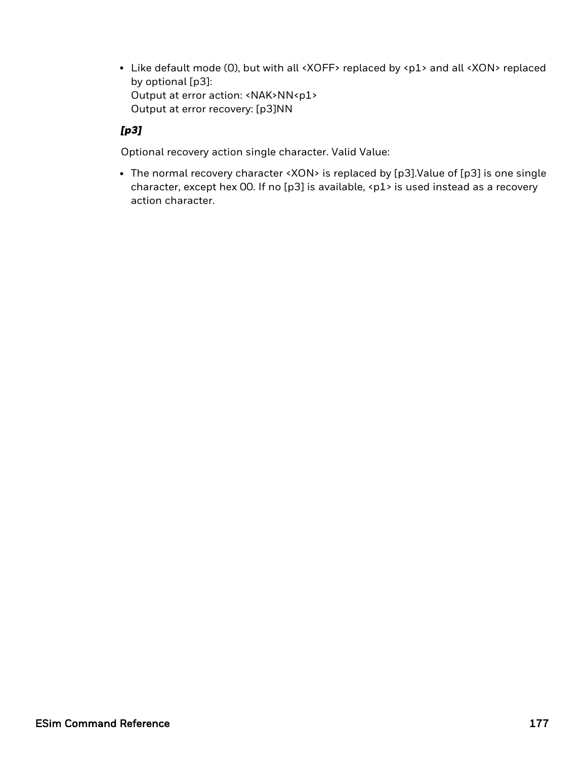- Like default mode (0), but with all <XOFF> replaced by <p1> and all <XON> replaced by optional [p3]:
  Output at error action: <NAK>NN<p1>
  Output at error recovery: [p3]NN

### *[p3]*

Optional recovery action single character. Valid Value:

- The normal recovery character <XON> is replaced by [p3].Value of [p3] is one single character, except hex 00. If no [p3] is available, <p1> is used instead as a recovery action character.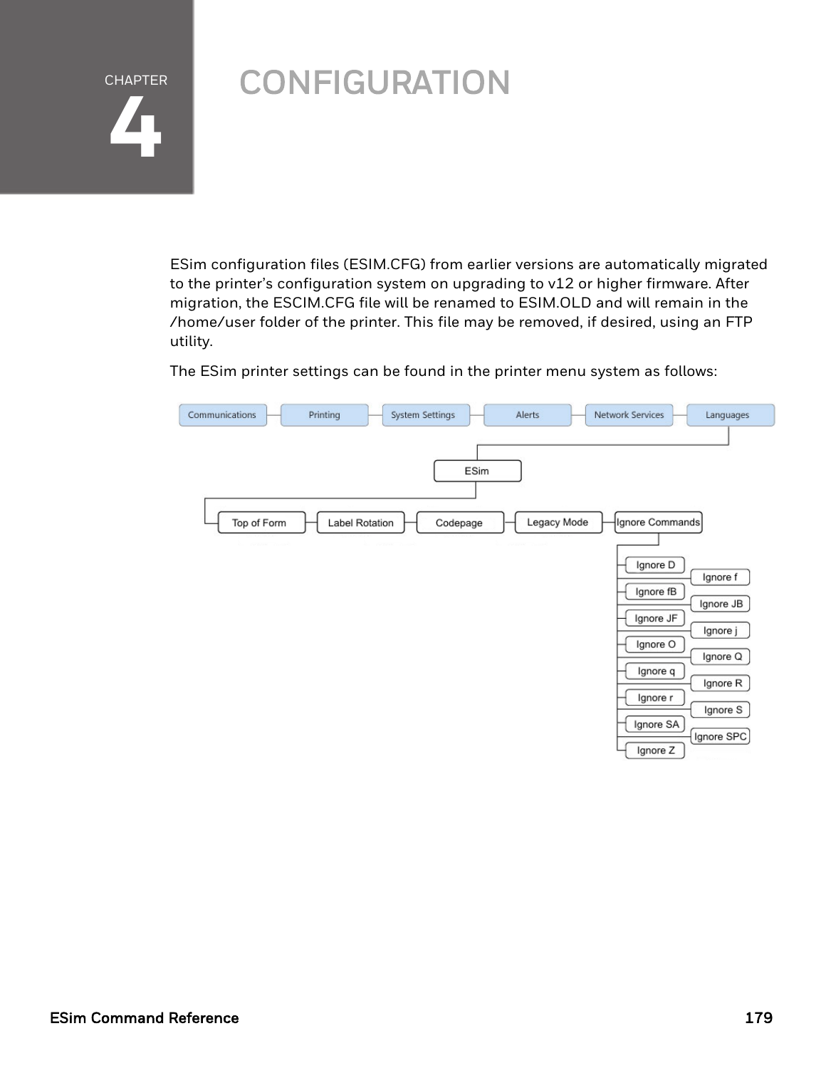# CHAPTER 4 CONFIGURATION

ESim configuration files (ESIM.CFG) from earlier versions are automatically migrated to the printer's configuration system on upgrading to v12 or higher firmware. After migration, the ESCIM.CFG file will be renamed to ESIM.OLD and will remain in the /home/user folder of the printer. This file may be removed, if desired, using an FTP utility.

The ESim printer settings can be found in the printer menu system as follows:

- Communications
- Printing
- System Settings
- Alerts
- Network Services
- Languages
  - ESim
    - Top of Form
    - Label Rotation
    - Codepage
    - Legacy Mode
    - Ignore Commands
      - Ignore D
      - Ignore f
      - Ignore fB
      - Ignore JB
      - Ignore JF
      - Ignore j
      - Ignore O
      - Ignore Q
      - Ignore q
      - Ignore R
      - Ignore r
      - Ignore S
      - Ignore SA
      - Ignore SPC
      - Ignore Z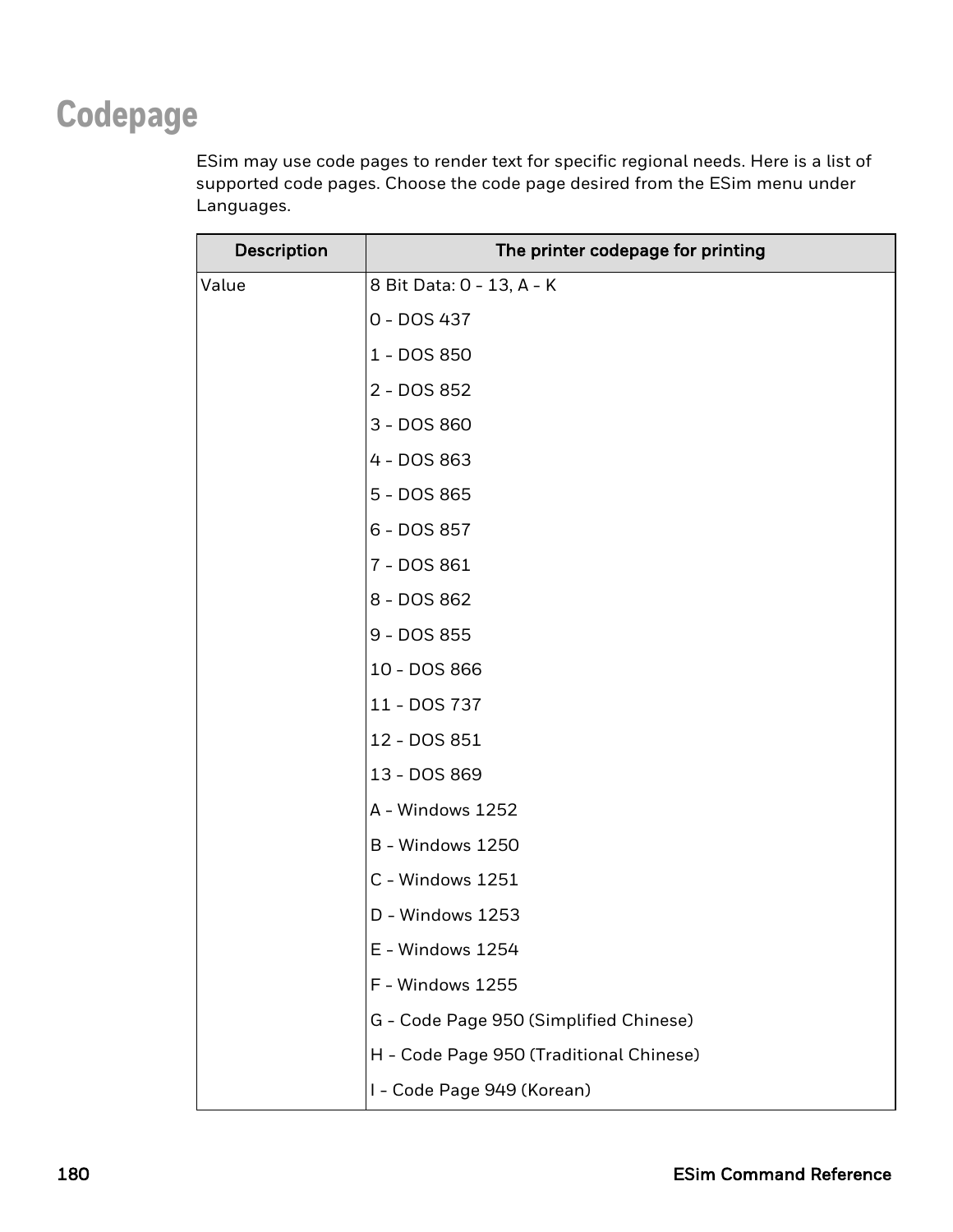# Codepage

ESim may use code pages to render text for specific regional needs. Here is a list of supported code pages. Choose the code page desired from the ESim menu under Languages.

| Description | The printer codepage for printing |
|---|---|
| Value | 8 Bit Data: 0 - 13, A - K<br>0 - DOS 437<br>1 - DOS 850<br>2 - DOS 852<br>3 - DOS 860<br>4 - DOS 863<br>5 - DOS 865<br>6 - DOS 857<br>7 - DOS 861<br>8 - DOS 862<br>9 - DOS 855<br>10 - DOS 866<br>11 - DOS 737<br>12 - DOS 851<br>13 - DOS 869<br>A - Windows 1252<br>B - Windows 1250<br>C - Windows 1251<br>D - Windows 1253<br>E - Windows 1254<br>F - Windows 1255<br>G - Code Page 950 (Simplified Chinese)<br>H - Code Page 950 (Traditional Chinese)<br>I - Code Page 949 (Korean) |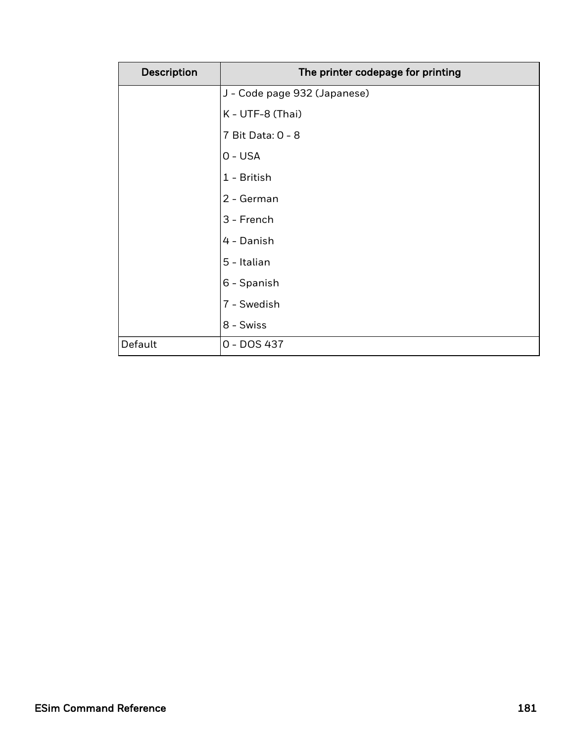| Description | The printer codepage for printing |
|---|---|
| | J - Code page 932 (Japanese)<br><br>K - UTF-8 (Thai)<br><br>7 Bit Data: 0 - 8<br><br>0 - USA<br><br>1 - British<br><br>2 - German<br><br>3 - French<br><br>4 - Danish<br><br>5 - Italian<br><br>6 - Spanish<br><br>7 - Swedish<br><br>8 - Swiss |
| Default | 0 - DOS 437 |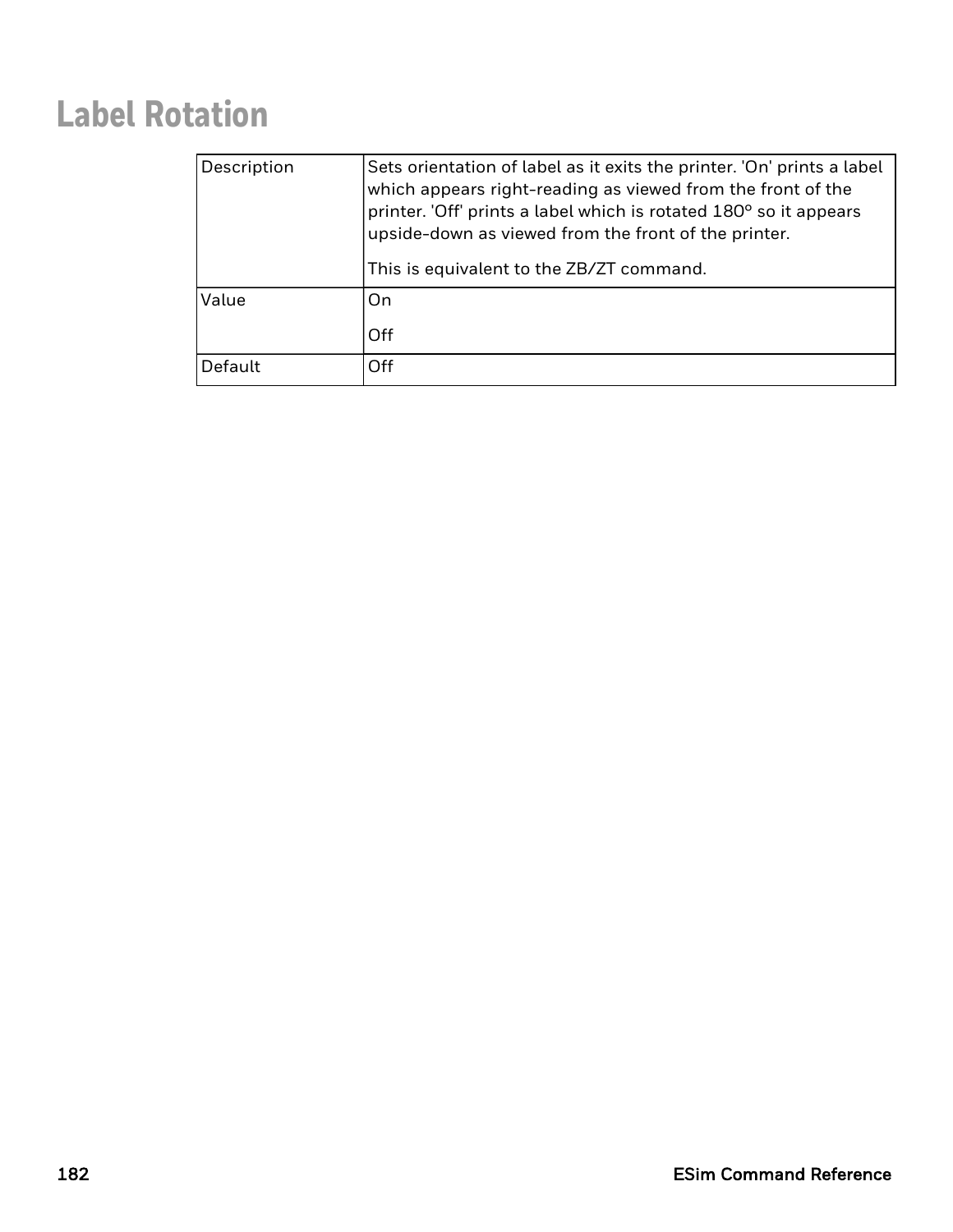# Label Rotation

| | |
|---|---|
| Description | Sets orientation of label as it exits the printer. 'On' prints a label which appears right-reading as viewed from the front of the printer. 'Off' prints a label which is rotated 180º so it appears upside-down as viewed from the front of the printer.<br><br>This is equivalent to the ZB/ZT command. |
| Value | On<br><br>Off |
| Default | Off |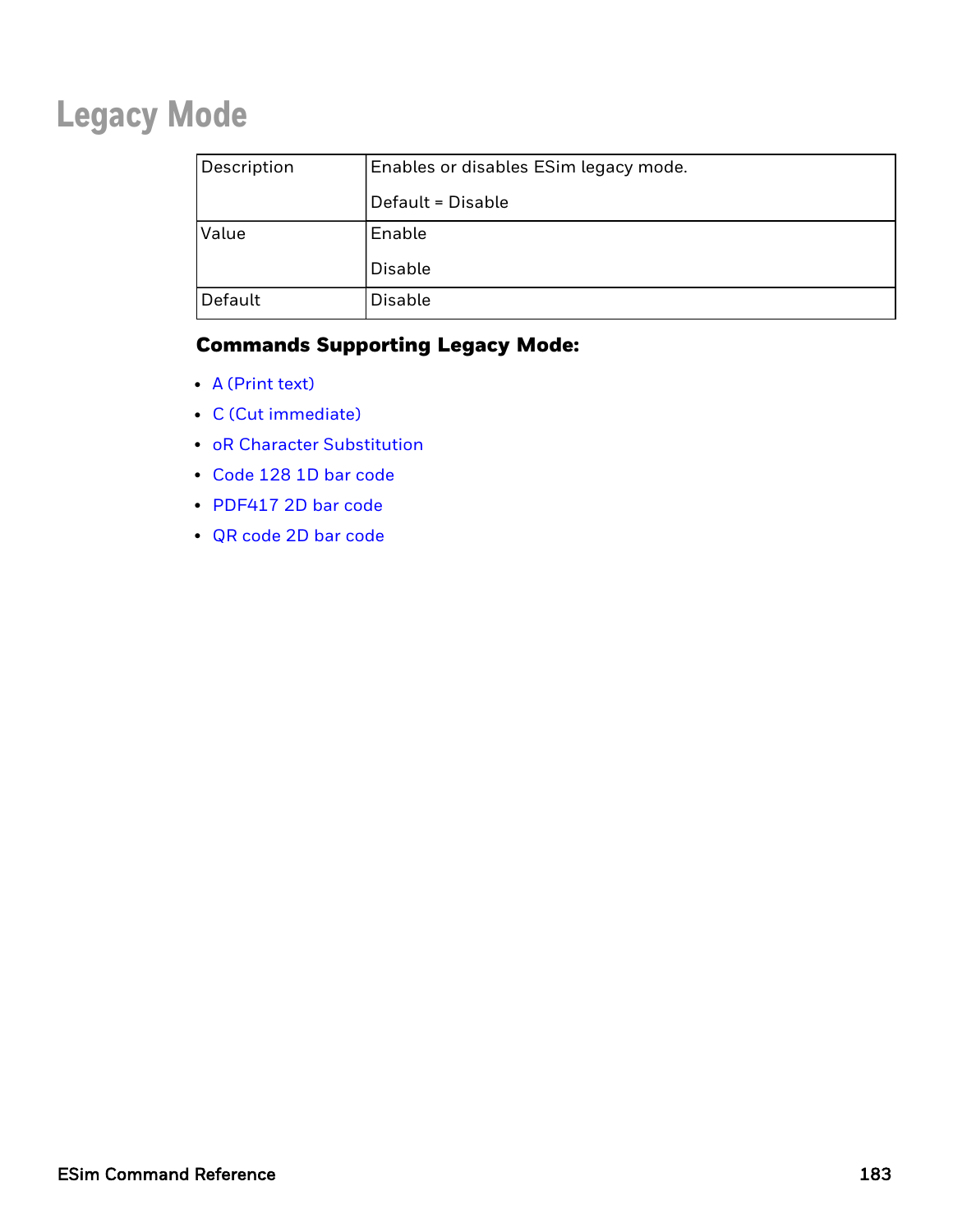# Legacy Mode

| Description | Enables or disables ESim legacy mode.<br><br>Default = Disable |
|---|---|
| Value | Enable<br><br>Disable |
| Default | Disable |

**Commands Supporting Legacy Mode:**

- A (Print text)
- C (Cut immediate)
- oR Character Substitution
- Code 128 1D bar code
- PDF417 2D bar code
- QR code 2D bar code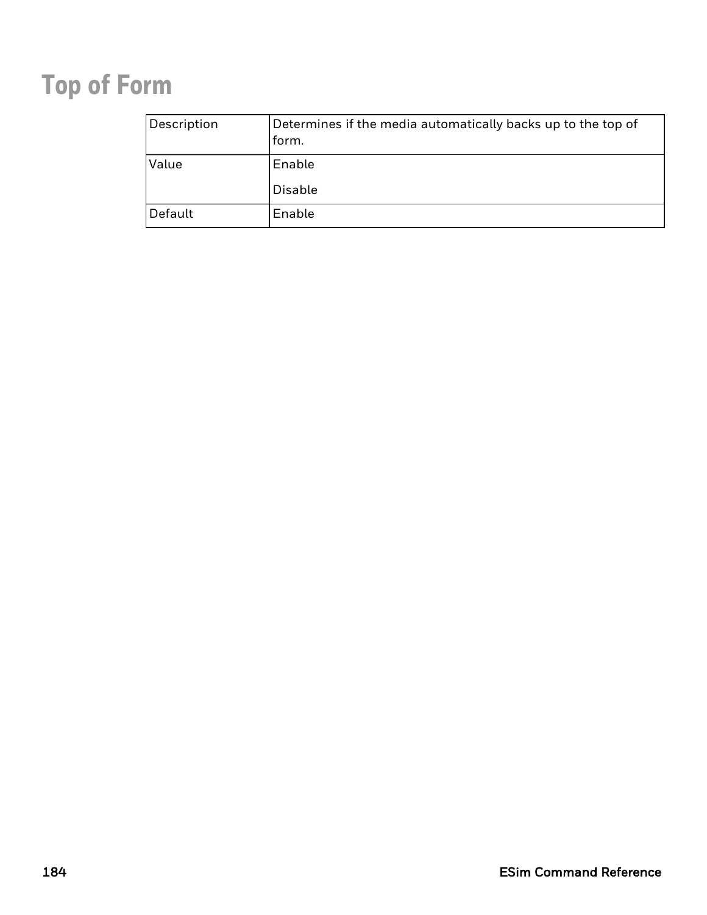# Top of Form

| Description | Determines if the media automatically backs up to the top of form. |
| --- | --- |
| Value | Enable<br><br>Disable |
| Default | Enable |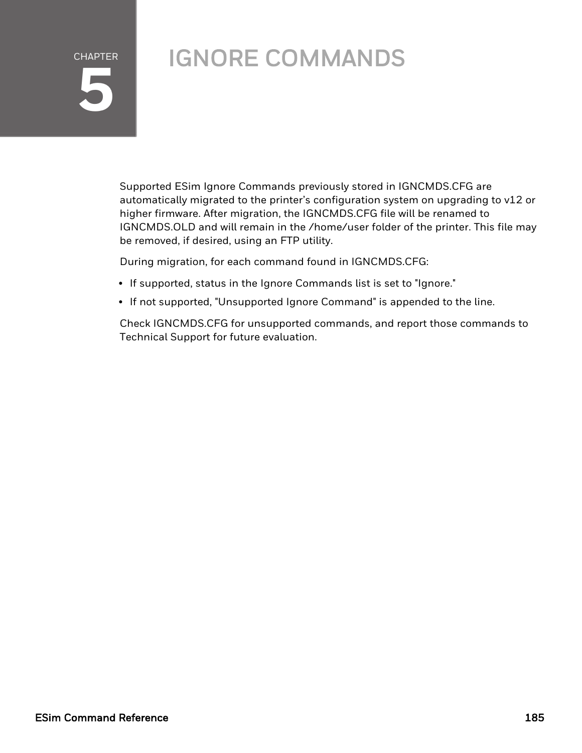# CHAPTER 5 IGNORE COMMANDS

Supported ESim Ignore Commands previously stored in IGNCMDS.CFG are automatically migrated to the printer's configuration system on upgrading to v12 or higher firmware. After migration, the IGNCMDS.CFG file will be renamed to IGNCMDS.OLD and will remain in the /home/user folder of the printer. This file may be removed, if desired, using an FTP utility.

During migration, for each command found in IGNCMDS.CFG:

- If supported, status in the Ignore Commands list is set to "Ignore."
- If not supported, "Unsupported Ignore Command" is appended to the line.

Check IGNCMDS.CFG for unsupported commands, and report those commands to Technical Support for future evaluation.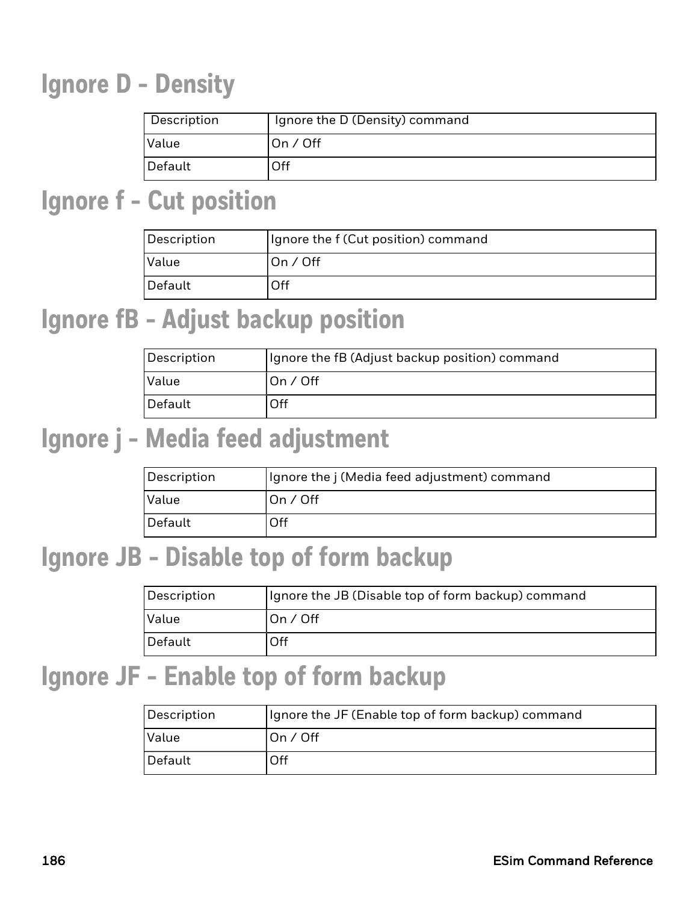# Ignore D - Density

| Description | Ignore the D (Density) command |
| --- | --- |
| Value | On / Off |
| Default | Off |

# Ignore f - Cut position

| Description | Ignore the f (Cut position) command |
| --- | --- |
| Value | On / Off |
| Default | Off |

# Ignore fB - Adjust backup position

| Description | Ignore the fB (Adjust backup position) command |
| --- | --- |
| Value | On / Off |
| Default | Off |

# Ignore j - Media feed adjustment

| Description | Ignore the j (Media feed adjustment) command |
| --- | --- |
| Value | On / Off |
| Default | Off |

# Ignore JB - Disable top of form backup

| Description | Ignore the JB (Disable top of form backup) command |
| --- | --- |
| Value | On / Off |
| Default | Off |

# Ignore JF - Enable top of form backup

| Description | Ignore the JF (Enable top of form backup) command |
| --- | --- |
| Value | On / Off |
| Default | Off |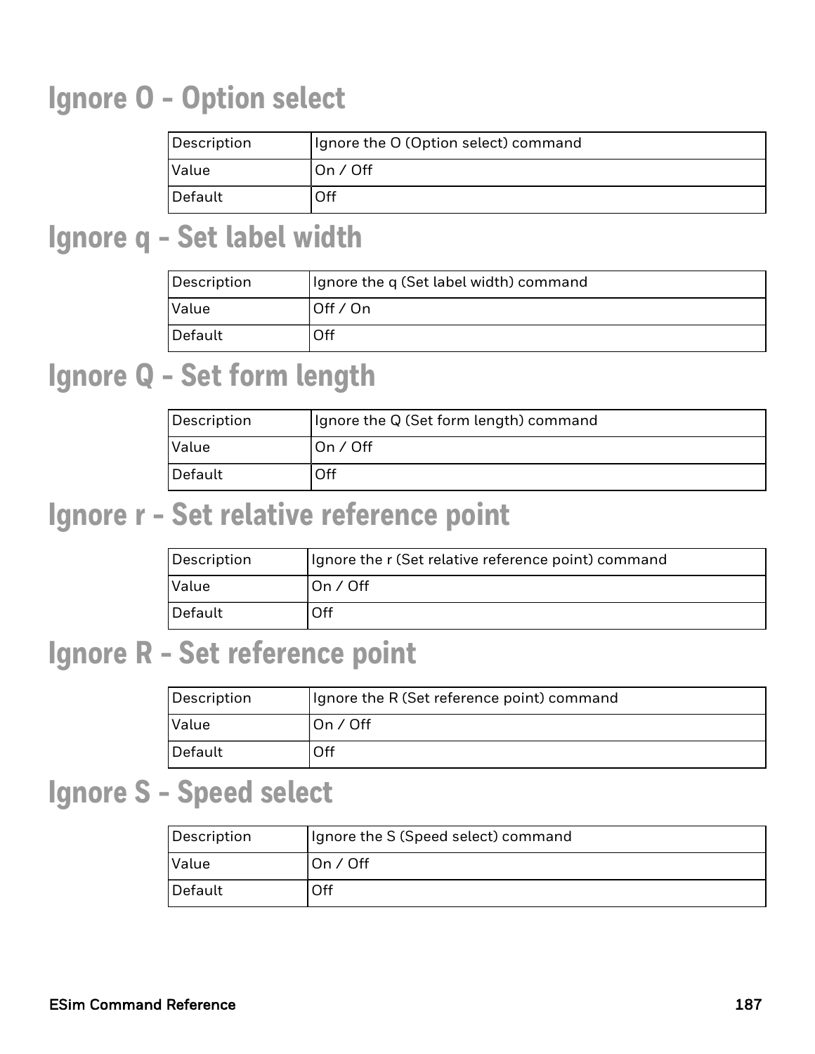# Ignore O - Option select

| Description | Ignore the O (Option select) command |
| --- | --- |
| Value | On / Off |
| Default | Off |

# Ignore q - Set label width

| Description | Ignore the q (Set label width) command |
| --- | --- |
| Value | Off / On |
| Default | Off |

# Ignore Q - Set form length

| Description | Ignore the Q (Set form length) command |
| --- | --- |
| Value | On / Off |
| Default | Off |

# Ignore r - Set relative reference point

| Description | Ignore the r (Set relative reference point) command |
| --- | --- |
| Value | On / Off |
| Default | Off |

# Ignore R - Set reference point

| Description | Ignore the R (Set reference point) command |
| --- | --- |
| Value | On / Off |
| Default | Off |

# Ignore S - Speed select

| Description | Ignore the S (Speed select) command |
| --- | --- |
| Value | On / Off |
| Default | Off |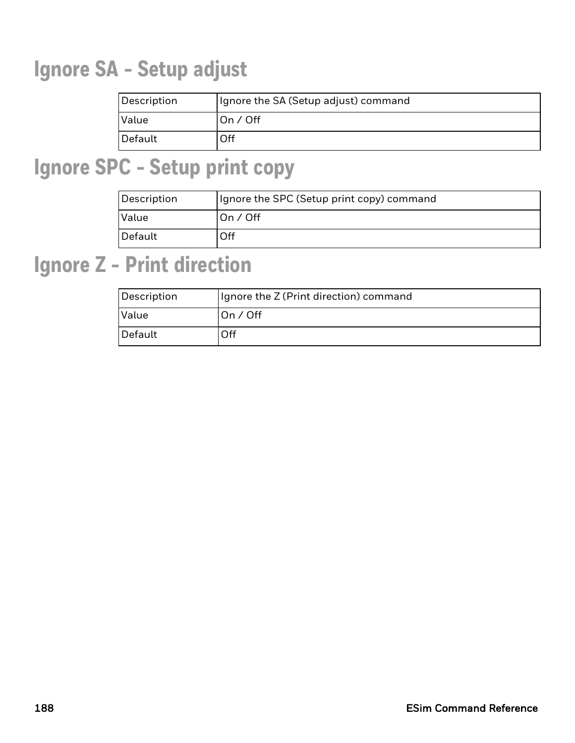# Ignore SA - Setup adjust

| Description | Ignore the SA (Setup adjust) command |
|---|---|
| Value | On / Off |
| Default | Off |

# Ignore SPC - Setup print copy

| Description | Ignore the SPC (Setup print copy) command |
|---|---|
| Value | On / Off |
| Default | Off |

# Ignore Z - Print direction

| Description | Ignore the Z (Print direction) command |
|---|---|
| Value | On / Off |
| Default | Off |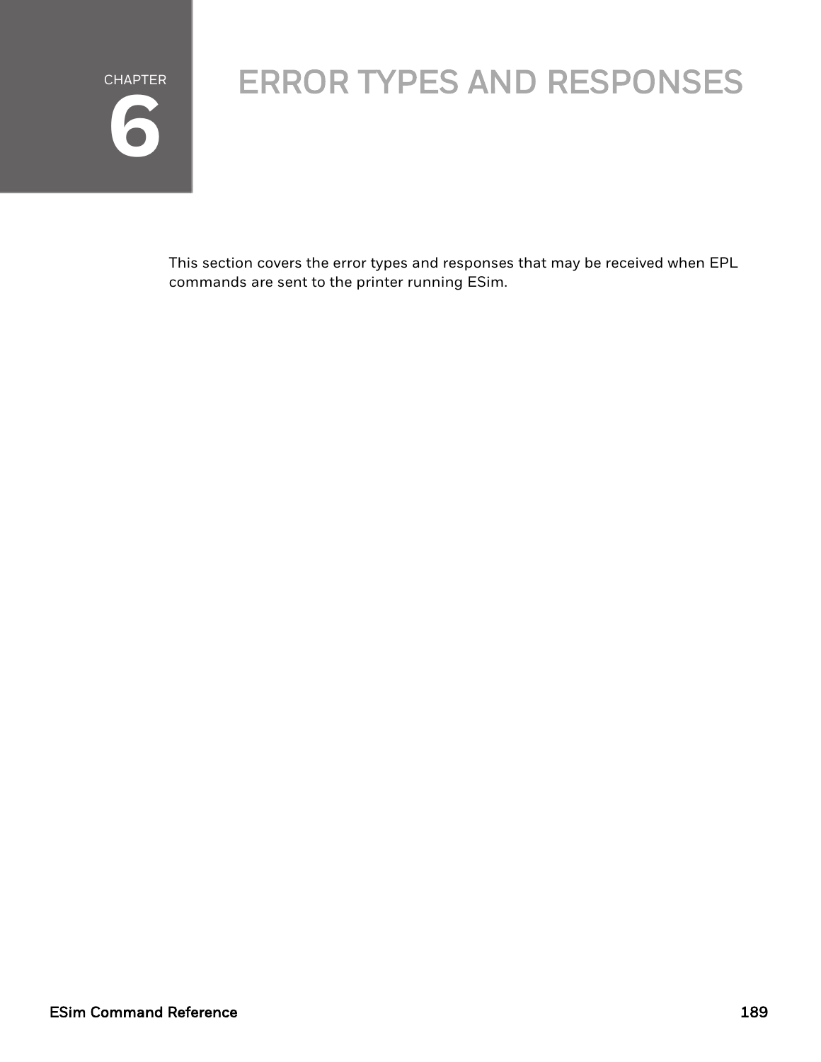# CHAPTER 6 ERROR TYPES AND RESPONSES

This section covers the error types and responses that may be received when EPL commands are sent to the printer running ESim.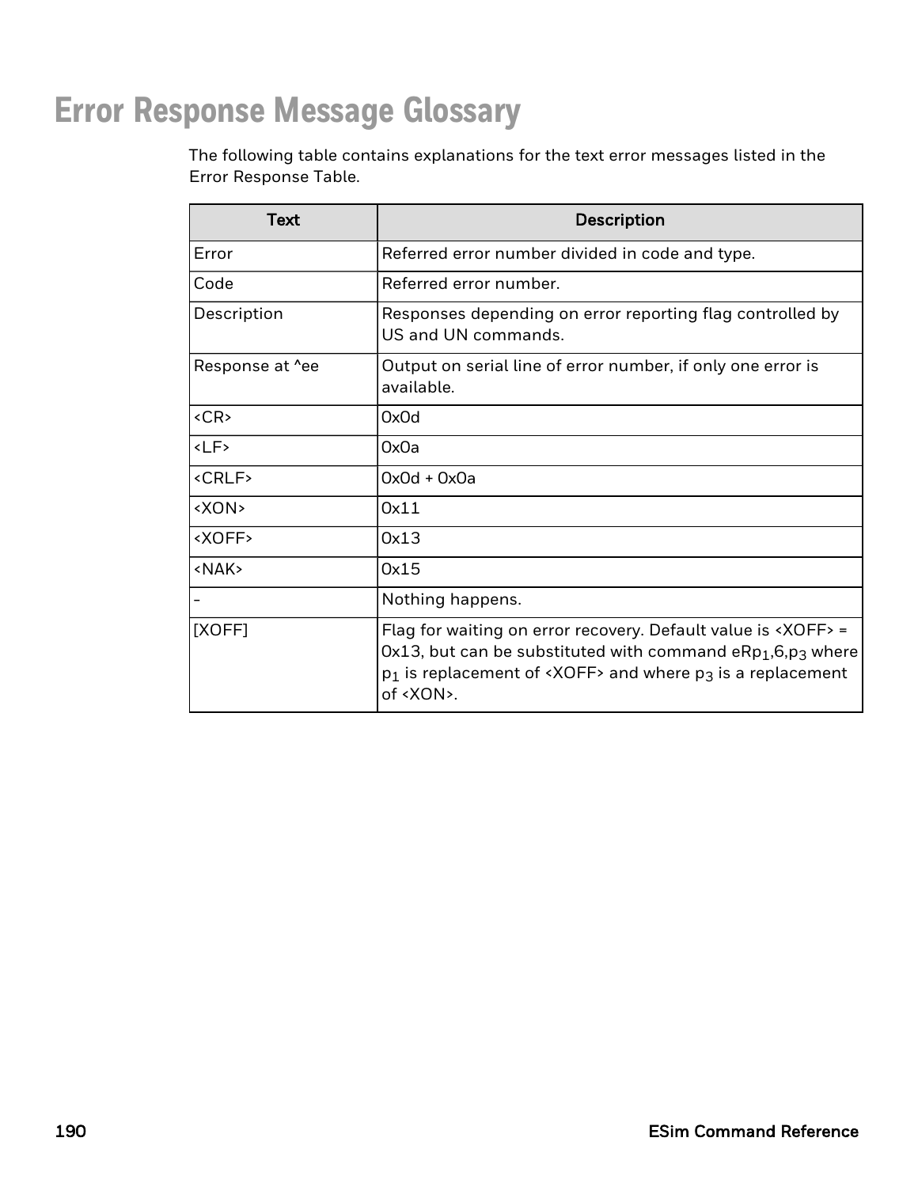# Error Response Message Glossary

The following table contains explanations for the text error messages listed in the Error Response Table.

| Text | Description |
|---|---|
| Error | Referred error number divided in code and type. |
| Code | Referred error number. |
| Description | Responses depending on error reporting flag controlled by US and UN commands. |
| Response at ^ee | Output on serial line of error number, if only one error is available. |
| <CR> | 0x0d |
| <LF> | 0x0a |
| <CRLF> | 0x0d + 0x0a |
| <XON> | 0x11 |
| <XOFF> | 0x13 |
| <NAK> | 0x15 |
| - | Nothing happens. |
| [XOFF] | Flag for waiting on error recovery. Default value is <XOFF> = 0x13, but can be substituted with command eR$p_1$,6,$p_3$ where $p_1$ is replacement of <XOFF> and where $p_3$ is a replacement of <XON>. |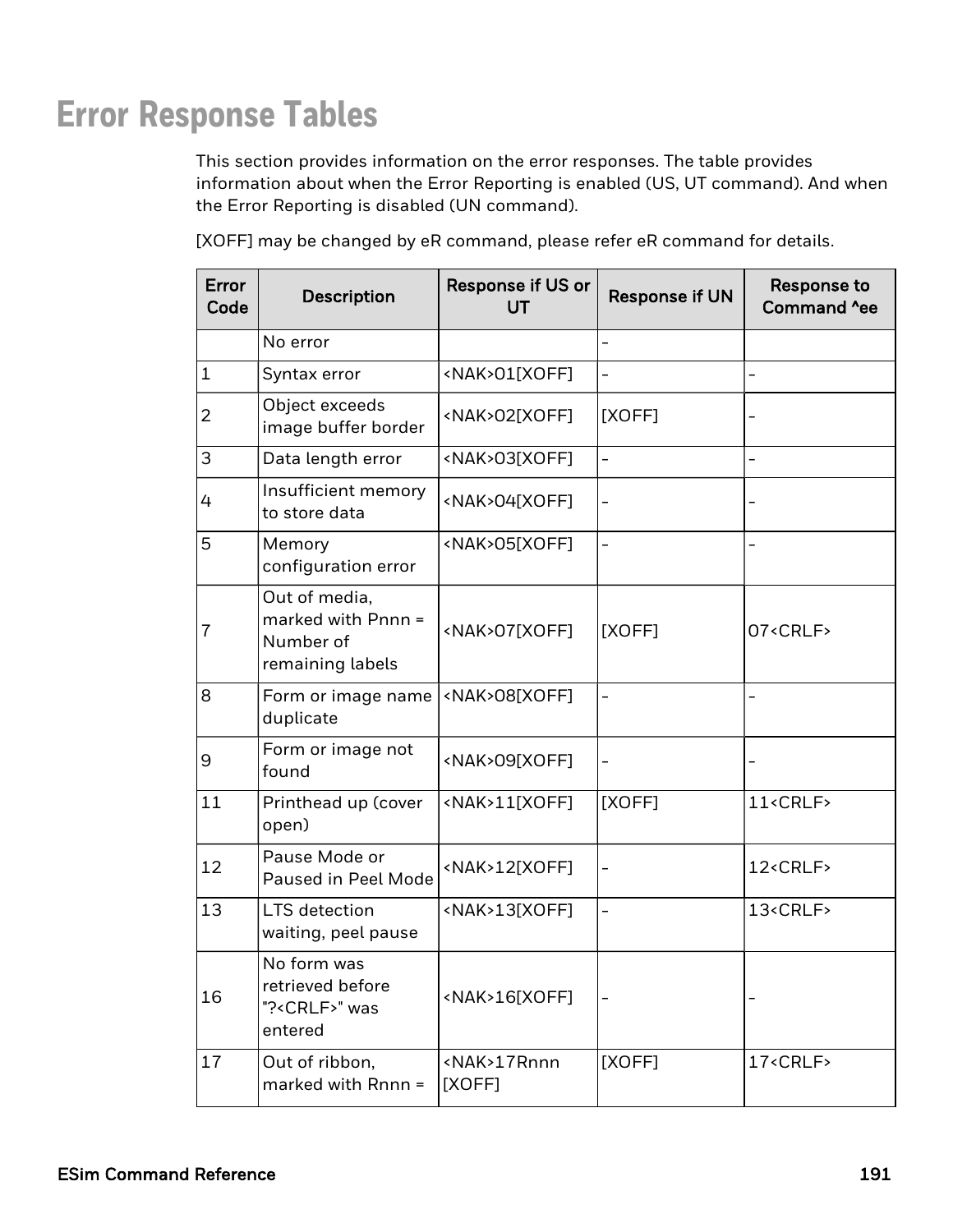# Error Response Tables

This section provides information on the error responses. The table provides information about when the Error Reporting is enabled (US, UT command). And when the Error Reporting is disabled (UN command).

[XOFF] may be changed by eR command, please refer eR command for details.

| Error Code | Description | Response if US or UT | Response if UN | Response to Command ^ee |
|---|---|---|---|---|
| | No error | | - | |
| 1 | Syntax error | <NAK>01[XOFF] | - | - |
| 2 | Object exceeds image buffer border | <NAK>02[XOFF] | [XOFF] | - |
| 3 | Data length error | <NAK>03[XOFF] | - | - |
| 4 | Insufficient memory to store data | <NAK>04[XOFF] | - | - |
| 5 | Memory configuration error | <NAK>05[XOFF] | - | - |
| 7 | Out of media, marked with Pnnn = Number of remaining labels | <NAK>07[XOFF] | [XOFF] | 07<CRLF> |
| 8 | Form or image name duplicate | <NAK>08[XOFF] | - | - |
| 9 | Form or image not found | <NAK>09[XOFF] | - | - |
| 11 | Printhead up (cover open) | <NAK>11[XOFF] | [XOFF] | 11<CRLF> |
| 12 | Pause Mode or Paused in Peel Mode | <NAK>12[XOFF] | - | 12<CRLF> |
| 13 | LTS detection waiting, peel pause | <NAK>13[XOFF] | - | 13<CRLF> |
| 16 | No form was retrieved before "?<CRLF>" was entered | <NAK>16[XOFF] | - | - |
| 17 | Out of ribbon, marked with Rnnn = | <NAK>17Rnnn [XOFF] | [XOFF] | 17<CRLF> |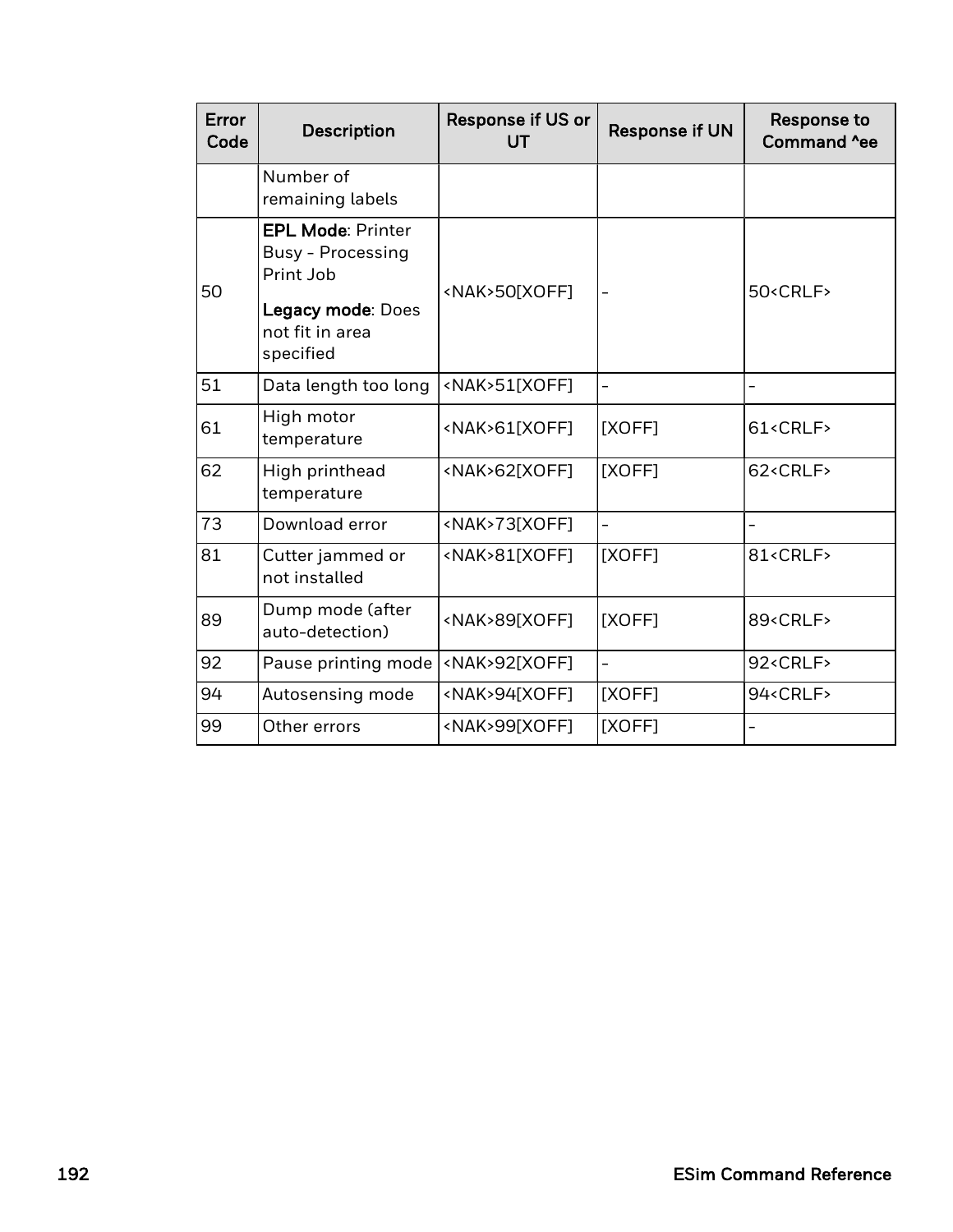| Error Code | Description | Response if US or UT | Response if UN | Response to Command ^ee |
|---|---|---|---|---|
| | Number of remaining labels | | | |
| 50 | **EPL Mode**: Printer Busy - Processing Print Job<br>**Legacy mode**: Does not fit in area specified | <NAK>50[XOFF] | - | 50<CRLF> |
| 51 | Data length too long | <NAK>51[XOFF] | - | - |
| 61 | High motor temperature | <NAK>61[XOFF] | [XOFF] | 61<CRLF> |
| 62 | High printhead temperature | <NAK>62[XOFF] | [XOFF] | 62<CRLF> |
| 73 | Download error | <NAK>73[XOFF] | - | - |
| 81 | Cutter jammed or not installed | <NAK>81[XOFF] | [XOFF] | 81<CRLF> |
| 89 | Dump mode (after auto-detection) | <NAK>89[XOFF] | [XOFF] | 89<CRLF> |
| 92 | Pause printing mode | <NAK>92[XOFF] | - | 92<CRLF> |
| 94 | Autosensing mode | <NAK>94[XOFF] | [XOFF] | 94<CRLF> |
| 99 | Other errors | <NAK>99[XOFF] | [XOFF] | - |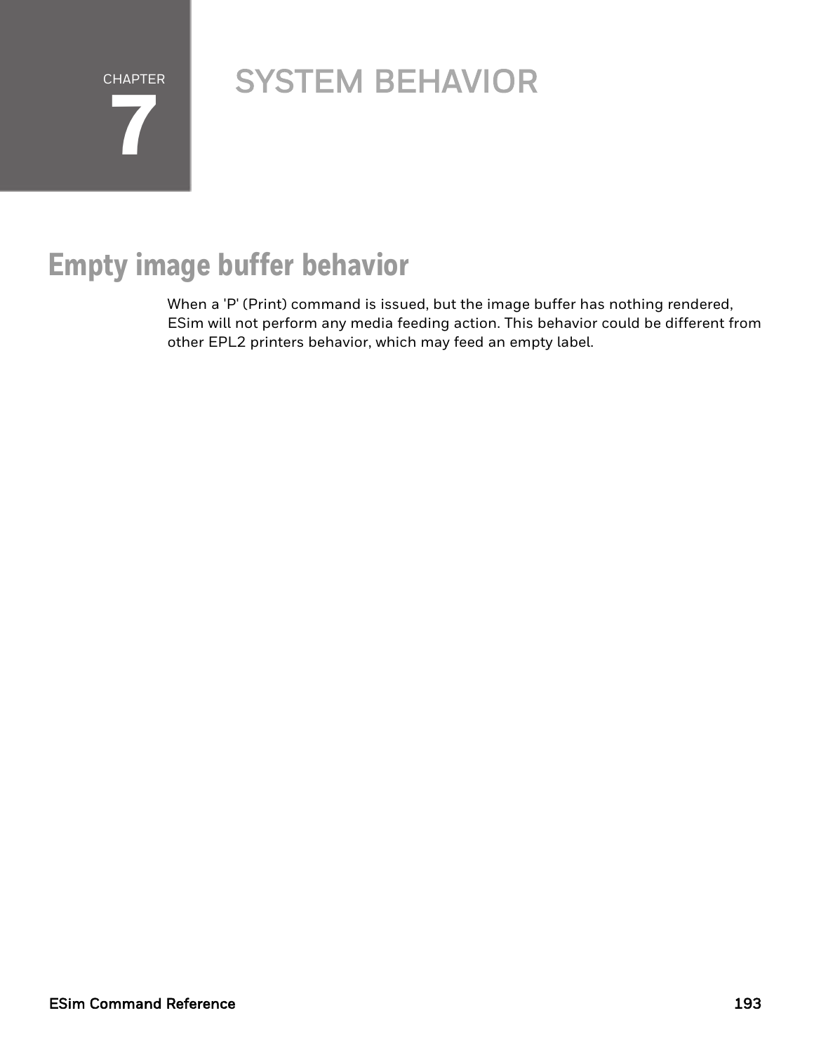# CHAPTER 7 SYSTEM BEHAVIOR

## Empty image buffer behavior

When a 'P' (Print) command is issued, but the image buffer has nothing rendered, ESim will not perform any media feeding action. This behavior could be different from other EPL2 printers behavior, which may feed an empty label.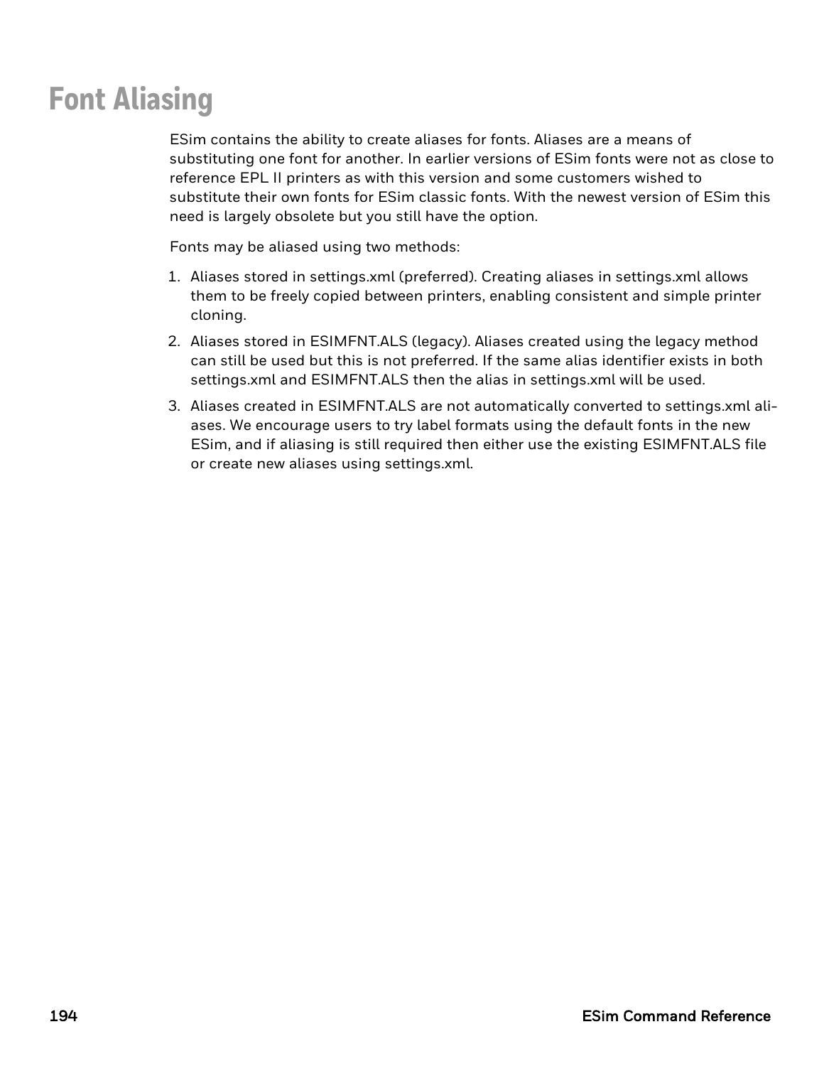# Font Aliasing

ESim contains the ability to create aliases for fonts. Aliases are a means of substituting one font for another. In earlier versions of ESim fonts were not as close to reference EPL II printers as with this version and some customers wished to substitute their own fonts for ESim classic fonts. With the newest version of ESim this need is largely obsolete but you still have the option.

Fonts may be aliased using two methods:

1. Aliases stored in settings.xml (preferred). Creating aliases in settings.xml allows them to be freely copied between printers, enabling consistent and simple printer cloning.
2. Aliases stored in ESIMFNT.ALS (legacy). Aliases created using the legacy method can still be used but this is not preferred. If the same alias identifier exists in both settings.xml and ESIMFNT.ALS then the alias in settings.xml will be used.
3. Aliases created in ESIMFNT.ALS are not automatically converted to settings.xml aliases. We encourage users to try label formats using the default fonts in the new ESim, and if aliasing is still required then either use the existing ESIMFNT.ALS file or create new aliases using settings.xml.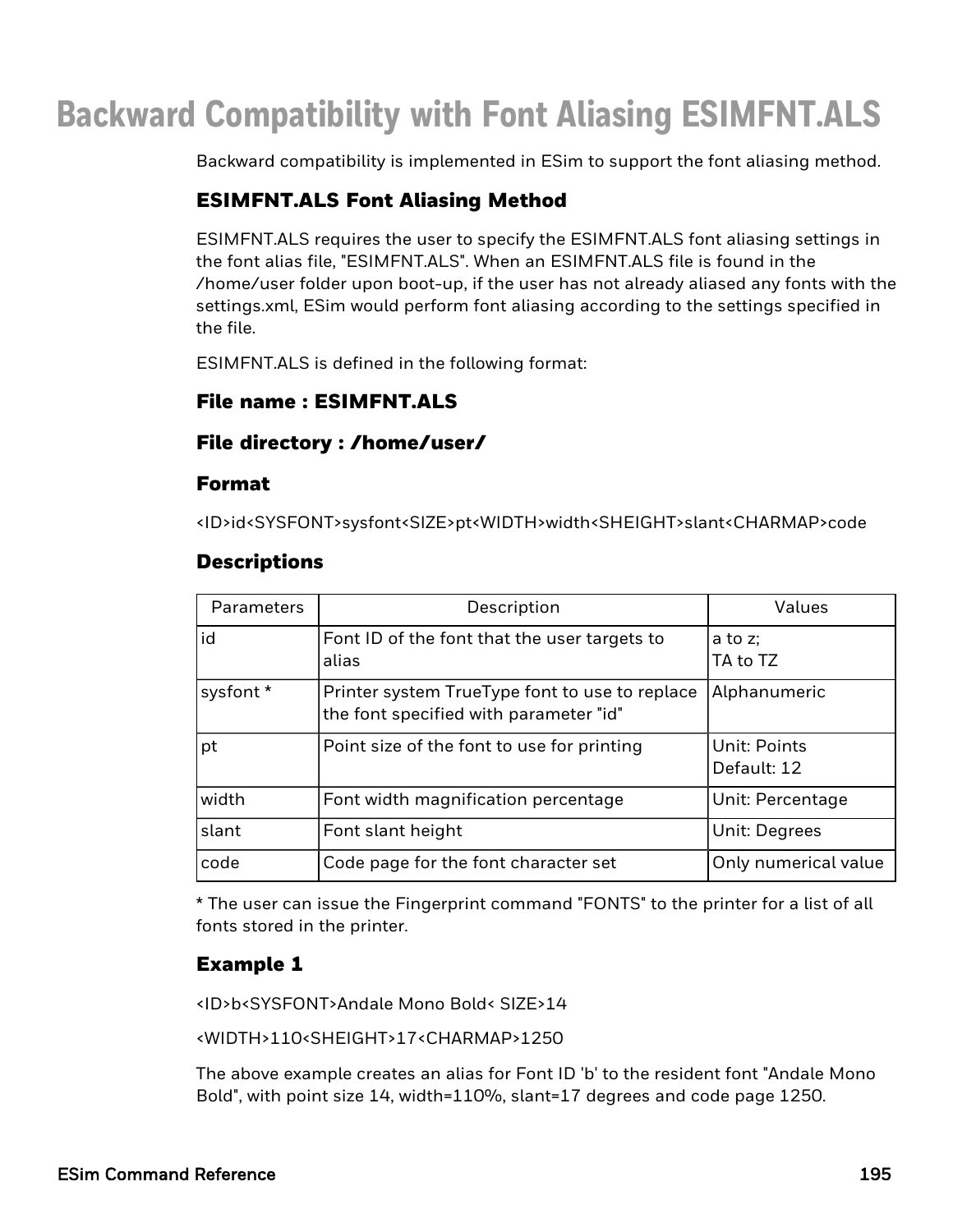# Backward Compatibility with Font Aliasing ESIMFNT.ALS

Backward compatibility is implemented in ESim to support the font aliasing method.

## ESIMFNT.ALS Font Aliasing Method

ESIMFNT.ALS requires the user to specify the ESIMFNT.ALS font aliasing settings in the font alias file, "ESIMFNT.ALS". When an ESIMFNT.ALS file is found in the /home/user folder upon boot-up, if the user has not already aliased any fonts with the settings.xml, ESim would perform font aliasing according to the settings specified in the file.

ESIMFNT.ALS is defined in the following format:

### File name : ESIMFNT.ALS

### File directory : /home/user/

### Format

<ID>id<SYSFONT>sysfont<SIZE>pt<WIDTH>width<SHEIGHT>slant<CHARMAP>code

### Descriptions

| Parameters | Description | Values |
|---|---|---|
| id | Font ID of the font that the user targets to alias | a to z;<br>TA to TZ |
| sysfont * | Printer system TrueType font to use to replace the font specified with parameter "id" | Alphanumeric |
| pt | Point size of the font to use for printing | Unit: Points<br>Default: 12 |
| width | Font width magnification percentage | Unit: Percentage |
| slant | Font slant height | Unit: Degrees |
| code | Code page for the font character set | Only numerical value |

* The user can issue the Fingerprint command "FONTS" to the printer for a list of all fonts stored in the printer.

### Example 1

<ID>b<SYSFONT>Andale Mono Bold< SIZE>14

<WIDTH>110<SHEIGHT>17<CHARMAP>1250

The above example creates an alias for Font ID 'b' to the resident font "Andale Mono Bold", with point size 14, width=110%, slant=17 degrees and code page 1250.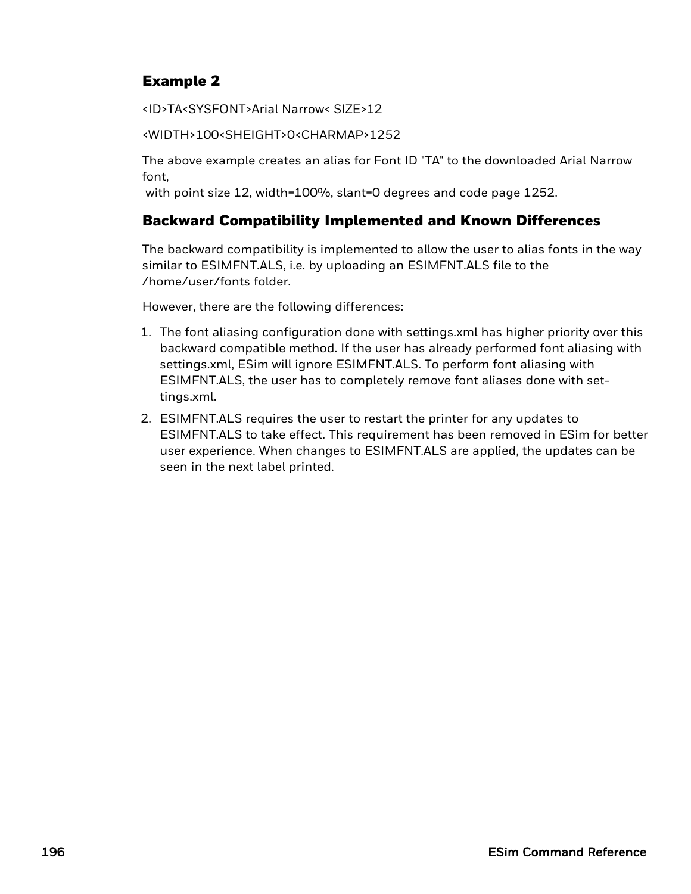### Example 2

<ID>TA<SYSFONT>Arial Narrow< SIZE>12

<WIDTH>100<SHEIGHT>0<CHARMAP>1252

The above example creates an alias for Font ID "TA" to the downloaded Arial Narrow font,
with point size 12, width=100%, slant=0 degrees and code page 1252.

### Backward Compatibility Implemented and Known Differences

The backward compatibility is implemented to allow the user to alias fonts in the way similar to ESIMFNT.ALS, i.e. by uploading an ESIMFNT.ALS file to the /home/user/fonts folder.

However, there are the following differences:

1. The font aliasing configuration done with settings.xml has higher priority over this backward compatible method. If the user has already performed font aliasing with settings.xml, ESim will ignore ESIMFNT.ALS. To perform font aliasing with ESIMFNT.ALS, the user has to completely remove font aliases done with settings.xml.
2. ESIMFNT.ALS requires the user to restart the printer for any updates to ESIMFNT.ALS to take effect. This requirement has been removed in ESim for better user experience. When changes to ESIMFNT.ALS are applied, the updates can be seen in the next label printed.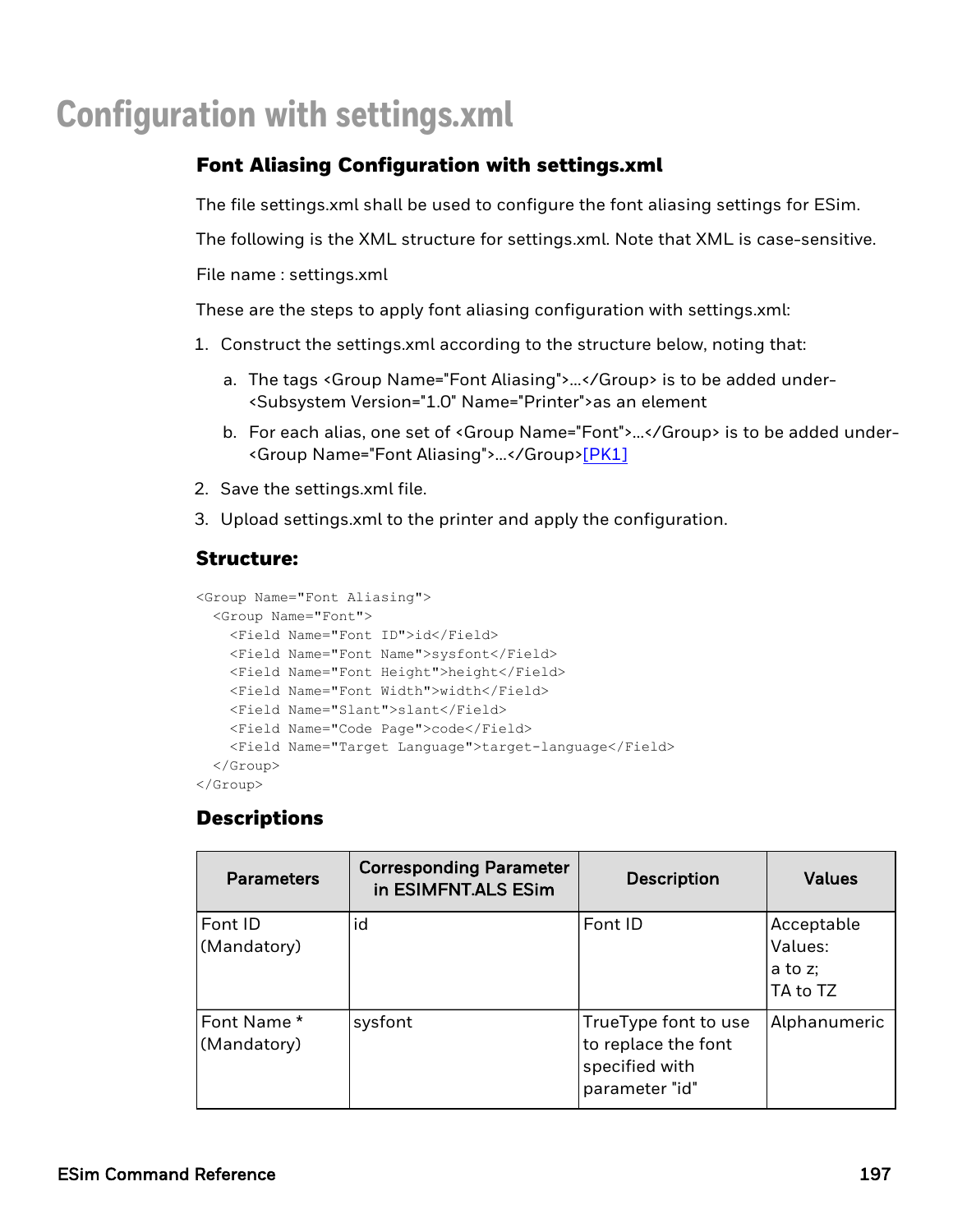# Configuration with settings.xml

### Font Aliasing Configuration with settings.xml

The file settings.xml shall be used to configure the font aliasing settings for ESim.

The following is the XML structure for settings.xml. Note that XML is case-sensitive.

File name : settings.xml

These are the steps to apply font aliasing configuration with settings.xml:

1. Construct the settings.xml according to the structure below, noting that:
   a. The tags <Group Name="Font Aliasing">…</Group> is to be added under-<Subsystem Version="1.0" Name="Printer">as an element
   b. For each alias, one set of <Group Name="Font">…</Group> is to be added under-<Group Name="Font Aliasing">…</Group>[PK1]
2. Save the settings.xml file.
3. Upload settings.xml to the printer and apply the configuration.

### Structure:

```
<Group Name="Font Aliasing">
  <Group Name="Font">
    <Field Name="Font ID">id</Field>
    <Field Name="Font Name">sysfont</Field>
    <Field Name="Font Height">height</Field>
    <Field Name="Font Width">width</Field>
    <Field Name="Slant">slant</Field>
    <Field Name="Code Page">code</Field>
    <Field Name="Target Language">target-language</Field>
  </Group>
</Group>
```

### Descriptions

| Parameters | Corresponding Parameter in ESIMFNT.ALS ESim | Description | Values |
|---|---|---|---|
| Font ID (Mandatory) | id | Font ID | Acceptable Values: a to z; TA to TZ |
| Font Name * (Mandatory) | sysfont | TrueType font to use to replace the font specified with parameter "id" | Alphanumeric |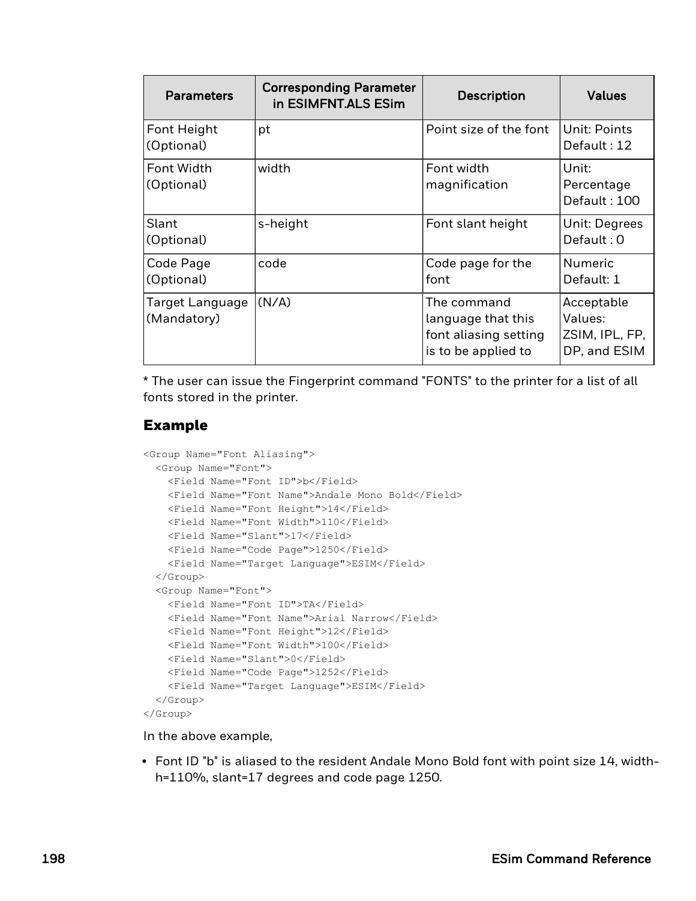| Parameters | Corresponding Parameter in ESIMFNT.ALS ESim | Description | Values |
|---|---|---|---|
| Font Height (Optional) | pt | Point size of the font | Unit: Points Default : 12 |
| Font Width (Optional) | width | Font width magnification | Unit: Percentage Default : 100 |
| Slant (Optional) | s-height | Font slant height | Unit: Degrees Default : 0 |
| Code Page (Optional) | code | Code page for the font | Numeric Default: 1 |
| Target Language (Mandatory) | (N/A) | The command language that this font aliasing setting is to be applied to | Acceptable Values: ZSIM, IPL, FP, DP, and ESIM |

* The user can issue the Fingerprint command "FONTS" to the printer for a list of all fonts stored in the printer.

### Example

```
<Group Name="Font Aliasing">
  <Group Name="Font">
    <Field Name="Font ID">b</Field>
    <Field Name="Font Name">Andale Mono Bold</Field>
    <Field Name="Font Height">14</Field>
    <Field Name="Font Width">110</Field>
    <Field Name="Slant">17</Field>
    <Field Name="Code Page">1250</Field>
    <Field Name="Target Language">ESIM</Field>
  </Group>
  <Group Name="Font">
    <Field Name="Font ID">TA</Field>
    <Field Name="Font Name">Arial Narrow</Field>
    <Field Name="Font Height">12</Field>
    <Field Name="Font Width">100</Field>
    <Field Name="Slant">0</Field>
    <Field Name="Code Page">1252</Field>
    <Field Name="Target Language">ESIM</Field>
  </Group>
</Group>
```

In the above example,

- Font ID "b" is aliased to the resident Andale Mono Bold font with point size 14, width-h=110%, slant=17 degrees and code page 1250.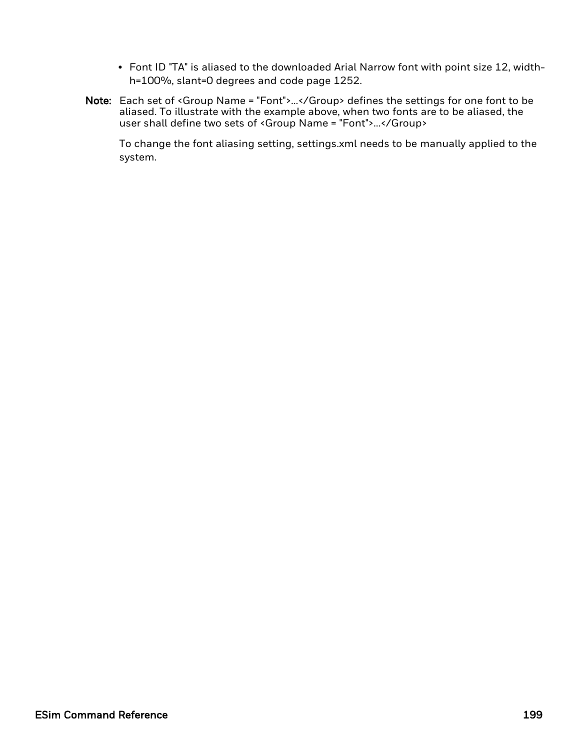- Font ID "TA" is aliased to the downloaded Arial Narrow font with point size 12, width-h=100%, slant=0 degrees and code page 1252.

**Note:** Each set of <Group Name = "Font">...</Group> defines the settings for one font to be aliased. To illustrate with the example above, when two fonts are to be aliased, the user shall define two sets of <Group Name = "Font">...</Group>

To change the font aliasing setting, settings.xml needs to be manually applied to the system.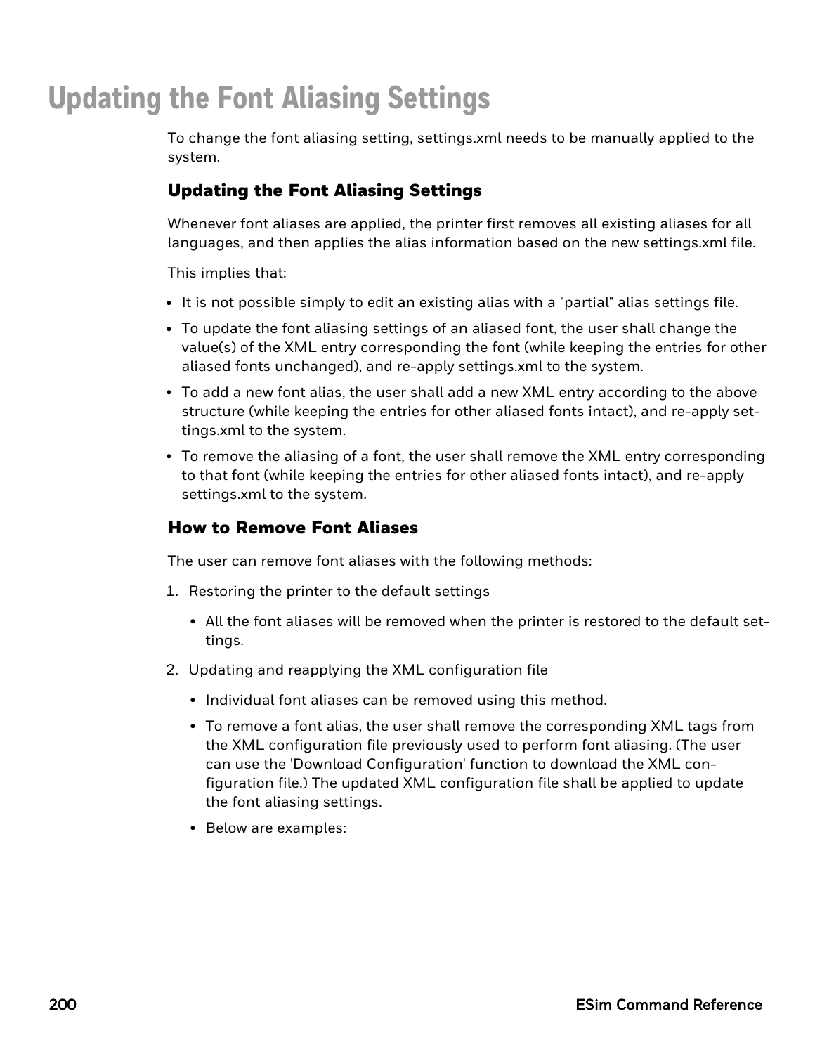# Updating the Font Aliasing Settings

To change the font aliasing setting, settings.xml needs to be manually applied to the system.

## Updating the Font Aliasing Settings

Whenever font aliases are applied, the printer first removes all existing aliases for all languages, and then applies the alias information based on the new settings.xml file.

This implies that:

- It is not possible simply to edit an existing alias with a "partial" alias settings file.
- To update the font aliasing settings of an aliased font, the user shall change the value(s) of the XML entry corresponding the font (while keeping the entries for other aliased fonts unchanged), and re-apply settings.xml to the system.
- To add a new font alias, the user shall add a new XML entry according to the above structure (while keeping the entries for other aliased fonts intact), and re-apply settings.xml to the system.
- To remove the aliasing of a font, the user shall remove the XML entry corresponding to that font (while keeping the entries for other aliased fonts intact), and re-apply settings.xml to the system.

## How to Remove Font Aliases

The user can remove font aliases with the following methods:

1. Restoring the printer to the default settings
   - All the font aliases will be removed when the printer is restored to the default settings.
2. Updating and reapplying the XML configuration file
   - Individual font aliases can be removed using this method.
   - To remove a font alias, the user shall remove the corresponding XML tags from the XML configuration file previously used to perform font aliasing. (The user can use the 'Download Configuration' function to download the XML configuration file.) The updated XML configuration file shall be applied to update the font aliasing settings.
   - Below are examples: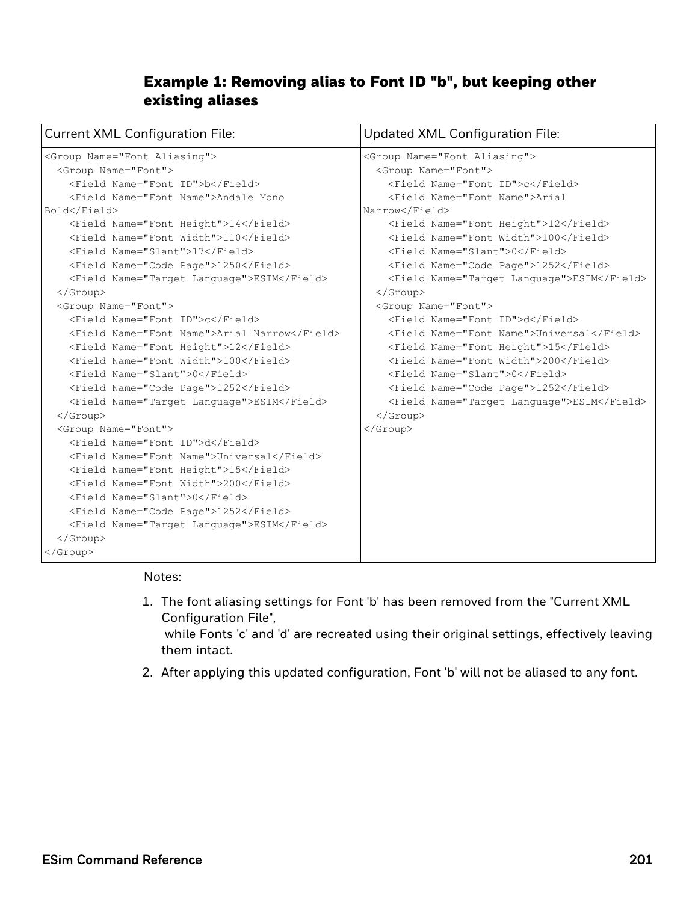### Example 1: Removing alias to Font ID "b", but keeping other existing aliases

Current XML Configuration File:

```
<Group Name="Font Aliasing">
  <Group Name="Font">
    <Field Name="Font ID">b</Field>
    <Field Name="Font Name">Andale Mono Bold</Field>
    <Field Name="Font Height">14</Field>
    <Field Name="Font Width">110</Field>
    <Field Name="Slant">17</Field>
    <Field Name="Code Page">1250</Field>
    <Field Name="Target Language">ESIM</Field>
  </Group>
  <Group Name="Font">
    <Field Name="Font ID">c</Field>
    <Field Name="Font Name">Arial Narrow</Field>
    <Field Name="Font Height">12</Field>
    <Field Name="Font Width">100</Field>
    <Field Name="Slant">0</Field>
    <Field Name="Code Page">1252</Field>
    <Field Name="Target Language">ESIM</Field>
  </Group>
  <Group Name="Font">
    <Field Name="Font ID">d</Field>
    <Field Name="Font Name">Universal</Field>
    <Field Name="Font Height">15</Field>
    <Field Name="Font Width">200</Field>
    <Field Name="Slant">0</Field>
    <Field Name="Code Page">1252</Field>
    <Field Name="Target Language">ESIM</Field>
  </Group>
</Group>
```

Updated XML Configuration File:

```
<Group Name="Font Aliasing">
  <Group Name="Font">
    <Field Name="Font ID">c</Field>
    <Field Name="Font Name">Arial Narrow</Field>
    <Field Name="Font Height">12</Field>
    <Field Name="Font Width">100</Field>
    <Field Name="Slant">0</Field>
    <Field Name="Code Page">1252</Field>
    <Field Name="Target Language">ESIM</Field>
  </Group>
  <Group Name="Font">
    <Field Name="Font ID">d</Field>
    <Field Name="Font Name">Universal</Field>
    <Field Name="Font Height">15</Field>
    <Field Name="Font Width">200</Field>
    <Field Name="Slant">0</Field>
    <Field Name="Code Page">1252</Field>
    <Field Name="Target Language">ESIM</Field>
  </Group>
</Group>
```

Notes:

1. The font aliasing settings for Font 'b' has been removed from the "Current XML Configuration File",
   while Fonts 'c' and 'd' are recreated using their original settings, effectively leaving them intact.
2. After applying this updated configuration, Font 'b' will not be aliased to any font.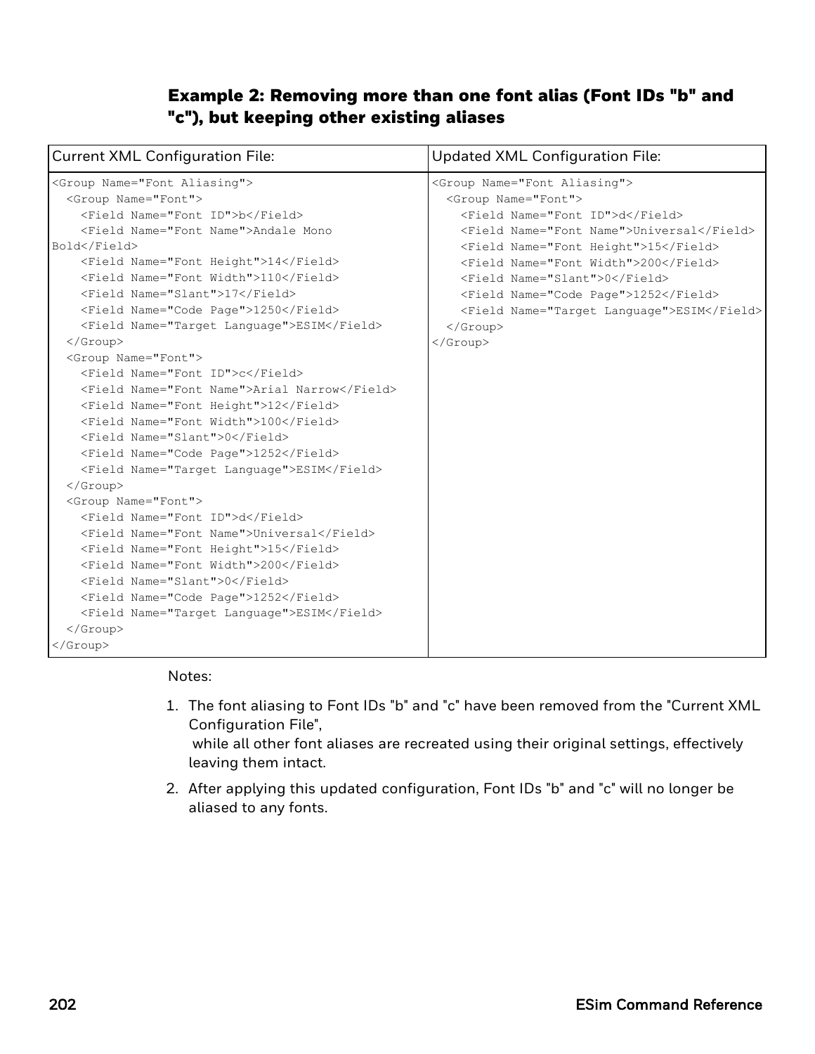### Example 2: Removing more than one font alias (Font IDs "b" and "c"), but keeping other existing aliases

<table>
<tr>
<th>Current XML Configuration File:</th>
<th>Updated XML Configuration File:</th>
</tr>
<tr>
<td>
<pre><code>&lt;Group Name="Font Aliasing"&gt;
  &lt;Group Name="Font"&gt;
    &lt;Field Name="Font ID"&gt;b&lt;/Field&gt;
    &lt;Field Name="Font Name"&gt;Andale Mono
Bold&lt;/Field&gt;
    &lt;Field Name="Font Height"&gt;14&lt;/Field&gt;
    &lt;Field Name="Font Width"&gt;110&lt;/Field&gt;
    &lt;Field Name="Slant"&gt;17&lt;/Field&gt;
    &lt;Field Name="Code Page"&gt;1250&lt;/Field&gt;
    &lt;Field Name="Target Language"&gt;ESIM&lt;/Field&gt;
  &lt;/Group&gt;
  &lt;Group Name="Font"&gt;
    &lt;Field Name="Font ID"&gt;c&lt;/Field&gt;
    &lt;Field Name="Font Name"&gt;Arial Narrow&lt;/Field&gt;
    &lt;Field Name="Font Height"&gt;12&lt;/Field&gt;
    &lt;Field Name="Font Width"&gt;100&lt;/Field&gt;
    &lt;Field Name="Slant"&gt;0&lt;/Field&gt;
    &lt;Field Name="Code Page"&gt;1252&lt;/Field&gt;
    &lt;Field Name="Target Language"&gt;ESIM&lt;/Field&gt;
  &lt;/Group&gt;
  &lt;Group Name="Font"&gt;
    &lt;Field Name="Font ID"&gt;d&lt;/Field&gt;
    &lt;Field Name="Font Name"&gt;Universal&lt;/Field&gt;
    &lt;Field Name="Font Height"&gt;15&lt;/Field&gt;
    &lt;Field Name="Font Width"&gt;200&lt;/Field&gt;
    &lt;Field Name="Slant"&gt;0&lt;/Field&gt;
    &lt;Field Name="Code Page"&gt;1252&lt;/Field&gt;
    &lt;Field Name="Target Language"&gt;ESIM&lt;/Field&gt;
  &lt;/Group&gt;
&lt;/Group&gt;</code></pre>
</td>
<td>
<pre><code>&lt;Group Name="Font Aliasing"&gt;
  &lt;Group Name="Font"&gt;
    &lt;Field Name="Font ID"&gt;d&lt;/Field&gt;
    &lt;Field Name="Font Name"&gt;Universal&lt;/Field&gt;
    &lt;Field Name="Font Height"&gt;15&lt;/Field&gt;
    &lt;Field Name="Font Width"&gt;200&lt;/Field&gt;
    &lt;Field Name="Slant"&gt;0&lt;/Field&gt;
    &lt;Field Name="Code Page"&gt;1252&lt;/Field&gt;
    &lt;Field Name="Target Language"&gt;ESIM&lt;/Field&gt;
  &lt;/Group&gt;
&lt;/Group&gt;</code></pre>
</td>
</tr>
</table>

Notes:

1. The font aliasing to Font IDs "b" and "c" have been removed from the "Current XML Configuration File",
   while all other font aliases are recreated using their original settings, effectively leaving them intact.
2. After applying this updated configuration, Font IDs "b" and "c" will no longer be aliased to any fonts.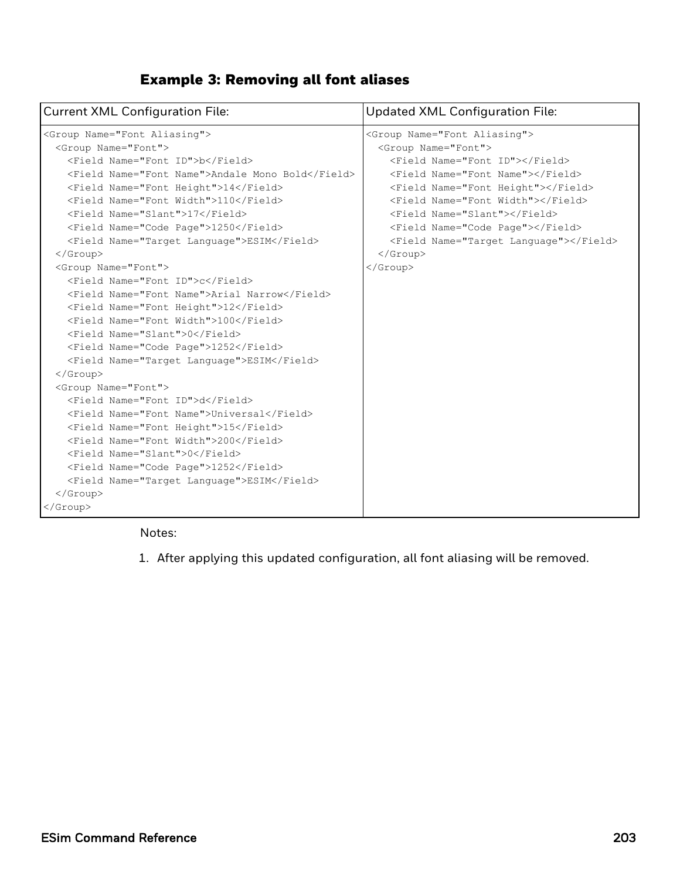### Example 3: Removing all font aliases

| Current XML Configuration File: | Updated XML Configuration File: |
|---|---|
| `<Group Name="Font Aliasing">`<br>`  <Group Name="Font">`<br>`    <Field Name="Font ID">b</Field>`<br>`    <Field Name="Font Name">Andale Mono Bold</Field>`<br>`    <Field Name="Font Height">14</Field>`<br>`    <Field Name="Font Width">110</Field>`<br>`    <Field Name="Slant">17</Field>`<br>`    <Field Name="Code Page">1250</Field>`<br>`    <Field Name="Target Language">ESIM</Field>`<br>`  </Group>`<br>`  <Group Name="Font">`<br>`    <Field Name="Font ID">c</Field>`<br>`    <Field Name="Font Name">Arial Narrow</Field>`<br>`    <Field Name="Font Height">12</Field>`<br>`    <Field Name="Font Width">100</Field>`<br>`    <Field Name="Slant">0</Field>`<br>`    <Field Name="Code Page">1252</Field>`<br>`    <Field Name="Target Language">ESIM</Field>`<br>`  </Group>`<br>`  <Group Name="Font">`<br>`    <Field Name="Font ID">d</Field>`<br>`    <Field Name="Font Name">Universal</Field>`<br>`    <Field Name="Font Height">15</Field>`<br>`    <Field Name="Font Width">200</Field>`<br>`    <Field Name="Slant">0</Field>`<br>`    <Field Name="Code Page">1252</Field>`<br>`    <Field Name="Target Language">ESIM</Field>`<br>`  </Group>`<br>`</Group>` | `<Group Name="Font Aliasing">`<br>`  <Group Name="Font">`<br>`    <Field Name="Font ID"></Field>`<br>`    <Field Name="Font Name"></Field>`<br>`    <Field Name="Font Height"></Field>`<br>`    <Field Name="Font Width"></Field>`<br>`    <Field Name="Slant"></Field>`<br>`    <Field Name="Code Page"></Field>`<br>`    <Field Name="Target Language"></Field>`<br>`  </Group>`<br>`</Group>` |

Notes:

1. After applying this updated configuration, all font aliasing will be removed.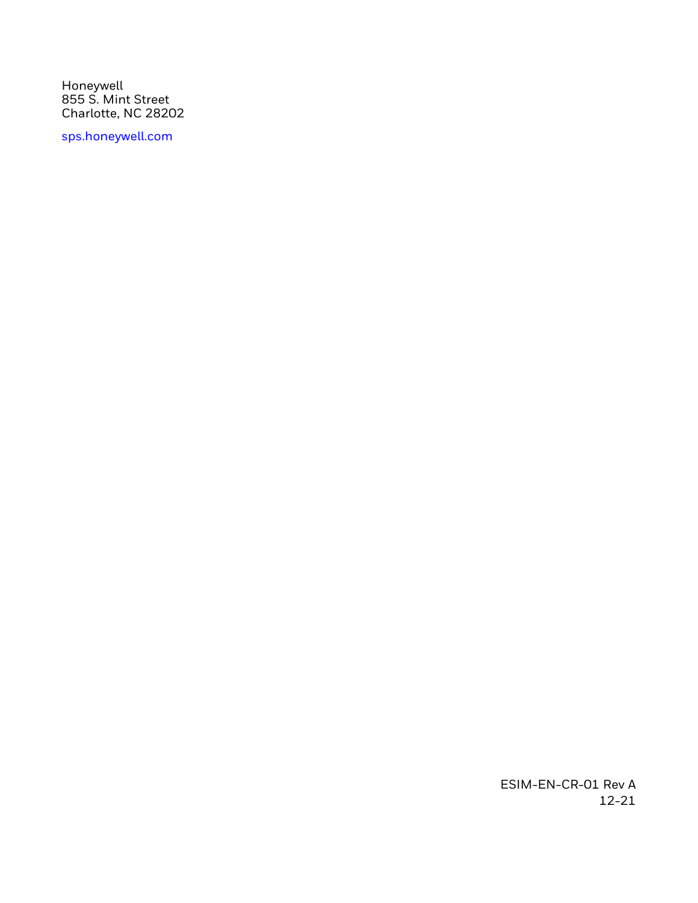Honeywell
855 S. Mint Street
Charlotte, NC 28202

sps.honeywell.com

ESIM-EN-CR-01 Rev A
12-21